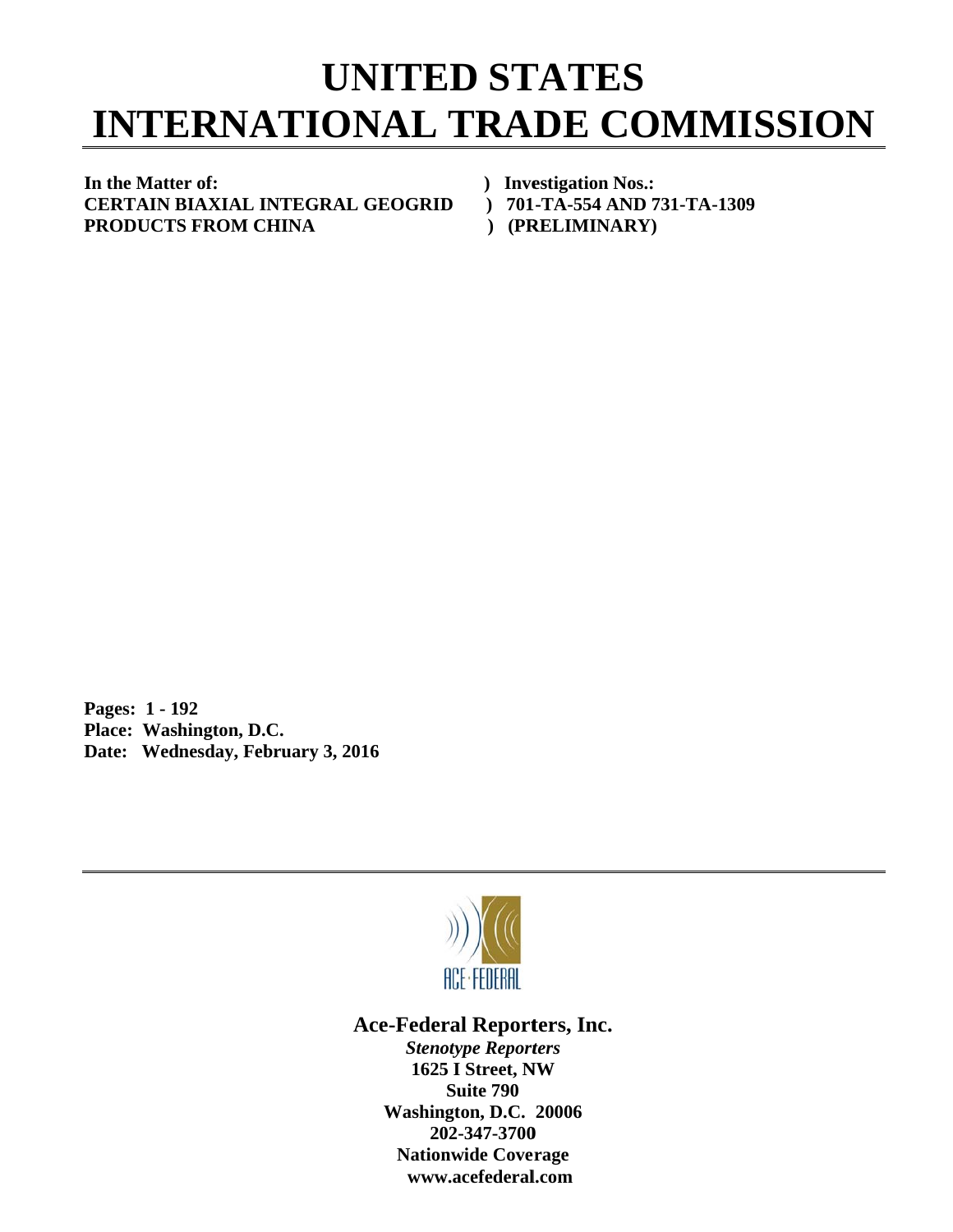# UNITED STATES INTERNATIONAL TRADE COMMISSION

| | |
|---|---|
| **In the Matter of:** | **) Investigation Nos.:** |
| **CERTAIN BIAXIAL INTEGRAL GEOGRID** | **) 701-TA-554 AND 731-TA-1309** |
| **PRODUCTS FROM CHINA** | **) (PRELIMINARY)** |

**Pages: 1 - 192**
**Place: Washington, D.C.**
**Date: Wednesday, February 3, 2016**

**Ace-Federal Reporters, Inc.**
***Stenotype Reporters***
**1625 I Street, NW**
**Suite 790**
**Washington, D.C. 20006**
**202-347-3700**
**Nationwide Coverage**
**www.acefederal.com**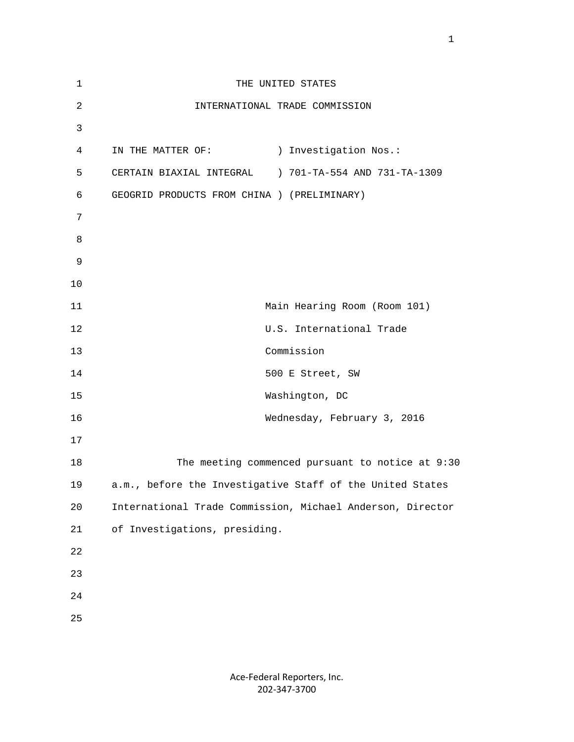THE UNITED STATES

INTERNATIONAL TRADE COMMISSION

IN THE MATTER OF: ) Investigation Nos.:
CERTAIN BIAXIAL INTEGRAL ) 701-TA-554 AND 731-TA-1309
GEOGRID PRODUCTS FROM CHINA ) (PRELIMINARY)

Main Hearing Room (Room 101)
U.S. International Trade
Commission
500 E Street, SW
Washington, DC
Wednesday, February 3, 2016

The meeting commenced pursuant to notice at 9:30 a.m., before the Investigative Staff of the United States International Trade Commission, Michael Anderson, Director of Investigations, presiding.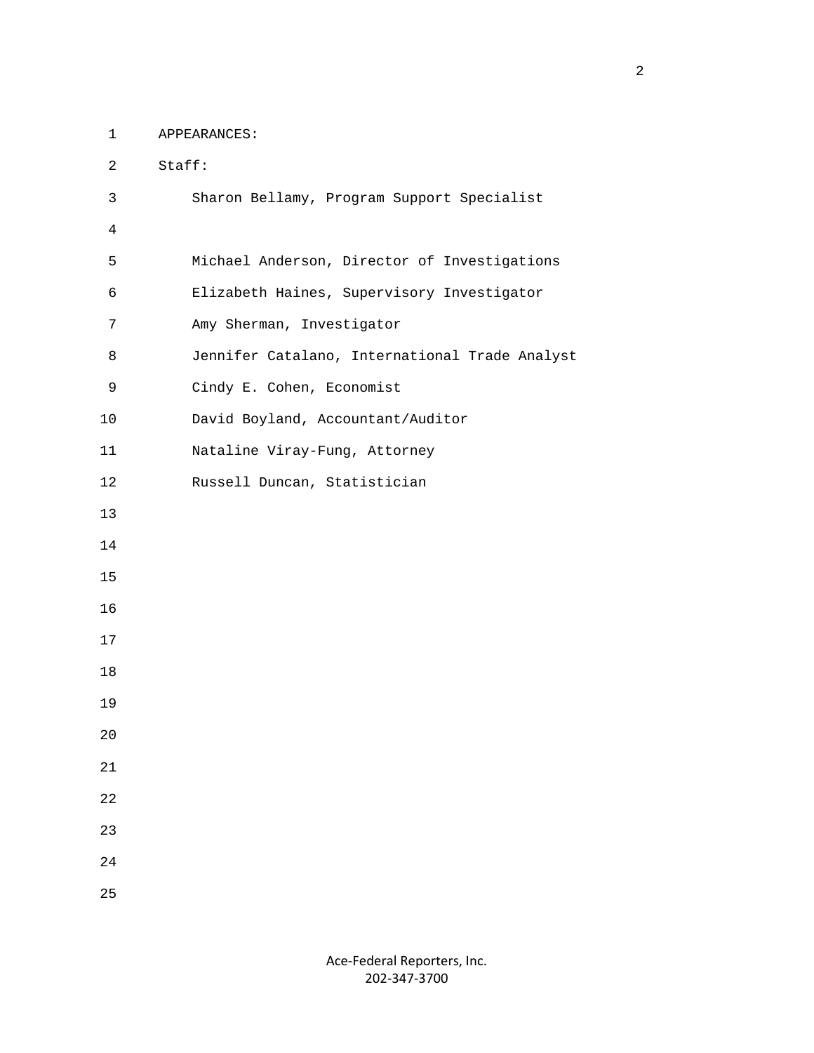APPEARANCES:

Staff:

Sharon Bellamy, Program Support Specialist

Michael Anderson, Director of Investigations

Elizabeth Haines, Supervisory Investigator

Amy Sherman, Investigator

Jennifer Catalano, International Trade Analyst

Cindy E. Cohen, Economist

David Boyland, Accountant/Auditor

Nataline Viray-Fung, Attorney

Russell Duncan, Statistician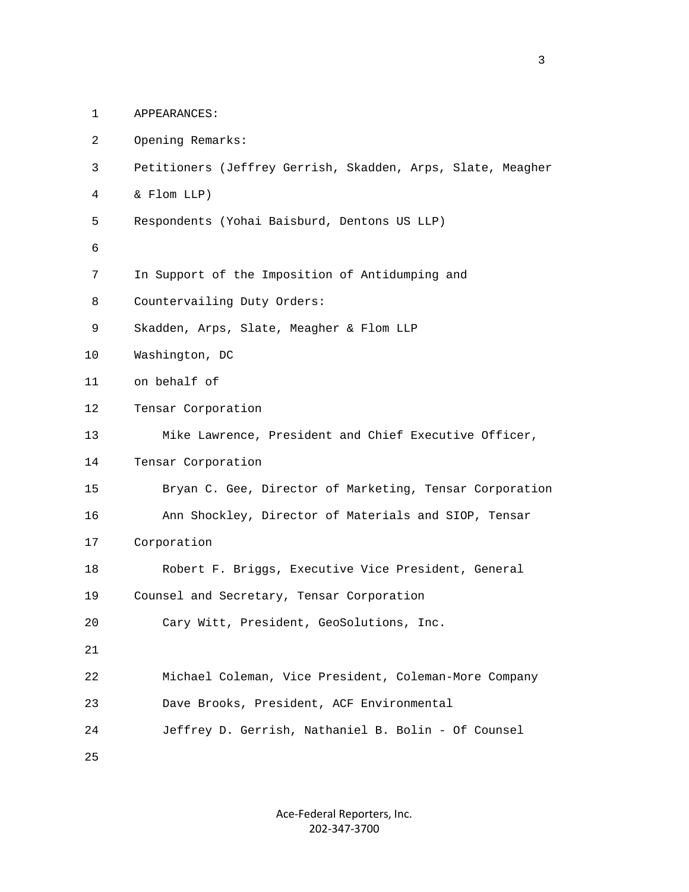APPEARANCES:

Opening Remarks:

Petitioners (Jeffrey Gerrish, Skadden, Arps, Slate, Meagher & Flom LLP)

Respondents (Yohai Baisburd, Dentons US LLP)

In Support of the Imposition of Antidumping and Countervailing Duty Orders:

Skadden, Arps, Slate, Meagher & Flom LLP

Washington, DC

on behalf of

Tensar Corporation

Mike Lawrence, President and Chief Executive Officer, Tensar Corporation

Bryan C. Gee, Director of Marketing, Tensar Corporation

Ann Shockley, Director of Materials and SIOP, Tensar Corporation

Robert F. Briggs, Executive Vice President, General Counsel and Secretary, Tensar Corporation

Cary Witt, President, GeoSolutions, Inc.

Michael Coleman, Vice President, Coleman-More Company

Dave Brooks, President, ACF Environmental

Jeffrey D. Gerrish, Nathaniel B. Bolin - Of Counsel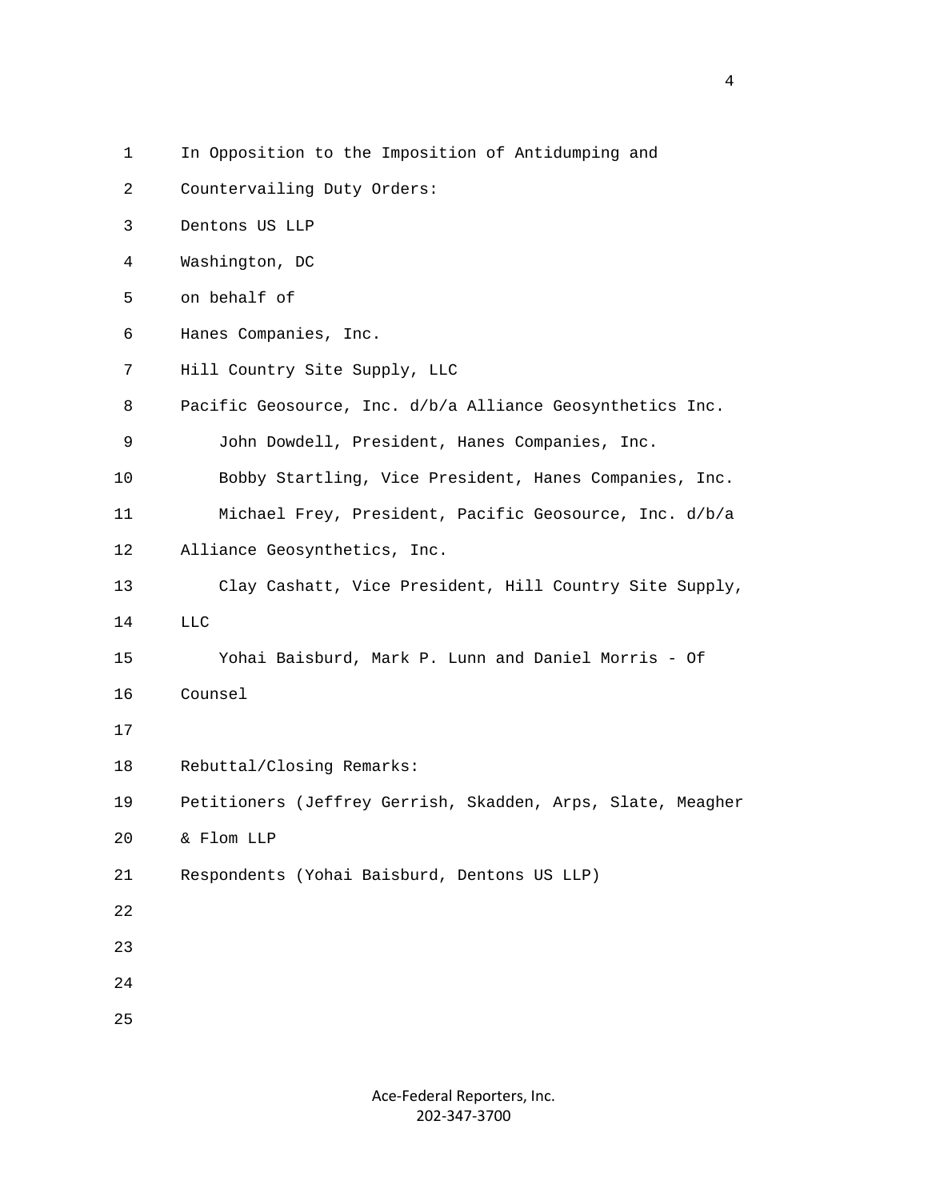In Opposition to the Imposition of Antidumping and Countervailing Duty Orders:

Dentons US LLP
Washington, DC
on behalf of

Hanes Companies, Inc.
Hill Country Site Supply, LLC
Pacific Geosource, Inc. d/b/a Alliance Geosynthetics Inc.

John Dowdell, President, Hanes Companies, Inc.

Bobby Startling, Vice President, Hanes Companies, Inc.

Michael Frey, President, Pacific Geosource, Inc. d/b/a Alliance Geosynthetics, Inc.

Clay Cashatt, Vice President, Hill Country Site Supply, LLC

Yohai Baisburd, Mark P. Lunn and Daniel Morris - Of Counsel

Rebuttal/Closing Remarks:

Petitioners (Jeffrey Gerrish, Skadden, Arps, Slate, Meagher & Flom LLP

Respondents (Yohai Baisburd, Dentons US LLP)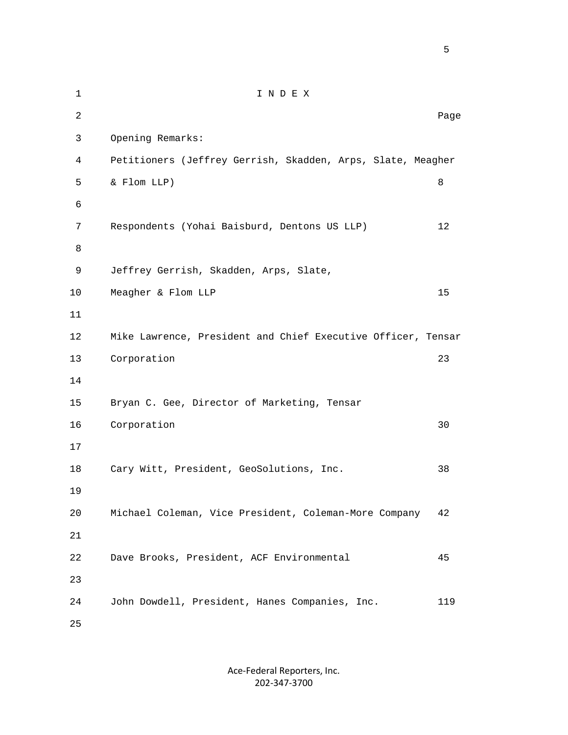# I N D E X

| | Page |
|---|---|
| Opening Remarks: | |
| Petitioners (Jeffrey Gerrish, Skadden, Arps, Slate, Meagher & Flom LLP) | 8 |
| Respondents (Yohai Baisburd, Dentons US LLP) | 12 |
| Jeffrey Gerrish, Skadden, Arps, Slate, Meagher & Flom LLP | 15 |
| Mike Lawrence, President and Chief Executive Officer, Tensar Corporation | 23 |
| Bryan C. Gee, Director of Marketing, Tensar Corporation | 30 |
| Cary Witt, President, GeoSolutions, Inc. | 38 |
| Michael Coleman, Vice President, Coleman-More Company | 42 |
| Dave Brooks, President, ACF Environmental | 45 |
| John Dowdell, President, Hanes Companies, Inc. | 119 |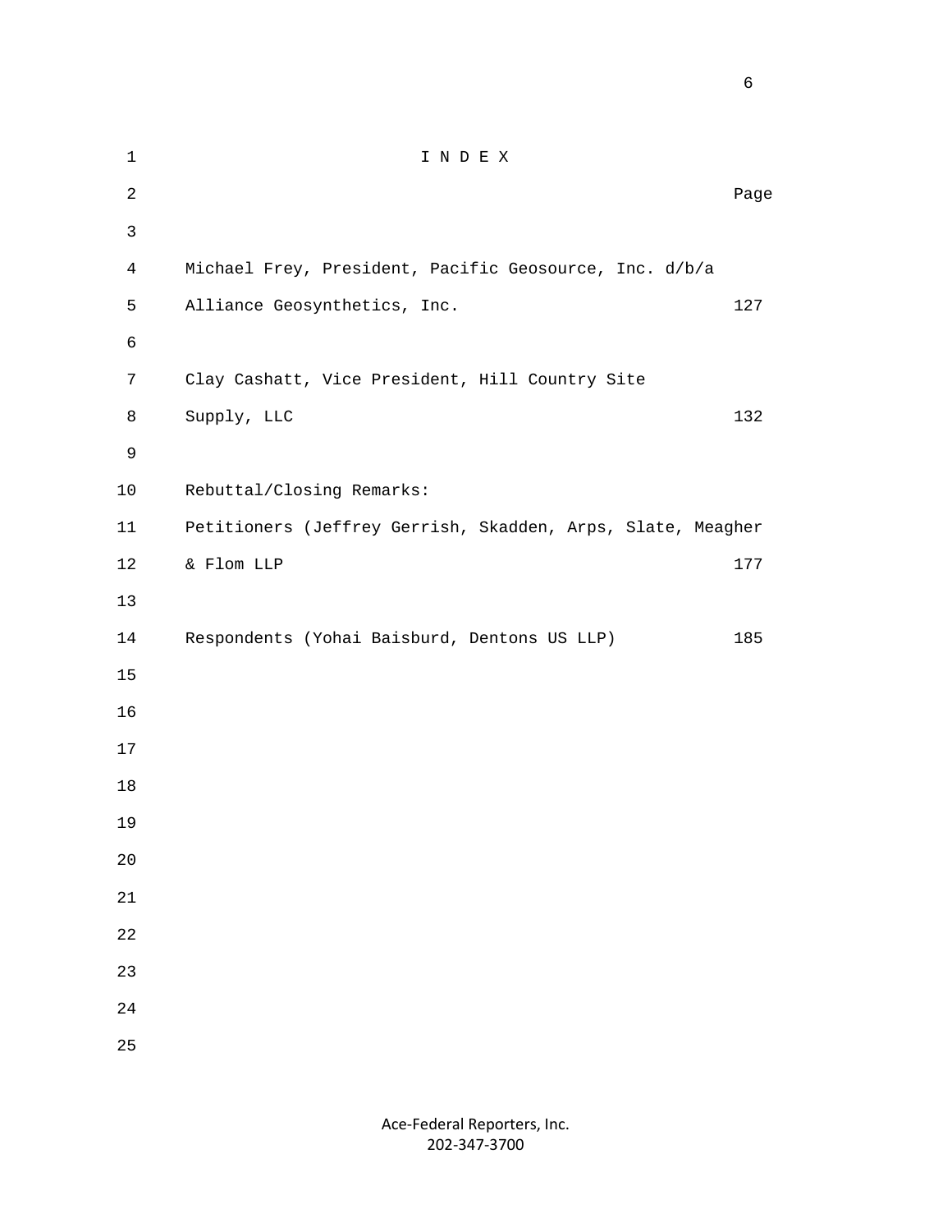# I N D E X

| | Page |
|---|---|
| Michael Frey, President, Pacific Geosource, Inc. d/b/a Alliance Geosynthetics, Inc. | 127 |
| Clay Cashatt, Vice President, Hill Country Site Supply, LLC | 132 |
| Rebuttal/Closing Remarks: | |
| Petitioners (Jeffrey Gerrish, Skadden, Arps, Slate, Meagher & Flom LLP | 177 |
| Respondents (Yohai Baisburd, Dentons US LLP) | 185 |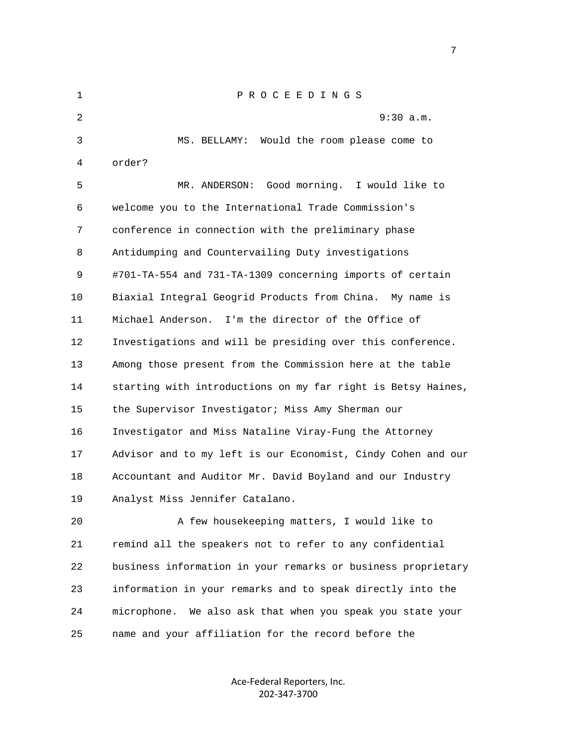P R O C E E D I N G S

9:30 a.m.

MS. BELLAMY: Would the room please come to order?

MR. ANDERSON: Good morning. I would like to welcome you to the International Trade Commission's conference in connection with the preliminary phase Antidumping and Countervailing Duty investigations #701-TA-554 and 731-TA-1309 concerning imports of certain Biaxial Integral Geogrid Products from China. My name is Michael Anderson. I'm the director of the Office of Investigations and will be presiding over this conference. Among those present from the Commission here at the table starting with introductions on my far right is Betsy Haines, the Supervisor Investigator; Miss Amy Sherman our Investigator and Miss Nataline Viray-Fung the Attorney Advisor and to my left is our Economist, Cindy Cohen and our Accountant and Auditor Mr. David Boyland and our Industry Analyst Miss Jennifer Catalano.

A few housekeeping matters, I would like to remind all the speakers not to refer to any confidential business information in your remarks or business proprietary information in your remarks and to speak directly into the microphone. We also ask that when you speak you state your name and your affiliation for the record before the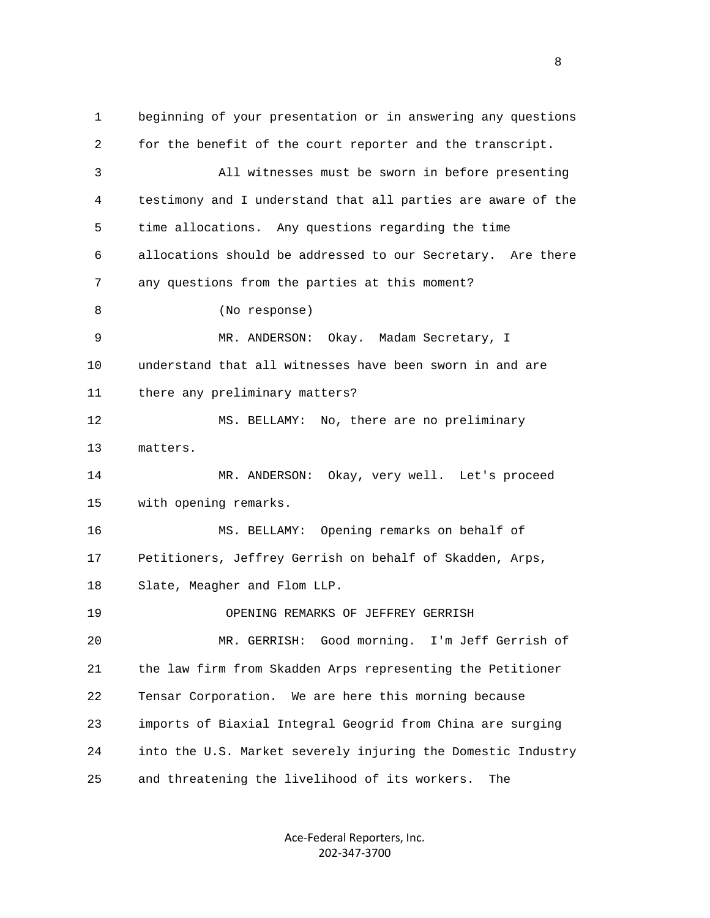beginning of your presentation or in answering any questions for the benefit of the court reporter and the transcript.

All witnesses must be sworn in before presenting testimony and I understand that all parties are aware of the time allocations. Any questions regarding the time allocations should be addressed to our Secretary. Are there any questions from the parties at this moment?

(No response)

MR. ANDERSON: Okay. Madam Secretary, I understand that all witnesses have been sworn in and are there any preliminary matters?

MS. BELLAMY: No, there are no preliminary matters.

MR. ANDERSON: Okay, very well. Let's proceed with opening remarks.

MS. BELLAMY: Opening remarks on behalf of Petitioners, Jeffrey Gerrish on behalf of Skadden, Arps, Slate, Meagher and Flom LLP.

OPENING REMARKS OF JEFFREY GERRISH

MR. GERRISH: Good morning. I'm Jeff Gerrish of the law firm from Skadden Arps representing the Petitioner Tensar Corporation. We are here this morning because imports of Biaxial Integral Geogrid from China are surging into the U.S. Market severely injuring the Domestic Industry and threatening the livelihood of its workers. The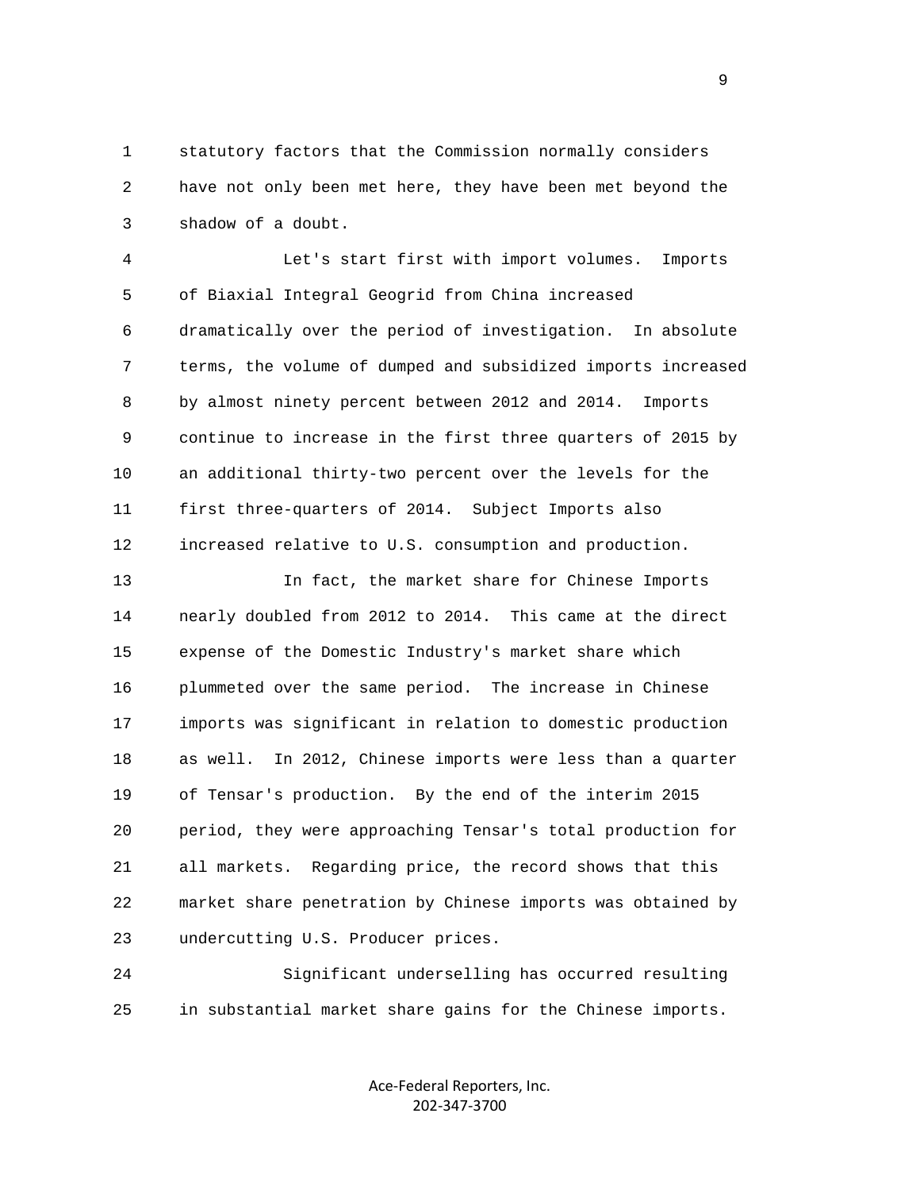statutory factors that the Commission normally considers have not only been met here, they have been met beyond the shadow of a doubt.

Let's start first with import volumes. Imports of Biaxial Integral Geogrid from China increased dramatically over the period of investigation. In absolute terms, the volume of dumped and subsidized imports increased by almost ninety percent between 2012 and 2014. Imports continue to increase in the first three quarters of 2015 by an additional thirty-two percent over the levels for the first three-quarters of 2014. Subject Imports also increased relative to U.S. consumption and production.

In fact, the market share for Chinese Imports nearly doubled from 2012 to 2014. This came at the direct expense of the Domestic Industry's market share which plummeted over the same period. The increase in Chinese imports was significant in relation to domestic production as well. In 2012, Chinese imports were less than a quarter of Tensar's production. By the end of the interim 2015 period, they were approaching Tensar's total production for all markets. Regarding price, the record shows that this market share penetration by Chinese imports was obtained by undercutting U.S. Producer prices.

Significant underselling has occurred resulting in substantial market share gains for the Chinese imports.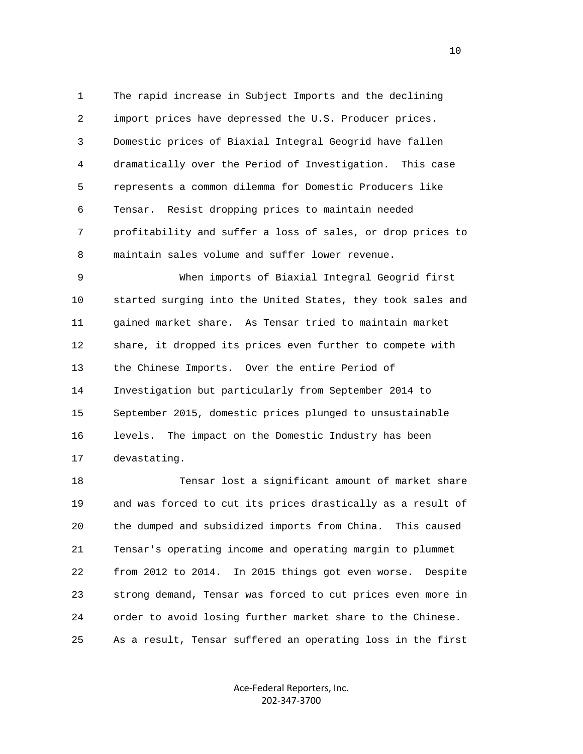The rapid increase in Subject Imports and the declining import prices have depressed the U.S. Producer prices. Domestic prices of Biaxial Integral Geogrid have fallen dramatically over the Period of Investigation. This case represents a common dilemma for Domestic Producers like Tensar. Resist dropping prices to maintain needed profitability and suffer a loss of sales, or drop prices to maintain sales volume and suffer lower revenue.

When imports of Biaxial Integral Geogrid first started surging into the United States, they took sales and gained market share. As Tensar tried to maintain market share, it dropped its prices even further to compete with the Chinese Imports. Over the entire Period of Investigation but particularly from September 2014 to September 2015, domestic prices plunged to unsustainable levels. The impact on the Domestic Industry has been devastating.

Tensar lost a significant amount of market share and was forced to cut its prices drastically as a result of the dumped and subsidized imports from China. This caused Tensar's operating income and operating margin to plummet from 2012 to 2014. In 2015 things got even worse. Despite strong demand, Tensar was forced to cut prices even more in order to avoid losing further market share to the Chinese. As a result, Tensar suffered an operating loss in the first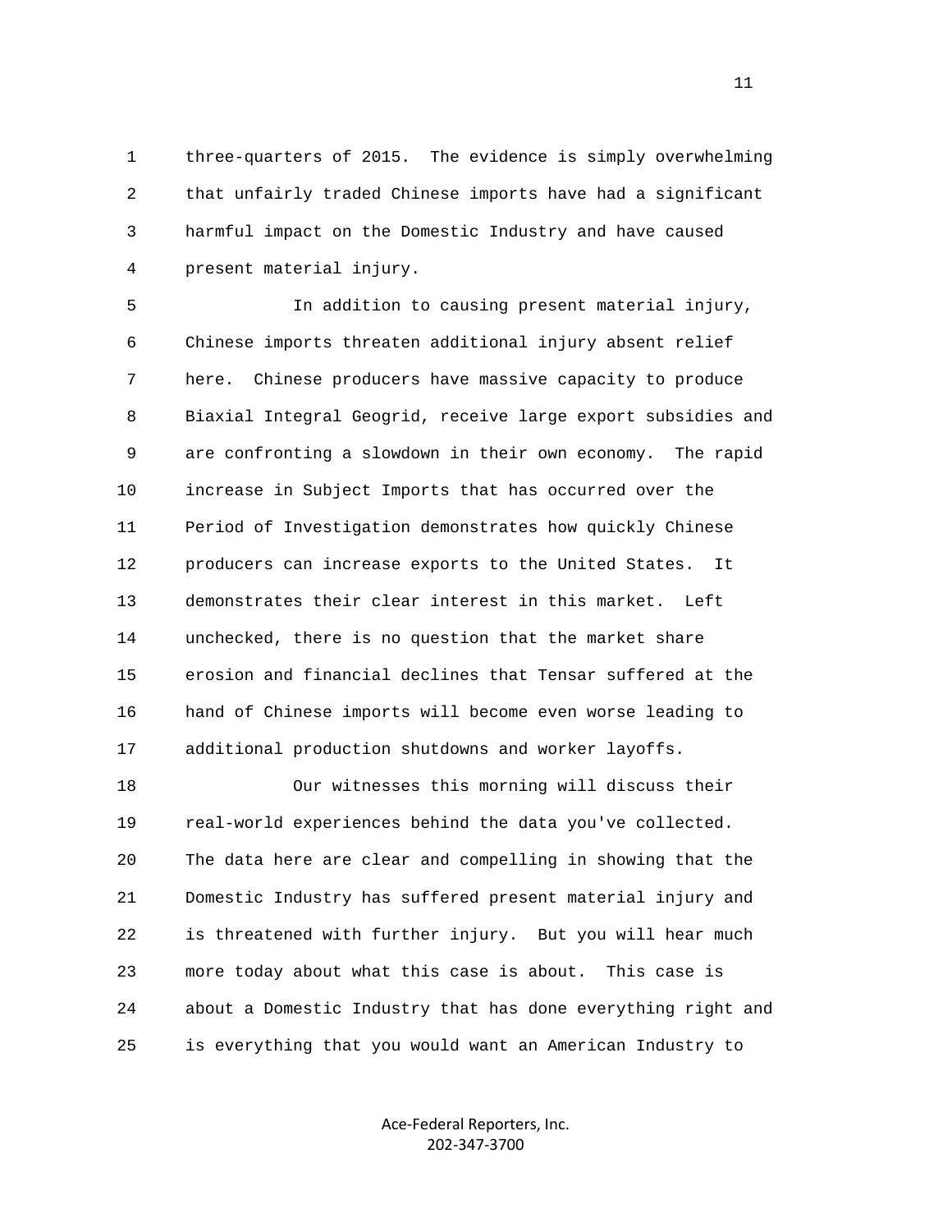three-quarters of 2015. The evidence is simply overwhelming that unfairly traded Chinese imports have had a significant harmful impact on the Domestic Industry and have caused present material injury.

In addition to causing present material injury, Chinese imports threaten additional injury absent relief here. Chinese producers have massive capacity to produce Biaxial Integral Geogrid, receive large export subsidies and are confronting a slowdown in their own economy. The rapid increase in Subject Imports that has occurred over the Period of Investigation demonstrates how quickly Chinese producers can increase exports to the United States. It demonstrates their clear interest in this market. Left unchecked, there is no question that the market share erosion and financial declines that Tensar suffered at the hand of Chinese imports will become even worse leading to additional production shutdowns and worker layoffs.

Our witnesses this morning will discuss their real-world experiences behind the data you've collected. The data here are clear and compelling in showing that the Domestic Industry has suffered present material injury and is threatened with further injury. But you will hear much more today about what this case is about. This case is about a Domestic Industry that has done everything right and is everything that you would want an American Industry to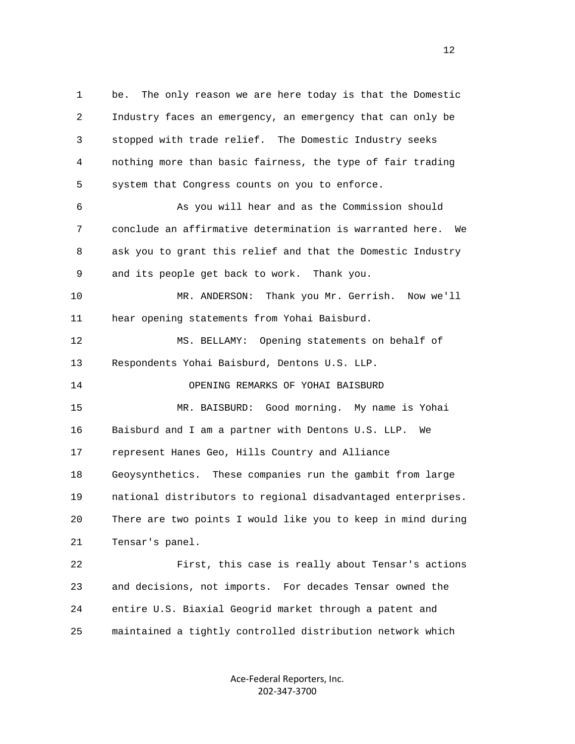be. The only reason we are here today is that the Domestic Industry faces an emergency, an emergency that can only be stopped with trade relief. The Domestic Industry seeks nothing more than basic fairness, the type of fair trading system that Congress counts on you to enforce.

As you will hear and as the Commission should conclude an affirmative determination is warranted here. We ask you to grant this relief and that the Domestic Industry and its people get back to work. Thank you.

MR. ANDERSON: Thank you Mr. Gerrish. Now we'll hear opening statements from Yohai Baisburd.

MS. BELLAMY: Opening statements on behalf of Respondents Yohai Baisburd, Dentons U.S. LLP.

OPENING REMARKS OF YOHAI BAISBURD

MR. BAISBURD: Good morning. My name is Yohai Baisburd and I am a partner with Dentons U.S. LLP. We represent Hanes Geo, Hills Country and Alliance Geoysynthetics. These companies run the gambit from large national distributors to regional disadvantaged enterprises. There are two points I would like you to keep in mind during Tensar's panel.

First, this case is really about Tensar's actions and decisions, not imports. For decades Tensar owned the entire U.S. Biaxial Geogrid market through a patent and maintained a tightly controlled distribution network which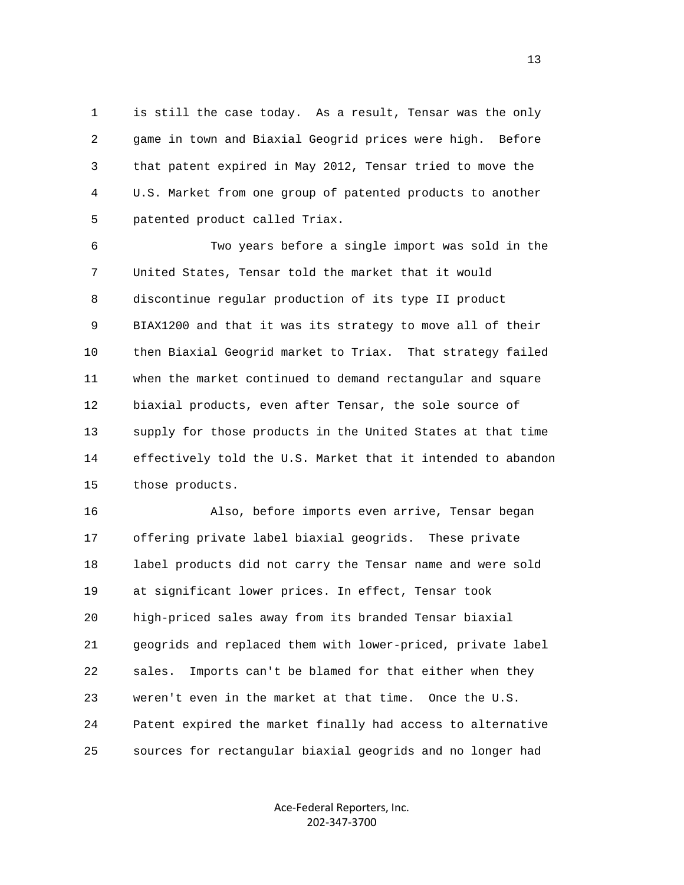is still the case today. As a result, Tensar was the only game in town and Biaxial Geogrid prices were high. Before that patent expired in May 2012, Tensar tried to move the U.S. Market from one group of patented products to another patented product called Triax.

Two years before a single import was sold in the United States, Tensar told the market that it would discontinue regular production of its type II product BIAX1200 and that it was its strategy to move all of their then Biaxial Geogrid market to Triax. That strategy failed when the market continued to demand rectangular and square biaxial products, even after Tensar, the sole source of supply for those products in the United States at that time effectively told the U.S. Market that it intended to abandon those products.

Also, before imports even arrive, Tensar began offering private label biaxial geogrids. These private label products did not carry the Tensar name and were sold at significant lower prices. In effect, Tensar took high-priced sales away from its branded Tensar biaxial geogrids and replaced them with lower-priced, private label sales. Imports can't be blamed for that either when they weren't even in the market at that time. Once the U.S. Patent expired the market finally had access to alternative sources for rectangular biaxial geogrids and no longer had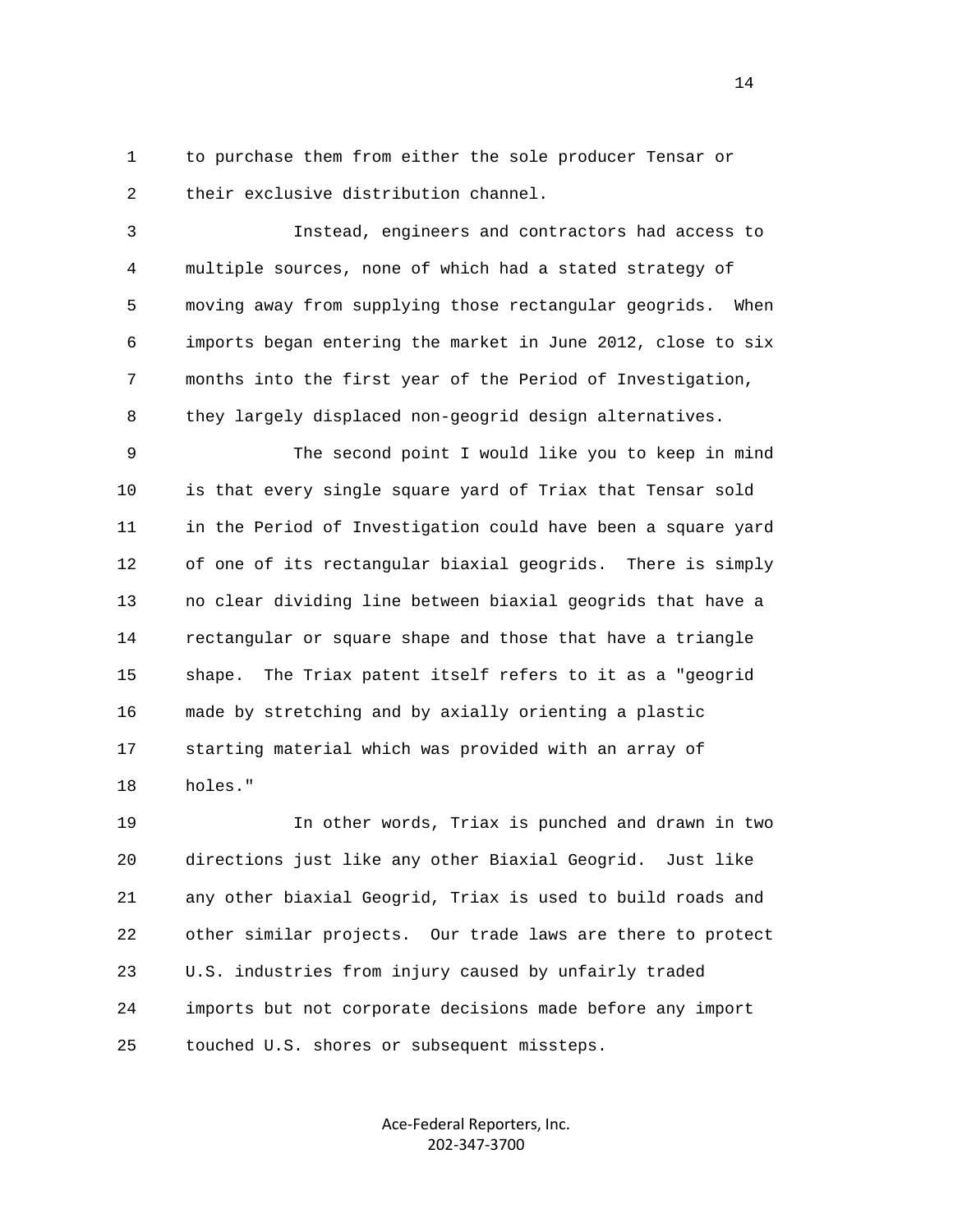to purchase them from either the sole producer Tensar or their exclusive distribution channel.

Instead, engineers and contractors had access to multiple sources, none of which had a stated strategy of moving away from supplying those rectangular geogrids. When imports began entering the market in June 2012, close to six months into the first year of the Period of Investigation, they largely displaced non-geogrid design alternatives.

The second point I would like you to keep in mind is that every single square yard of Triax that Tensar sold in the Period of Investigation could have been a square yard of one of its rectangular biaxial geogrids. There is simply no clear dividing line between biaxial geogrids that have a rectangular or square shape and those that have a triangle shape. The Triax patent itself refers to it as a "geogrid made by stretching and by axially orienting a plastic starting material which was provided with an array of holes."

In other words, Triax is punched and drawn in two directions just like any other Biaxial Geogrid. Just like any other biaxial Geogrid, Triax is used to build roads and other similar projects. Our trade laws are there to protect U.S. industries from injury caused by unfairly traded imports but not corporate decisions made before any import touched U.S. shores or subsequent missteps.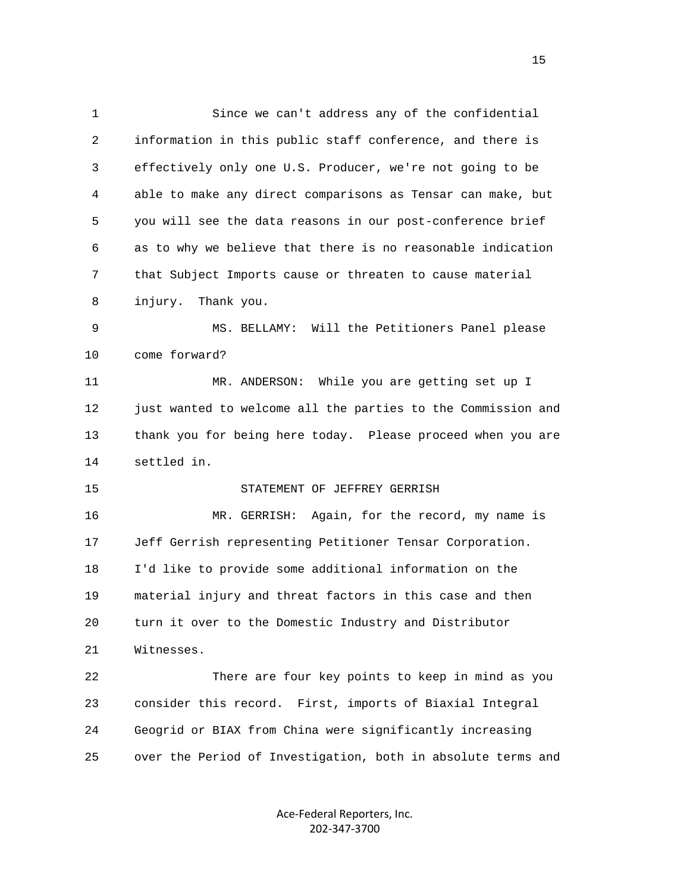Since we can't address any of the confidential information in this public staff conference, and there is effectively only one U.S. Producer, we're not going to be able to make any direct comparisons as Tensar can make, but you will see the data reasons in our post-conference brief as to why we believe that there is no reasonable indication that Subject Imports cause or threaten to cause material injury. Thank you.

MS. BELLAMY: Will the Petitioners Panel please come forward?

MR. ANDERSON: While you are getting set up I just wanted to welcome all the parties to the Commission and thank you for being here today. Please proceed when you are settled in.

STATEMENT OF JEFFREY GERRISH

MR. GERRISH: Again, for the record, my name is Jeff Gerrish representing Petitioner Tensar Corporation. I'd like to provide some additional information on the material injury and threat factors in this case and then turn it over to the Domestic Industry and Distributor Witnesses.

There are four key points to keep in mind as you consider this record. First, imports of Biaxial Integral Geogrid or BIAX from China were significantly increasing over the Period of Investigation, both in absolute terms and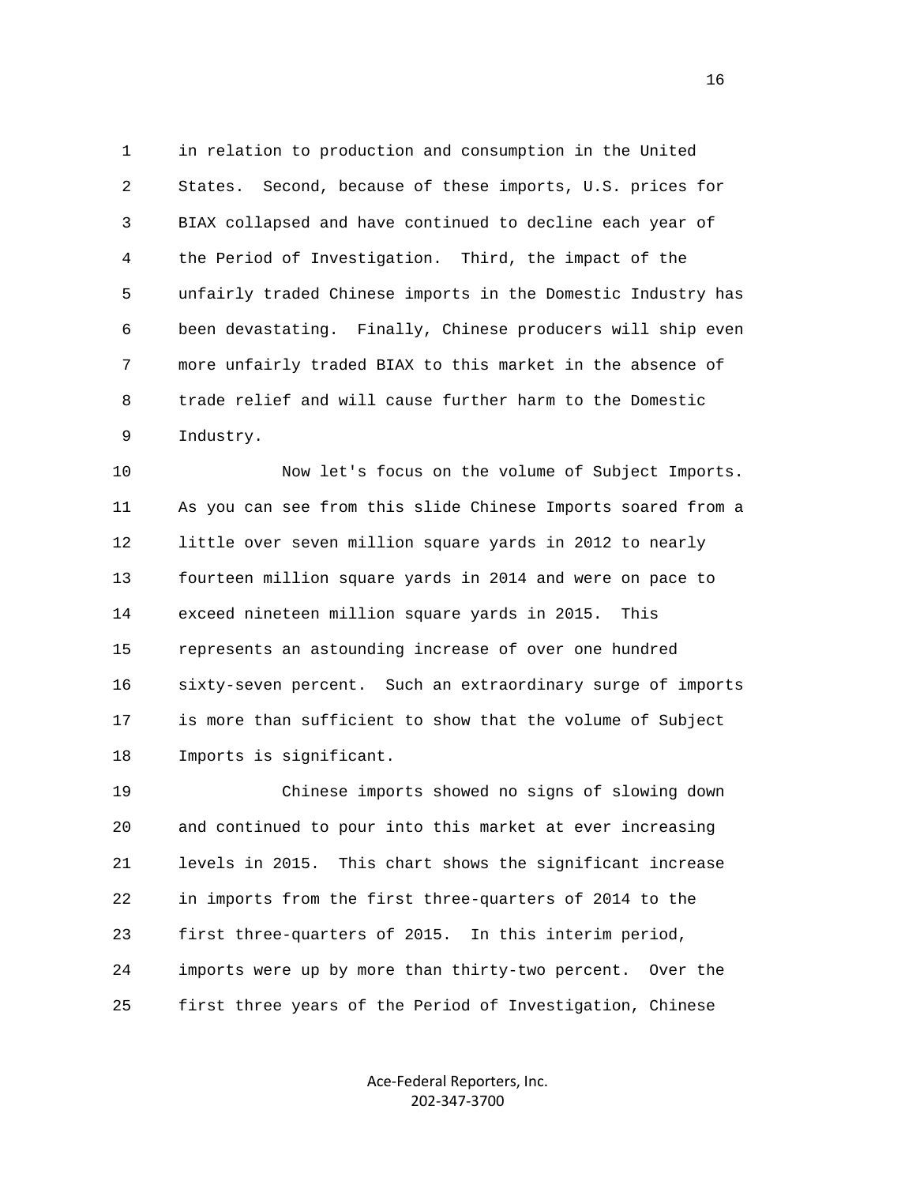in relation to production and consumption in the United States. Second, because of these imports, U.S. prices for BIAX collapsed and have continued to decline each year of the Period of Investigation. Third, the impact of the unfairly traded Chinese imports in the Domestic Industry has been devastating. Finally, Chinese producers will ship even more unfairly traded BIAX to this market in the absence of trade relief and will cause further harm to the Domestic Industry.

Now let's focus on the volume of Subject Imports. As you can see from this slide Chinese Imports soared from a little over seven million square yards in 2012 to nearly fourteen million square yards in 2014 and were on pace to exceed nineteen million square yards in 2015. This represents an astounding increase of over one hundred sixty-seven percent. Such an extraordinary surge of imports is more than sufficient to show that the volume of Subject Imports is significant.

Chinese imports showed no signs of slowing down and continued to pour into this market at ever increasing levels in 2015. This chart shows the significant increase in imports from the first three-quarters of 2014 to the first three-quarters of 2015. In this interim period, imports were up by more than thirty-two percent. Over the first three years of the Period of Investigation, Chinese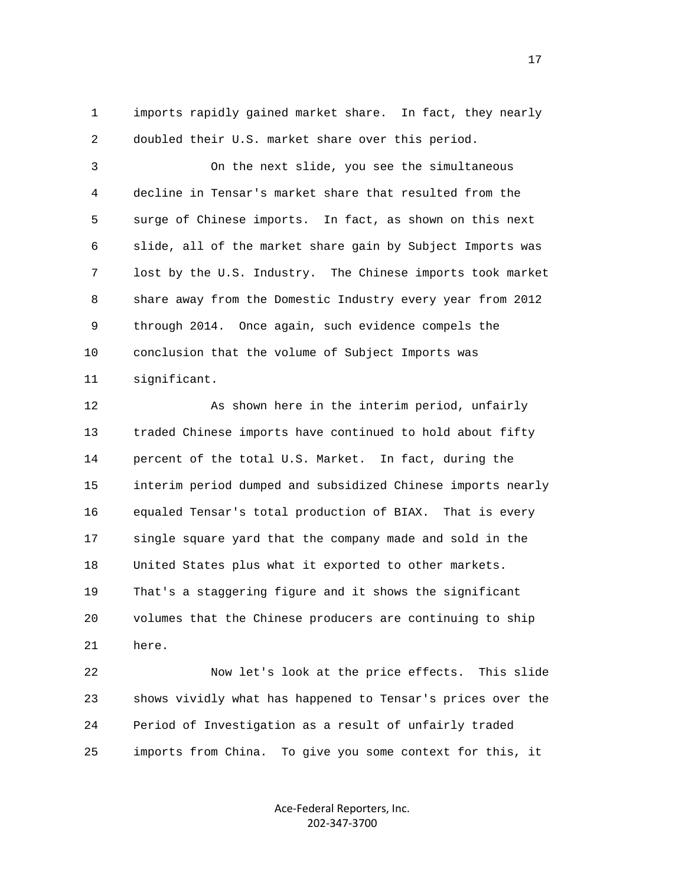imports rapidly gained market share. In fact, they nearly doubled their U.S. market share over this period.

On the next slide, you see the simultaneous decline in Tensar's market share that resulted from the surge of Chinese imports. In fact, as shown on this next slide, all of the market share gain by Subject Imports was lost by the U.S. Industry. The Chinese imports took market share away from the Domestic Industry every year from 2012 through 2014. Once again, such evidence compels the conclusion that the volume of Subject Imports was significant.

As shown here in the interim period, unfairly traded Chinese imports have continued to hold about fifty percent of the total U.S. Market. In fact, during the interim period dumped and subsidized Chinese imports nearly equaled Tensar's total production of BIAX. That is every single square yard that the company made and sold in the United States plus what it exported to other markets. That's a staggering figure and it shows the significant volumes that the Chinese producers are continuing to ship here.

Now let's look at the price effects. This slide shows vividly what has happened to Tensar's prices over the Period of Investigation as a result of unfairly traded imports from China. To give you some context for this, it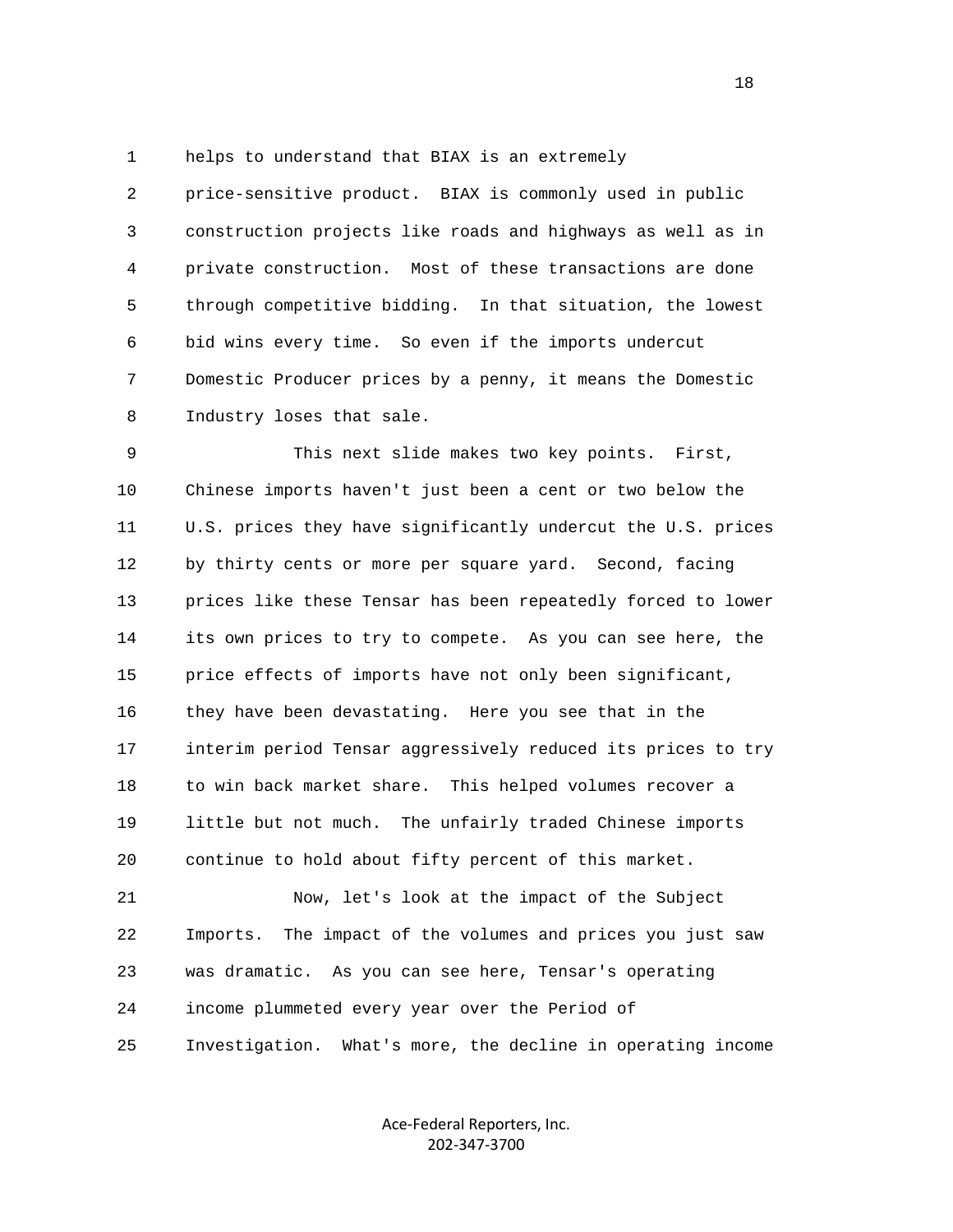helps to understand that BIAX is an extremely price-sensitive product. BIAX is commonly used in public construction projects like roads and highways as well as in private construction. Most of these transactions are done through competitive bidding. In that situation, the lowest bid wins every time. So even if the imports undercut Domestic Producer prices by a penny, it means the Domestic Industry loses that sale.

This next slide makes two key points. First, Chinese imports haven't just been a cent or two below the U.S. prices they have significantly undercut the U.S. prices by thirty cents or more per square yard. Second, facing prices like these Tensar has been repeatedly forced to lower its own prices to try to compete. As you can see here, the price effects of imports have not only been significant, they have been devastating. Here you see that in the interim period Tensar aggressively reduced its prices to try to win back market share. This helped volumes recover a little but not much. The unfairly traded Chinese imports continue to hold about fifty percent of this market.

Now, let's look at the impact of the Subject Imports. The impact of the volumes and prices you just saw was dramatic. As you can see here, Tensar's operating income plummeted every year over the Period of Investigation. What's more, the decline in operating income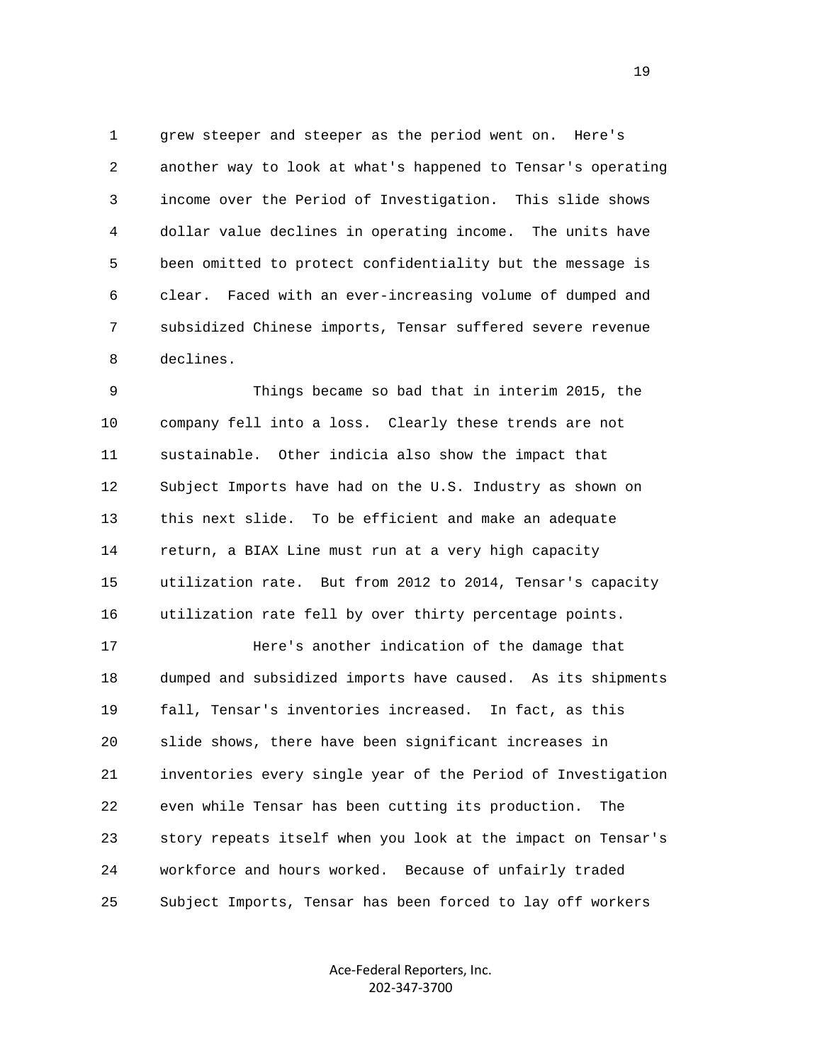grew steeper and steeper as the period went on. Here's another way to look at what's happened to Tensar's operating income over the Period of Investigation. This slide shows dollar value declines in operating income. The units have been omitted to protect confidentiality but the message is clear. Faced with an ever-increasing volume of dumped and subsidized Chinese imports, Tensar suffered severe revenue declines.

Things became so bad that in interim 2015, the company fell into a loss. Clearly these trends are not sustainable. Other indicia also show the impact that Subject Imports have had on the U.S. Industry as shown on this next slide. To be efficient and make an adequate return, a BIAX Line must run at a very high capacity utilization rate. But from 2012 to 2014, Tensar's capacity utilization rate fell by over thirty percentage points.

Here's another indication of the damage that dumped and subsidized imports have caused. As its shipments fall, Tensar's inventories increased. In fact, as this slide shows, there have been significant increases in inventories every single year of the Period of Investigation even while Tensar has been cutting its production. The story repeats itself when you look at the impact on Tensar's workforce and hours worked. Because of unfairly traded Subject Imports, Tensar has been forced to lay off workers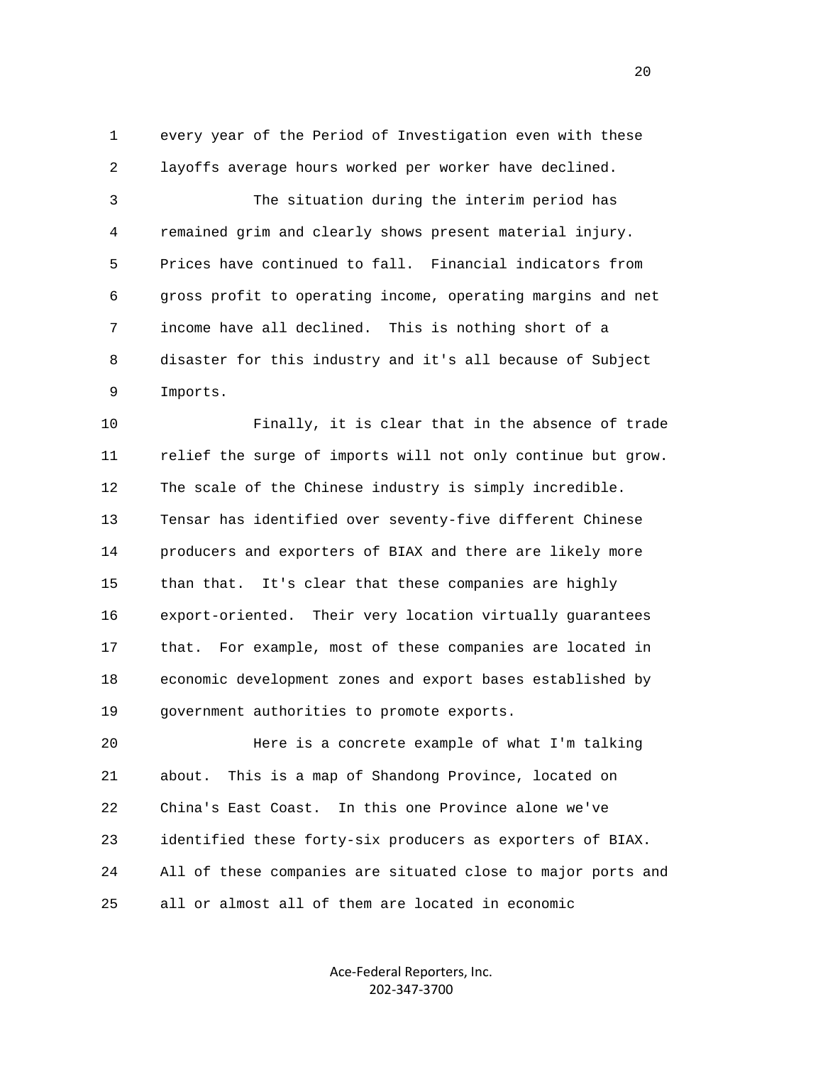every year of the Period of Investigation even with these layoffs average hours worked per worker have declined.

The situation during the interim period has remained grim and clearly shows present material injury. Prices have continued to fall. Financial indicators from gross profit to operating income, operating margins and net income have all declined. This is nothing short of a disaster for this industry and it's all because of Subject Imports.

Finally, it is clear that in the absence of trade relief the surge of imports will not only continue but grow. The scale of the Chinese industry is simply incredible. Tensar has identified over seventy-five different Chinese producers and exporters of BIAX and there are likely more than that. It's clear that these companies are highly export-oriented. Their very location virtually guarantees that. For example, most of these companies are located in economic development zones and export bases established by government authorities to promote exports.

Here is a concrete example of what I'm talking about. This is a map of Shandong Province, located on China's East Coast. In this one Province alone we've identified these forty-six producers as exporters of BIAX. All of these companies are situated close to major ports and all or almost all of them are located in economic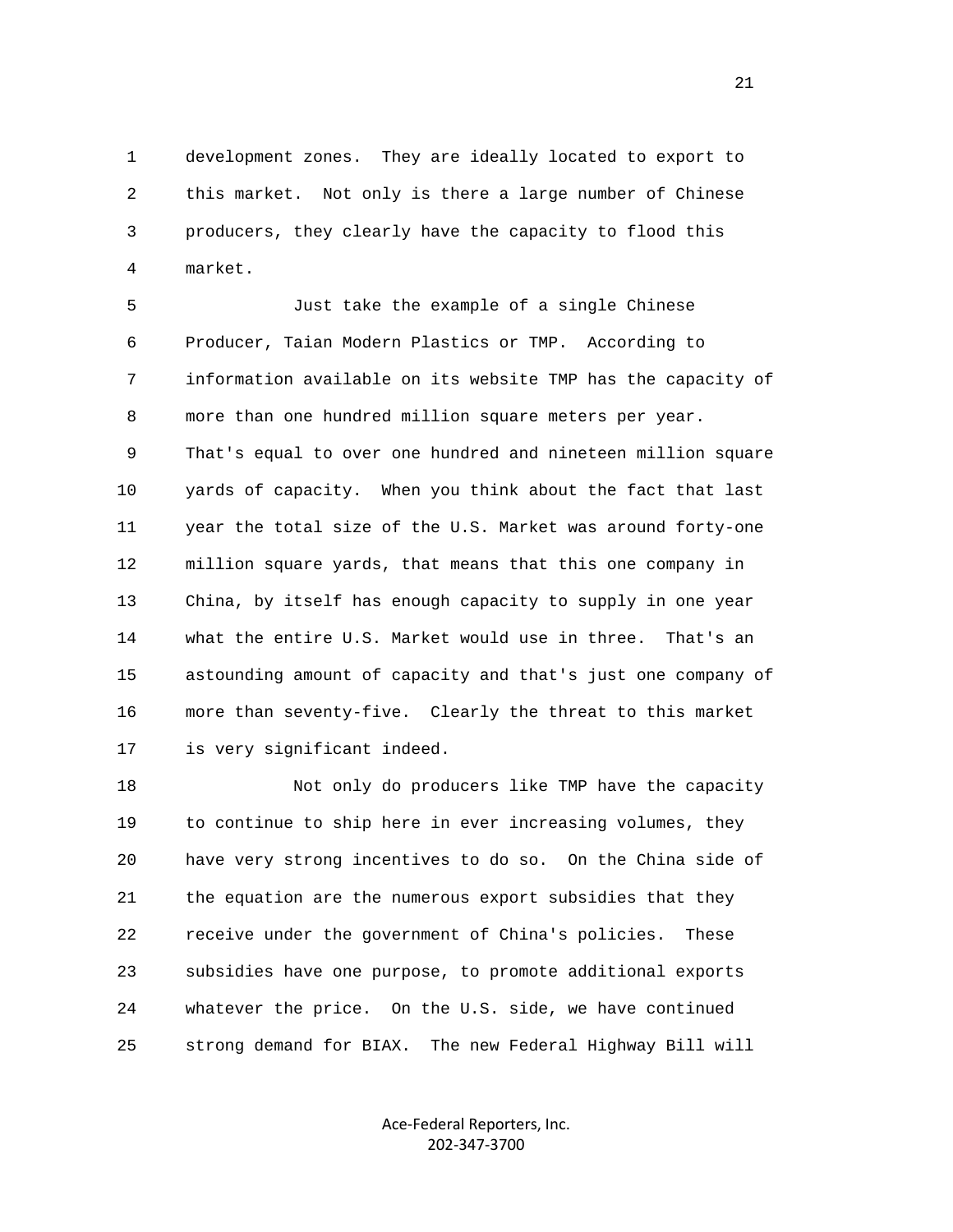development zones. They are ideally located to export to this market. Not only is there a large number of Chinese producers, they clearly have the capacity to flood this market.

Just take the example of a single Chinese Producer, Taian Modern Plastics or TMP. According to information available on its website TMP has the capacity of more than one hundred million square meters per year. That's equal to over one hundred and nineteen million square yards of capacity. When you think about the fact that last year the total size of the U.S. Market was around forty-one million square yards, that means that this one company in China, by itself has enough capacity to supply in one year what the entire U.S. Market would use in three. That's an astounding amount of capacity and that's just one company of more than seventy-five. Clearly the threat to this market is very significant indeed.

Not only do producers like TMP have the capacity to continue to ship here in ever increasing volumes, they have very strong incentives to do so. On the China side of the equation are the numerous export subsidies that they receive under the government of China's policies. These subsidies have one purpose, to promote additional exports whatever the price. On the U.S. side, we have continued strong demand for BIAX. The new Federal Highway Bill will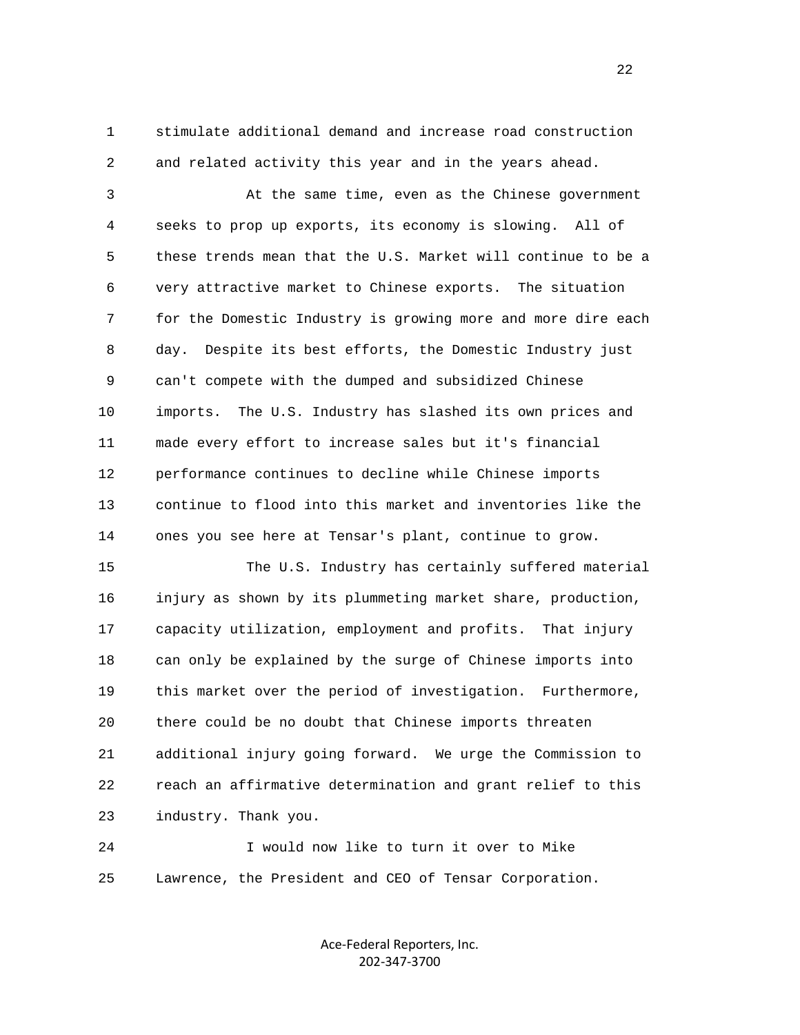stimulate additional demand and increase road construction and related activity this year and in the years ahead.

At the same time, even as the Chinese government seeks to prop up exports, its economy is slowing. All of these trends mean that the U.S. Market will continue to be a very attractive market to Chinese exports. The situation for the Domestic Industry is growing more and more dire each day. Despite its best efforts, the Domestic Industry just can't compete with the dumped and subsidized Chinese imports. The U.S. Industry has slashed its own prices and made every effort to increase sales but it's financial performance continues to decline while Chinese imports continue to flood into this market and inventories like the ones you see here at Tensar's plant, continue to grow.

The U.S. Industry has certainly suffered material injury as shown by its plummeting market share, production, capacity utilization, employment and profits. That injury can only be explained by the surge of Chinese imports into this market over the period of investigation. Furthermore, there could be no doubt that Chinese imports threaten additional injury going forward. We urge the Commission to reach an affirmative determination and grant relief to this industry. Thank you.

I would now like to turn it over to Mike Lawrence, the President and CEO of Tensar Corporation.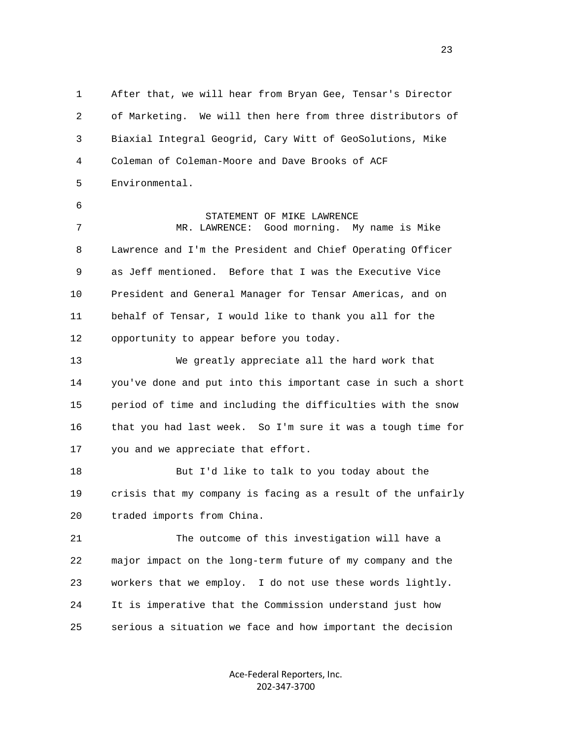After that, we will hear from Bryan Gee, Tensar's Director of Marketing. We will then here from three distributors of Biaxial Integral Geogrid, Cary Witt of GeoSolutions, Mike Coleman of Coleman-Moore and Dave Brooks of ACF Environmental.

STATEMENT OF MIKE LAWRENCE

MR. LAWRENCE: Good morning. My name is Mike Lawrence and I'm the President and Chief Operating Officer as Jeff mentioned. Before that I was the Executive Vice President and General Manager for Tensar Americas, and on behalf of Tensar, I would like to thank you all for the opportunity to appear before you today.

We greatly appreciate all the hard work that you've done and put into this important case in such a short period of time and including the difficulties with the snow that you had last week. So I'm sure it was a tough time for you and we appreciate that effort.

But I'd like to talk to you today about the crisis that my company is facing as a result of the unfairly traded imports from China.

The outcome of this investigation will have a major impact on the long-term future of my company and the workers that we employ. I do not use these words lightly. It is imperative that the Commission understand just how serious a situation we face and how important the decision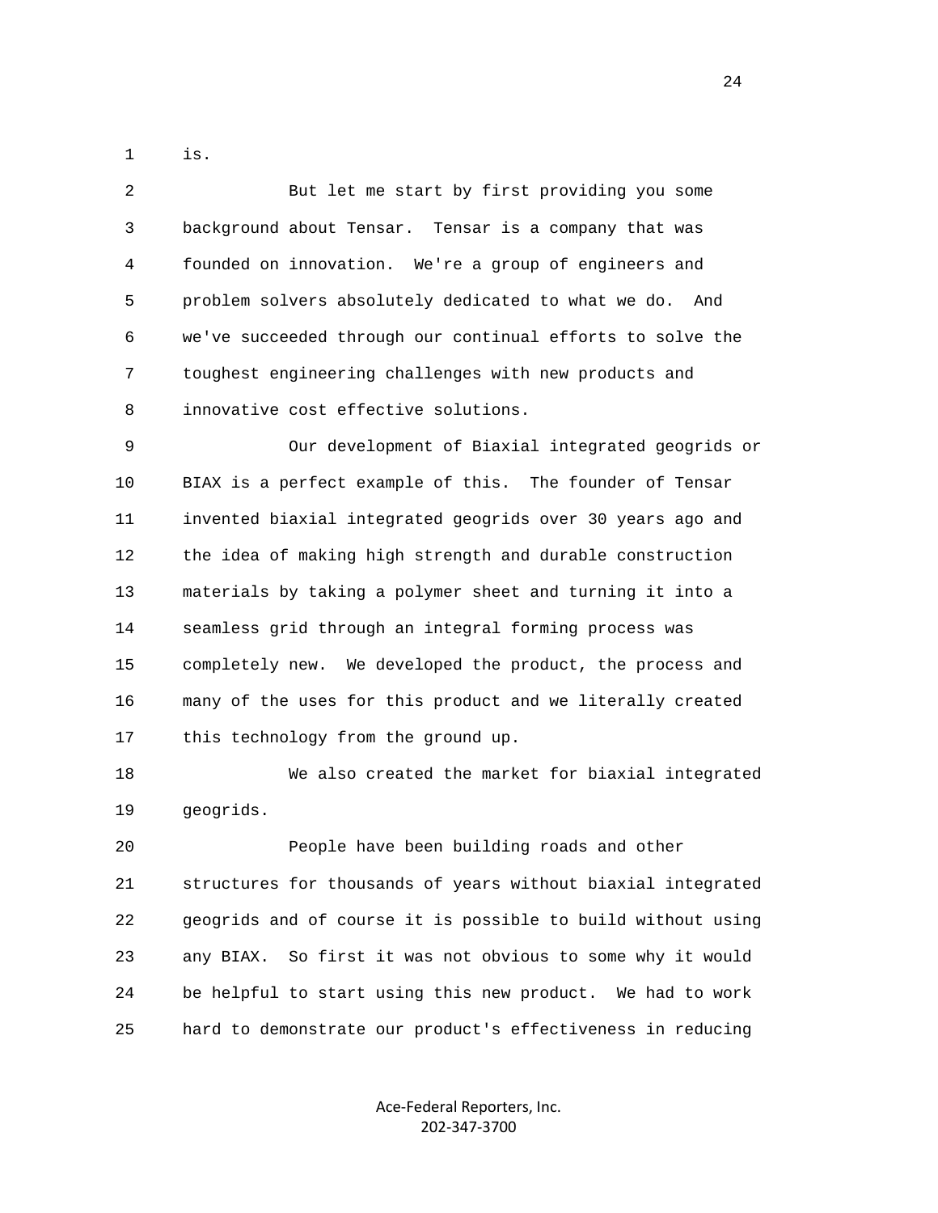is.

But let me start by first providing you some background about Tensar. Tensar is a company that was founded on innovation. We're a group of engineers and problem solvers absolutely dedicated to what we do. And we've succeeded through our continual efforts to solve the toughest engineering challenges with new products and innovative cost effective solutions.

Our development of Biaxial integrated geogrids or BIAX is a perfect example of this. The founder of Tensar invented biaxial integrated geogrids over 30 years ago and the idea of making high strength and durable construction materials by taking a polymer sheet and turning it into a seamless grid through an integral forming process was completely new. We developed the product, the process and many of the uses for this product and we literally created this technology from the ground up.

We also created the market for biaxial integrated geogrids.

People have been building roads and other structures for thousands of years without biaxial integrated geogrids and of course it is possible to build without using any BIAX. So first it was not obvious to some why it would be helpful to start using this new product. We had to work hard to demonstrate our product's effectiveness in reducing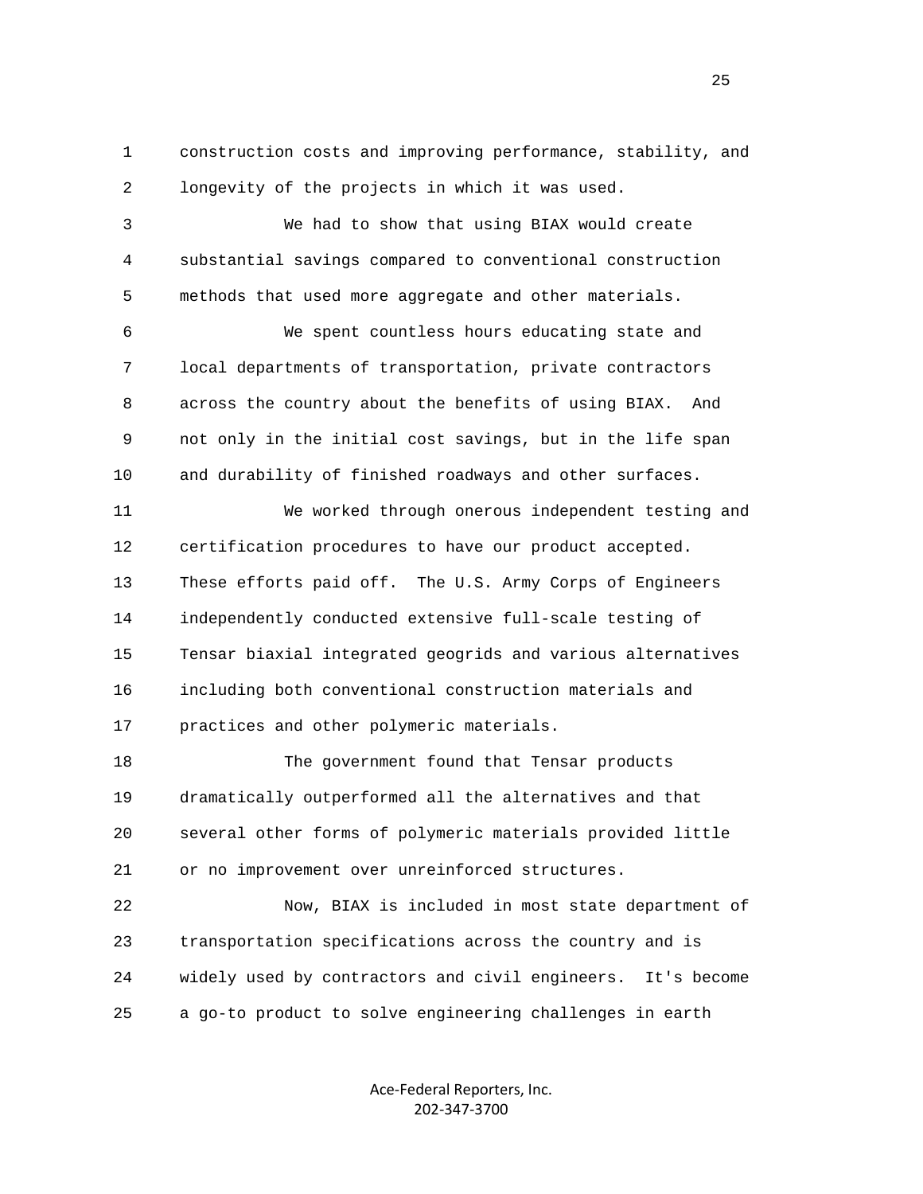construction costs and improving performance, stability, and longevity of the projects in which it was used.

We had to show that using BIAX would create substantial savings compared to conventional construction methods that used more aggregate and other materials.

We spent countless hours educating state and local departments of transportation, private contractors across the country about the benefits of using BIAX. And not only in the initial cost savings, but in the life span and durability of finished roadways and other surfaces.

We worked through onerous independent testing and certification procedures to have our product accepted. These efforts paid off. The U.S. Army Corps of Engineers independently conducted extensive full-scale testing of Tensar biaxial integrated geogrids and various alternatives including both conventional construction materials and practices and other polymeric materials.

The government found that Tensar products dramatically outperformed all the alternatives and that several other forms of polymeric materials provided little or no improvement over unreinforced structures.

Now, BIAX is included in most state department of transportation specifications across the country and is widely used by contractors and civil engineers. It's become a go-to product to solve engineering challenges in earth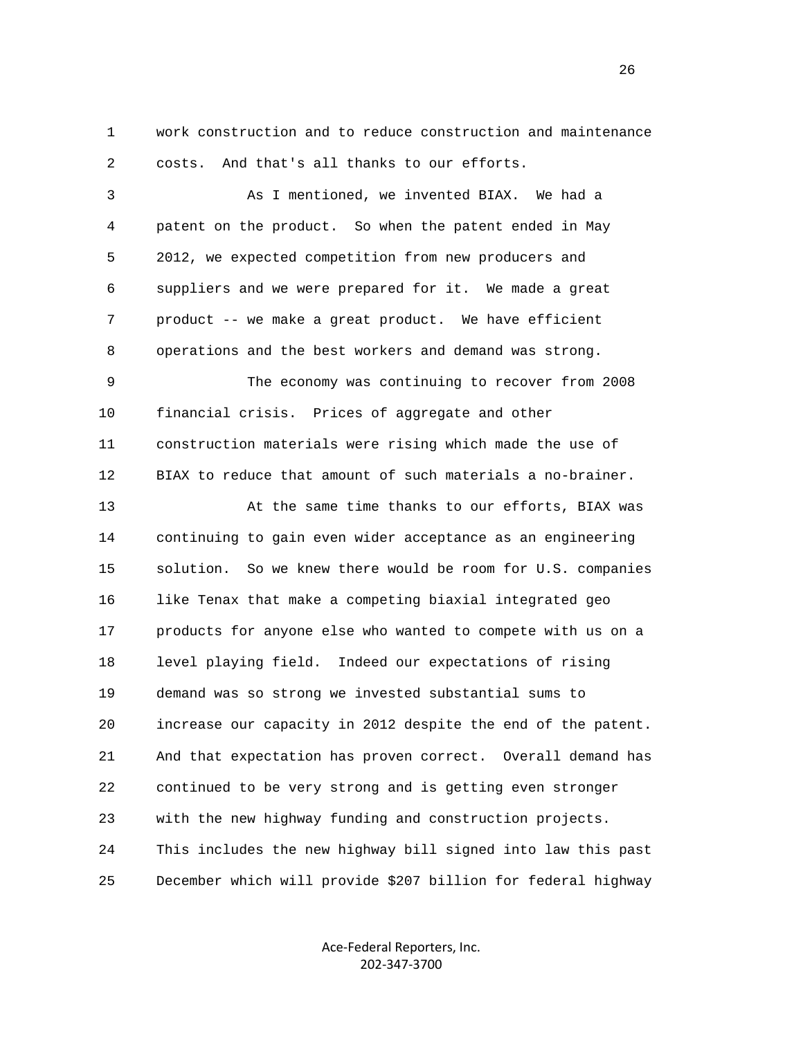1 work construction and to reduce construction and maintenance
2 costs. And that's all thanks to our efforts.

3 As I mentioned, we invented BIAX. We had a
4 patent on the product. So when the patent ended in May
5 2012, we expected competition from new producers and
6 suppliers and we were prepared for it. We made a great
7 product -- we make a great product. We have efficient
8 operations and the best workers and demand was strong.

9 The economy was continuing to recover from 2008
10 financial crisis. Prices of aggregate and other
11 construction materials were rising which made the use of
12 BIAX to reduce that amount of such materials a no-brainer.

13 At the same time thanks to our efforts, BIAX was
14 continuing to gain even wider acceptance as an engineering
15 solution. So we knew there would be room for U.S. companies
16 like Tenax that make a competing biaxial integrated geo
17 products for anyone else who wanted to compete with us on a
18 level playing field. Indeed our expectations of rising
19 demand was so strong we invested substantial sums to
20 increase our capacity in 2012 despite the end of the patent.
21 And that expectation has proven correct. Overall demand has
22 continued to be very strong and is getting even stronger
23 with the new highway funding and construction projects.
24 This includes the new highway bill signed into law this past
25 December which will provide $207 billion for federal highway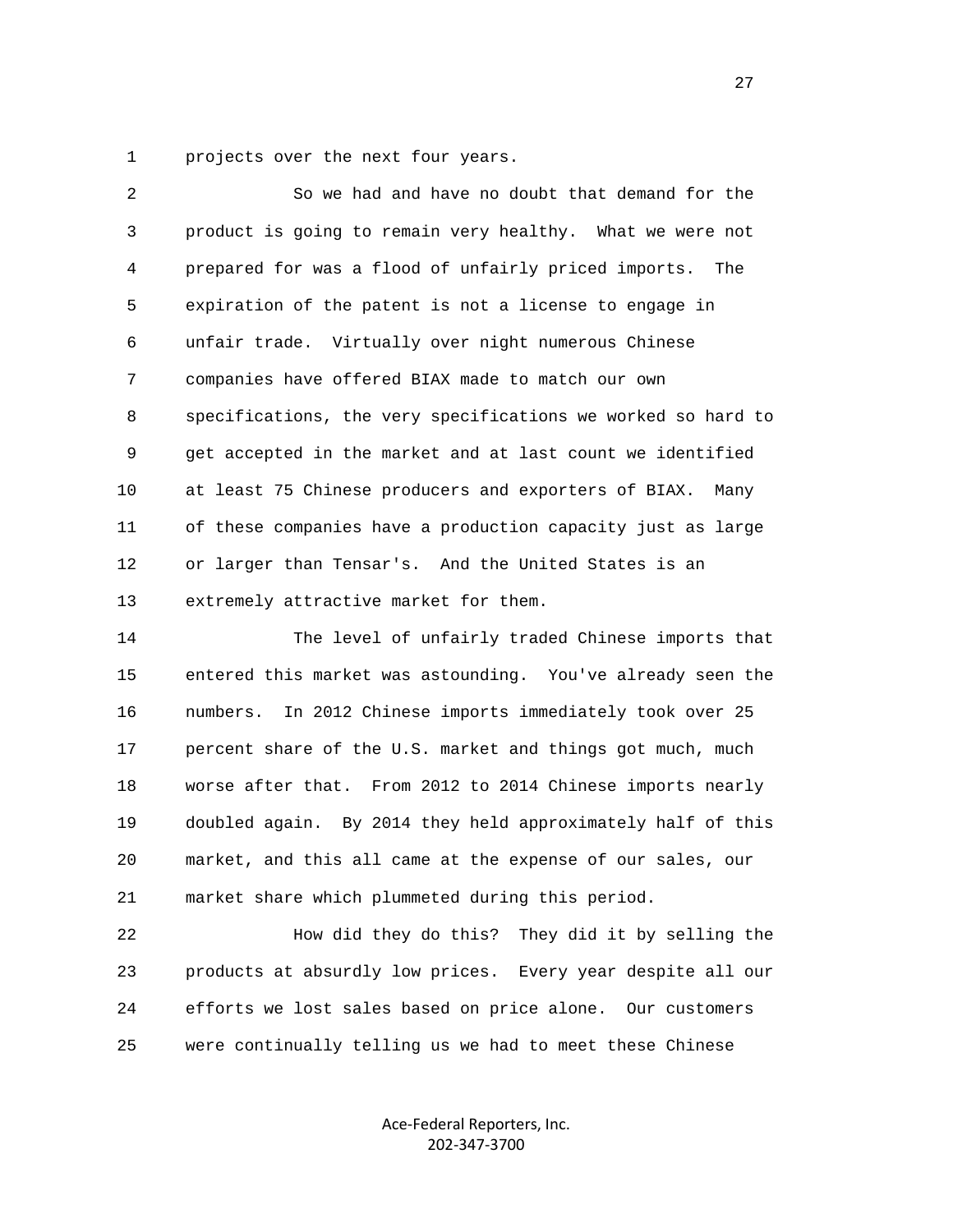projects over the next four years.

So we had and have no doubt that demand for the product is going to remain very healthy. What we were not prepared for was a flood of unfairly priced imports. The expiration of the patent is not a license to engage in unfair trade. Virtually over night numerous Chinese companies have offered BIAX made to match our own specifications, the very specifications we worked so hard to get accepted in the market and at last count we identified at least 75 Chinese producers and exporters of BIAX. Many of these companies have a production capacity just as large or larger than Tensar's. And the United States is an extremely attractive market for them.

The level of unfairly traded Chinese imports that entered this market was astounding. You've already seen the numbers. In 2012 Chinese imports immediately took over 25 percent share of the U.S. market and things got much, much worse after that. From 2012 to 2014 Chinese imports nearly doubled again. By 2014 they held approximately half of this market, and this all came at the expense of our sales, our market share which plummeted during this period.

How did they do this? They did it by selling the products at absurdly low prices. Every year despite all our efforts we lost sales based on price alone. Our customers were continually telling us we had to meet these Chinese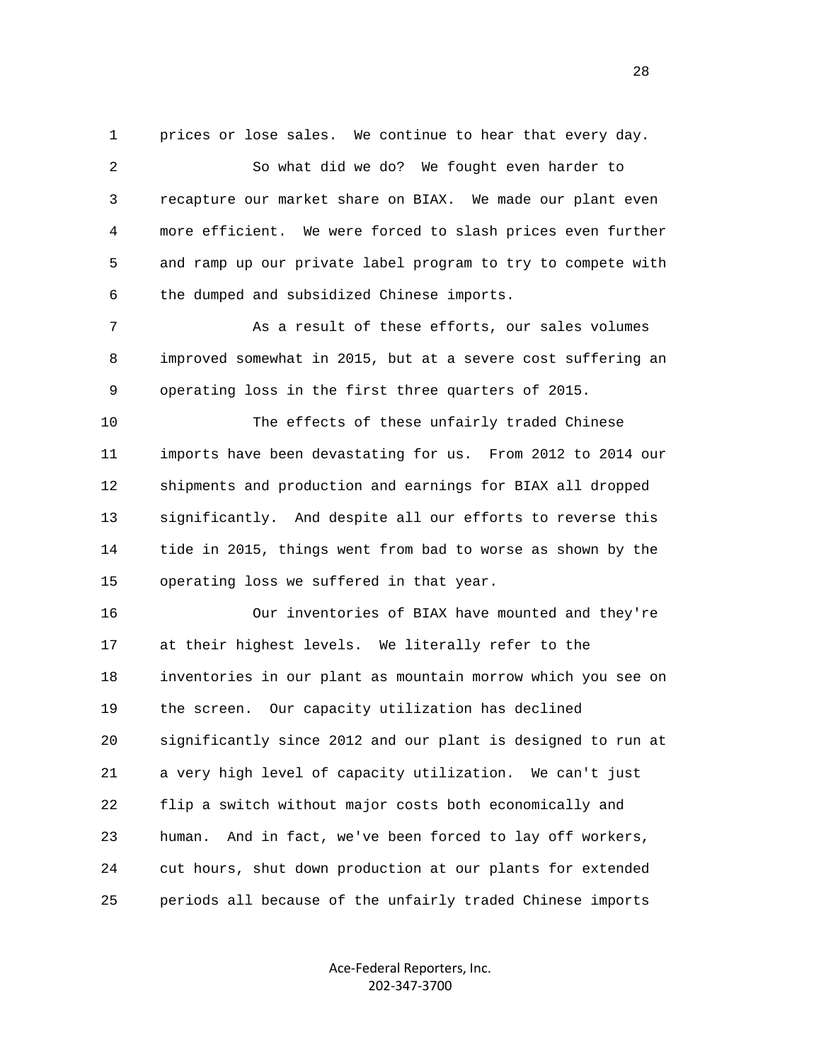prices or lose sales. We continue to hear that every day.

So what did we do? We fought even harder to recapture our market share on BIAX. We made our plant even more efficient. We were forced to slash prices even further and ramp up our private label program to try to compete with the dumped and subsidized Chinese imports.

As a result of these efforts, our sales volumes improved somewhat in 2015, but at a severe cost suffering an operating loss in the first three quarters of 2015.

The effects of these unfairly traded Chinese imports have been devastating for us. From 2012 to 2014 our shipments and production and earnings for BIAX all dropped significantly. And despite all our efforts to reverse this tide in 2015, things went from bad to worse as shown by the operating loss we suffered in that year.

Our inventories of BIAX have mounted and they're at their highest levels. We literally refer to the inventories in our plant as mountain morrow which you see on the screen. Our capacity utilization has declined significantly since 2012 and our plant is designed to run at a very high level of capacity utilization. We can't just flip a switch without major costs both economically and human. And in fact, we've been forced to lay off workers, cut hours, shut down production at our plants for extended periods all because of the unfairly traded Chinese imports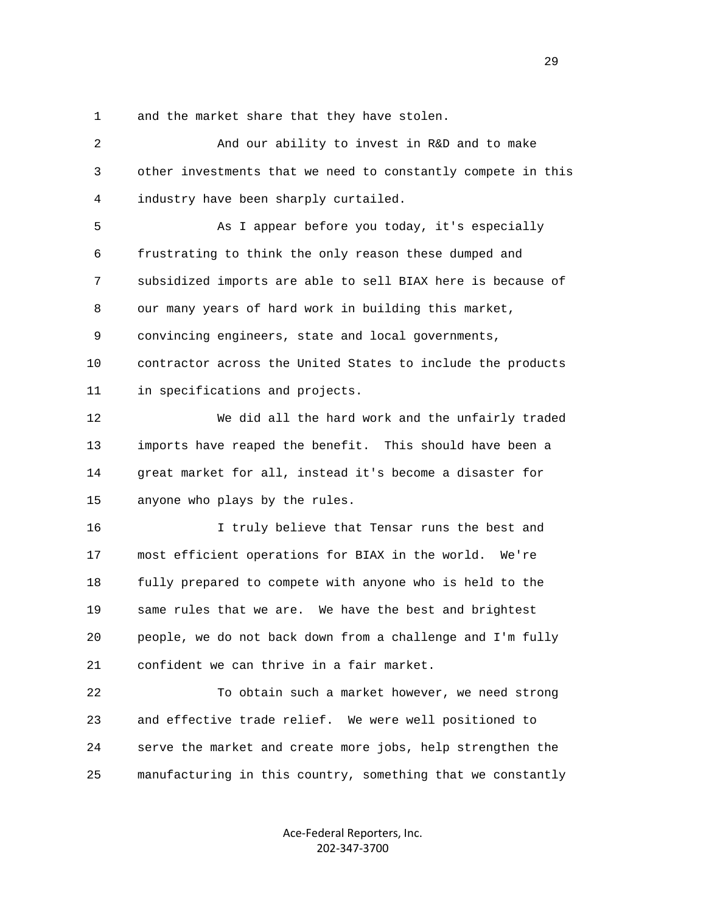1 and the market share that they have stolen.

2 And our ability to invest in R&D and to make
3 other investments that we need to constantly compete in this
4 industry have been sharply curtailed.

5 As I appear before you today, it's especially
6 frustrating to think the only reason these dumped and
7 subsidized imports are able to sell BIAX here is because of
8 our many years of hard work in building this market,
9 convincing engineers, state and local governments,
10 contractor across the United States to include the products
11 in specifications and projects.

12 We did all the hard work and the unfairly traded
13 imports have reaped the benefit. This should have been a
14 great market for all, instead it's become a disaster for
15 anyone who plays by the rules.

16 I truly believe that Tensar runs the best and
17 most efficient operations for BIAX in the world. We're
18 fully prepared to compete with anyone who is held to the
19 same rules that we are. We have the best and brightest
20 people, we do not back down from a challenge and I'm fully
21 confident we can thrive in a fair market.

22 To obtain such a market however, we need strong
23 and effective trade relief. We were well positioned to
24 serve the market and create more jobs, help strengthen the
25 manufacturing in this country, something that we constantly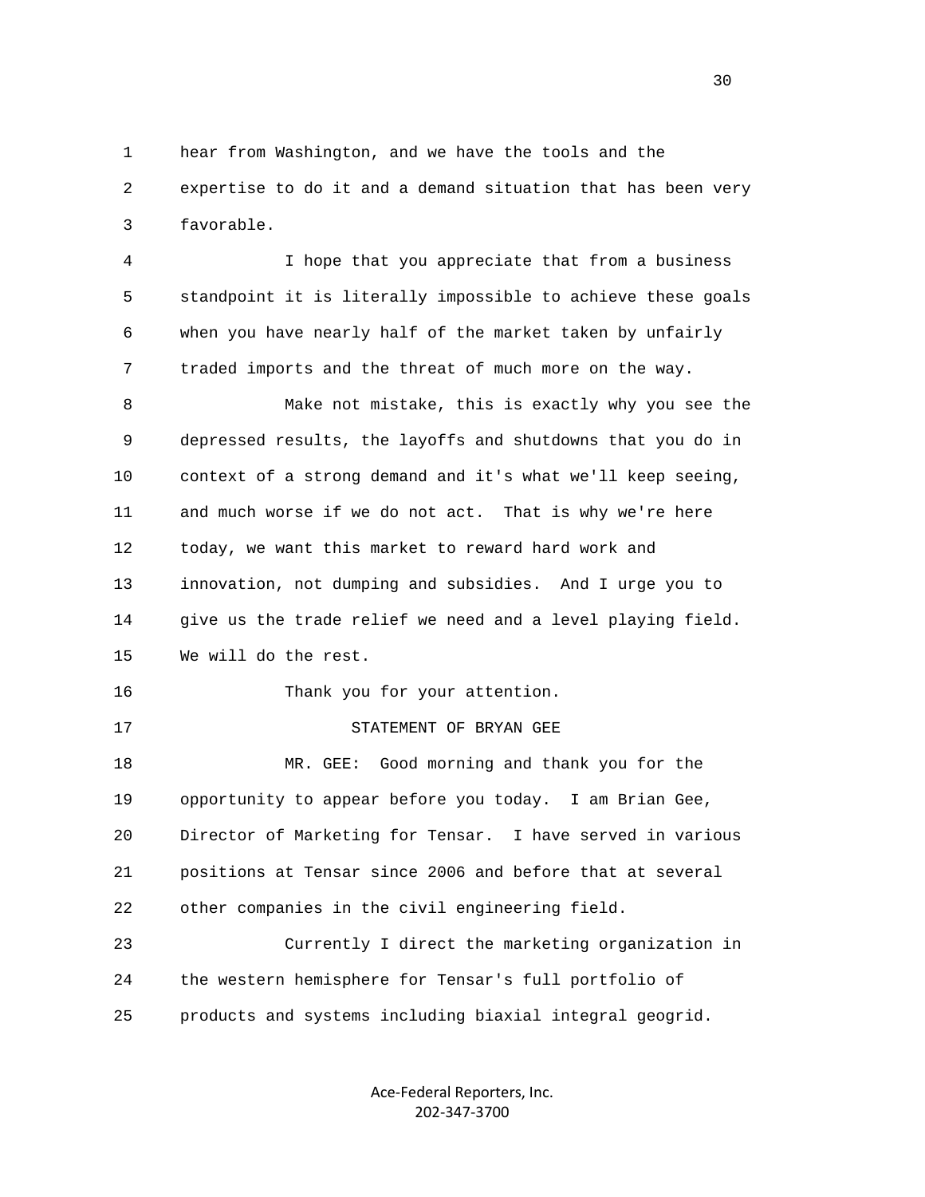hear from Washington, and we have the tools and the expertise to do it and a demand situation that has been very favorable.

I hope that you appreciate that from a business standpoint it is literally impossible to achieve these goals when you have nearly half of the market taken by unfairly traded imports and the threat of much more on the way.

Make not mistake, this is exactly why you see the depressed results, the layoffs and shutdowns that you do in context of a strong demand and it's what we'll keep seeing, and much worse if we do not act. That is why we're here today, we want this market to reward hard work and innovation, not dumping and subsidies. And I urge you to give us the trade relief we need and a level playing field. We will do the rest.

Thank you for your attention.

STATEMENT OF BRYAN GEE

MR. GEE: Good morning and thank you for the opportunity to appear before you today. I am Brian Gee, Director of Marketing for Tensar. I have served in various positions at Tensar since 2006 and before that at several other companies in the civil engineering field.

Currently I direct the marketing organization in the western hemisphere for Tensar's full portfolio of products and systems including biaxial integral geogrid.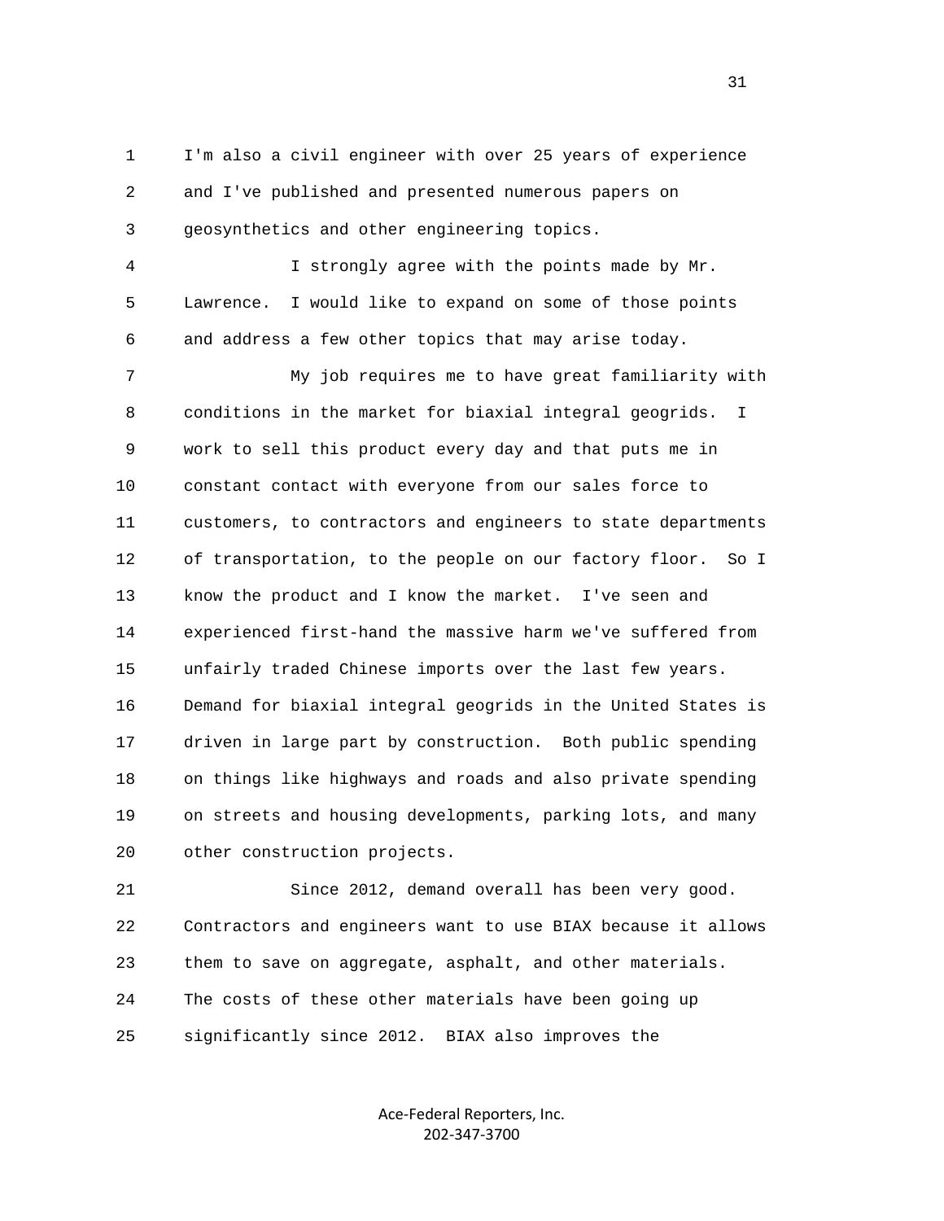I'm also a civil engineer with over 25 years of experience and I've published and presented numerous papers on geosynthetics and other engineering topics.

I strongly agree with the points made by Mr. Lawrence. I would like to expand on some of those points and address a few other topics that may arise today.

My job requires me to have great familiarity with conditions in the market for biaxial integral geogrids. I work to sell this product every day and that puts me in constant contact with everyone from our sales force to customers, to contractors and engineers to state departments of transportation, to the people on our factory floor. So I know the product and I know the market. I've seen and experienced first-hand the massive harm we've suffered from unfairly traded Chinese imports over the last few years. Demand for biaxial integral geogrids in the United States is driven in large part by construction. Both public spending on things like highways and roads and also private spending on streets and housing developments, parking lots, and many other construction projects.

Since 2012, demand overall has been very good. Contractors and engineers want to use BIAX because it allows them to save on aggregate, asphalt, and other materials. The costs of these other materials have been going up significantly since 2012. BIAX also improves the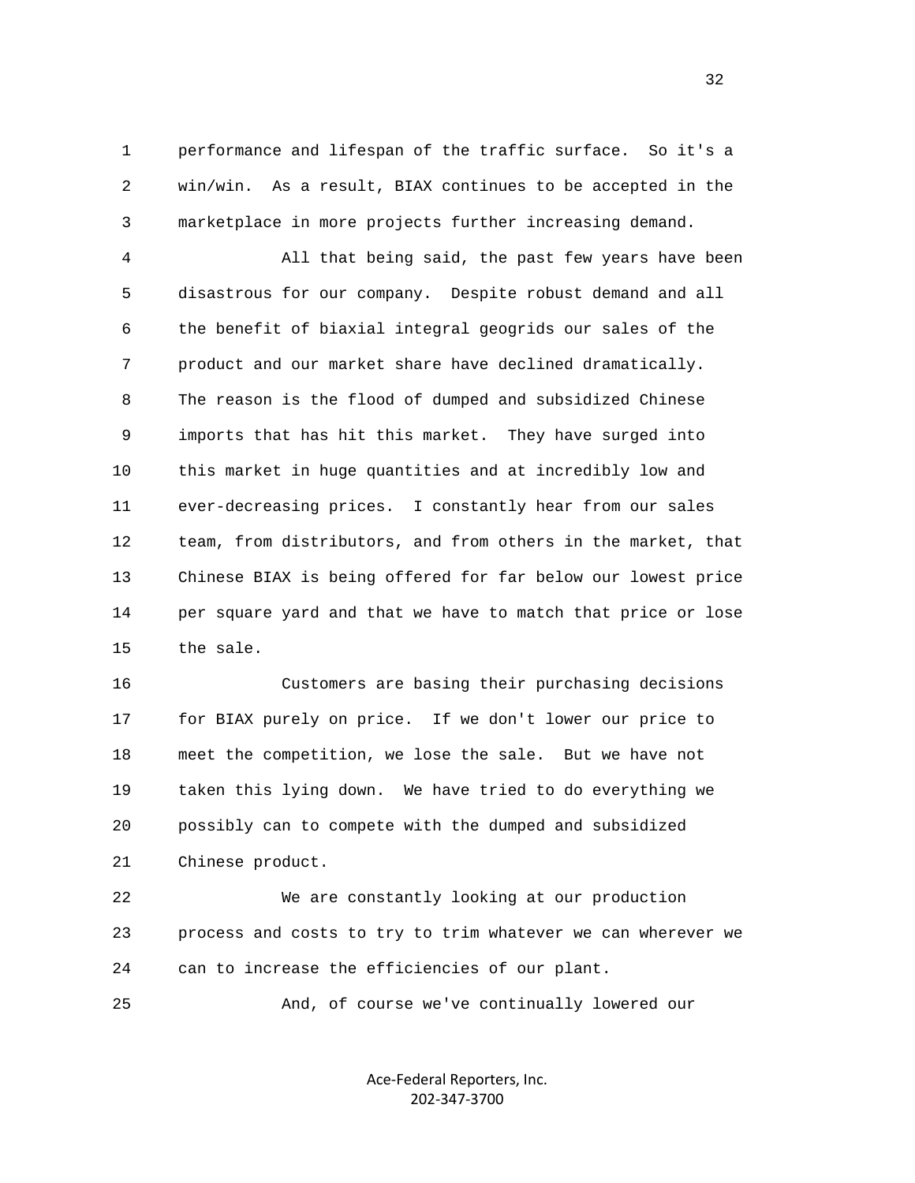performance and lifespan of the traffic surface. So it's a win/win. As a result, BIAX continues to be accepted in the marketplace in more projects further increasing demand.

All that being said, the past few years have been disastrous for our company. Despite robust demand and all the benefit of biaxial integral geogrids our sales of the product and our market share have declined dramatically. The reason is the flood of dumped and subsidized Chinese imports that has hit this market. They have surged into this market in huge quantities and at incredibly low and ever-decreasing prices. I constantly hear from our sales team, from distributors, and from others in the market, that Chinese BIAX is being offered for far below our lowest price per square yard and that we have to match that price or lose the sale.

Customers are basing their purchasing decisions for BIAX purely on price. If we don't lower our price to meet the competition, we lose the sale. But we have not taken this lying down. We have tried to do everything we possibly can to compete with the dumped and subsidized Chinese product.

We are constantly looking at our production process and costs to try to trim whatever we can wherever we can to increase the efficiencies of our plant.

And, of course we've continually lowered our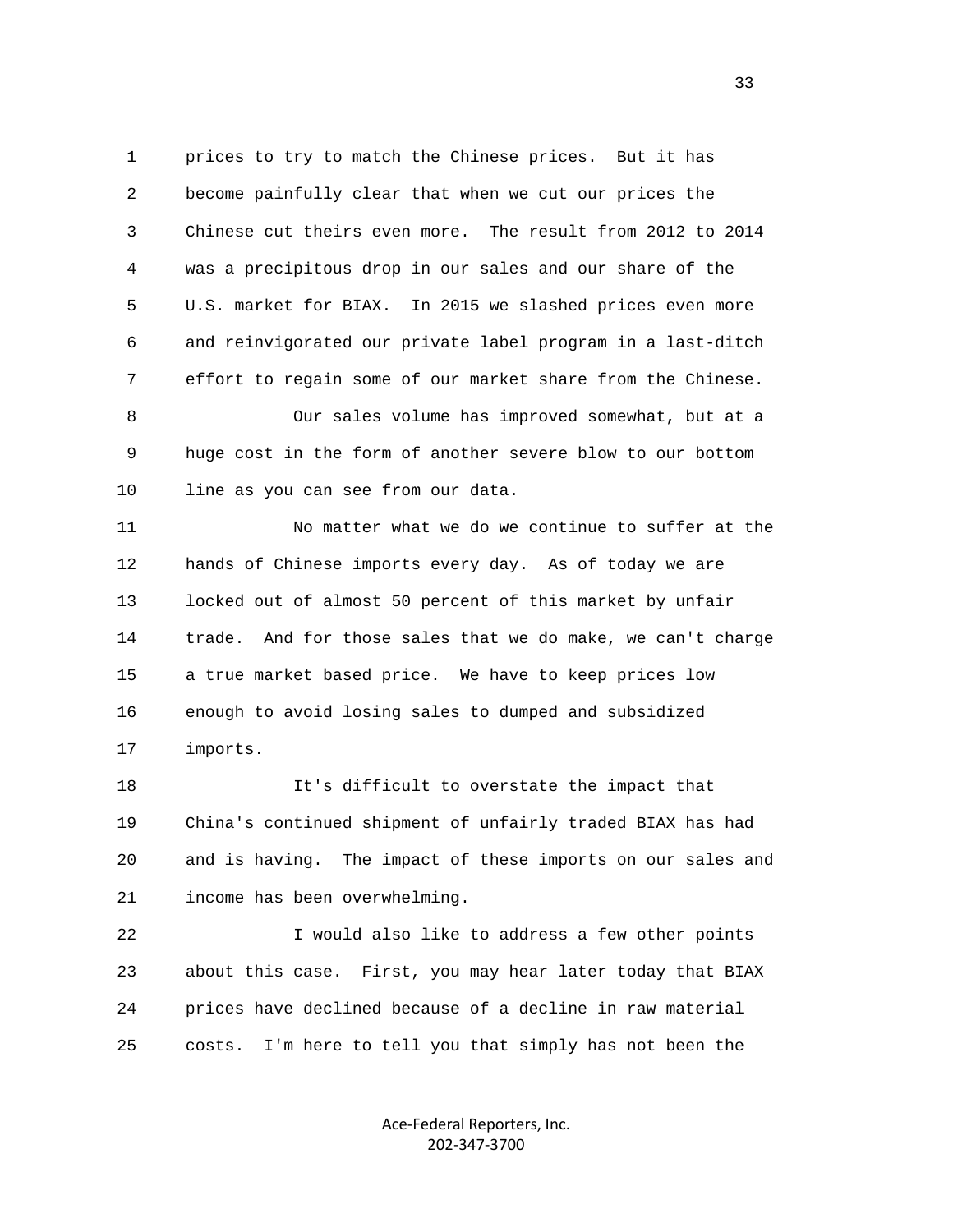prices to try to match the Chinese prices. But it has become painfully clear that when we cut our prices the Chinese cut theirs even more. The result from 2012 to 2014 was a precipitous drop in our sales and our share of the U.S. market for BIAX. In 2015 we slashed prices even more and reinvigorated our private label program in a last-ditch effort to regain some of our market share from the Chinese.

Our sales volume has improved somewhat, but at a huge cost in the form of another severe blow to our bottom line as you can see from our data.

No matter what we do we continue to suffer at the hands of Chinese imports every day. As of today we are locked out of almost 50 percent of this market by unfair trade. And for those sales that we do make, we can't charge a true market based price. We have to keep prices low enough to avoid losing sales to dumped and subsidized imports.

It's difficult to overstate the impact that China's continued shipment of unfairly traded BIAX has had and is having. The impact of these imports on our sales and income has been overwhelming.

I would also like to address a few other points about this case. First, you may hear later today that BIAX prices have declined because of a decline in raw material costs. I'm here to tell you that simply has not been the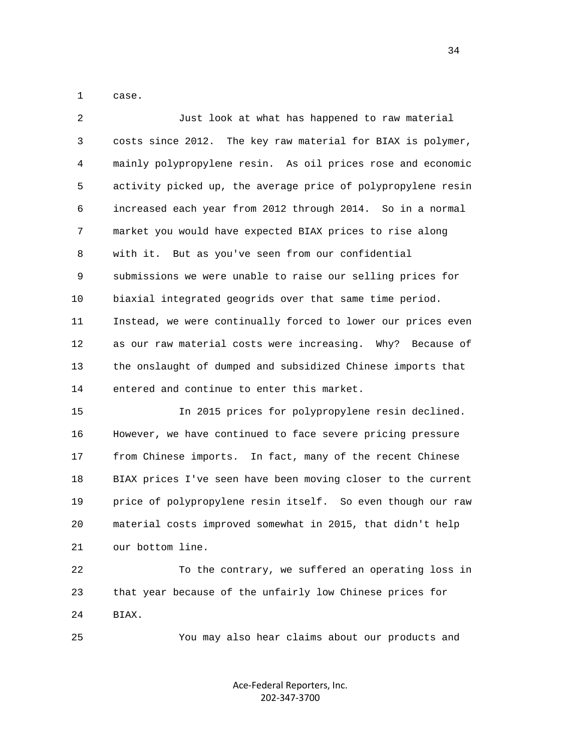case.

Just look at what has happened to raw material costs since 2012. The key raw material for BIAX is polymer, mainly polypropylene resin. As oil prices rose and economic activity picked up, the average price of polypropylene resin increased each year from 2012 through 2014. So in a normal market you would have expected BIAX prices to rise along with it. But as you've seen from our confidential submissions we were unable to raise our selling prices for biaxial integrated geogrids over that same time period. Instead, we were continually forced to lower our prices even as our raw material costs were increasing. Why? Because of the onslaught of dumped and subsidized Chinese imports that entered and continue to enter this market.

In 2015 prices for polypropylene resin declined. However, we have continued to face severe pricing pressure from Chinese imports. In fact, many of the recent Chinese BIAX prices I've seen have been moving closer to the current price of polypropylene resin itself. So even though our raw material costs improved somewhat in 2015, that didn't help our bottom line.

To the contrary, we suffered an operating loss in that year because of the unfairly low Chinese prices for BIAX.

You may also hear claims about our products and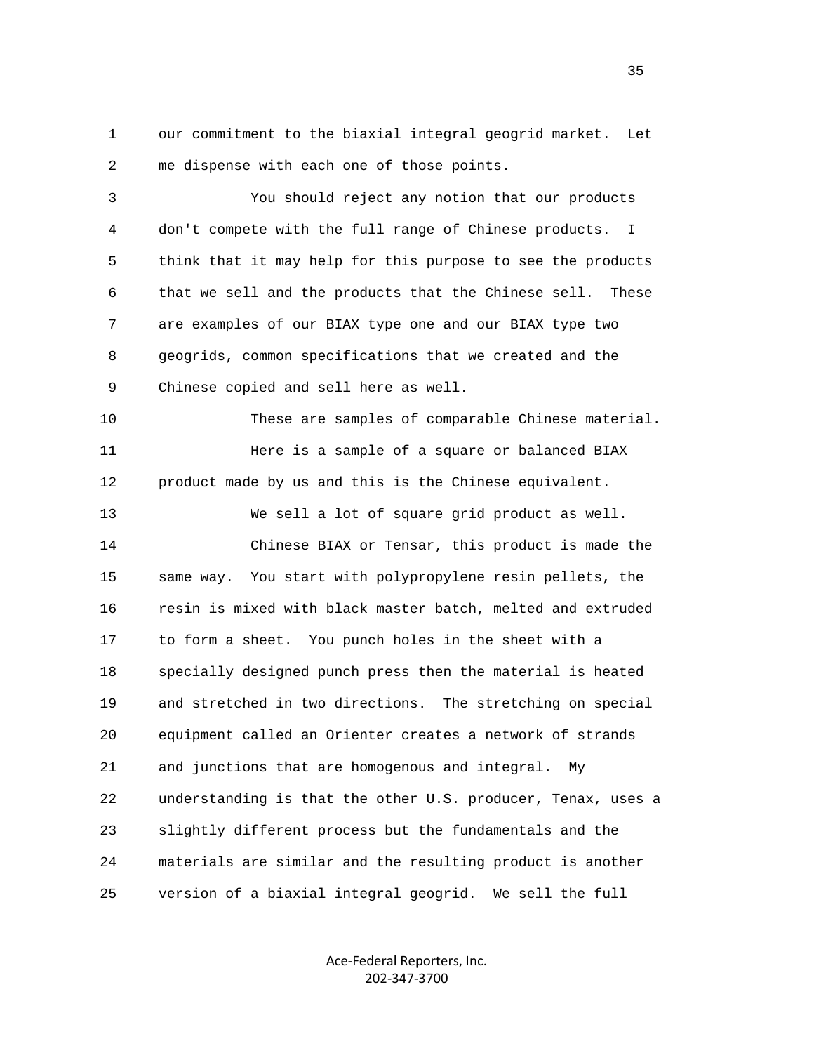our commitment to the biaxial integral geogrid market. Let me dispense with each one of those points.

You should reject any notion that our products don't compete with the full range of Chinese products. I think that it may help for this purpose to see the products that we sell and the products that the Chinese sell. These are examples of our BIAX type one and our BIAX type two geogrids, common specifications that we created and the Chinese copied and sell here as well.

These are samples of comparable Chinese material.

Here is a sample of a square or balanced BIAX product made by us and this is the Chinese equivalent.

We sell a lot of square grid product as well.

Chinese BIAX or Tensar, this product is made the same way. You start with polypropylene resin pellets, the resin is mixed with black master batch, melted and extruded to form a sheet. You punch holes in the sheet with a specially designed punch press then the material is heated and stretched in two directions. The stretching on special equipment called an Orienter creates a network of strands and junctions that are homogenous and integral. My understanding is that the other U.S. producer, Tenax, uses a slightly different process but the fundamentals and the materials are similar and the resulting product is another version of a biaxial integral geogrid. We sell the full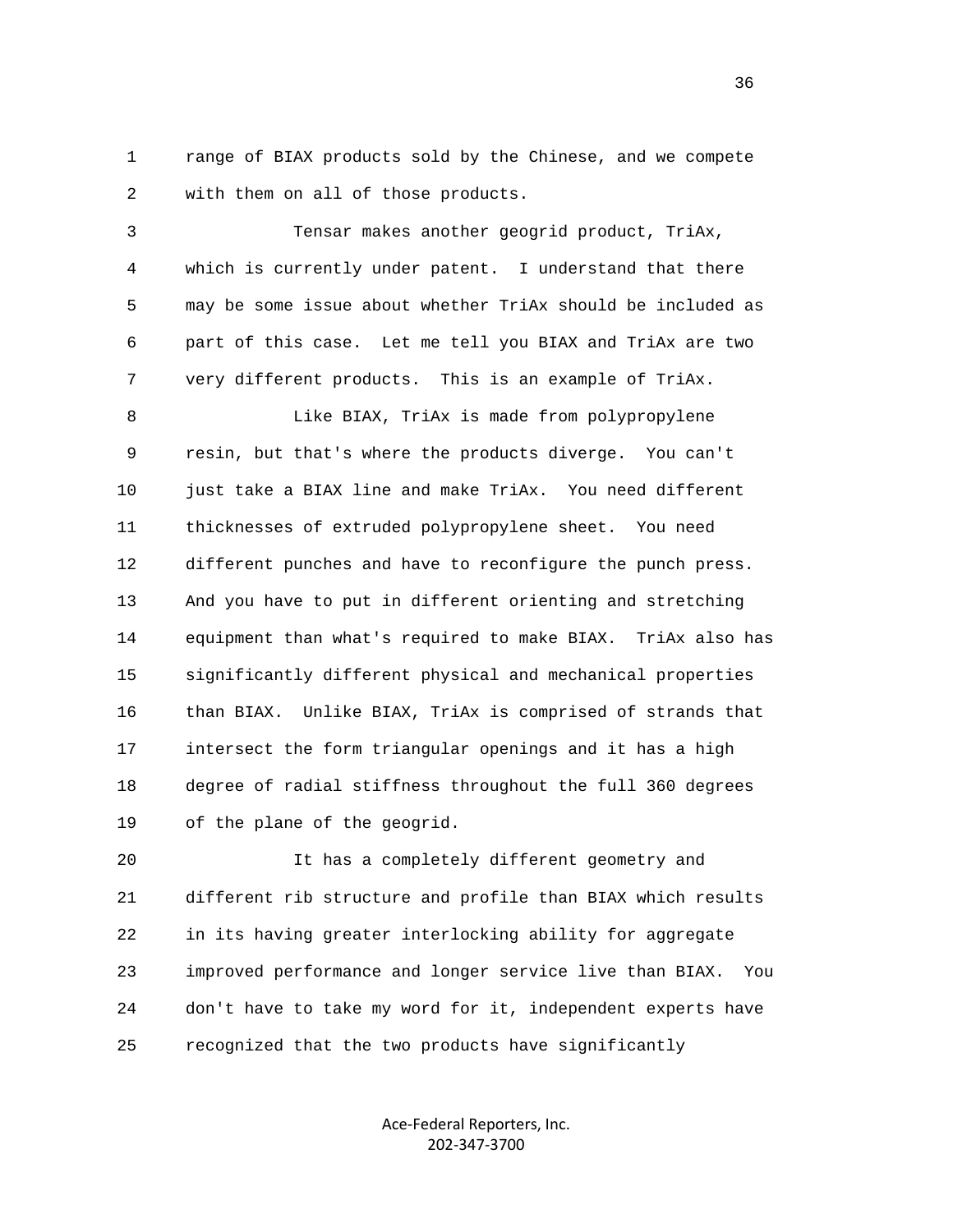range of BIAX products sold by the Chinese, and we compete with them on all of those products.

Tensar makes another geogrid product, TriAx, which is currently under patent. I understand that there may be some issue about whether TriAx should be included as part of this case. Let me tell you BIAX and TriAx are two very different products. This is an example of TriAx.

Like BIAX, TriAx is made from polypropylene resin, but that's where the products diverge. You can't just take a BIAX line and make TriAx. You need different thicknesses of extruded polypropylene sheet. You need different punches and have to reconfigure the punch press. And you have to put in different orienting and stretching equipment than what's required to make BIAX. TriAx also has significantly different physical and mechanical properties than BIAX. Unlike BIAX, TriAx is comprised of strands that intersect the form triangular openings and it has a high degree of radial stiffness throughout the full 360 degrees of the plane of the geogrid.

It has a completely different geometry and different rib structure and profile than BIAX which results in its having greater interlocking ability for aggregate improved performance and longer service live than BIAX. You don't have to take my word for it, independent experts have recognized that the two products have significantly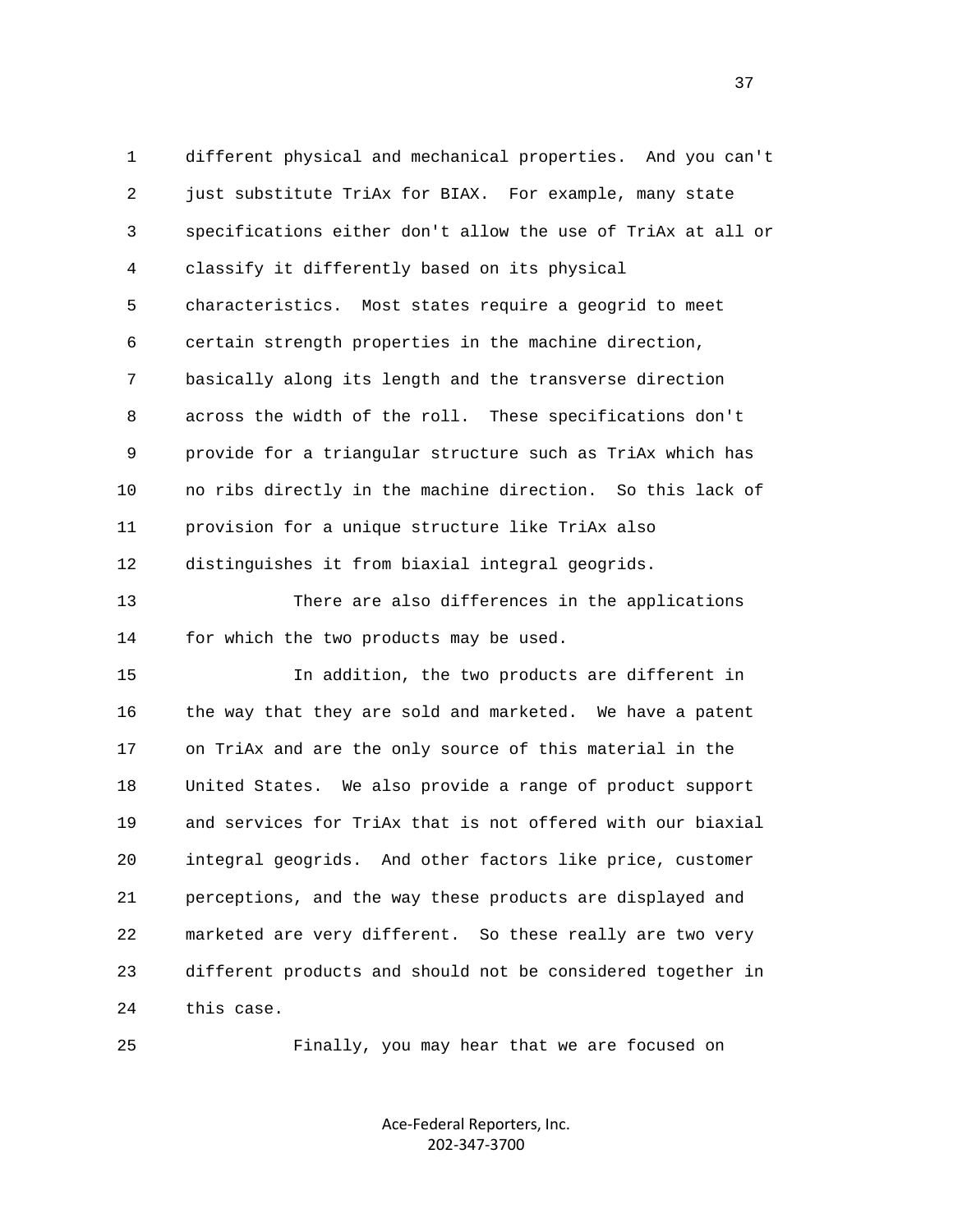different physical and mechanical properties. And you can't just substitute TriAx for BIAX. For example, many state specifications either don't allow the use of TriAx at all or classify it differently based on its physical characteristics. Most states require a geogrid to meet certain strength properties in the machine direction, basically along its length and the transverse direction across the width of the roll. These specifications don't provide for a triangular structure such as TriAx which has no ribs directly in the machine direction. So this lack of provision for a unique structure like TriAx also distinguishes it from biaxial integral geogrids.

There are also differences in the applications for which the two products may be used.

In addition, the two products are different in the way that they are sold and marketed. We have a patent on TriAx and are the only source of this material in the United States. We also provide a range of product support and services for TriAx that is not offered with our biaxial integral geogrids. And other factors like price, customer perceptions, and the way these products are displayed and marketed are very different. So these really are two very different products and should not be considered together in this case.

Finally, you may hear that we are focused on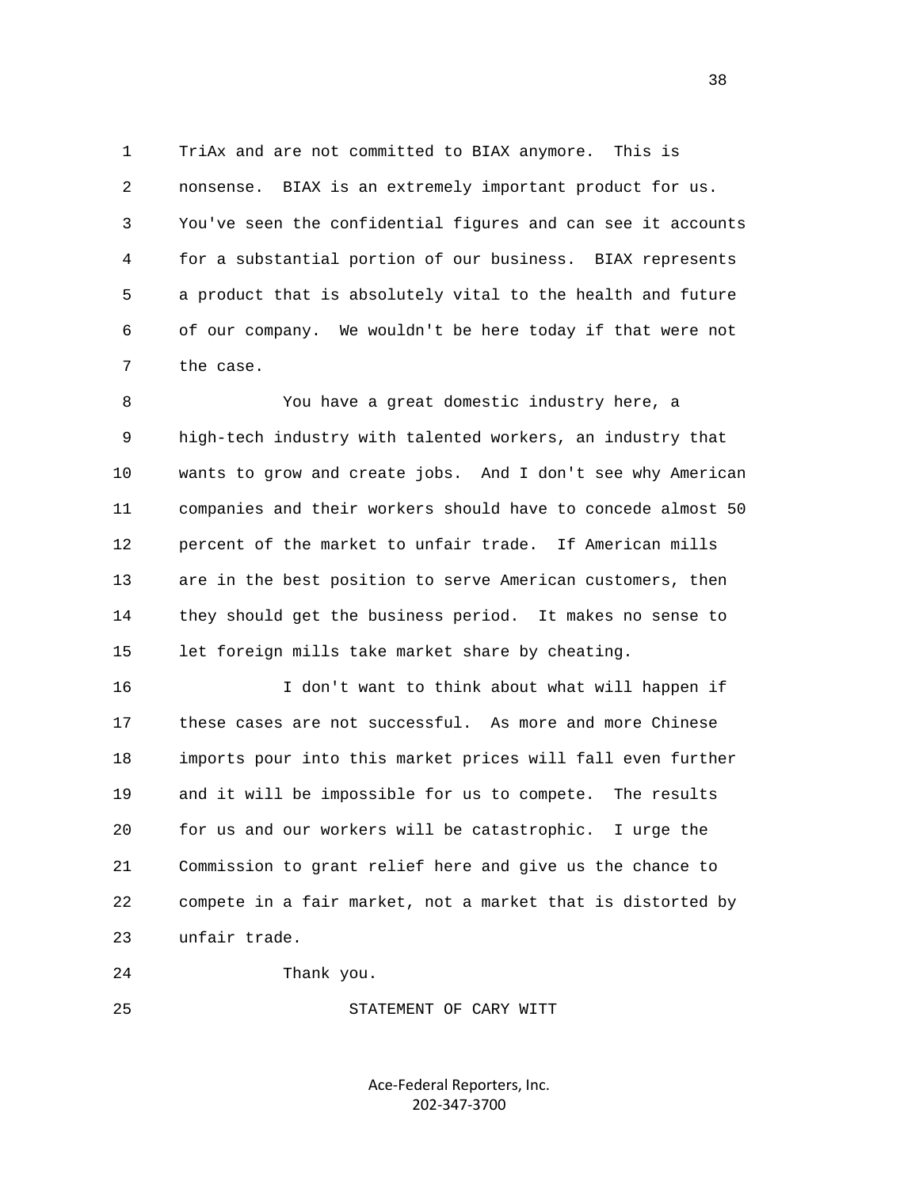TriAx and are not committed to BIAX anymore. This is nonsense. BIAX is an extremely important product for us. You've seen the confidential figures and can see it accounts for a substantial portion of our business. BIAX represents a product that is absolutely vital to the health and future of our company. We wouldn't be here today if that were not the case.

You have a great domestic industry here, a high-tech industry with talented workers, an industry that wants to grow and create jobs. And I don't see why American companies and their workers should have to concede almost 50 percent of the market to unfair trade. If American mills are in the best position to serve American customers, then they should get the business period. It makes no sense to let foreign mills take market share by cheating.

I don't want to think about what will happen if these cases are not successful. As more and more Chinese imports pour into this market prices will fall even further and it will be impossible for us to compete. The results for us and our workers will be catastrophic. I urge the Commission to grant relief here and give us the chance to compete in a fair market, not a market that is distorted by unfair trade.

Thank you.

STATEMENT OF CARY WITT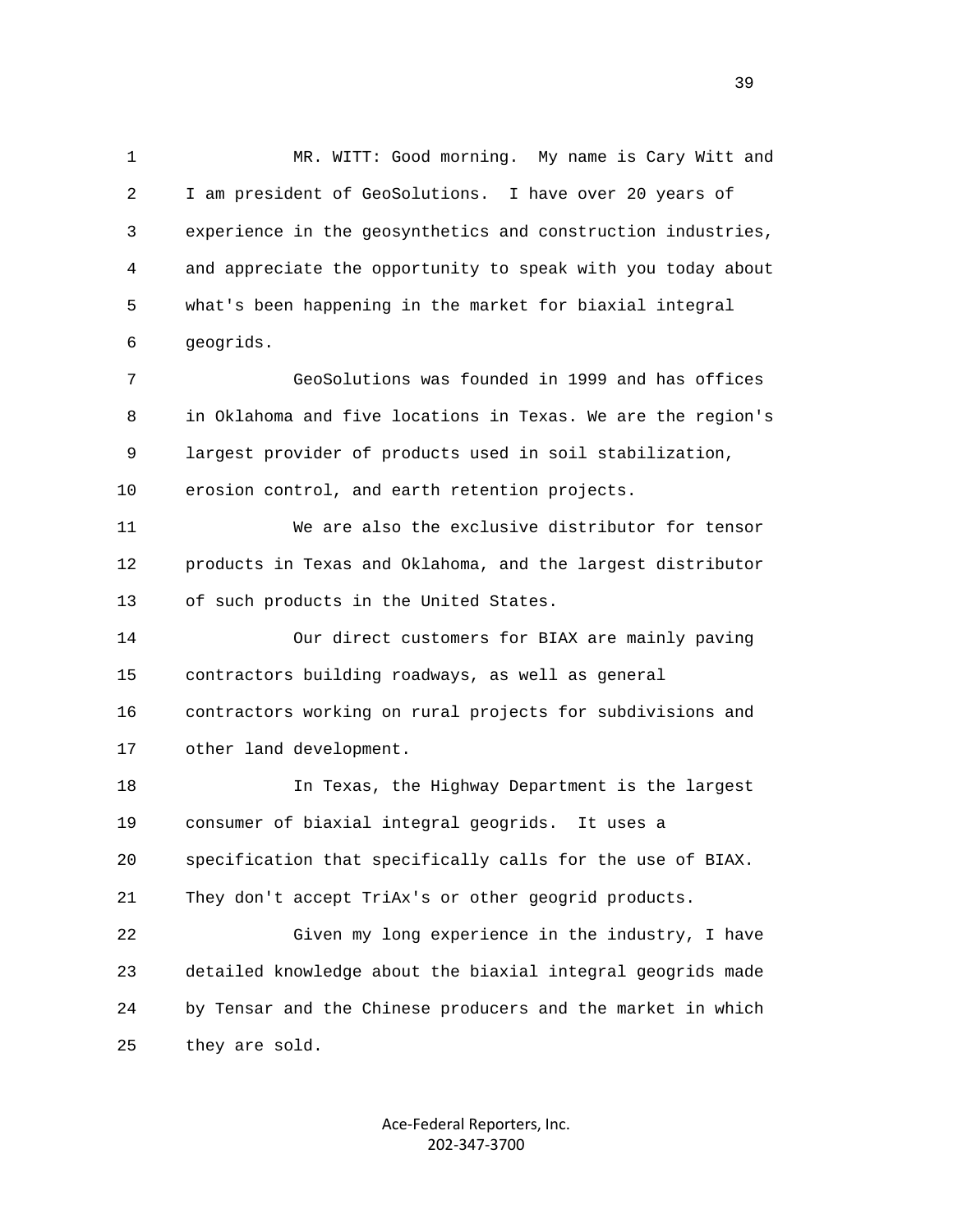MR. WITT: Good morning. My name is Cary Witt and I am president of GeoSolutions. I have over 20 years of experience in the geosynthetics and construction industries, and appreciate the opportunity to speak with you today about what's been happening in the market for biaxial integral geogrids.

GeoSolutions was founded in 1999 and has offices in Oklahoma and five locations in Texas. We are the region's largest provider of products used in soil stabilization, erosion control, and earth retention projects.

We are also the exclusive distributor for tensor products in Texas and Oklahoma, and the largest distributor of such products in the United States.

Our direct customers for BIAX are mainly paving contractors building roadways, as well as general contractors working on rural projects for subdivisions and other land development.

In Texas, the Highway Department is the largest consumer of biaxial integral geogrids. It uses a specification that specifically calls for the use of BIAX. They don't accept TriAx's or other geogrid products.

Given my long experience in the industry, I have detailed knowledge about the biaxial integral geogrids made by Tensar and the Chinese producers and the market in which they are sold.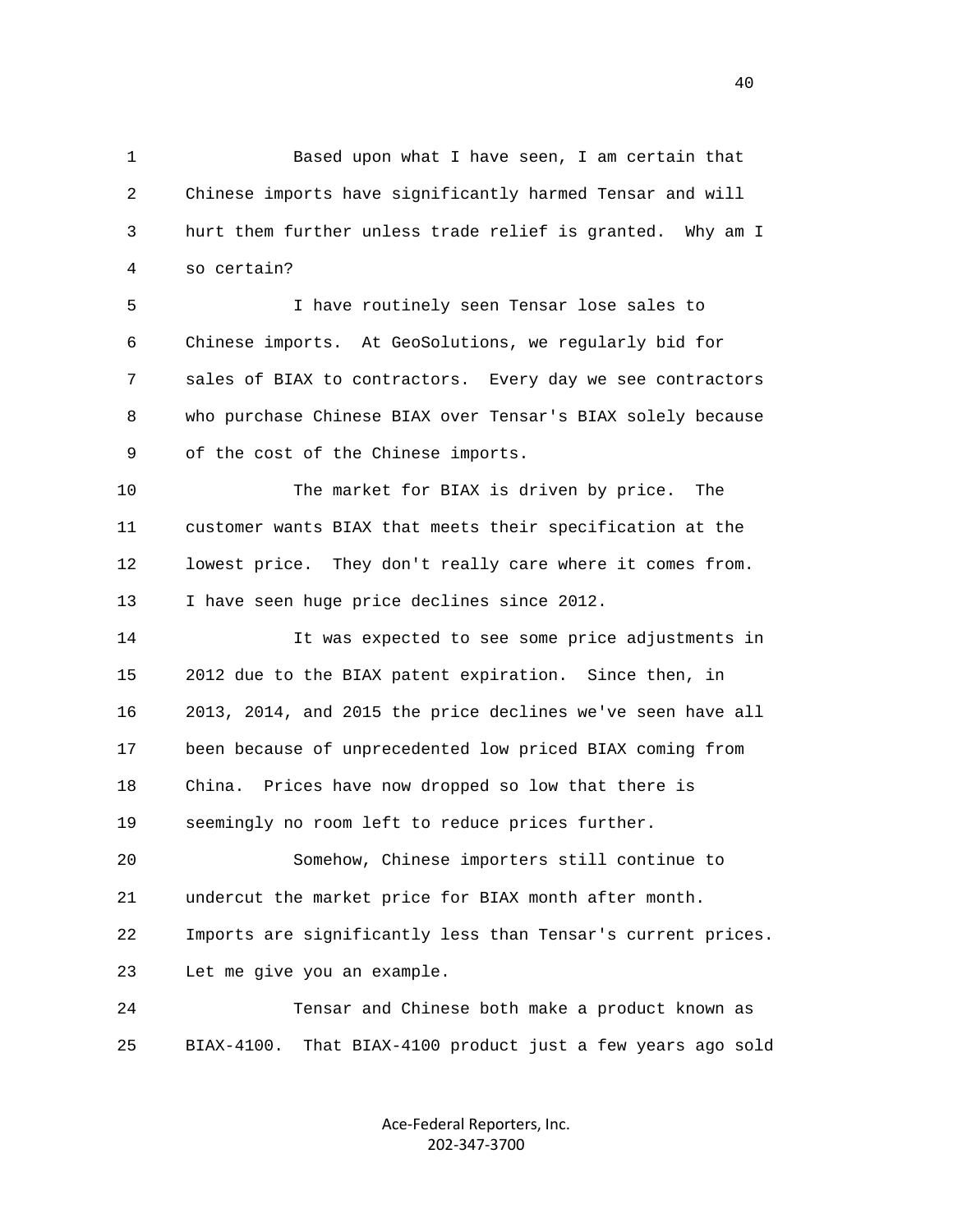Based upon what I have seen, I am certain that Chinese imports have significantly harmed Tensar and will hurt them further unless trade relief is granted. Why am I so certain?

I have routinely seen Tensar lose sales to Chinese imports. At GeoSolutions, we regularly bid for sales of BIAX to contractors. Every day we see contractors who purchase Chinese BIAX over Tensar's BIAX solely because of the cost of the Chinese imports.

The market for BIAX is driven by price. The customer wants BIAX that meets their specification at the lowest price. They don't really care where it comes from. I have seen huge price declines since 2012.

It was expected to see some price adjustments in 2012 due to the BIAX patent expiration. Since then, in 2013, 2014, and 2015 the price declines we've seen have all been because of unprecedented low priced BIAX coming from China. Prices have now dropped so low that there is seemingly no room left to reduce prices further.

Somehow, Chinese importers still continue to undercut the market price for BIAX month after month. Imports are significantly less than Tensar's current prices. Let me give you an example.

Tensar and Chinese both make a product known as BIAX-4100. That BIAX-4100 product just a few years ago sold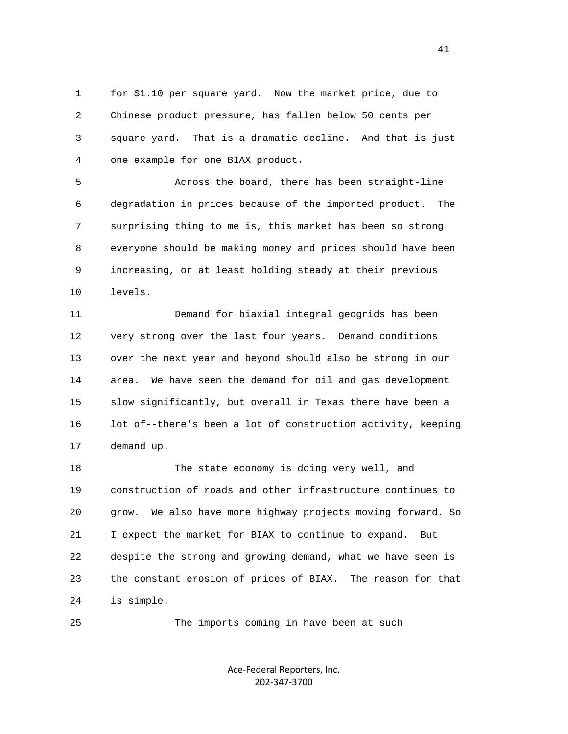for $1.10 per square yard. Now the market price, due to Chinese product pressure, has fallen below 50 cents per square yard. That is a dramatic decline. And that is just one example for one BIAX product.

Across the board, there has been straight-line degradation in prices because of the imported product. The surprising thing to me is, this market has been so strong everyone should be making money and prices should have been increasing, or at least holding steady at their previous levels.

Demand for biaxial integral geogrids has been very strong over the last four years. Demand conditions over the next year and beyond should also be strong in our area. We have seen the demand for oil and gas development slow significantly, but overall in Texas there have been a lot of--there's been a lot of construction activity, keeping demand up.

The state economy is doing very well, and construction of roads and other infrastructure continues to grow. We also have more highway projects moving forward. So I expect the market for BIAX to continue to expand. But despite the strong and growing demand, what we have seen is the constant erosion of prices of BIAX. The reason for that is simple.

The imports coming in have been at such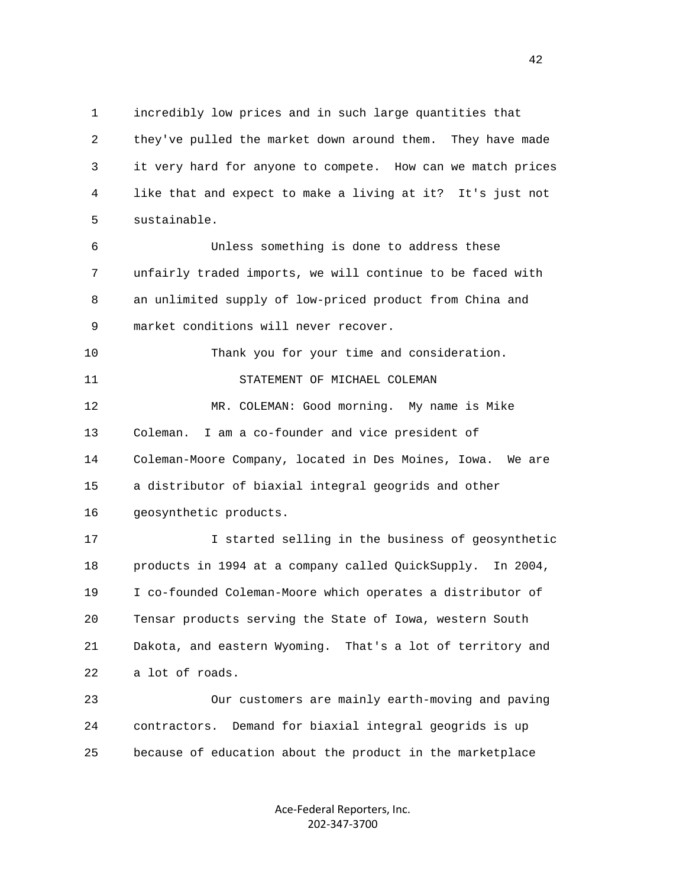incredibly low prices and in such large quantities that they've pulled the market down around them. They have made it very hard for anyone to compete. How can we match prices like that and expect to make a living at it? It's just not sustainable.

Unless something is done to address these unfairly traded imports, we will continue to be faced with an unlimited supply of low-priced product from China and market conditions will never recover.

Thank you for your time and consideration.

STATEMENT OF MICHAEL COLEMAN

MR. COLEMAN: Good morning. My name is Mike Coleman. I am a co-founder and vice president of Coleman-Moore Company, located in Des Moines, Iowa. We are a distributor of biaxial integral geogrids and other geosynthetic products.

I started selling in the business of geosynthetic products in 1994 at a company called QuickSupply. In 2004, I co-founded Coleman-Moore which operates a distributor of Tensar products serving the State of Iowa, western South Dakota, and eastern Wyoming. That's a lot of territory and a lot of roads.

Our customers are mainly earth-moving and paving contractors. Demand for biaxial integral geogrids is up because of education about the product in the marketplace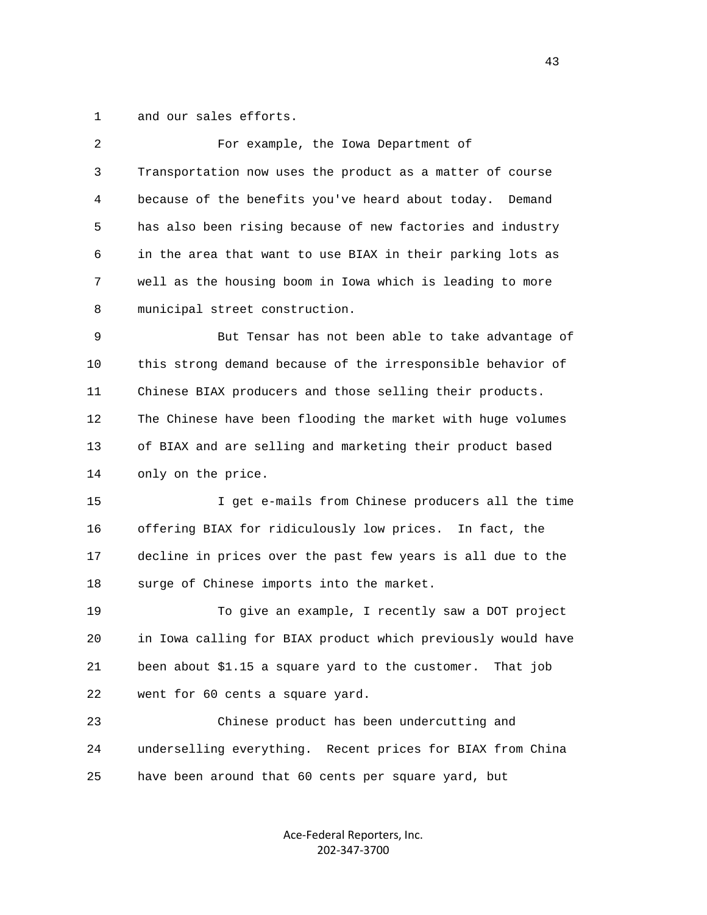and our sales efforts.

For example, the Iowa Department of Transportation now uses the product as a matter of course because of the benefits you've heard about today. Demand has also been rising because of new factories and industry in the area that want to use BIAX in their parking lots as well as the housing boom in Iowa which is leading to more municipal street construction.

But Tensar has not been able to take advantage of this strong demand because of the irresponsible behavior of Chinese BIAX producers and those selling their products. The Chinese have been flooding the market with huge volumes of BIAX and are selling and marketing their product based only on the price.

I get e-mails from Chinese producers all the time offering BIAX for ridiculously low prices. In fact, the decline in prices over the past few years is all due to the surge of Chinese imports into the market.

To give an example, I recently saw a DOT project in Iowa calling for BIAX product which previously would have been about $1.15 a square yard to the customer. That job went for 60 cents a square yard.

Chinese product has been undercutting and underselling everything. Recent prices for BIAX from China have been around that 60 cents per square yard, but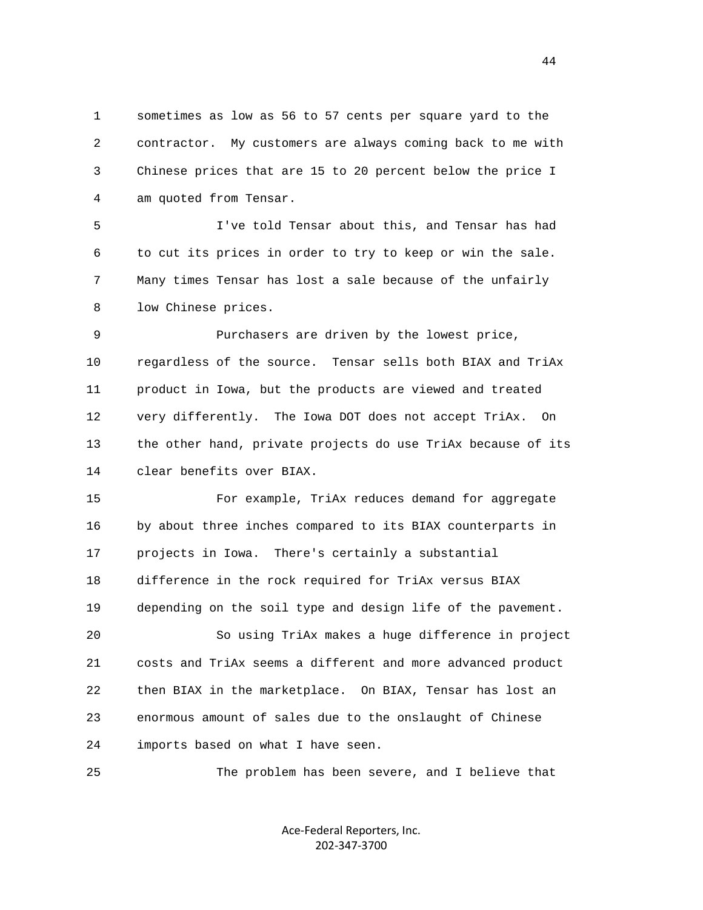sometimes as low as 56 to 57 cents per square yard to the contractor. My customers are always coming back to me with Chinese prices that are 15 to 20 percent below the price I am quoted from Tensar.

I've told Tensar about this, and Tensar has had to cut its prices in order to try to keep or win the sale. Many times Tensar has lost a sale because of the unfairly low Chinese prices.

Purchasers are driven by the lowest price, regardless of the source. Tensar sells both BIAX and TriAx product in Iowa, but the products are viewed and treated very differently. The Iowa DOT does not accept TriAx. On the other hand, private projects do use TriAx because of its clear benefits over BIAX.

For example, TriAx reduces demand for aggregate by about three inches compared to its BIAX counterparts in projects in Iowa. There's certainly a substantial difference in the rock required for TriAx versus BIAX depending on the soil type and design life of the pavement.

So using TriAx makes a huge difference in project costs and TriAx seems a different and more advanced product then BIAX in the marketplace. On BIAX, Tensar has lost an enormous amount of sales due to the onslaught of Chinese imports based on what I have seen.

The problem has been severe, and I believe that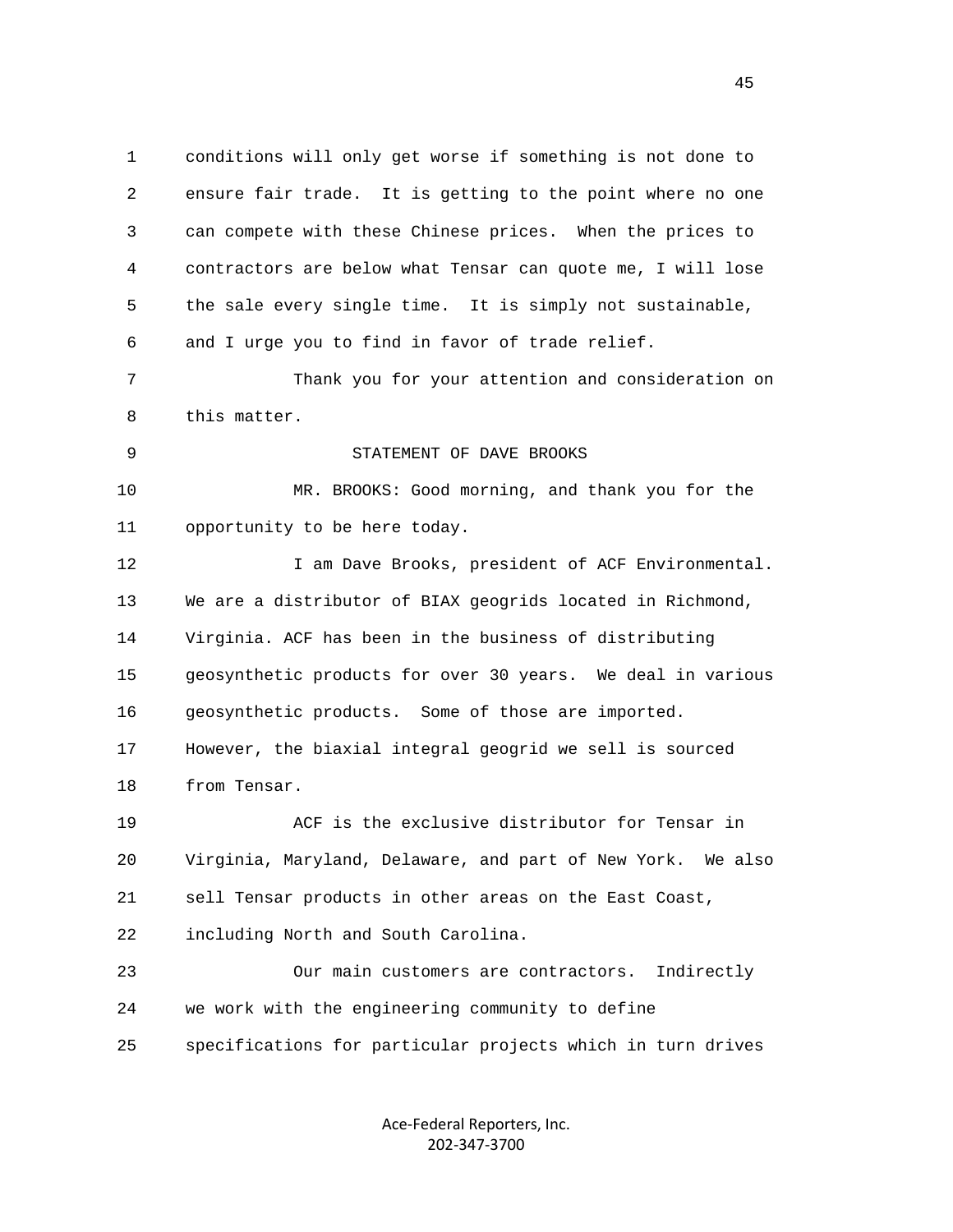conditions will only get worse if something is not done to ensure fair trade. It is getting to the point where no one can compete with these Chinese prices. When the prices to contractors are below what Tensar can quote me, I will lose the sale every single time. It is simply not sustainable, and I urge you to find in favor of trade relief.

Thank you for your attention and consideration on this matter.

STATEMENT OF DAVE BROOKS

MR. BROOKS: Good morning, and thank you for the opportunity to be here today.

I am Dave Brooks, president of ACF Environmental. We are a distributor of BIAX geogrids located in Richmond, Virginia. ACF has been in the business of distributing geosynthetic products for over 30 years. We deal in various geosynthetic products. Some of those are imported. However, the biaxial integral geogrid we sell is sourced from Tensar.

ACF is the exclusive distributor for Tensar in Virginia, Maryland, Delaware, and part of New York. We also sell Tensar products in other areas on the East Coast, including North and South Carolina.

Our main customers are contractors. Indirectly we work with the engineering community to define specifications for particular projects which in turn drives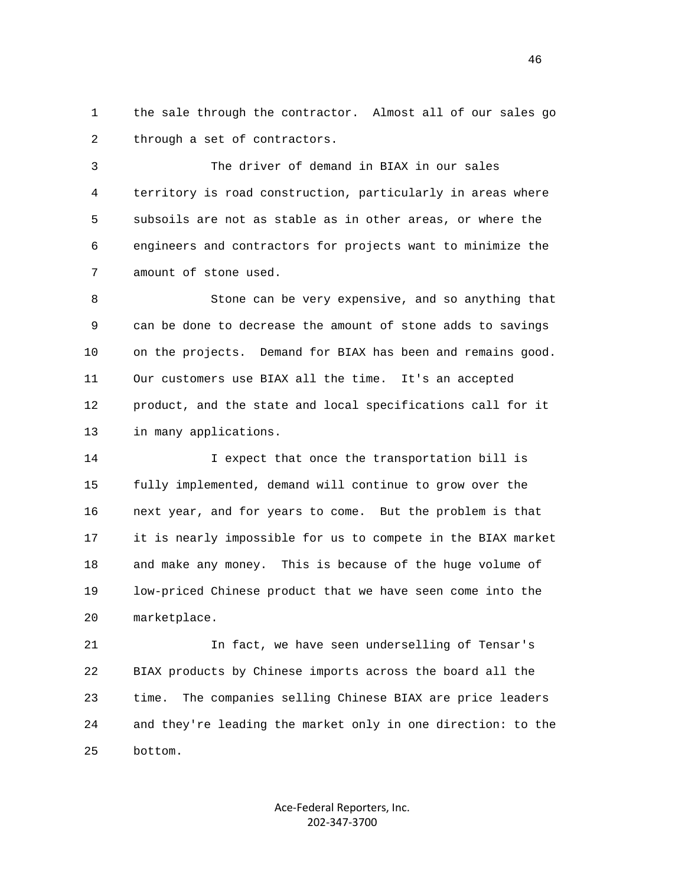the sale through the contractor. Almost all of our sales go through a set of contractors.

The driver of demand in BIAX in our sales territory is road construction, particularly in areas where subsoils are not as stable as in other areas, or where the engineers and contractors for projects want to minimize the amount of stone used.

Stone can be very expensive, and so anything that can be done to decrease the amount of stone adds to savings on the projects. Demand for BIAX has been and remains good. Our customers use BIAX all the time. It's an accepted product, and the state and local specifications call for it in many applications.

I expect that once the transportation bill is fully implemented, demand will continue to grow over the next year, and for years to come. But the problem is that it is nearly impossible for us to compete in the BIAX market and make any money. This is because of the huge volume of low-priced Chinese product that we have seen come into the marketplace.

In fact, we have seen underselling of Tensar's BIAX products by Chinese imports across the board all the time. The companies selling Chinese BIAX are price leaders and they're leading the market only in one direction: to the bottom.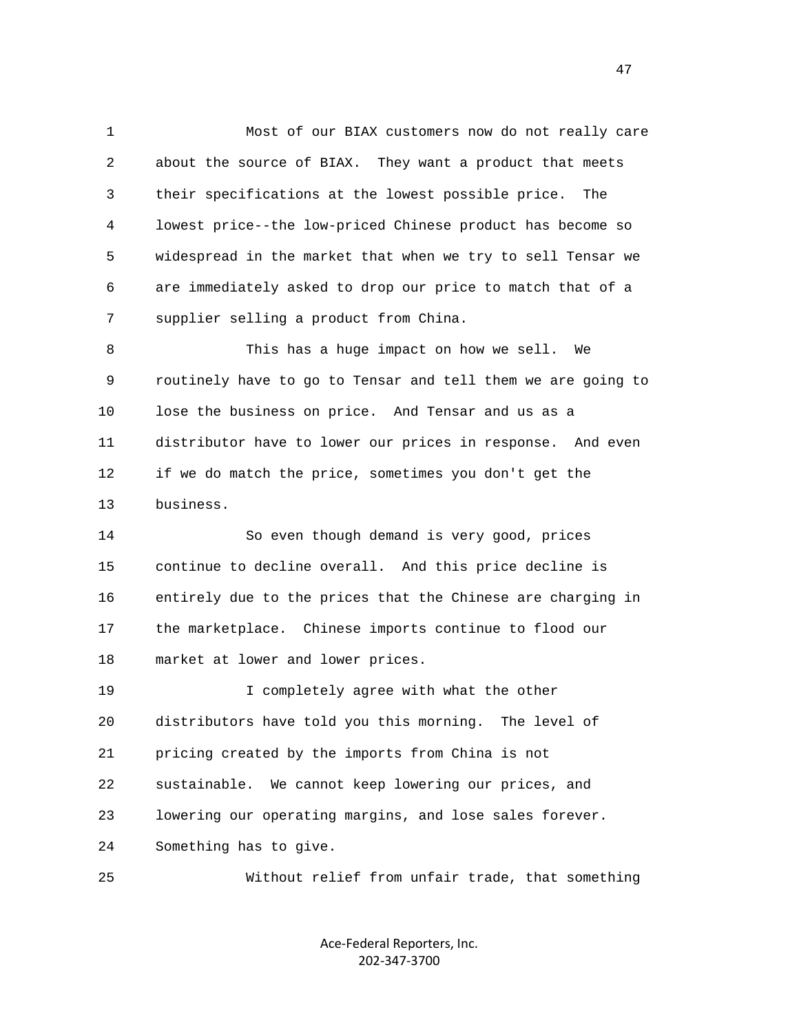Most of our BIAX customers now do not really care about the source of BIAX. They want a product that meets their specifications at the lowest possible price. The lowest price--the low-priced Chinese product has become so widespread in the market that when we try to sell Tensar we are immediately asked to drop our price to match that of a supplier selling a product from China.

This has a huge impact on how we sell. We routinely have to go to Tensar and tell them we are going to lose the business on price. And Tensar and us as a distributor have to lower our prices in response. And even if we do match the price, sometimes you don't get the business.

So even though demand is very good, prices continue to decline overall. And this price decline is entirely due to the prices that the Chinese are charging in the marketplace. Chinese imports continue to flood our market at lower and lower prices.

I completely agree with what the other distributors have told you this morning. The level of pricing created by the imports from China is not sustainable. We cannot keep lowering our prices, and lowering our operating margins, and lose sales forever. Something has to give.

Without relief from unfair trade, that something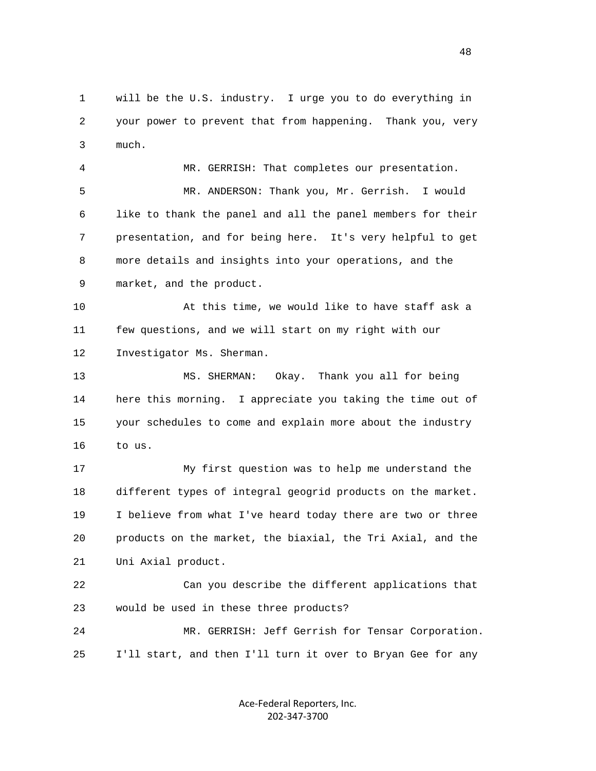will be the U.S. industry. I urge you to do everything in your power to prevent that from happening. Thank you, very much.

MR. GERRISH: That completes our presentation.

MR. ANDERSON: Thank you, Mr. Gerrish. I would like to thank the panel and all the panel members for their presentation, and for being here. It's very helpful to get more details and insights into your operations, and the market, and the product.

At this time, we would like to have staff ask a few questions, and we will start on my right with our Investigator Ms. Sherman.

MS. SHERMAN: Okay. Thank you all for being here this morning. I appreciate you taking the time out of your schedules to come and explain more about the industry to us.

My first question was to help me understand the different types of integral geogrid products on the market. I believe from what I've heard today there are two or three products on the market, the biaxial, the Tri Axial, and the Uni Axial product.

Can you describe the different applications that would be used in these three products?

MR. GERRISH: Jeff Gerrish for Tensar Corporation. I'll start, and then I'll turn it over to Bryan Gee for any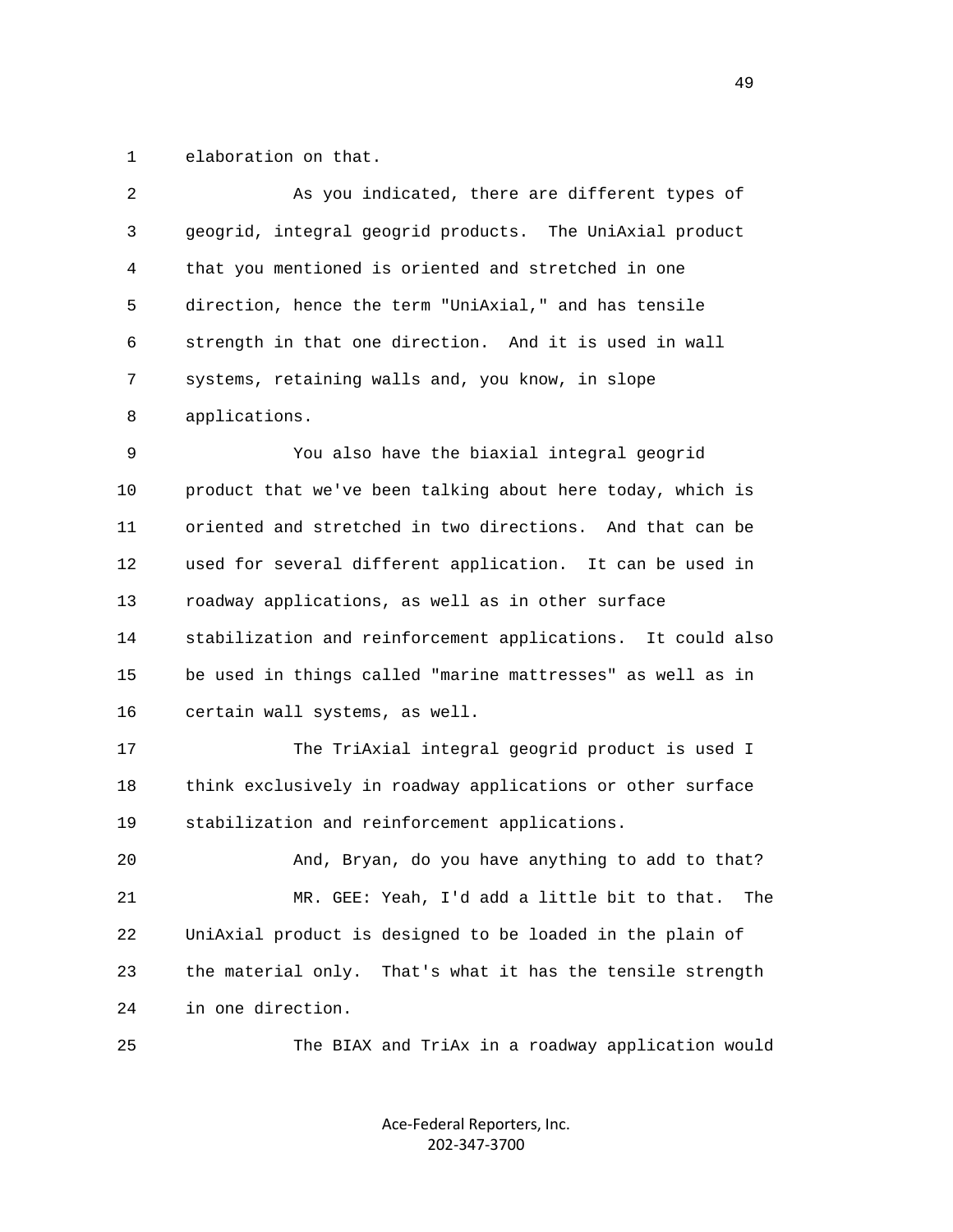elaboration on that.

As you indicated, there are different types of geogrid, integral geogrid products. The UniAxial product that you mentioned is oriented and stretched in one direction, hence the term "UniAxial," and has tensile strength in that one direction. And it is used in wall systems, retaining walls and, you know, in slope applications.

You also have the biaxial integral geogrid product that we've been talking about here today, which is oriented and stretched in two directions. And that can be used for several different application. It can be used in roadway applications, as well as in other surface stabilization and reinforcement applications. It could also be used in things called "marine mattresses" as well as in certain wall systems, as well.

The TriAxial integral geogrid product is used I think exclusively in roadway applications or other surface stabilization and reinforcement applications.

And, Bryan, do you have anything to add to that?

MR. GEE: Yeah, I'd add a little bit to that. The UniAxial product is designed to be loaded in the plain of the material only. That's what it has the tensile strength in one direction.

The BIAX and TriAx in a roadway application would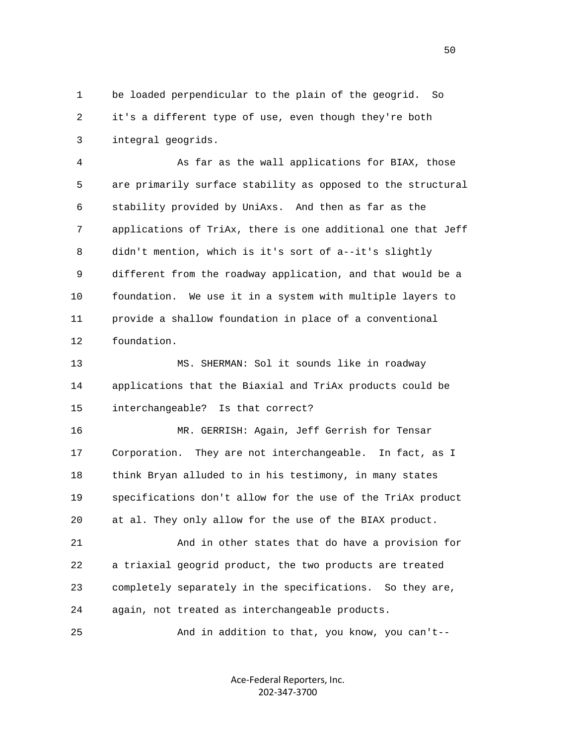1 be loaded perpendicular to the plain of the geogrid. So
2 it's a different type of use, even though they're both
3 integral geogrids.

4 As far as the wall applications for BIAX, those
5 are primarily surface stability as opposed to the structural
6 stability provided by UniAxs. And then as far as the
7 applications of TriAx, there is one additional one that Jeff
8 didn't mention, which is it's sort of a--it's slightly
9 different from the roadway application, and that would be a
10 foundation. We use it in a system with multiple layers to
11 provide a shallow foundation in place of a conventional
12 foundation.

13 MS. SHERMAN: Sol it sounds like in roadway
14 applications that the Biaxial and TriAx products could be
15 interchangeable? Is that correct?

16 MR. GERRISH: Again, Jeff Gerrish for Tensar
17 Corporation. They are not interchangeable. In fact, as I
18 think Bryan alluded to in his testimony, in many states
19 specifications don't allow for the use of the TriAx product
20 at al. They only allow for the use of the BIAX product.

21 And in other states that do have a provision for
22 a triaxial geogrid product, the two products are treated
23 completely separately in the specifications. So they are,
24 again, not treated as interchangeable products.

25 And in addition to that, you know, you can't--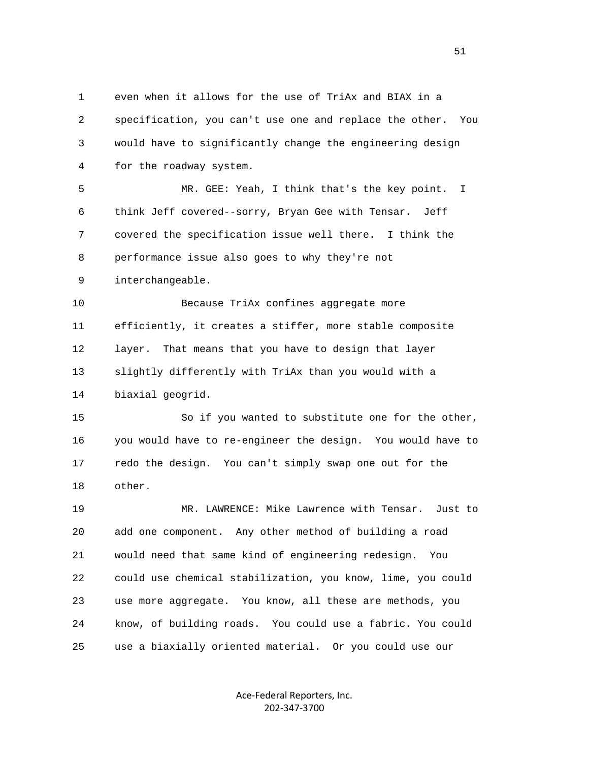even when it allows for the use of TriAx and BIAX in a specification, you can't use one and replace the other. You would have to significantly change the engineering design for the roadway system.

MR. GEE: Yeah, I think that's the key point. I think Jeff covered--sorry, Bryan Gee with Tensar. Jeff covered the specification issue well there. I think the performance issue also goes to why they're not interchangeable.

Because TriAx confines aggregate more efficiently, it creates a stiffer, more stable composite layer. That means that you have to design that layer slightly differently with TriAx than you would with a biaxial geogrid.

So if you wanted to substitute one for the other, you would have to re-engineer the design. You would have to redo the design. You can't simply swap one out for the other.

MR. LAWRENCE: Mike Lawrence with Tensar. Just to add one component. Any other method of building a road would need that same kind of engineering redesign. You could use chemical stabilization, you know, lime, you could use more aggregate. You know, all these are methods, you know, of building roads. You could use a fabric. You could use a biaxially oriented material. Or you could use our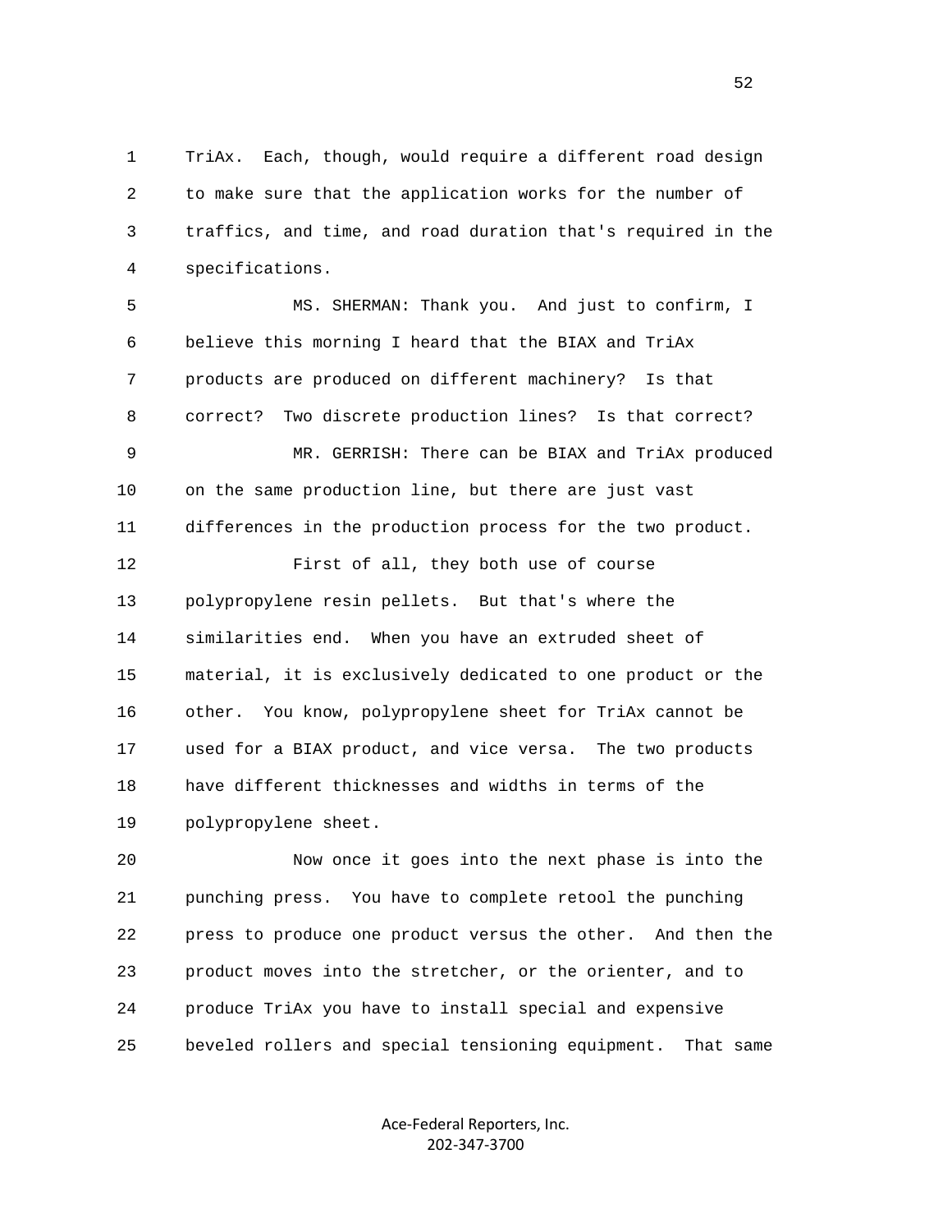1 TriAx. Each, though, would require a different road design
2 to make sure that the application works for the number of
3 traffics, and time, and road duration that's required in the
4 specifications.

5 MS. SHERMAN: Thank you. And just to confirm, I
6 believe this morning I heard that the BIAX and TriAx
7 products are produced on different machinery? Is that
8 correct? Two discrete production lines? Is that correct?

9 MR. GERRISH: There can be BIAX and TriAx produced
10 on the same production line, but there are just vast
11 differences in the production process for the two product.

12 First of all, they both use of course
13 polypropylene resin pellets. But that's where the
14 similarities end. When you have an extruded sheet of
15 material, it is exclusively dedicated to one product or the
16 other. You know, polypropylene sheet for TriAx cannot be
17 used for a BIAX product, and vice versa. The two products
18 have different thicknesses and widths in terms of the
19 polypropylene sheet.

20 Now once it goes into the next phase is into the
21 punching press. You have to complete retool the punching
22 press to produce one product versus the other. And then the
23 product moves into the stretcher, or the orienter, and to
24 produce TriAx you have to install special and expensive
25 beveled rollers and special tensioning equipment. That same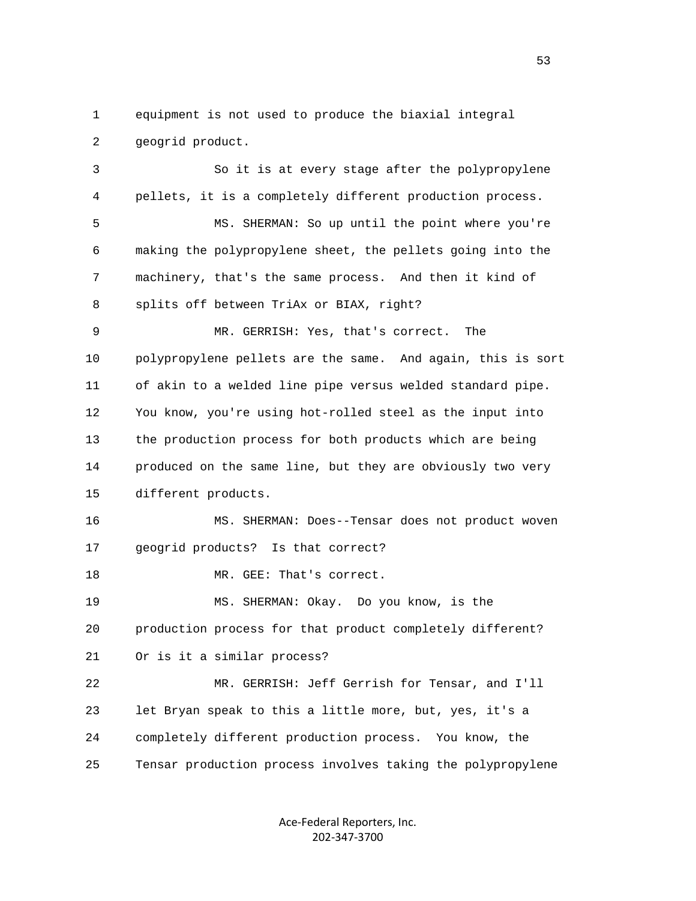equipment is not used to produce the biaxial integral geogrid product.

So it is at every stage after the polypropylene pellets, it is a completely different production process.

MS. SHERMAN: So up until the point where you're making the polypropylene sheet, the pellets going into the machinery, that's the same process. And then it kind of splits off between TriAx or BIAX, right?

MR. GERRISH: Yes, that's correct. The polypropylene pellets are the same. And again, this is sort of akin to a welded line pipe versus welded standard pipe. You know, you're using hot-rolled steel as the input into the production process for both products which are being produced on the same line, but they are obviously two very different products.

MS. SHERMAN: Does--Tensar does not product woven geogrid products? Is that correct?

MR. GEE: That's correct.

MS. SHERMAN: Okay. Do you know, is the production process for that product completely different? Or is it a similar process?

MR. GERRISH: Jeff Gerrish for Tensar, and I'll let Bryan speak to this a little more, but, yes, it's a completely different production process. You know, the Tensar production process involves taking the polypropylene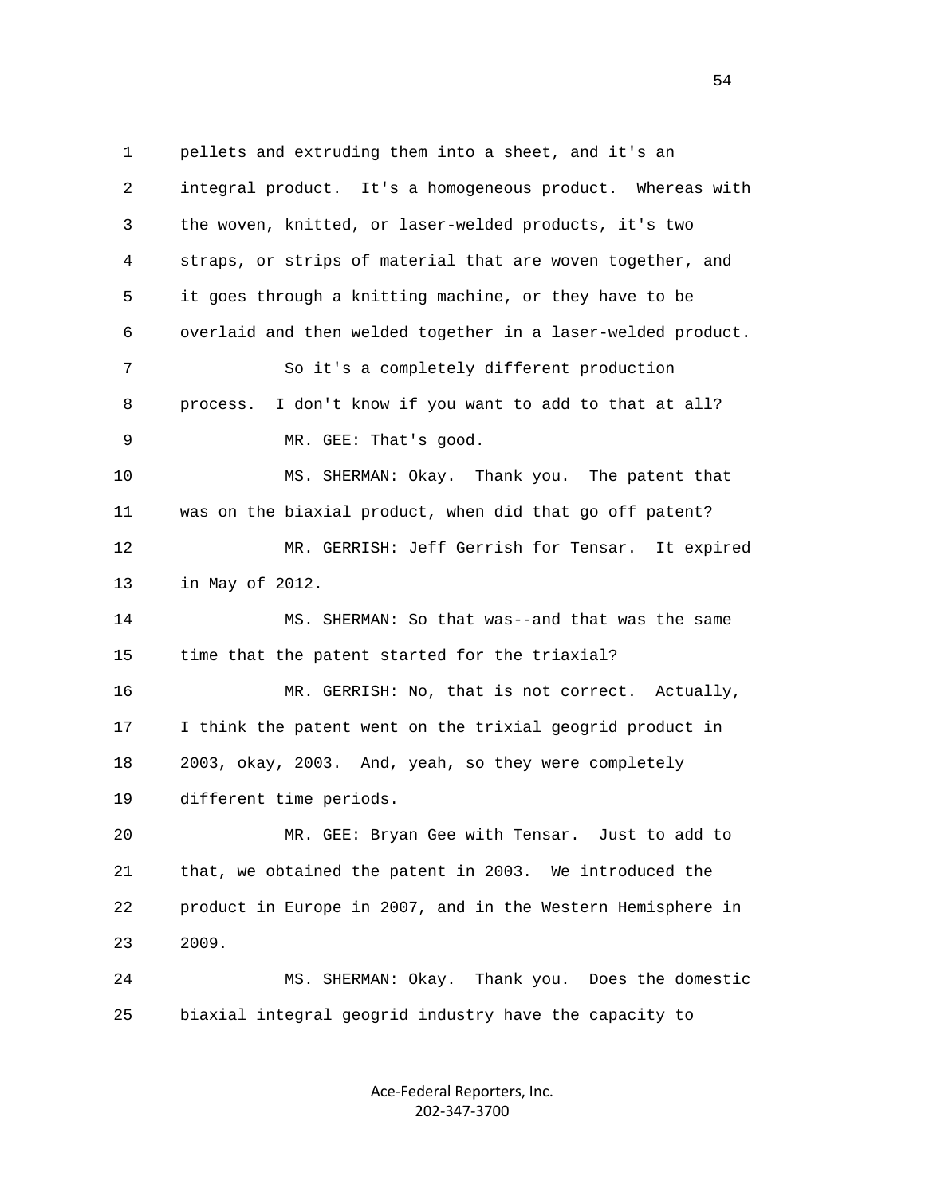pellets and extruding them into a sheet, and it's an integral product. It's a homogeneous product. Whereas with the woven, knitted, or laser-welded products, it's two straps, or strips of material that are woven together, and it goes through a knitting machine, or they have to be overlaid and then welded together in a laser-welded product.

So it's a completely different production process. I don't know if you want to add to that at all?

MR. GEE: That's good.

MS. SHERMAN: Okay. Thank you. The patent that was on the biaxial product, when did that go off patent?

MR. GERRISH: Jeff Gerrish for Tensar. It expired in May of 2012.

MS. SHERMAN: So that was--and that was the same time that the patent started for the triaxial?

MR. GERRISH: No, that is not correct. Actually, I think the patent went on the trixial geogrid product in 2003, okay, 2003. And, yeah, so they were completely different time periods.

MR. GEE: Bryan Gee with Tensar. Just to add to that, we obtained the patent in 2003. We introduced the product in Europe in 2007, and in the Western Hemisphere in 2009.

MS. SHERMAN: Okay. Thank you. Does the domestic biaxial integral geogrid industry have the capacity to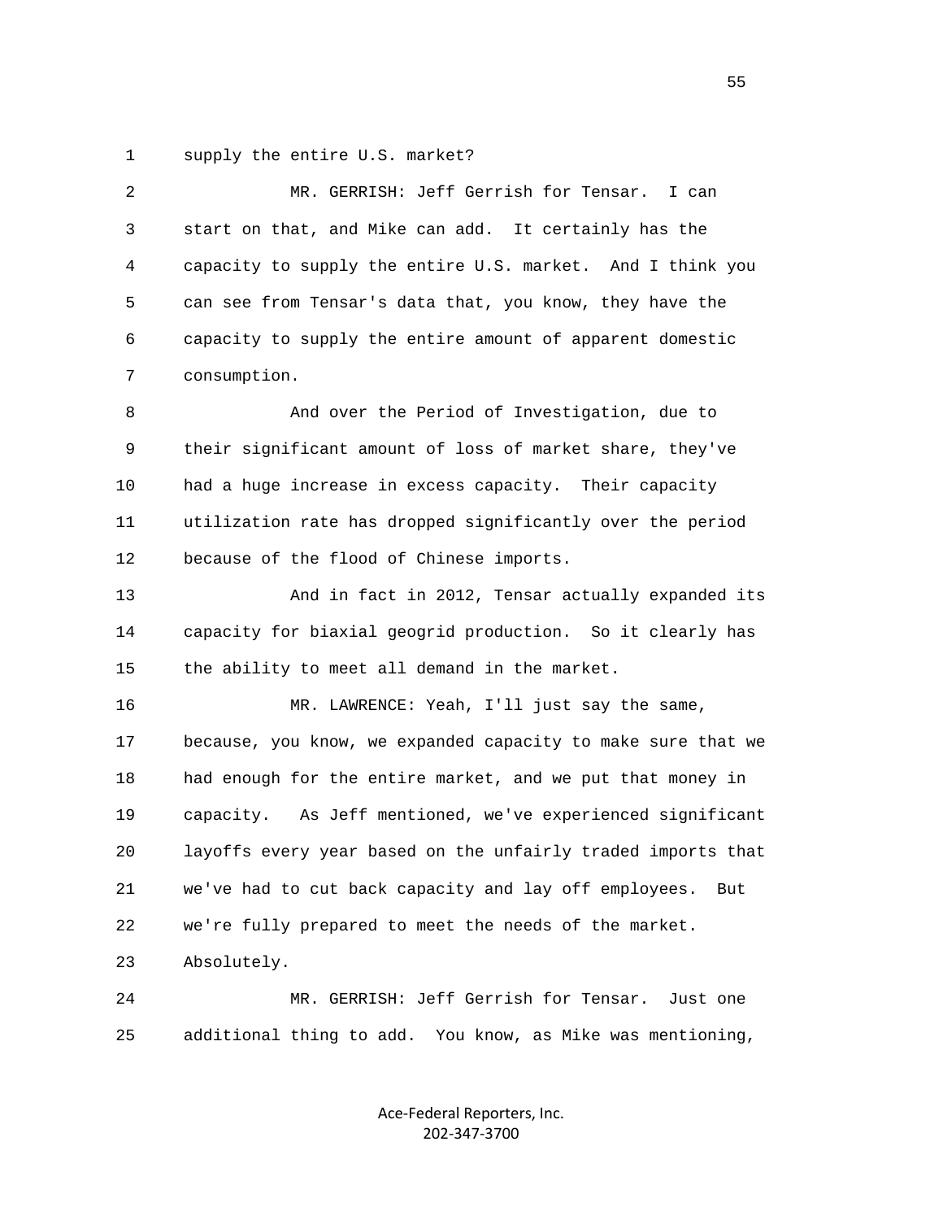1 supply the entire U.S. market?

2 MR. GERRISH: Jeff Gerrish for Tensar. I can
3 start on that, and Mike can add. It certainly has the
4 capacity to supply the entire U.S. market. And I think you
5 can see from Tensar's data that, you know, they have the
6 capacity to supply the entire amount of apparent domestic
7 consumption.

8 And over the Period of Investigation, due to
9 their significant amount of loss of market share, they've
10 had a huge increase in excess capacity. Their capacity
11 utilization rate has dropped significantly over the period
12 because of the flood of Chinese imports.

13 And in fact in 2012, Tensar actually expanded its
14 capacity for biaxial geogrid production. So it clearly has
15 the ability to meet all demand in the market.

16 MR. LAWRENCE: Yeah, I'll just say the same,
17 because, you know, we expanded capacity to make sure that we
18 had enough for the entire market, and we put that money in
19 capacity. As Jeff mentioned, we've experienced significant
20 layoffs every year based on the unfairly traded imports that
21 we've had to cut back capacity and lay off employees. But
22 we're fully prepared to meet the needs of the market.
23 Absolutely.

24 MR. GERRISH: Jeff Gerrish for Tensar. Just one
25 additional thing to add. You know, as Mike was mentioning,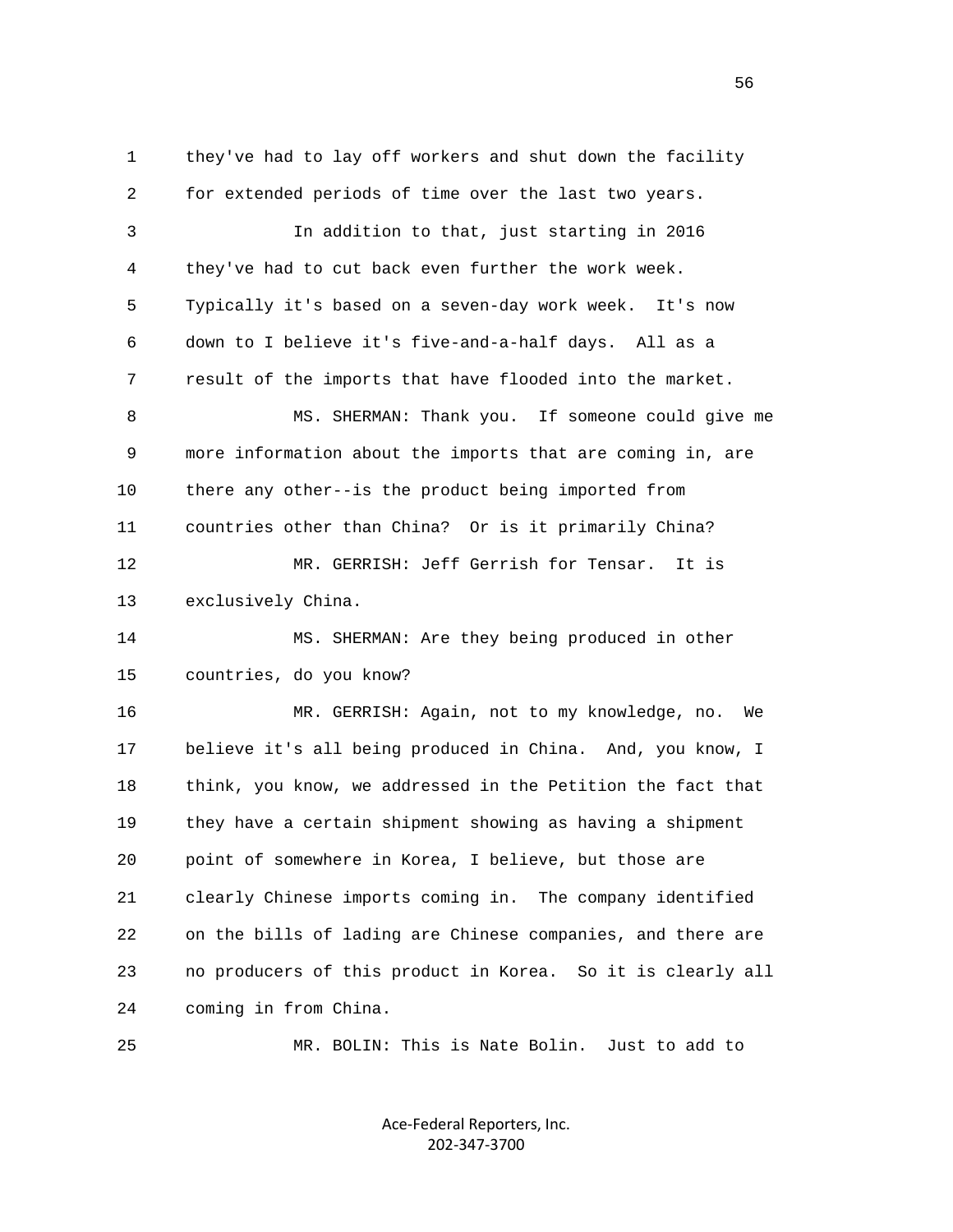they've had to lay off workers and shut down the facility for extended periods of time over the last two years.

In addition to that, just starting in 2016 they've had to cut back even further the work week. Typically it's based on a seven-day work week. It's now down to I believe it's five-and-a-half days. All as a result of the imports that have flooded into the market.

MS. SHERMAN: Thank you. If someone could give me more information about the imports that are coming in, are there any other--is the product being imported from countries other than China? Or is it primarily China?

MR. GERRISH: Jeff Gerrish for Tensar. It is exclusively China.

MS. SHERMAN: Are they being produced in other countries, do you know?

MR. GERRISH: Again, not to my knowledge, no. We believe it's all being produced in China. And, you know, I think, you know, we addressed in the Petition the fact that they have a certain shipment showing as having a shipment point of somewhere in Korea, I believe, but those are clearly Chinese imports coming in. The company identified on the bills of lading are Chinese companies, and there are no producers of this product in Korea. So it is clearly all coming in from China.

MR. BOLIN: This is Nate Bolin. Just to add to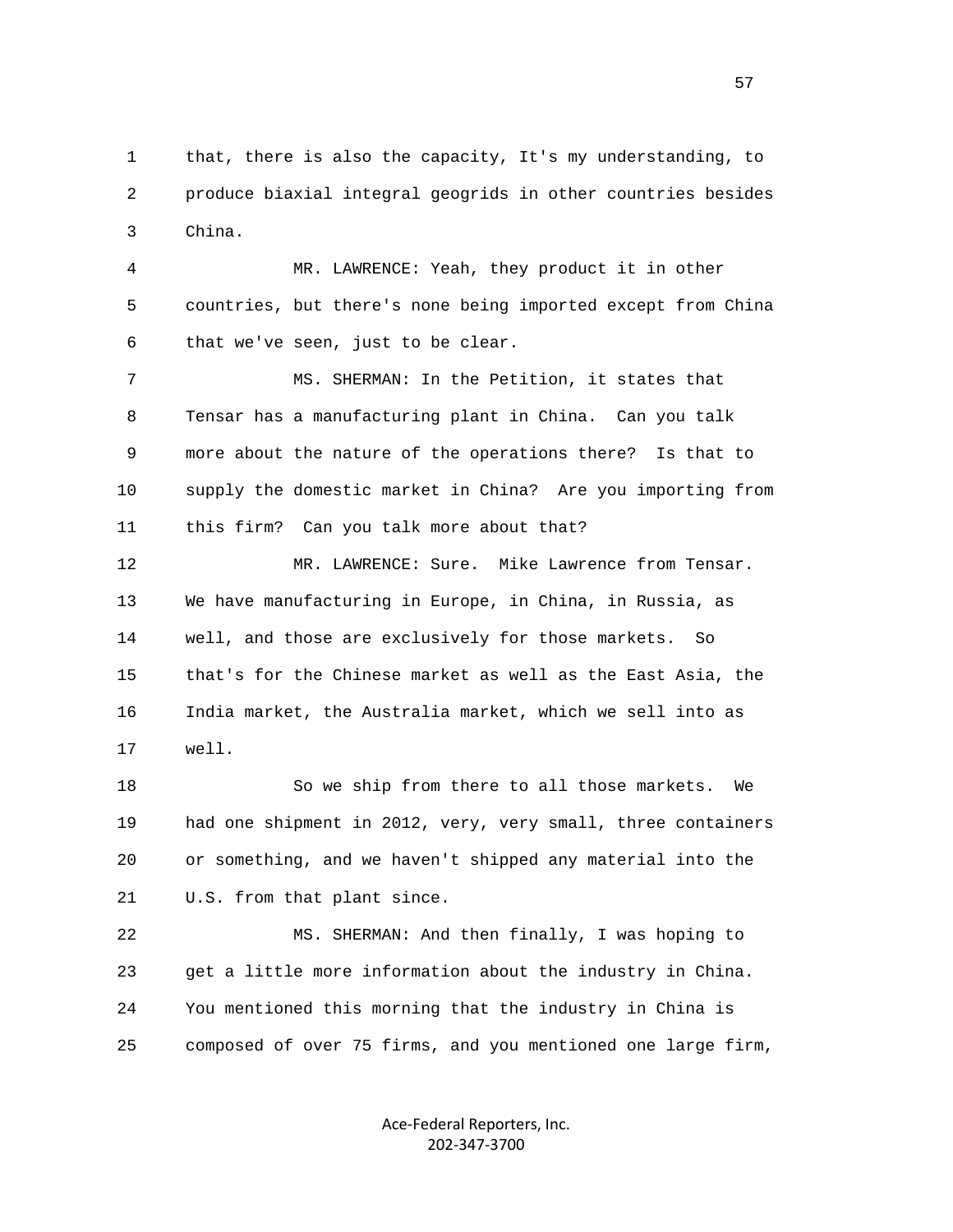1 that, there is also the capacity, It's my understanding, to
2 produce biaxial integral geogrids in other countries besides
3 China.

4 MR. LAWRENCE: Yeah, they product it in other
5 countries, but there's none being imported except from China
6 that we've seen, just to be clear.

7 MS. SHERMAN: In the Petition, it states that
8 Tensar has a manufacturing plant in China. Can you talk
9 more about the nature of the operations there? Is that to
10 supply the domestic market in China? Are you importing from
11 this firm? Can you talk more about that?

12 MR. LAWRENCE: Sure. Mike Lawrence from Tensar.
13 We have manufacturing in Europe, in China, in Russia, as
14 well, and those are exclusively for those markets. So
15 that's for the Chinese market as well as the East Asia, the
16 India market, the Australia market, which we sell into as
17 well.

18 So we ship from there to all those markets. We
19 had one shipment in 2012, very, very small, three containers
20 or something, and we haven't shipped any material into the
21 U.S. from that plant since.

22 MS. SHERMAN: And then finally, I was hoping to
23 get a little more information about the industry in China.
24 You mentioned this morning that the industry in China is
25 composed of over 75 firms, and you mentioned one large firm,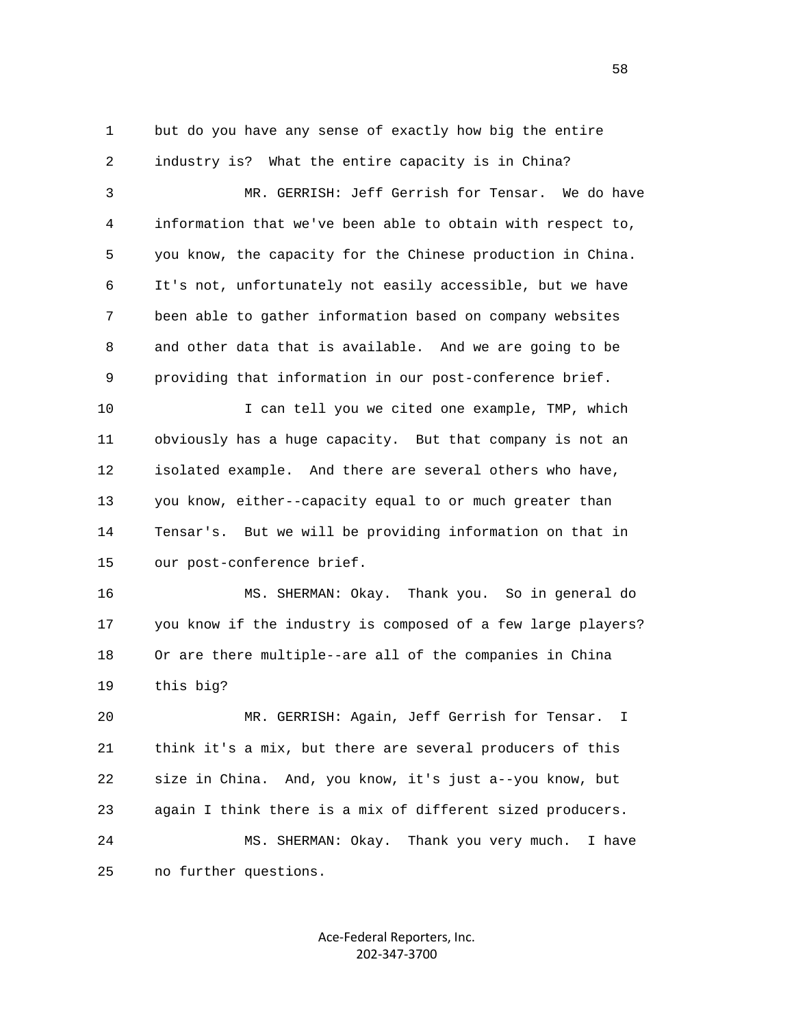1 but do you have any sense of exactly how big the entire
2 industry is? What the entire capacity is in China?
3 MR. GERRISH: Jeff Gerrish for Tensar. We do have
4 information that we've been able to obtain with respect to,
5 you know, the capacity for the Chinese production in China.
6 It's not, unfortunately not easily accessible, but we have
7 been able to gather information based on company websites
8 and other data that is available. And we are going to be
9 providing that information in our post-conference brief.
10 I can tell you we cited one example, TMP, which
11 obviously has a huge capacity. But that company is not an
12 isolated example. And there are several others who have,
13 you know, either--capacity equal to or much greater than
14 Tensar's. But we will be providing information on that in
15 our post-conference brief.
16 MS. SHERMAN: Okay. Thank you. So in general do
17 you know if the industry is composed of a few large players?
18 Or are there multiple--are all of the companies in China
19 this big?
20 MR. GERRISH: Again, Jeff Gerrish for Tensar. I
21 think it's a mix, but there are several producers of this
22 size in China. And, you know, it's just a--you know, but
23 again I think there is a mix of different sized producers.
24 MS. SHERMAN: Okay. Thank you very much. I have
25 no further questions.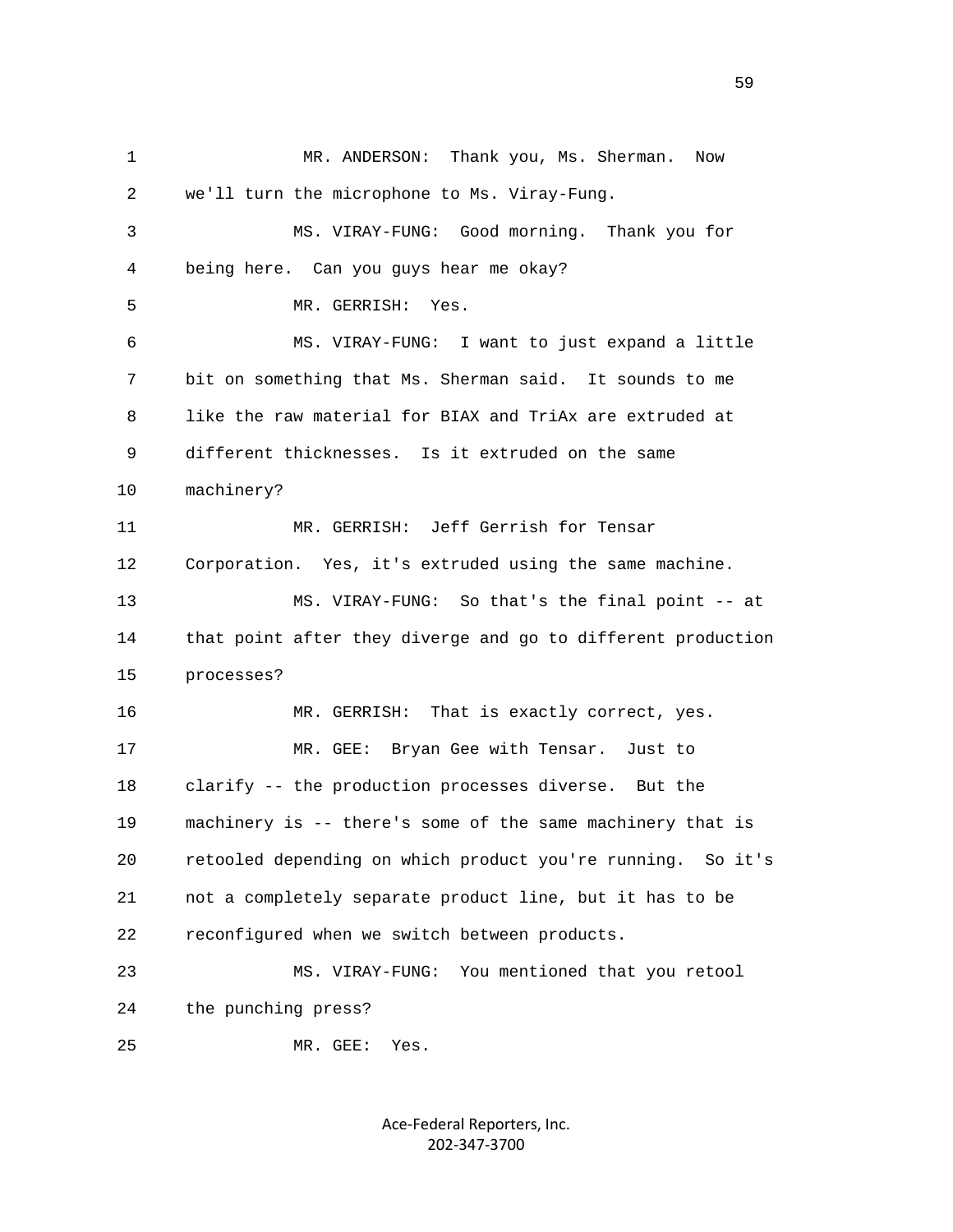1 MR. ANDERSON: Thank you, Ms. Sherman. Now
2 we'll turn the microphone to Ms. Viray-Fung.
3 MS. VIRAY-FUNG: Good morning. Thank you for
4 being here. Can you guys hear me okay?
5 MR. GERRISH: Yes.
6 MS. VIRAY-FUNG: I want to just expand a little
7 bit on something that Ms. Sherman said. It sounds to me
8 like the raw material for BIAX and TriAx are extruded at
9 different thicknesses. Is it extruded on the same
10 machinery?
11 MR. GERRISH: Jeff Gerrish for Tensar
12 Corporation. Yes, it's extruded using the same machine.
13 MS. VIRAY-FUNG: So that's the final point -- at
14 that point after they diverge and go to different production
15 processes?
16 MR. GERRISH: That is exactly correct, yes.
17 MR. GEE: Bryan Gee with Tensar. Just to
18 clarify -- the production processes diverse. But the
19 machinery is -- there's some of the same machinery that is
20 retooled depending on which product you're running. So it's
21 not a completely separate product line, but it has to be
22 reconfigured when we switch between products.
23 MS. VIRAY-FUNG: You mentioned that you retool
24 the punching press?
25 MR. GEE: Yes.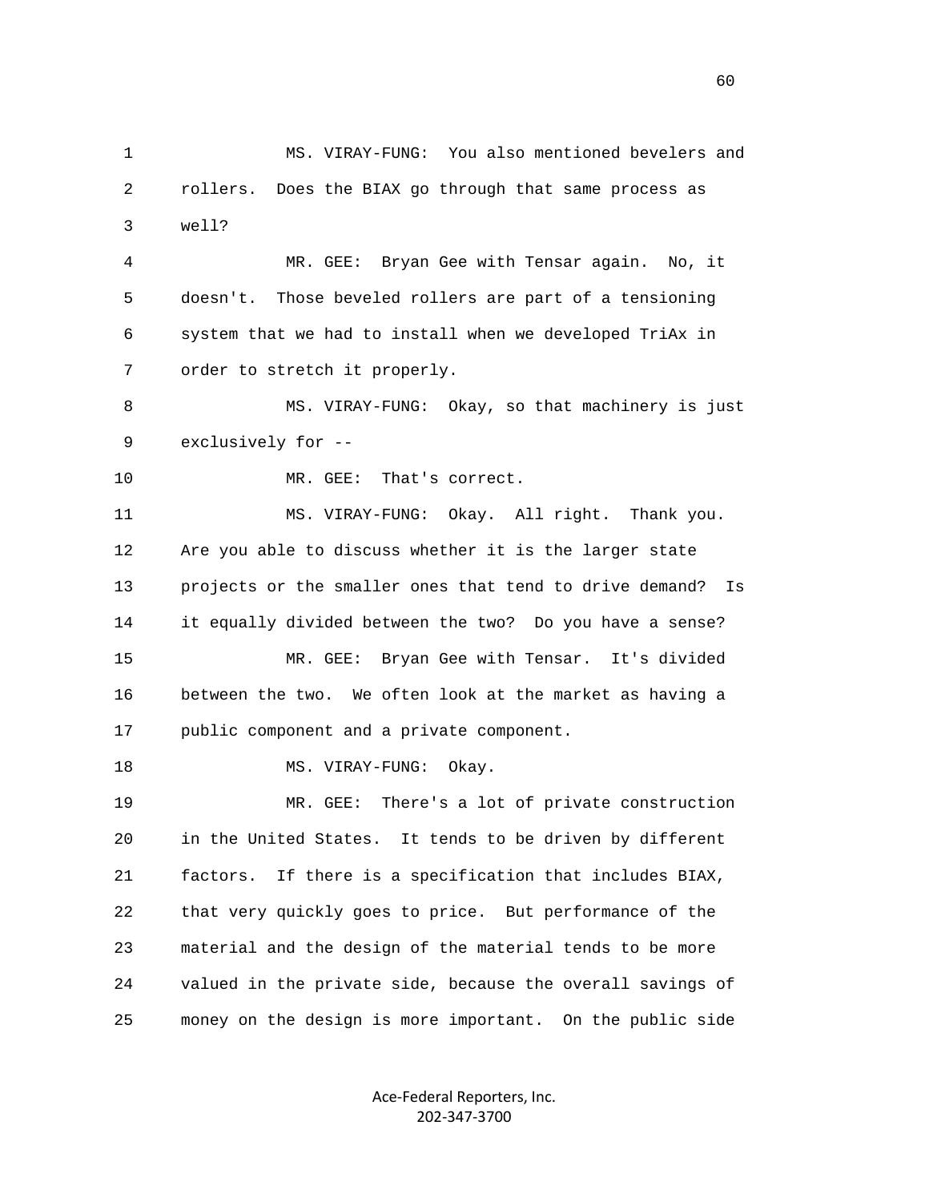MS. VIRAY-FUNG: You also mentioned bevelers and rollers. Does the BIAX go through that same process as well?

MR. GEE: Bryan Gee with Tensar again. No, it doesn't. Those beveled rollers are part of a tensioning system that we had to install when we developed TriAx in order to stretch it properly.

MS. VIRAY-FUNG: Okay, so that machinery is just exclusively for --

MR. GEE: That's correct.

MS. VIRAY-FUNG: Okay. All right. Thank you. Are you able to discuss whether it is the larger state projects or the smaller ones that tend to drive demand? Is it equally divided between the two? Do you have a sense?

MR. GEE: Bryan Gee with Tensar. It's divided between the two. We often look at the market as having a public component and a private component.

MS. VIRAY-FUNG: Okay.

MR. GEE: There's a lot of private construction in the United States. It tends to be driven by different factors. If there is a specification that includes BIAX, that very quickly goes to price. But performance of the material and the design of the material tends to be more valued in the private side, because the overall savings of money on the design is more important. On the public side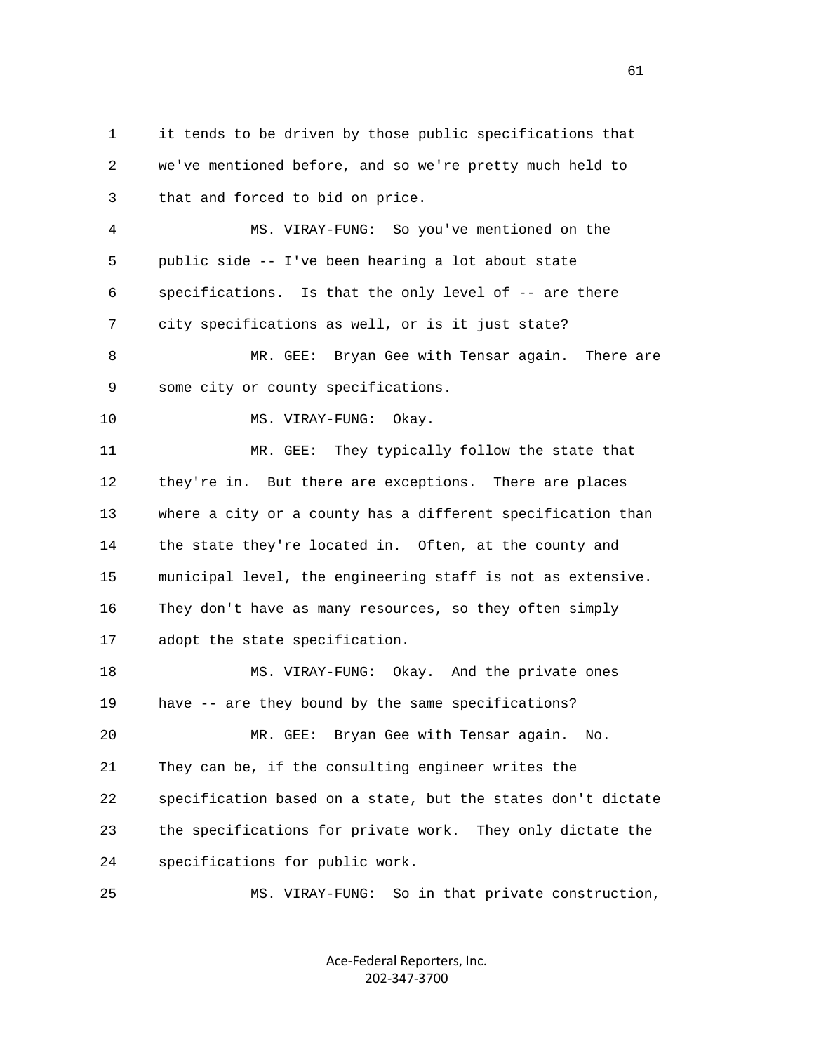it tends to be driven by those public specifications that we've mentioned before, and so we're pretty much held to that and forced to bid on price.

MS. VIRAY-FUNG: So you've mentioned on the public side -- I've been hearing a lot about state specifications. Is that the only level of -- are there city specifications as well, or is it just state?

MR. GEE: Bryan Gee with Tensar again. There are some city or county specifications.

MS. VIRAY-FUNG: Okay.

MR. GEE: They typically follow the state that they're in. But there are exceptions. There are places where a city or a county has a different specification than the state they're located in. Often, at the county and municipal level, the engineering staff is not as extensive. They don't have as many resources, so they often simply adopt the state specification.

MS. VIRAY-FUNG: Okay. And the private ones have -- are they bound by the same specifications?

MR. GEE: Bryan Gee with Tensar again. No. They can be, if the consulting engineer writes the specification based on a state, but the states don't dictate the specifications for private work. They only dictate the specifications for public work.

MS. VIRAY-FUNG: So in that private construction,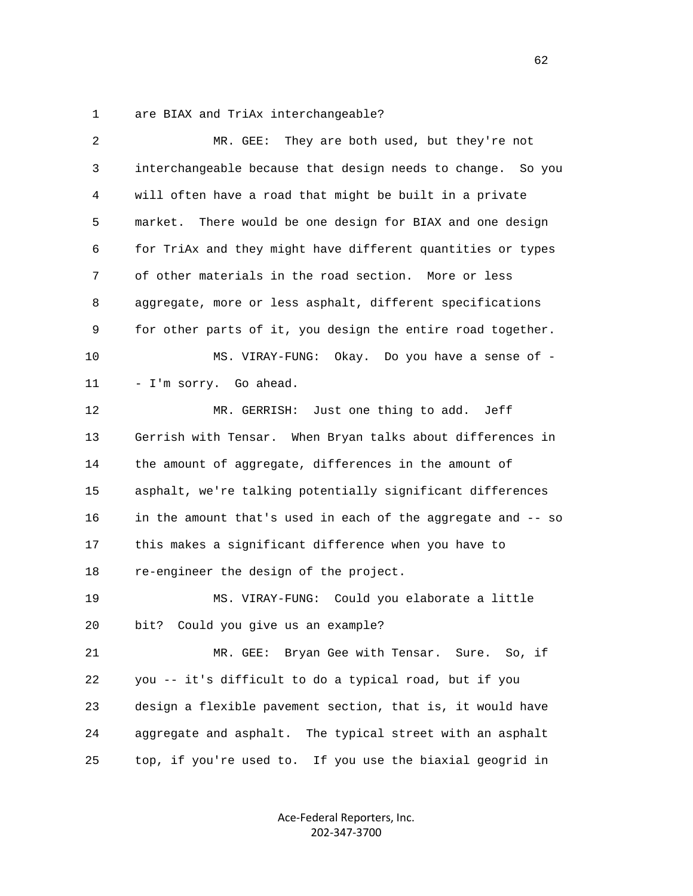1 are BIAX and TriAx interchangeable?

2 MR. GEE: They are both used, but they're not
3 interchangeable because that design needs to change. So you
4 will often have a road that might be built in a private
5 market. There would be one design for BIAX and one design
6 for TriAx and they might have different quantities or types
7 of other materials in the road section. More or less
8 aggregate, more or less asphalt, different specifications
9 for other parts of it, you design the entire road together.

10 MS. VIRAY-FUNG: Okay. Do you have a sense of -
11 - I'm sorry. Go ahead.

12 MR. GERRISH: Just one thing to add. Jeff
13 Gerrish with Tensar. When Bryan talks about differences in
14 the amount of aggregate, differences in the amount of
15 asphalt, we're talking potentially significant differences
16 in the amount that's used in each of the aggregate and -- so
17 this makes a significant difference when you have to
18 re-engineer the design of the project.

19 MS. VIRAY-FUNG: Could you elaborate a little
20 bit? Could you give us an example?

21 MR. GEE: Bryan Gee with Tensar. Sure. So, if
22 you -- it's difficult to do a typical road, but if you
23 design a flexible pavement section, that is, it would have
24 aggregate and asphalt. The typical street with an asphalt
25 top, if you're used to. If you use the biaxial geogrid in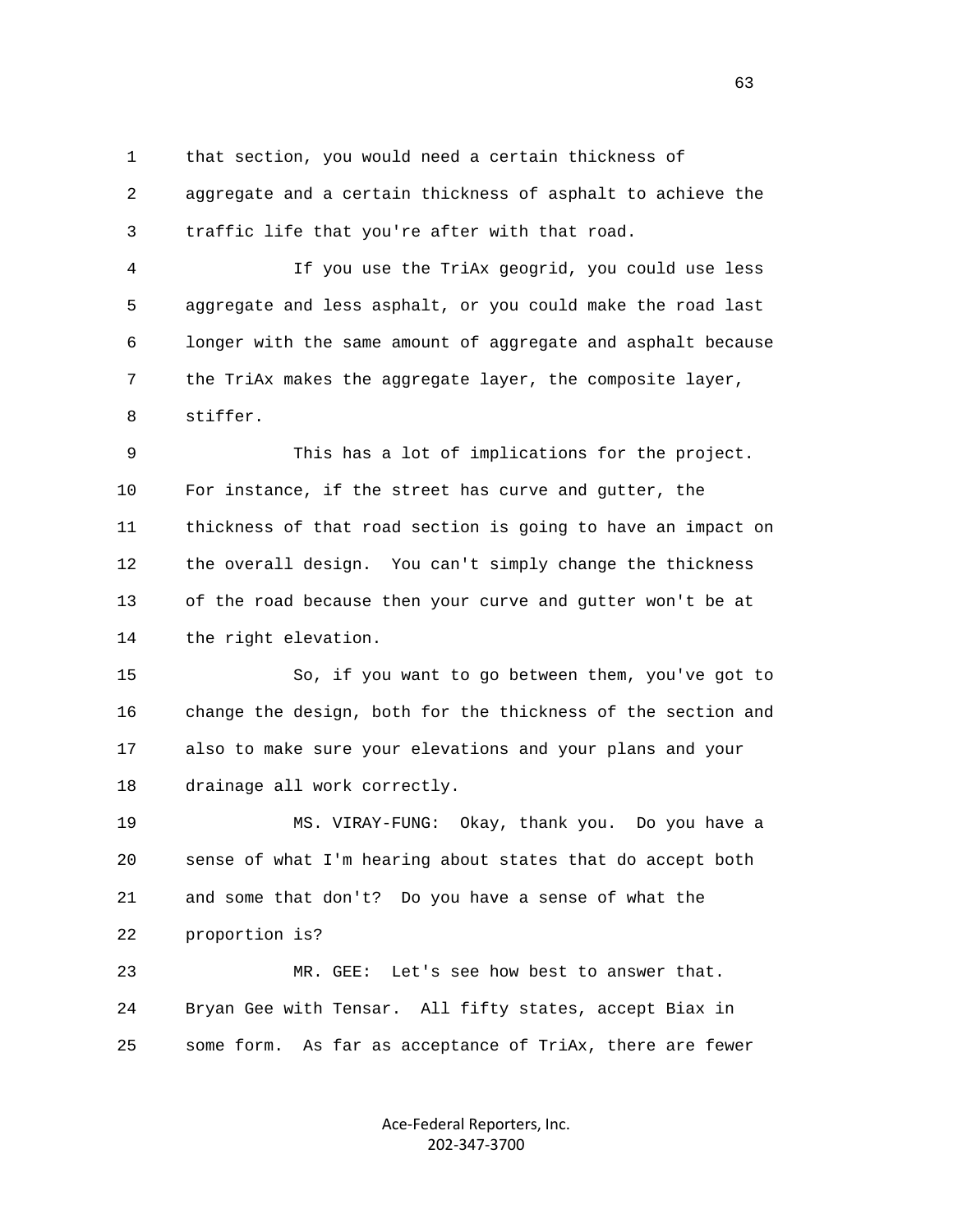1 that section, you would need a certain thickness of
2 aggregate and a certain thickness of asphalt to achieve the
3 traffic life that you're after with that road.

4 If you use the TriAx geogrid, you could use less
5 aggregate and less asphalt, or you could make the road last
6 longer with the same amount of aggregate and asphalt because
7 the TriAx makes the aggregate layer, the composite layer,
8 stiffer.

9 This has a lot of implications for the project.
10 For instance, if the street has curve and gutter, the
11 thickness of that road section is going to have an impact on
12 the overall design. You can't simply change the thickness
13 of the road because then your curve and gutter won't be at
14 the right elevation.

15 So, if you want to go between them, you've got to
16 change the design, both for the thickness of the section and
17 also to make sure your elevations and your plans and your
18 drainage all work correctly.

19 MS. VIRAY-FUNG: Okay, thank you. Do you have a
20 sense of what I'm hearing about states that do accept both
21 and some that don't? Do you have a sense of what the
22 proportion is?

23 MR. GEE: Let's see how best to answer that.
24 Bryan Gee with Tensar. All fifty states, accept Biax in
25 some form. As far as acceptance of TriAx, there are fewer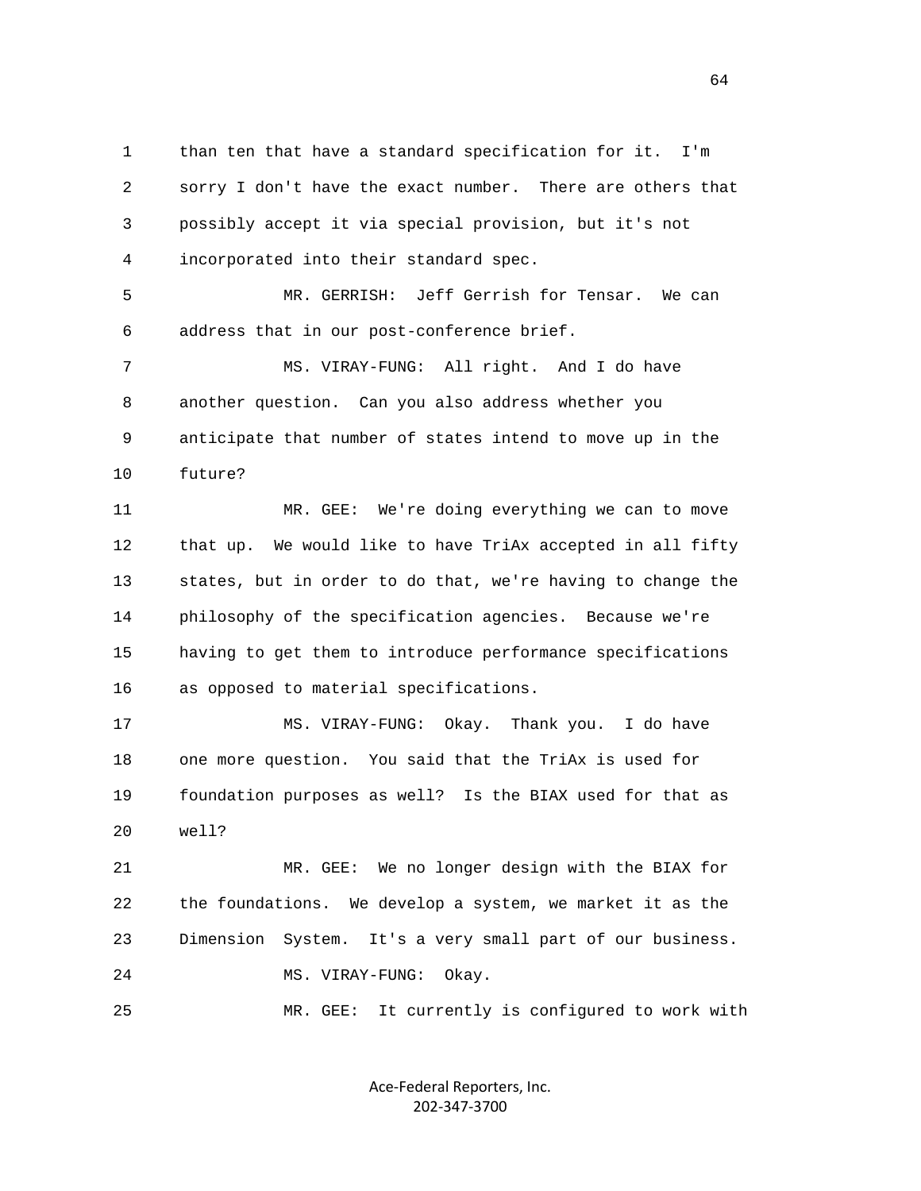than ten that have a standard specification for it. I'm sorry I don't have the exact number. There are others that possibly accept it via special provision, but it's not incorporated into their standard spec.

MR. GERRISH: Jeff Gerrish for Tensar. We can address that in our post-conference brief.

MS. VIRAY-FUNG: All right. And I do have another question. Can you also address whether you anticipate that number of states intend to move up in the future?

MR. GEE: We're doing everything we can to move that up. We would like to have TriAx accepted in all fifty states, but in order to do that, we're having to change the philosophy of the specification agencies. Because we're having to get them to introduce performance specifications as opposed to material specifications.

MS. VIRAY-FUNG: Okay. Thank you. I do have one more question. You said that the TriAx is used for foundation purposes as well? Is the BIAX used for that as well?

MR. GEE: We no longer design with the BIAX for the foundations. We develop a system, we market it as the Dimension System. It's a very small part of our business.

MS. VIRAY-FUNG: Okay.

MR. GEE: It currently is configured to work with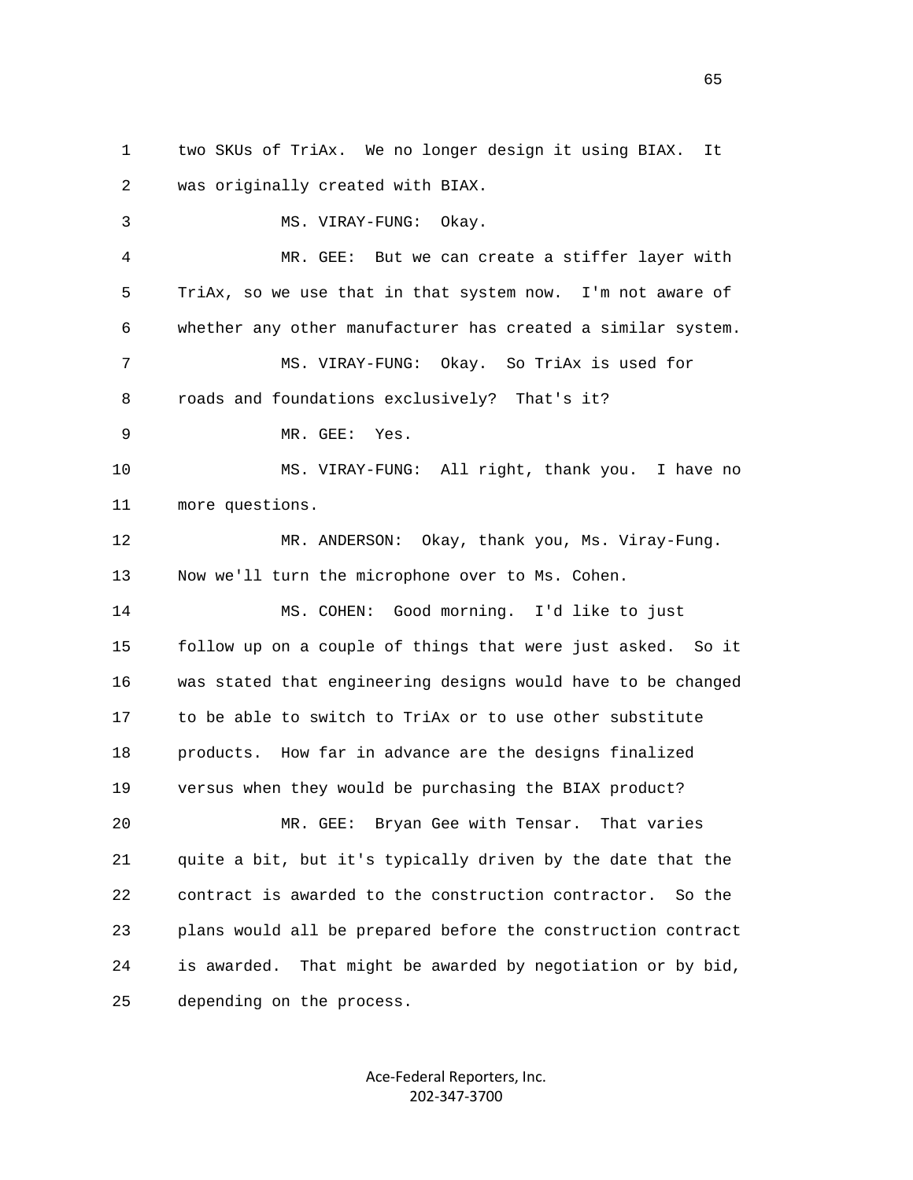1 two SKUs of TriAx. We no longer design it using BIAX. It
2 was originally created with BIAX.

3 MS. VIRAY-FUNG: Okay.

4 MR. GEE: But we can create a stiffer layer with
5 TriAx, so we use that in that system now. I'm not aware of
6 whether any other manufacturer has created a similar system.

7 MS. VIRAY-FUNG: Okay. So TriAx is used for
8 roads and foundations exclusively? That's it?

9 MR. GEE: Yes.

10 MS. VIRAY-FUNG: All right, thank you. I have no
11 more questions.

12 MR. ANDERSON: Okay, thank you, Ms. Viray-Fung.
13 Now we'll turn the microphone over to Ms. Cohen.

14 MS. COHEN: Good morning. I'd like to just
15 follow up on a couple of things that were just asked. So it
16 was stated that engineering designs would have to be changed
17 to be able to switch to TriAx or to use other substitute
18 products. How far in advance are the designs finalized
19 versus when they would be purchasing the BIAX product?

20 MR. GEE: Bryan Gee with Tensar. That varies
21 quite a bit, but it's typically driven by the date that the
22 contract is awarded to the construction contractor. So the
23 plans would all be prepared before the construction contract
24 is awarded. That might be awarded by negotiation or by bid,
25 depending on the process.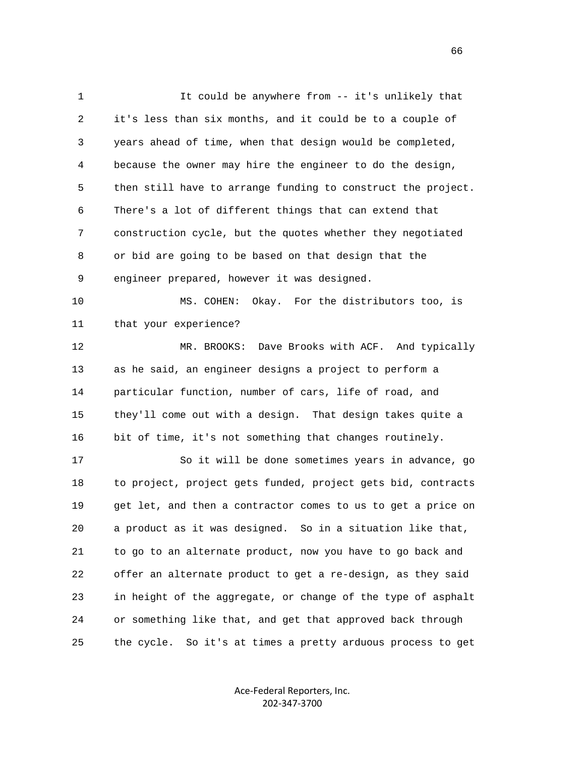It could be anywhere from -- it's unlikely that it's less than six months, and it could be to a couple of years ahead of time, when that design would be completed, because the owner may hire the engineer to do the design, then still have to arrange funding to construct the project. There's a lot of different things that can extend that construction cycle, but the quotes whether they negotiated or bid are going to be based on that design that the engineer prepared, however it was designed.

MS. COHEN: Okay. For the distributors too, is that your experience?

MR. BROOKS: Dave Brooks with ACF. And typically as he said, an engineer designs a project to perform a particular function, number of cars, life of road, and they'll come out with a design. That design takes quite a bit of time, it's not something that changes routinely.

So it will be done sometimes years in advance, go to project, project gets funded, project gets bid, contracts get let, and then a contractor comes to us to get a price on a product as it was designed. So in a situation like that, to go to an alternate product, now you have to go back and offer an alternate product to get a re-design, as they said in height of the aggregate, or change of the type of asphalt or something like that, and get that approved back through the cycle. So it's at times a pretty arduous process to get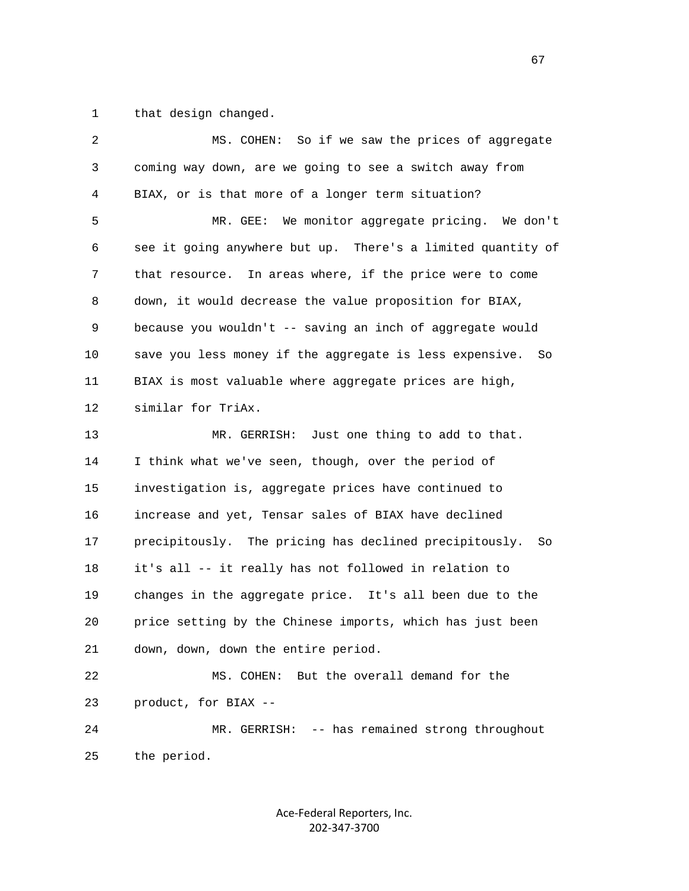1 that design changed.

2 MS. COHEN: So if we saw the prices of aggregate

3 coming way down, are we going to see a switch away from

4 BIAX, or is that more of a longer term situation?

5 MR. GEE: We monitor aggregate pricing. We don't

6 see it going anywhere but up. There's a limited quantity of

7 that resource. In areas where, if the price were to come

8 down, it would decrease the value proposition for BIAX,

9 because you wouldn't -- saving an inch of aggregate would

10 save you less money if the aggregate is less expensive. So

11 BIAX is most valuable where aggregate prices are high,

12 similar for TriAx.

13 MR. GERRISH: Just one thing to add to that.

14 I think what we've seen, though, over the period of

15 investigation is, aggregate prices have continued to

16 increase and yet, Tensar sales of BIAX have declined

17 precipitously. The pricing has declined precipitously. So

18 it's all -- it really has not followed in relation to

19 changes in the aggregate price. It's all been due to the

20 price setting by the Chinese imports, which has just been

21 down, down, down the entire period.

22 MS. COHEN: But the overall demand for the

23 product, for BIAX --

24 MR. GERRISH: -- has remained strong throughout

25 the period.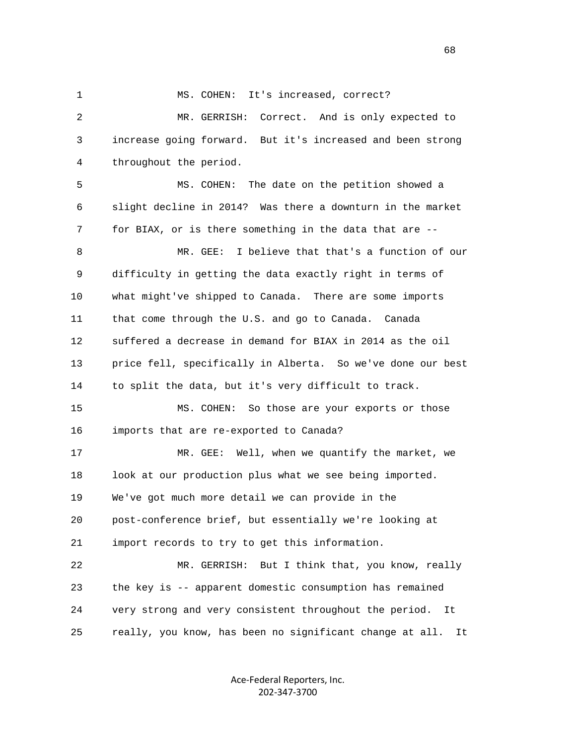1 MS. COHEN: It's increased, correct?

2 MR. GERRISH: Correct. And is only expected to

3 increase going forward. But it's increased and been strong

4 throughout the period.

5 MS. COHEN: The date on the petition showed a

6 slight decline in 2014? Was there a downturn in the market

7 for BIAX, or is there something in the data that are --

8 MR. GEE: I believe that that's a function of our

9 difficulty in getting the data exactly right in terms of

10 what might've shipped to Canada. There are some imports

11 that come through the U.S. and go to Canada. Canada

12 suffered a decrease in demand for BIAX in 2014 as the oil

13 price fell, specifically in Alberta. So we've done our best

14 to split the data, but it's very difficult to track.

15 MS. COHEN: So those are your exports or those

16 imports that are re-exported to Canada?

17 MR. GEE: Well, when we quantify the market, we

18 look at our production plus what we see being imported.

19 We've got much more detail we can provide in the

20 post-conference brief, but essentially we're looking at

21 import records to try to get this information.

22 MR. GERRISH: But I think that, you know, really

23 the key is -- apparent domestic consumption has remained

24 very strong and very consistent throughout the period. It

25 really, you know, has been no significant change at all. It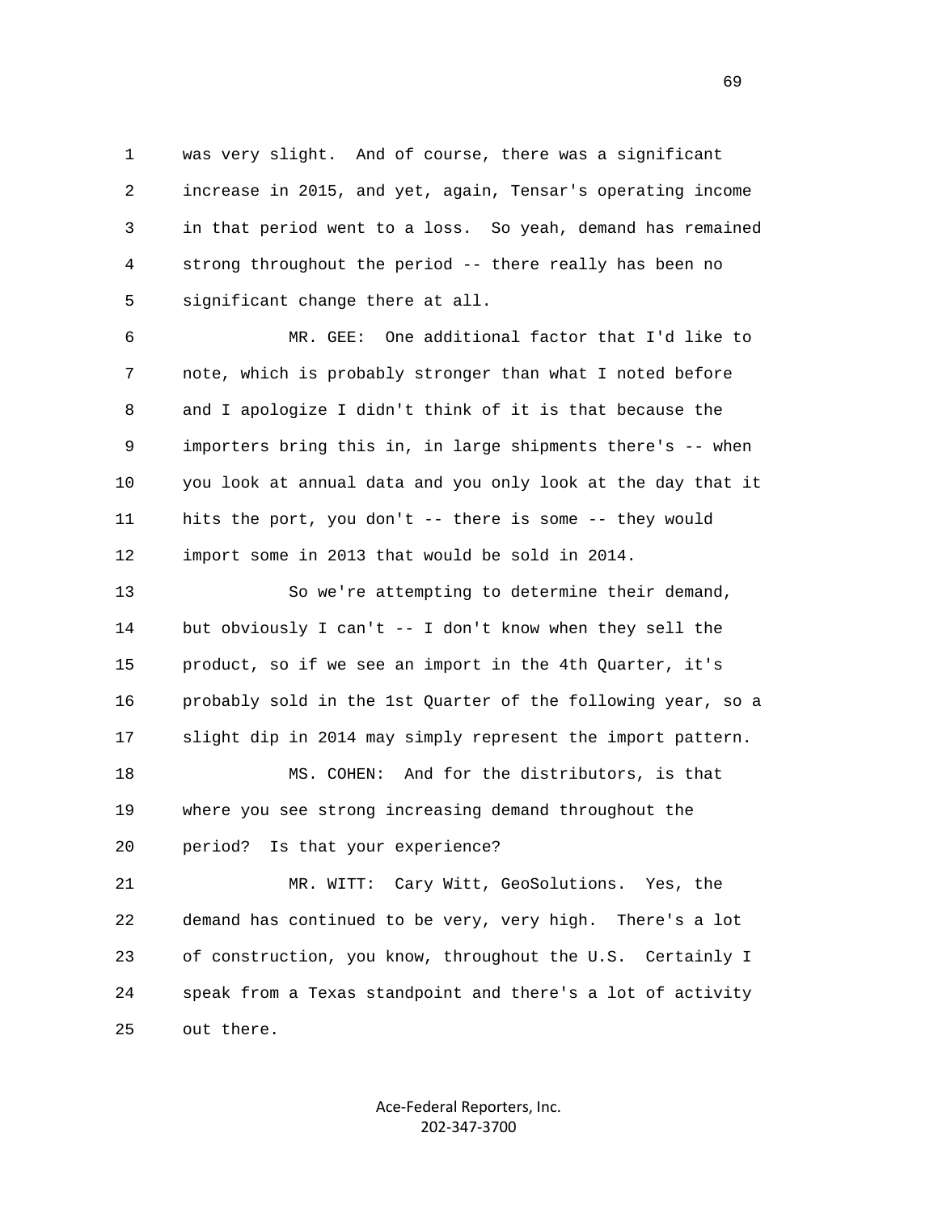was very slight. And of course, there was a significant increase in 2015, and yet, again, Tensar's operating income in that period went to a loss. So yeah, demand has remained strong throughout the period -- there really has been no significant change there at all.

MR. GEE: One additional factor that I'd like to note, which is probably stronger than what I noted before and I apologize I didn't think of it is that because the importers bring this in, in large shipments there's -- when you look at annual data and you only look at the day that it hits the port, you don't -- there is some -- they would import some in 2013 that would be sold in 2014.

So we're attempting to determine their demand, but obviously I can't -- I don't know when they sell the product, so if we see an import in the 4th Quarter, it's probably sold in the 1st Quarter of the following year, so a slight dip in 2014 may simply represent the import pattern.

MS. COHEN: And for the distributors, is that where you see strong increasing demand throughout the period? Is that your experience?

MR. WITT: Cary Witt, GeoSolutions. Yes, the demand has continued to be very, very high. There's a lot of construction, you know, throughout the U.S. Certainly I speak from a Texas standpoint and there's a lot of activity out there.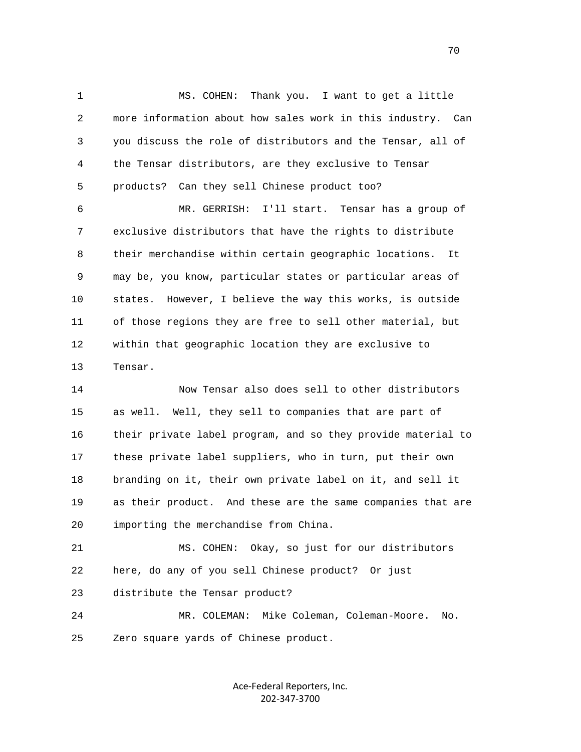MS. COHEN: Thank you. I want to get a little more information about how sales work in this industry. Can you discuss the role of distributors and the Tensar, all of the Tensar distributors, are they exclusive to Tensar products? Can they sell Chinese product too?

MR. GERRISH: I'll start. Tensar has a group of exclusive distributors that have the rights to distribute their merchandise within certain geographic locations. It may be, you know, particular states or particular areas of states. However, I believe the way this works, is outside of those regions they are free to sell other material, but within that geographic location they are exclusive to Tensar.

Now Tensar also does sell to other distributors as well. Well, they sell to companies that are part of their private label program, and so they provide material to these private label suppliers, who in turn, put their own branding on it, their own private label on it, and sell it as their product. And these are the same companies that are importing the merchandise from China.

MS. COHEN: Okay, so just for our distributors here, do any of you sell Chinese product? Or just distribute the Tensar product?

MR. COLEMAN: Mike Coleman, Coleman-Moore. No. Zero square yards of Chinese product.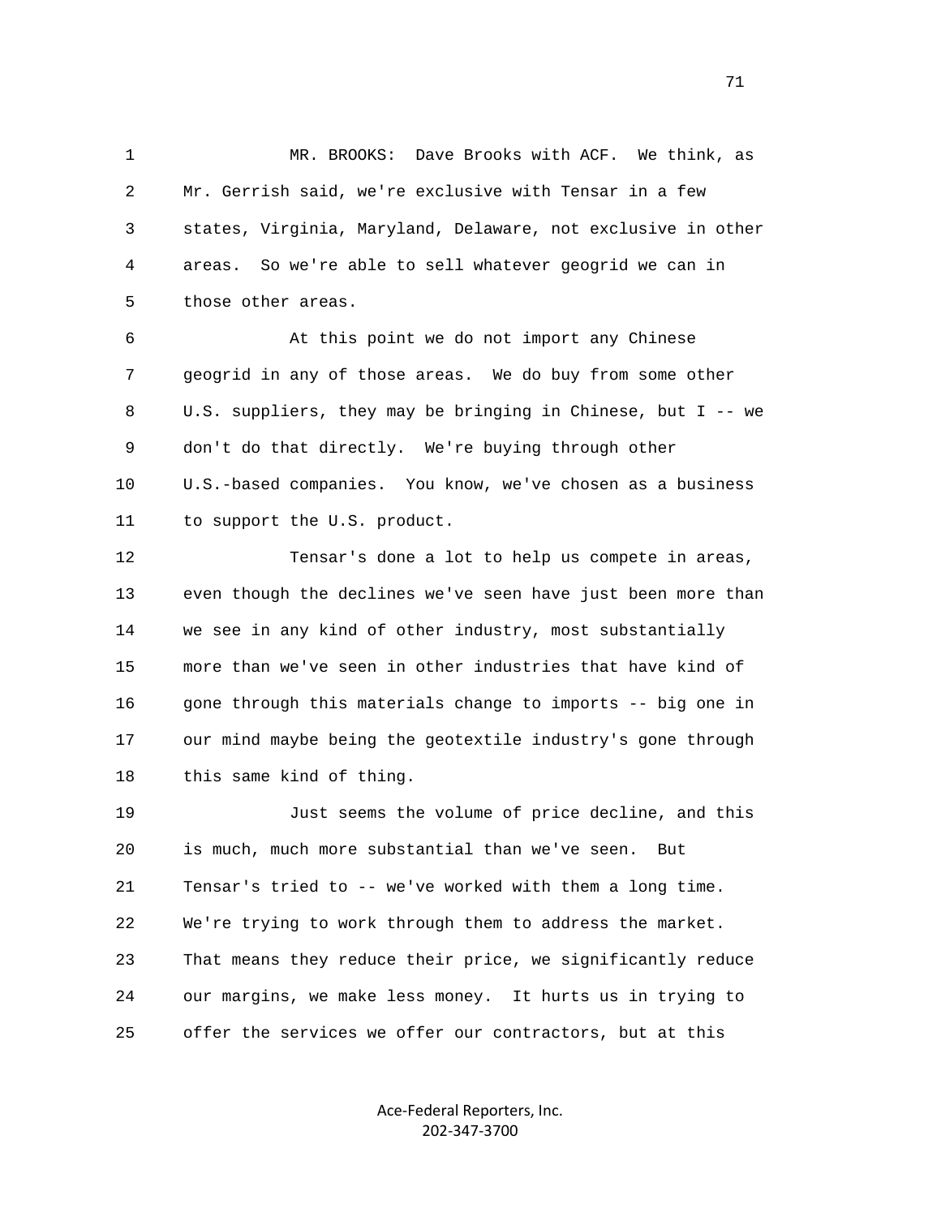MR. BROOKS: Dave Brooks with ACF. We think, as Mr. Gerrish said, we're exclusive with Tensar in a few states, Virginia, Maryland, Delaware, not exclusive in other areas. So we're able to sell whatever geogrid we can in those other areas.

At this point we do not import any Chinese geogrid in any of those areas. We do buy from some other U.S. suppliers, they may be bringing in Chinese, but I -- we don't do that directly. We're buying through other U.S.-based companies. You know, we've chosen as a business to support the U.S. product.

Tensar's done a lot to help us compete in areas, even though the declines we've seen have just been more than we see in any kind of other industry, most substantially more than we've seen in other industries that have kind of gone through this materials change to imports -- big one in our mind maybe being the geotextile industry's gone through this same kind of thing.

Just seems the volume of price decline, and this is much, much more substantial than we've seen. But Tensar's tried to -- we've worked with them a long time. We're trying to work through them to address the market. That means they reduce their price, we significantly reduce our margins, we make less money. It hurts us in trying to offer the services we offer our contractors, but at this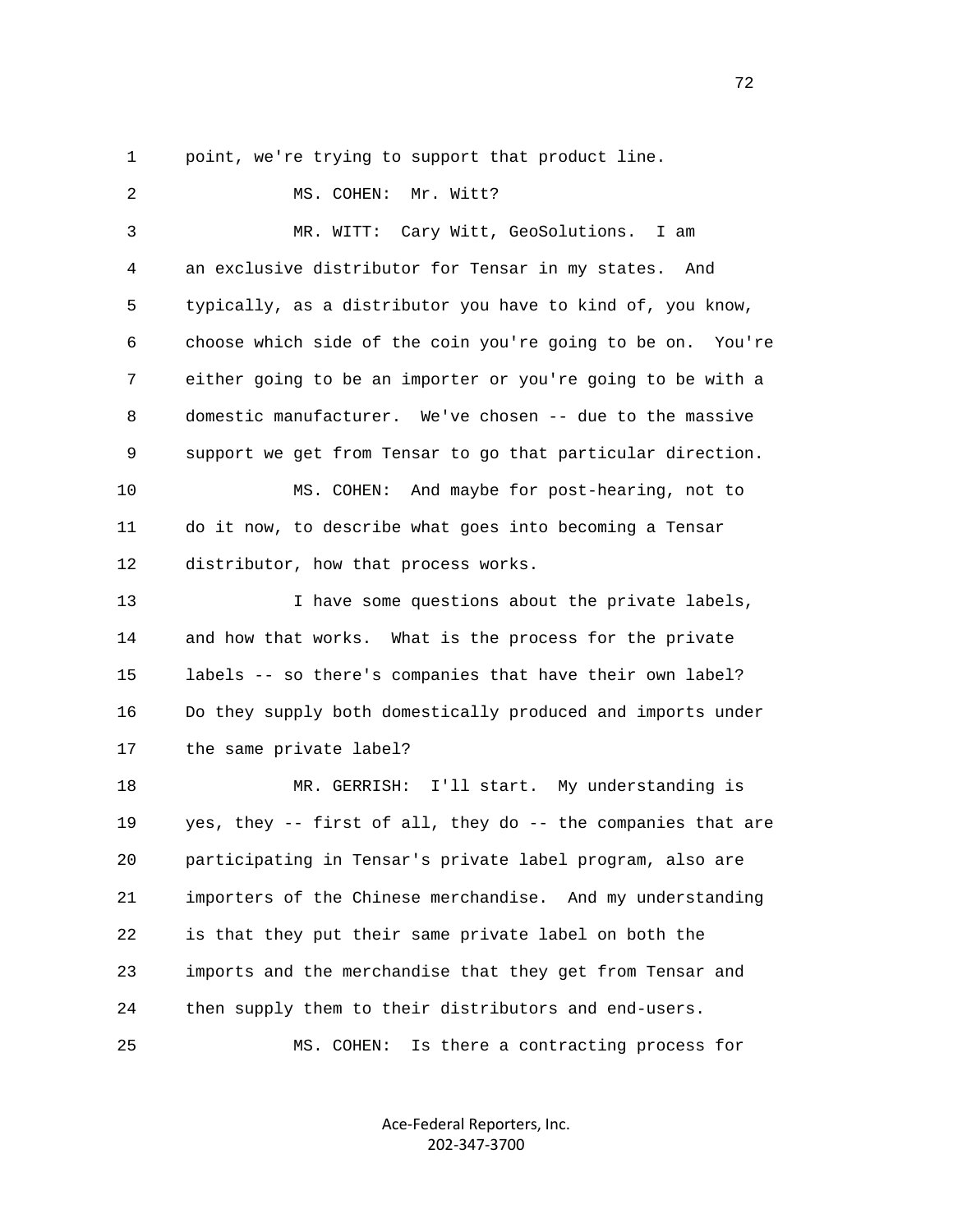point, we're trying to support that product line.

MS. COHEN: Mr. Witt?

MR. WITT: Cary Witt, GeoSolutions. I am an exclusive distributor for Tensar in my states. And typically, as a distributor you have to kind of, you know, choose which side of the coin you're going to be on. You're either going to be an importer or you're going to be with a domestic manufacturer. We've chosen -- due to the massive support we get from Tensar to go that particular direction.

MS. COHEN: And maybe for post-hearing, not to do it now, to describe what goes into becoming a Tensar distributor, how that process works.

I have some questions about the private labels, and how that works. What is the process for the private labels -- so there's companies that have their own label? Do they supply both domestically produced and imports under the same private label?

MR. GERRISH: I'll start. My understanding is yes, they -- first of all, they do -- the companies that are participating in Tensar's private label program, also are importers of the Chinese merchandise. And my understanding is that they put their same private label on both the imports and the merchandise that they get from Tensar and then supply them to their distributors and end-users.

MS. COHEN: Is there a contracting process for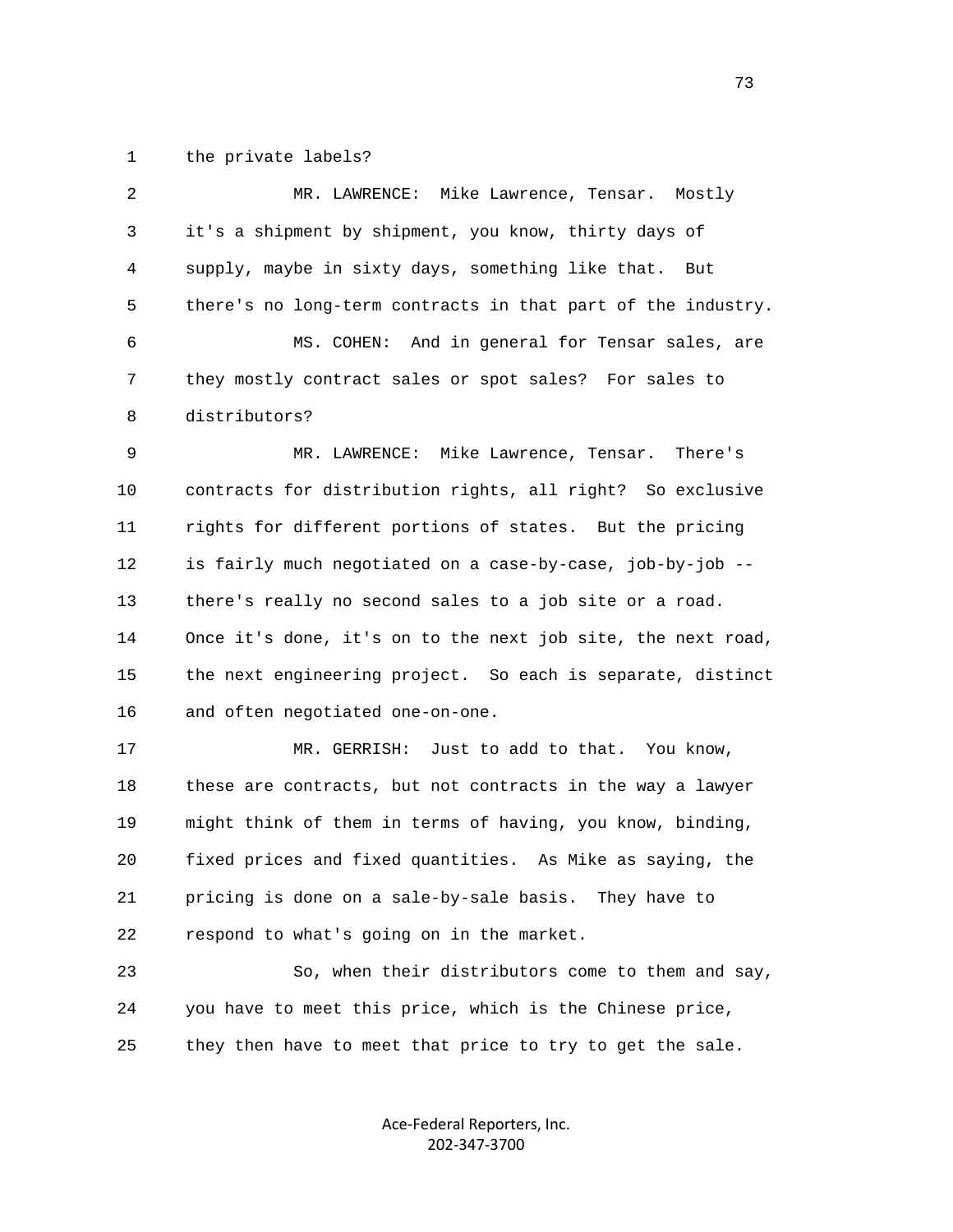the private labels?

MR. LAWRENCE: Mike Lawrence, Tensar. Mostly it's a shipment by shipment, you know, thirty days of supply, maybe in sixty days, something like that. But there's no long-term contracts in that part of the industry.

MS. COHEN: And in general for Tensar sales, are they mostly contract sales or spot sales? For sales to distributors?

MR. LAWRENCE: Mike Lawrence, Tensar. There's contracts for distribution rights, all right? So exclusive rights for different portions of states. But the pricing is fairly much negotiated on a case-by-case, job-by-job -- there's really no second sales to a job site or a road. Once it's done, it's on to the next job site, the next road, the next engineering project. So each is separate, distinct and often negotiated one-on-one.

MR. GERRISH: Just to add to that. You know, these are contracts, but not contracts in the way a lawyer might think of them in terms of having, you know, binding, fixed prices and fixed quantities. As Mike as saying, the pricing is done on a sale-by-sale basis. They have to respond to what's going on in the market.

So, when their distributors come to them and say, you have to meet this price, which is the Chinese price, they then have to meet that price to try to get the sale.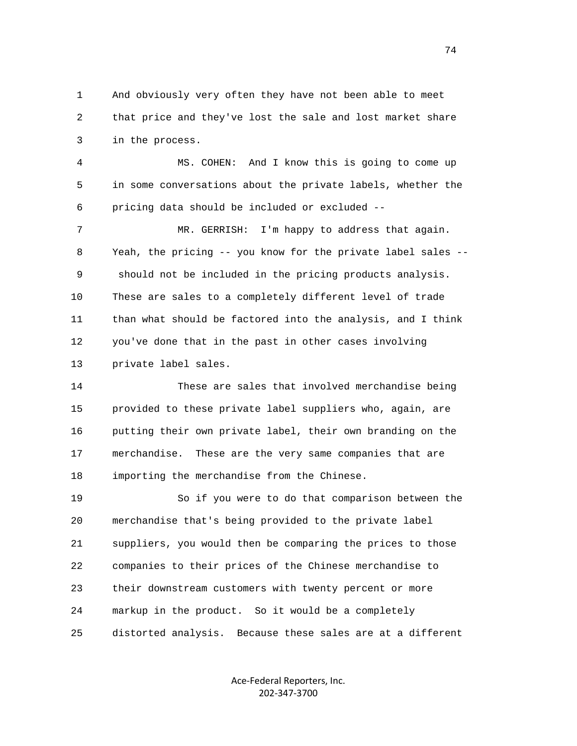1 And obviously very often they have not been able to meet
2 that price and they've lost the sale and lost market share
3 in the process.

4 MS. COHEN: And I know this is going to come up
5 in some conversations about the private labels, whether the
6 pricing data should be included or excluded --

7 MR. GERRISH: I'm happy to address that again.
8 Yeah, the pricing -- you know for the private label sales --
9 should not be included in the pricing products analysis.
10 These are sales to a completely different level of trade
11 than what should be factored into the analysis, and I think
12 you've done that in the past in other cases involving
13 private label sales.

14 These are sales that involved merchandise being
15 provided to these private label suppliers who, again, are
16 putting their own private label, their own branding on the
17 merchandise. These are the very same companies that are
18 importing the merchandise from the Chinese.

19 So if you were to do that comparison between the
20 merchandise that's being provided to the private label
21 suppliers, you would then be comparing the prices to those
22 companies to their prices of the Chinese merchandise to
23 their downstream customers with twenty percent or more
24 markup in the product. So it would be a completely
25 distorted analysis. Because these sales are at a different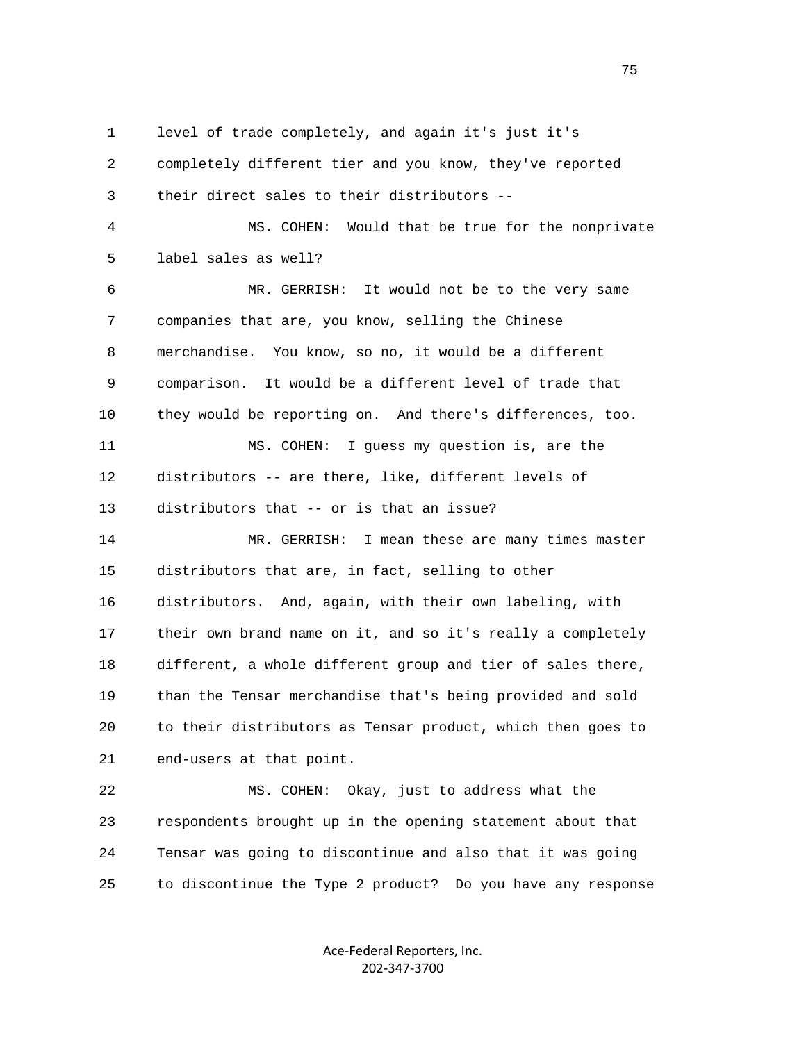1 level of trade completely, and again it's just it's
2 completely different tier and you know, they've reported
3 their direct sales to their distributors --
4 MS. COHEN: Would that be true for the nonprivate
5 label sales as well?
6 MR. GERRISH: It would not be to the very same
7 companies that are, you know, selling the Chinese
8 merchandise. You know, so no, it would be a different
9 comparison. It would be a different level of trade that
10 they would be reporting on. And there's differences, too.
11 MS. COHEN: I guess my question is, are the
12 distributors -- are there, like, different levels of
13 distributors that -- or is that an issue?
14 MR. GERRISH: I mean these are many times master
15 distributors that are, in fact, selling to other
16 distributors. And, again, with their own labeling, with
17 their own brand name on it, and so it's really a completely
18 different, a whole different group and tier of sales there,
19 than the Tensar merchandise that's being provided and sold
20 to their distributors as Tensar product, which then goes to
21 end-users at that point.
22 MS. COHEN: Okay, just to address what the
23 respondents brought up in the opening statement about that
24 Tensar was going to discontinue and also that it was going
25 to discontinue the Type 2 product? Do you have any response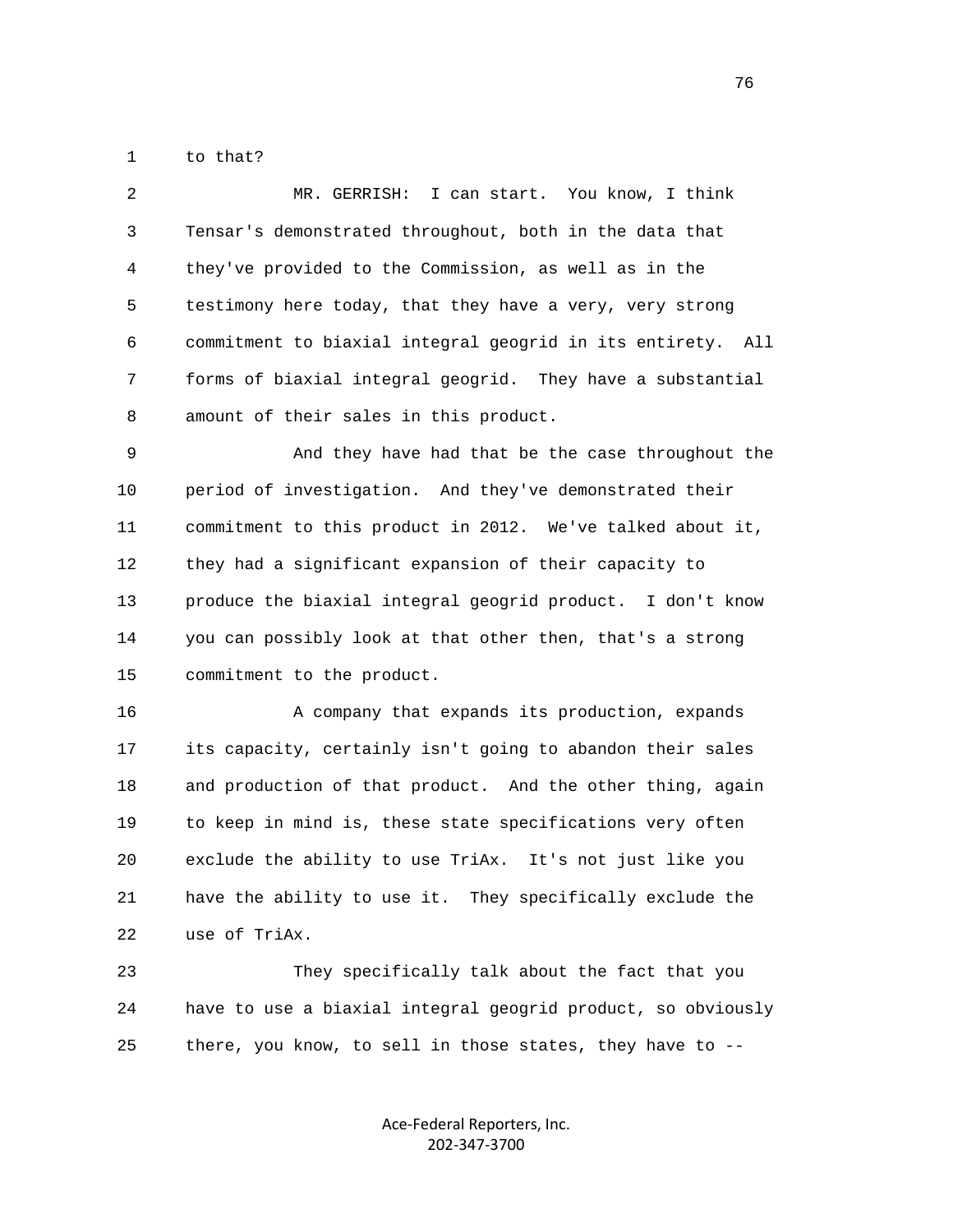1 to that?

2 MR. GERRISH: I can start. You know, I think
3 Tensar's demonstrated throughout, both in the data that
4 they've provided to the Commission, as well as in the
5 testimony here today, that they have a very, very strong
6 commitment to biaxial integral geogrid in its entirety. All
7 forms of biaxial integral geogrid. They have a substantial
8 amount of their sales in this product.

9 And they have had that be the case throughout the
10 period of investigation. And they've demonstrated their
11 commitment to this product in 2012. We've talked about it,
12 they had a significant expansion of their capacity to
13 produce the biaxial integral geogrid product. I don't know
14 you can possibly look at that other then, that's a strong
15 commitment to the product.

16 A company that expands its production, expands
17 its capacity, certainly isn't going to abandon their sales
18 and production of that product. And the other thing, again
19 to keep in mind is, these state specifications very often
20 exclude the ability to use TriAx. It's not just like you
21 have the ability to use it. They specifically exclude the
22 use of TriAx.

23 They specifically talk about the fact that you
24 have to use a biaxial integral geogrid product, so obviously
25 there, you know, to sell in those states, they have to --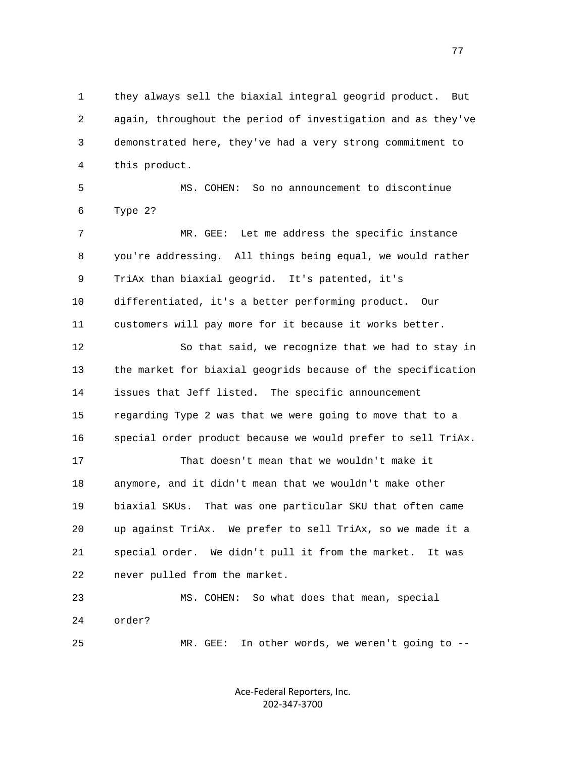they always sell the biaxial integral geogrid product. But again, throughout the period of investigation and as they've demonstrated here, they've had a very strong commitment to this product.

MS. COHEN: So no announcement to discontinue Type 2?

MR. GEE: Let me address the specific instance you're addressing. All things being equal, we would rather TriAx than biaxial geogrid. It's patented, it's differentiated, it's a better performing product. Our customers will pay more for it because it works better.

So that said, we recognize that we had to stay in the market for biaxial geogrids because of the specification issues that Jeff listed. The specific announcement regarding Type 2 was that we were going to move that to a special order product because we would prefer to sell TriAx.

That doesn't mean that we wouldn't make it anymore, and it didn't mean that we wouldn't make other biaxial SKUs. That was one particular SKU that often came up against TriAx. We prefer to sell TriAx, so we made it a special order. We didn't pull it from the market. It was never pulled from the market.

MS. COHEN: So what does that mean, special order?

MR. GEE: In other words, we weren't going to --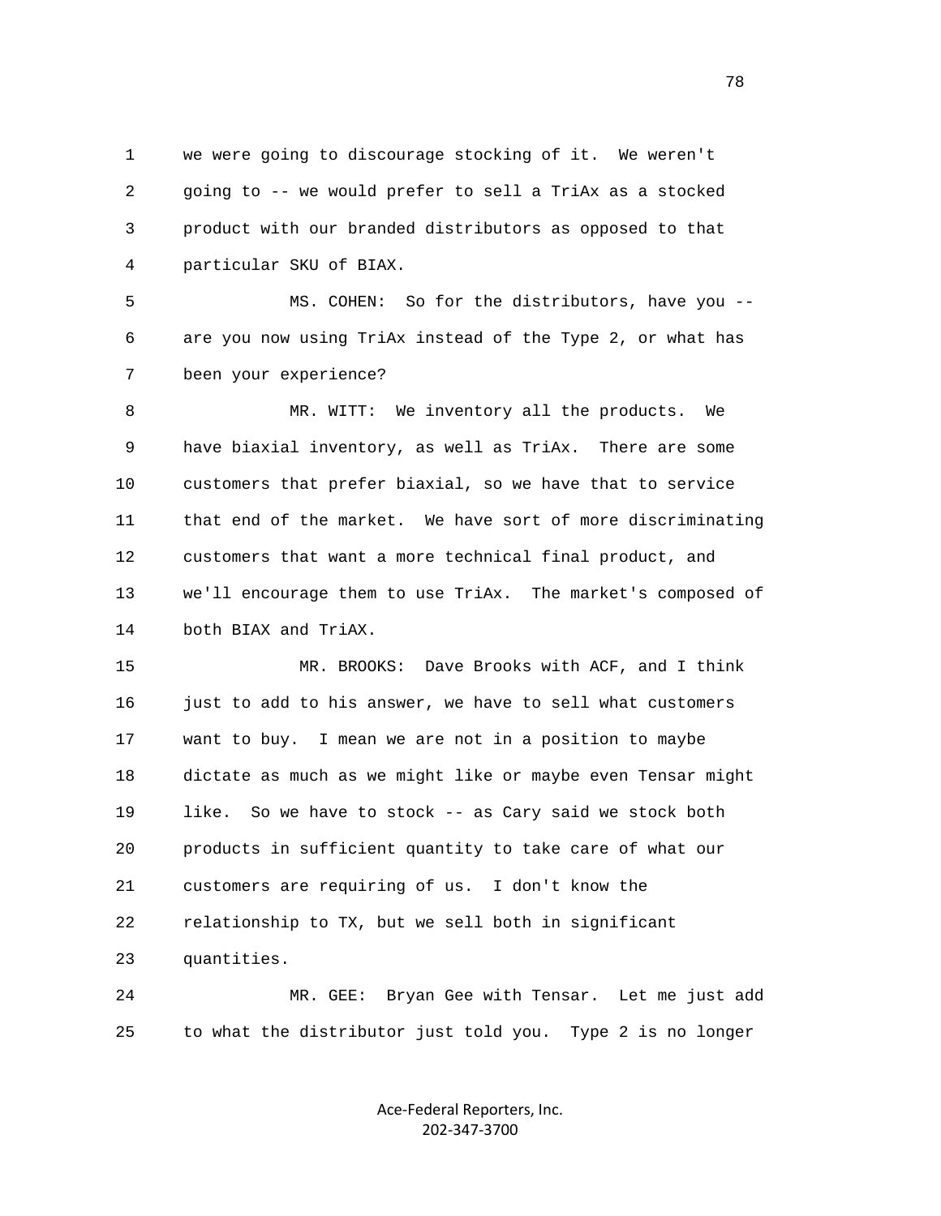1 we were going to discourage stocking of it. We weren't
2 going to -- we would prefer to sell a TriAx as a stocked
3 product with our branded distributors as opposed to that
4 particular SKU of BIAX.

5 MS. COHEN: So for the distributors, have you --
6 are you now using TriAx instead of the Type 2, or what has
7 been your experience?

8 MR. WITT: We inventory all the products. We
9 have biaxial inventory, as well as TriAx. There are some
10 customers that prefer biaxial, so we have that to service
11 that end of the market. We have sort of more discriminating
12 customers that want a more technical final product, and
13 we'll encourage them to use TriAx. The market's composed of
14 both BIAX and TriAX.

15 MR. BROOKS: Dave Brooks with ACF, and I think
16 just to add to his answer, we have to sell what customers
17 want to buy. I mean we are not in a position to maybe
18 dictate as much as we might like or maybe even Tensar might
19 like. So we have to stock -- as Cary said we stock both
20 products in sufficient quantity to take care of what our
21 customers are requiring of us. I don't know the
22 relationship to TX, but we sell both in significant
23 quantities.

24 MR. GEE: Bryan Gee with Tensar. Let me just add
25 to what the distributor just told you. Type 2 is no longer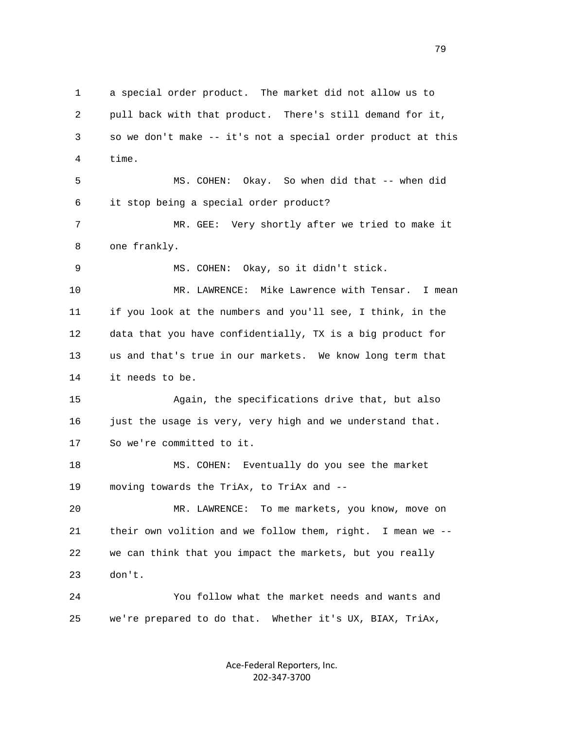a special order product. The market did not allow us to pull back with that product. There's still demand for it, so we don't make -- it's not a special order product at this time.

MS. COHEN: Okay. So when did that -- when did it stop being a special order product?

MR. GEE: Very shortly after we tried to make it one frankly.

MS. COHEN: Okay, so it didn't stick.

MR. LAWRENCE: Mike Lawrence with Tensar. I mean if you look at the numbers and you'll see, I think, in the data that you have confidentially, TX is a big product for us and that's true in our markets. We know long term that it needs to be.

Again, the specifications drive that, but also just the usage is very, very high and we understand that. So we're committed to it.

MS. COHEN: Eventually do you see the market moving towards the TriAx, to TriAx and --

MR. LAWRENCE: To me markets, you know, move on their own volition and we follow them, right. I mean we -- we can think that you impact the markets, but you really don't.

You follow what the market needs and wants and we're prepared to do that. Whether it's UX, BIAX, TriAx,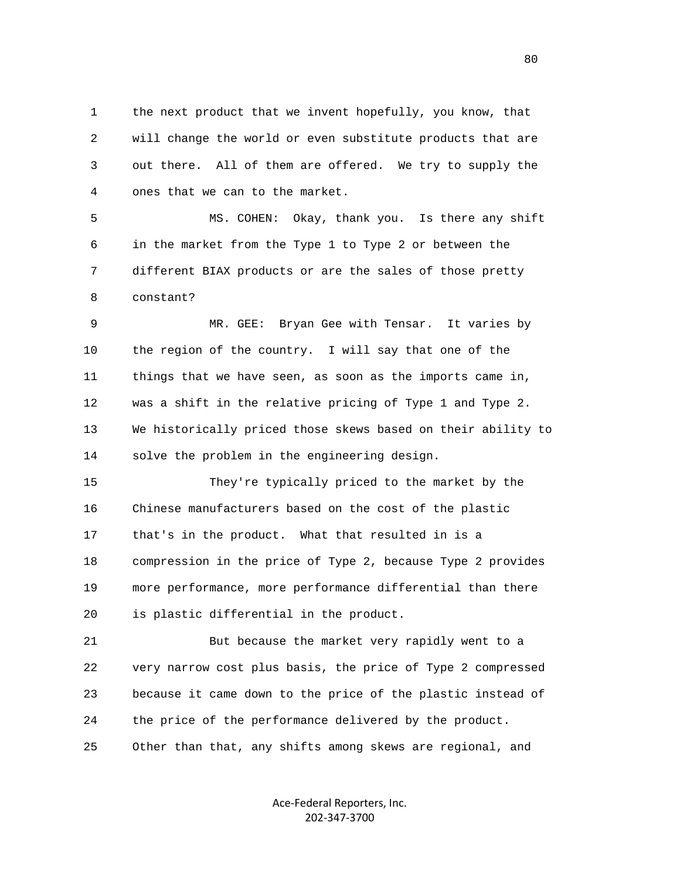1 the next product that we invent hopefully, you know, that
2 will change the world or even substitute products that are
3 out there. All of them are offered. We try to supply the
4 ones that we can to the market.

5 MS. COHEN: Okay, thank you. Is there any shift
6 in the market from the Type 1 to Type 2 or between the
7 different BIAX products or are the sales of those pretty
8 constant?

9 MR. GEE: Bryan Gee with Tensar. It varies by
10 the region of the country. I will say that one of the
11 things that we have seen, as soon as the imports came in,
12 was a shift in the relative pricing of Type 1 and Type 2.
13 We historically priced those skews based on their ability to
14 solve the problem in the engineering design.

15 They're typically priced to the market by the
16 Chinese manufacturers based on the cost of the plastic
17 that's in the product. What that resulted in is a
18 compression in the price of Type 2, because Type 2 provides
19 more performance, more performance differential than there
20 is plastic differential in the product.

21 But because the market very rapidly went to a
22 very narrow cost plus basis, the price of Type 2 compressed
23 because it came down to the price of the plastic instead of
24 the price of the performance delivered by the product.
25 Other than that, any shifts among skews are regional, and

Ace-Federal Reporters, Inc.
202-347-3700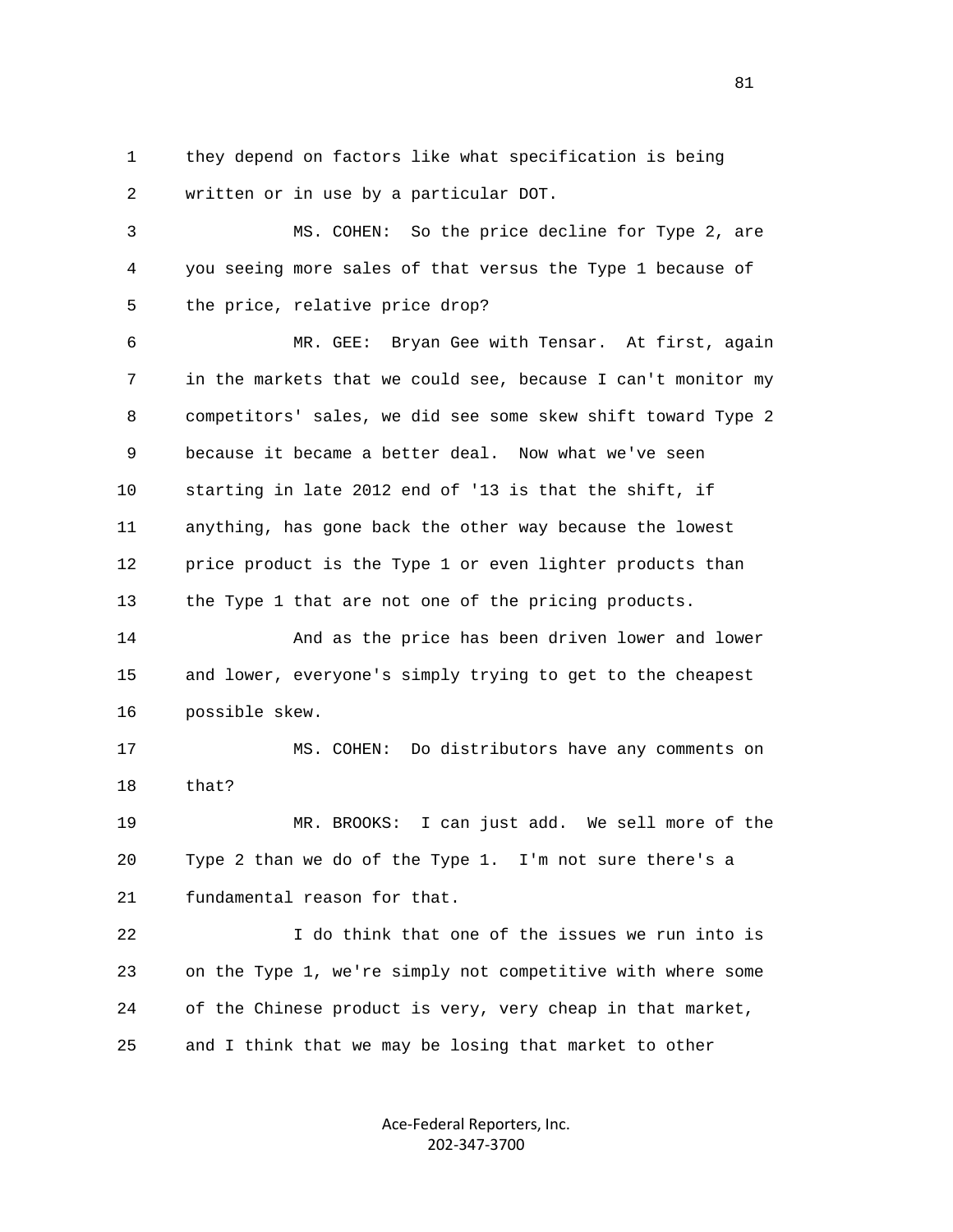they depend on factors like what specification is being written or in use by a particular DOT.

MS. COHEN: So the price decline for Type 2, are you seeing more sales of that versus the Type 1 because of the price, relative price drop?

MR. GEE: Bryan Gee with Tensar. At first, again in the markets that we could see, because I can't monitor my competitors' sales, we did see some skew shift toward Type 2 because it became a better deal. Now what we've seen starting in late 2012 end of '13 is that the shift, if anything, has gone back the other way because the lowest price product is the Type 1 or even lighter products than the Type 1 that are not one of the pricing products.

And as the price has been driven lower and lower and lower, everyone's simply trying to get to the cheapest possible skew.

MS. COHEN: Do distributors have any comments on that?

MR. BROOKS: I can just add. We sell more of the Type 2 than we do of the Type 1. I'm not sure there's a fundamental reason for that.

I do think that one of the issues we run into is on the Type 1, we're simply not competitive with where some of the Chinese product is very, very cheap in that market, and I think that we may be losing that market to other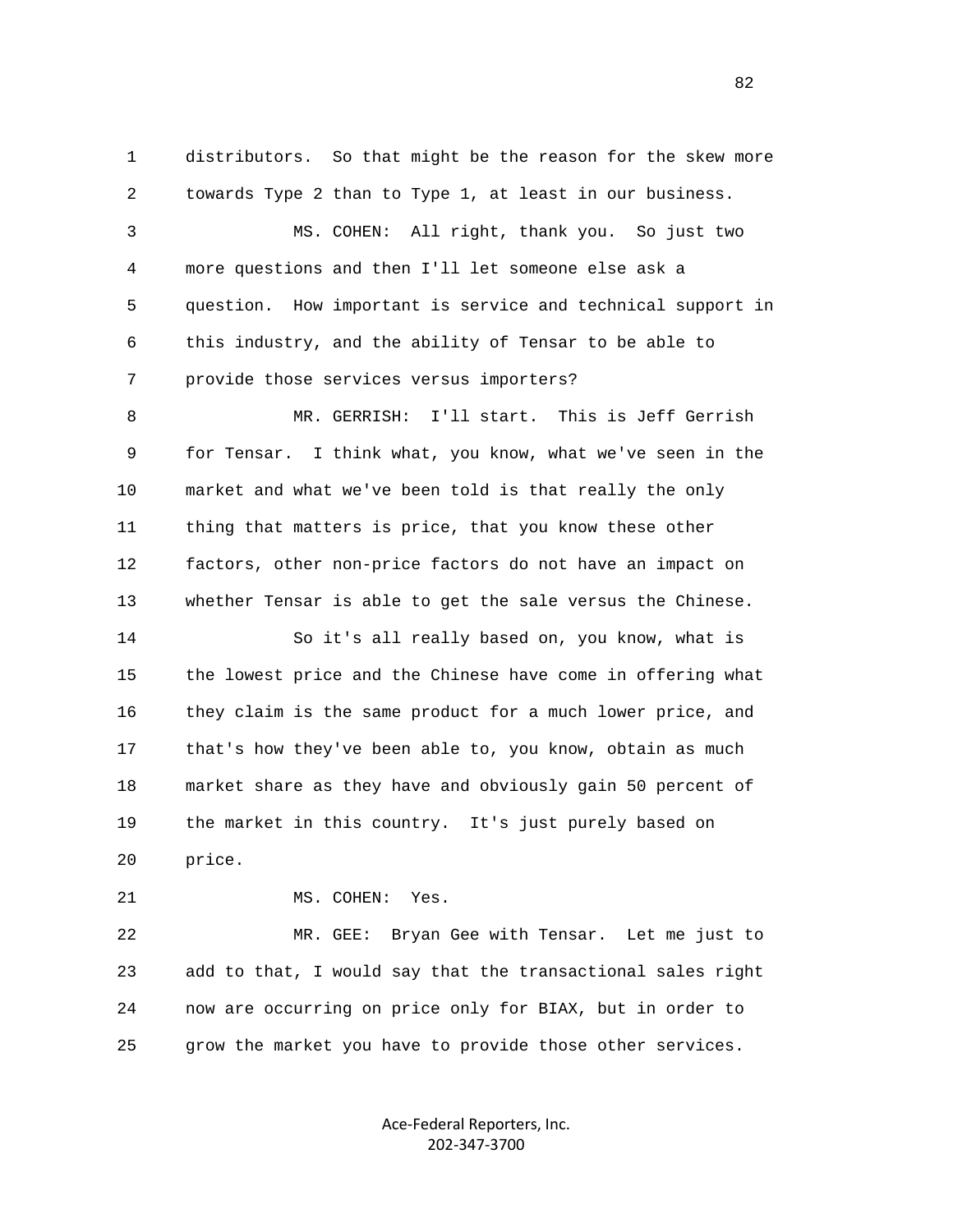distributors. So that might be the reason for the skew more towards Type 2 than to Type 1, at least in our business.

MS. COHEN: All right, thank you. So just two more questions and then I'll let someone else ask a question. How important is service and technical support in this industry, and the ability of Tensar to be able to provide those services versus importers?

MR. GERRISH: I'll start. This is Jeff Gerrish for Tensar. I think what, you know, what we've seen in the market and what we've been told is that really the only thing that matters is price, that you know these other factors, other non-price factors do not have an impact on whether Tensar is able to get the sale versus the Chinese.

So it's all really based on, you know, what is the lowest price and the Chinese have come in offering what they claim is the same product for a much lower price, and that's how they've been able to, you know, obtain as much market share as they have and obviously gain 50 percent of the market in this country. It's just purely based on price.

MS. COHEN: Yes.

MR. GEE: Bryan Gee with Tensar. Let me just to add to that, I would say that the transactional sales right now are occurring on price only for BIAX, but in order to grow the market you have to provide those other services.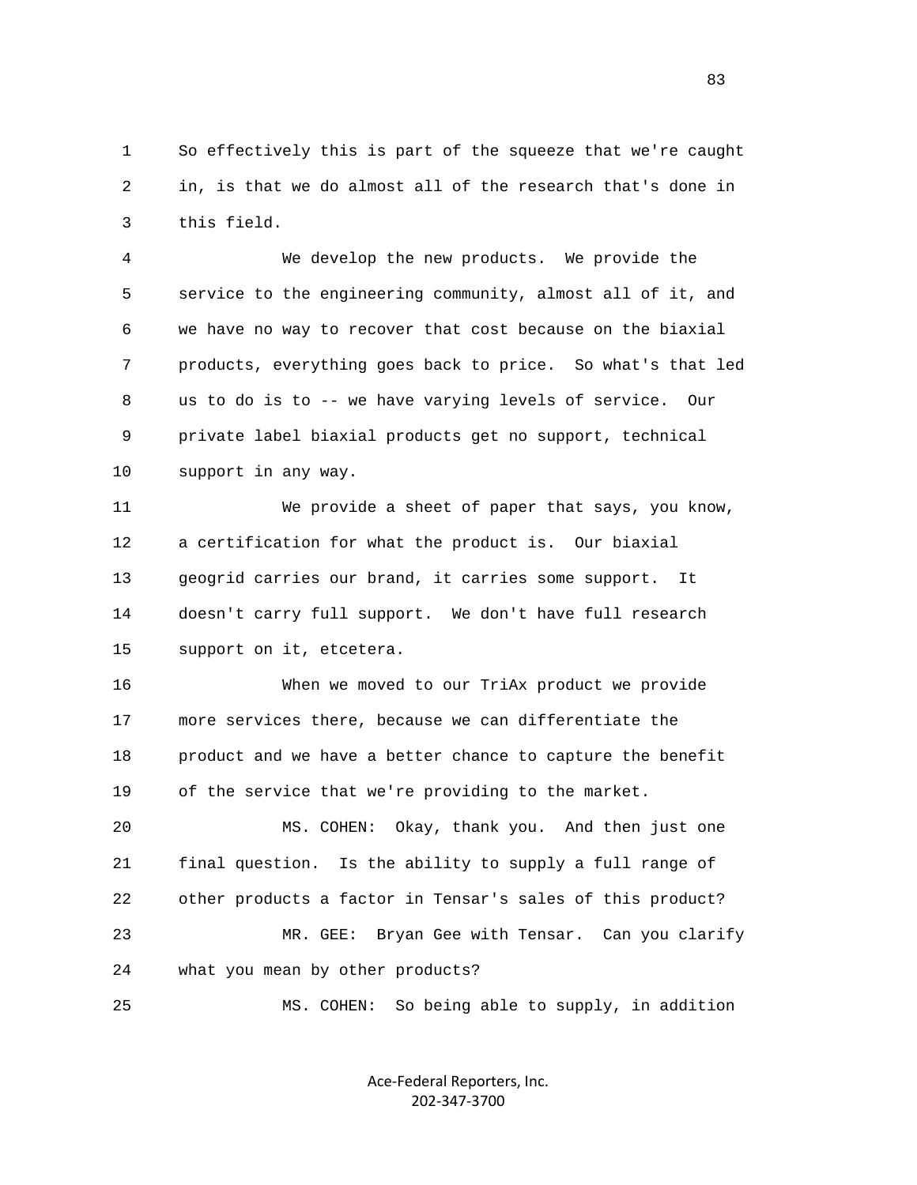So effectively this is part of the squeeze that we're caught in, is that we do almost all of the research that's done in this field.

We develop the new products. We provide the service to the engineering community, almost all of it, and we have no way to recover that cost because on the biaxial products, everything goes back to price. So what's that led us to do is to -- we have varying levels of service. Our private label biaxial products get no support, technical support in any way.

We provide a sheet of paper that says, you know, a certification for what the product is. Our biaxial geogrid carries our brand, it carries some support. It doesn't carry full support. We don't have full research support on it, etcetera.

When we moved to our TriAx product we provide more services there, because we can differentiate the product and we have a better chance to capture the benefit of the service that we're providing to the market.

MS. COHEN: Okay, thank you. And then just one final question. Is the ability to supply a full range of other products a factor in Tensar's sales of this product?

MR. GEE: Bryan Gee with Tensar. Can you clarify what you mean by other products?

MS. COHEN: So being able to supply, in addition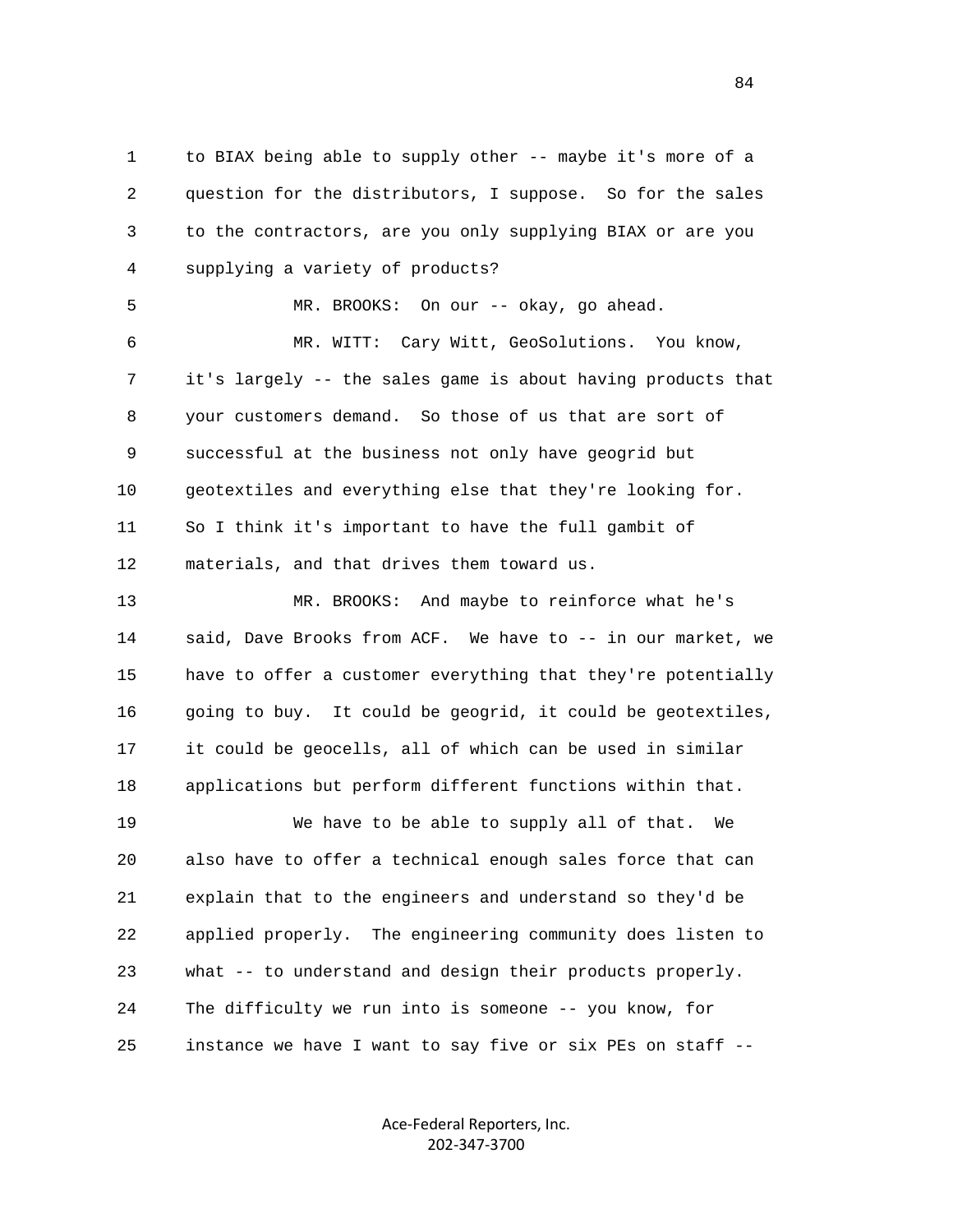to BIAX being able to supply other -- maybe it's more of a question for the distributors, I suppose. So for the sales to the contractors, are you only supplying BIAX or are you supplying a variety of products?

MR. BROOKS: On our -- okay, go ahead.

MR. WITT: Cary Witt, GeoSolutions. You know, it's largely -- the sales game is about having products that your customers demand. So those of us that are sort of successful at the business not only have geogrid but geotextiles and everything else that they're looking for. So I think it's important to have the full gambit of materials, and that drives them toward us.

MR. BROOKS: And maybe to reinforce what he's said, Dave Brooks from ACF. We have to -- in our market, we have to offer a customer everything that they're potentially going to buy. It could be geogrid, it could be geotextiles, it could be geocells, all of which can be used in similar applications but perform different functions within that.

We have to be able to supply all of that. We also have to offer a technical enough sales force that can explain that to the engineers and understand so they'd be applied properly. The engineering community does listen to what -- to understand and design their products properly. The difficulty we run into is someone -- you know, for instance we have I want to say five or six PEs on staff --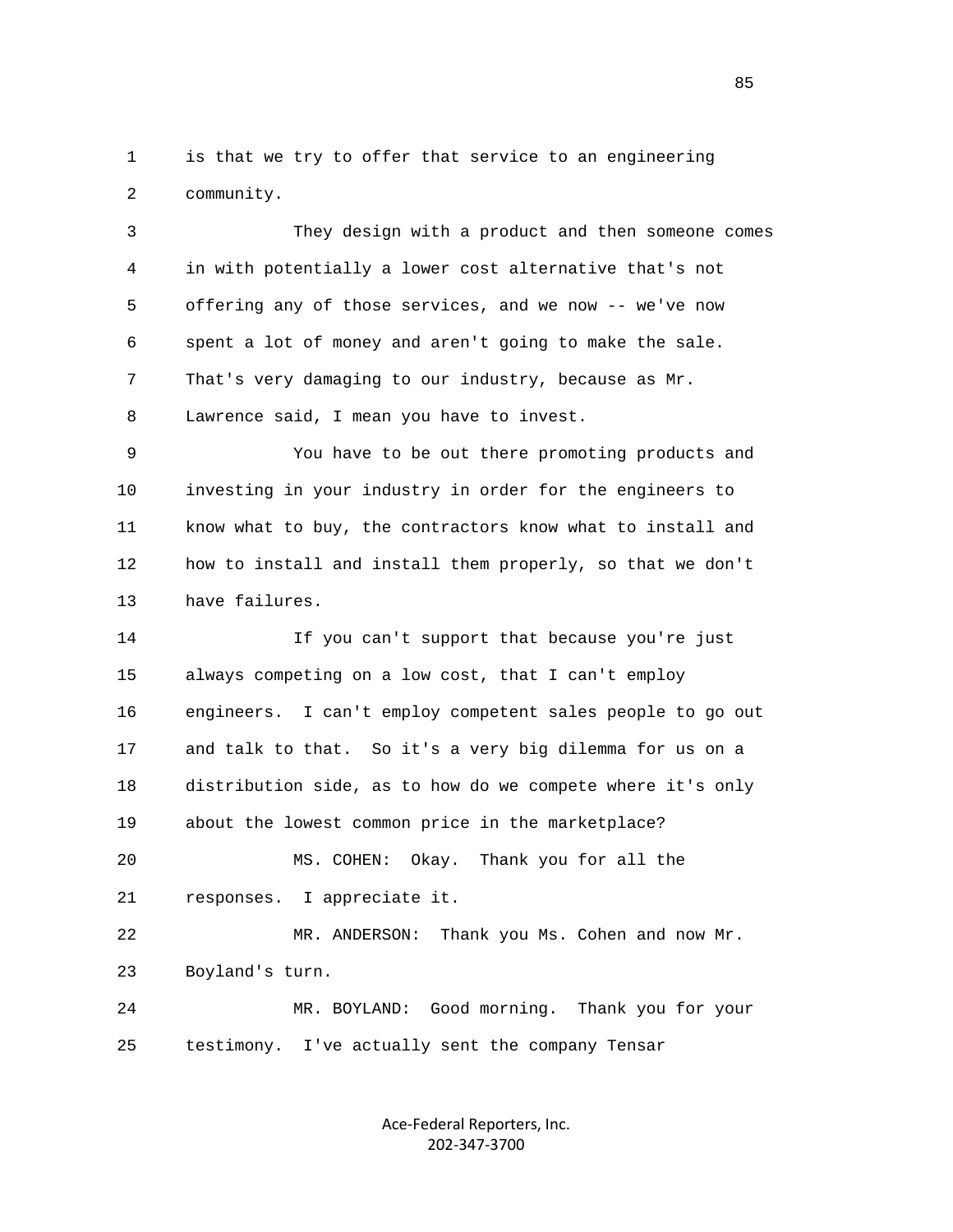1 is that we try to offer that service to an engineering
2 community.

3 They design with a product and then someone comes
4 in with potentially a lower cost alternative that's not
5 offering any of those services, and we now -- we've now
6 spent a lot of money and aren't going to make the sale.
7 That's very damaging to our industry, because as Mr.
8 Lawrence said, I mean you have to invest.

9 You have to be out there promoting products and
10 investing in your industry in order for the engineers to
11 know what to buy, the contractors know what to install and
12 how to install and install them properly, so that we don't
13 have failures.

14 If you can't support that because you're just
15 always competing on a low cost, that I can't employ
16 engineers. I can't employ competent sales people to go out
17 and talk to that. So it's a very big dilemma for us on a
18 distribution side, as to how do we compete where it's only
19 about the lowest common price in the marketplace?

20 MS. COHEN: Okay. Thank you for all the
21 responses. I appreciate it.

22 MR. ANDERSON: Thank you Ms. Cohen and now Mr.
23 Boyland's turn.

24 MR. BOYLAND: Good morning. Thank you for your
25 testimony. I've actually sent the company Tensar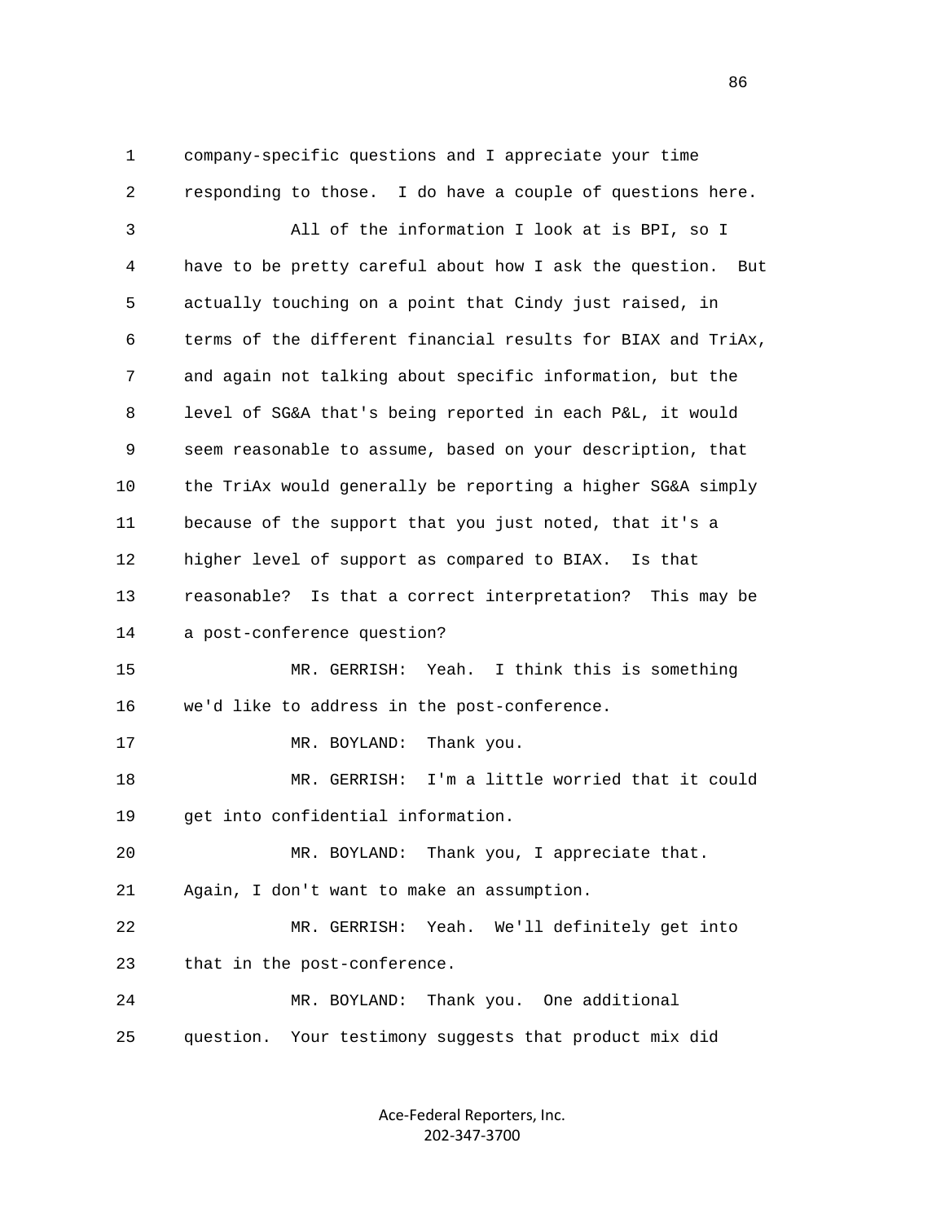1 company-specific questions and I appreciate your time
2 responding to those. I do have a couple of questions here.
3 All of the information I look at is BPI, so I
4 have to be pretty careful about how I ask the question. But
5 actually touching on a point that Cindy just raised, in
6 terms of the different financial results for BIAX and TriAx,
7 and again not talking about specific information, but the
8 level of SG&A that's being reported in each P&L, it would
9 seem reasonable to assume, based on your description, that
10 the TriAx would generally be reporting a higher SG&A simply
11 because of the support that you just noted, that it's a
12 higher level of support as compared to BIAX. Is that
13 reasonable? Is that a correct interpretation? This may be
14 a post-conference question?
15 MR. GERRISH: Yeah. I think this is something
16 we'd like to address in the post-conference.
17 MR. BOYLAND: Thank you.
18 MR. GERRISH: I'm a little worried that it could
19 get into confidential information.
20 MR. BOYLAND: Thank you, I appreciate that.
21 Again, I don't want to make an assumption.
22 MR. GERRISH: Yeah. We'll definitely get into
23 that in the post-conference.
24 MR. BOYLAND: Thank you. One additional
25 question. Your testimony suggests that product mix did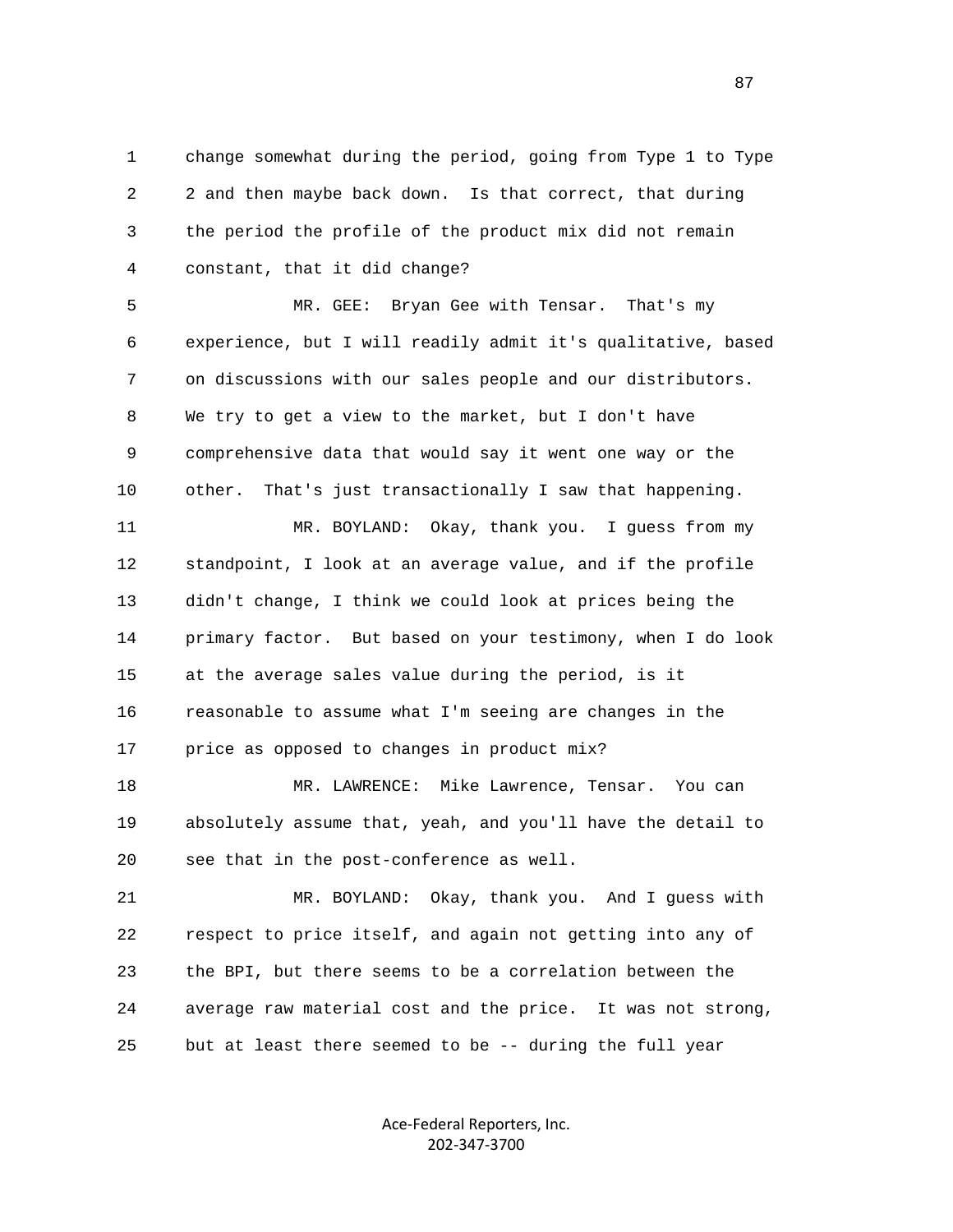1 change somewhat during the period, going from Type 1 to Type
2 2 and then maybe back down. Is that correct, that during
3 the period the profile of the product mix did not remain
4 constant, that it did change?

5 MR. GEE: Bryan Gee with Tensar. That's my
6 experience, but I will readily admit it's qualitative, based
7 on discussions with our sales people and our distributors.
8 We try to get a view to the market, but I don't have
9 comprehensive data that would say it went one way or the
10 other. That's just transactionally I saw that happening.

11 MR. BOYLAND: Okay, thank you. I guess from my
12 standpoint, I look at an average value, and if the profile
13 didn't change, I think we could look at prices being the
14 primary factor. But based on your testimony, when I do look
15 at the average sales value during the period, is it
16 reasonable to assume what I'm seeing are changes in the
17 price as opposed to changes in product mix?

18 MR. LAWRENCE: Mike Lawrence, Tensar. You can
19 absolutely assume that, yeah, and you'll have the detail to
20 see that in the post-conference as well.

21 MR. BOYLAND: Okay, thank you. And I guess with
22 respect to price itself, and again not getting into any of
23 the BPI, but there seems to be a correlation between the
24 average raw material cost and the price. It was not strong,
25 but at least there seemed to be -- during the full year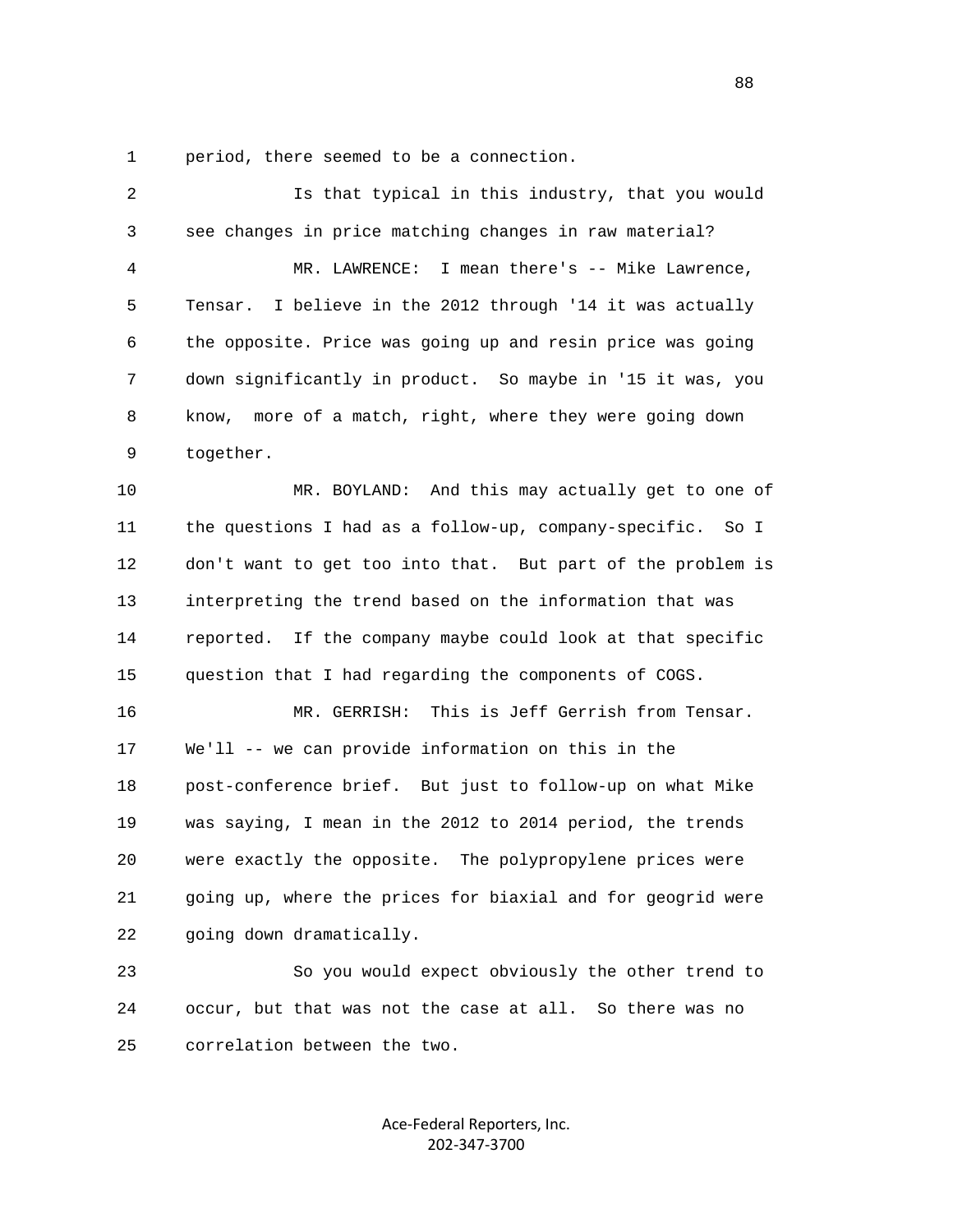period, there seemed to be a connection.

Is that typical in this industry, that you would see changes in price matching changes in raw material?

MR. LAWRENCE: I mean there's -- Mike Lawrence, Tensar. I believe in the 2012 through '14 it was actually the opposite. Price was going up and resin price was going down significantly in product. So maybe in '15 it was, you know, more of a match, right, where they were going down together.

MR. BOYLAND: And this may actually get to one of the questions I had as a follow-up, company-specific. So I don't want to get too into that. But part of the problem is interpreting the trend based on the information that was reported. If the company maybe could look at that specific question that I had regarding the components of COGS.

MR. GERRISH: This is Jeff Gerrish from Tensar. We'll -- we can provide information on this in the post-conference brief. But just to follow-up on what Mike was saying, I mean in the 2012 to 2014 period, the trends were exactly the opposite. The polypropylene prices were going up, where the prices for biaxial and for geogrid were going down dramatically.

So you would expect obviously the other trend to occur, but that was not the case at all. So there was no correlation between the two.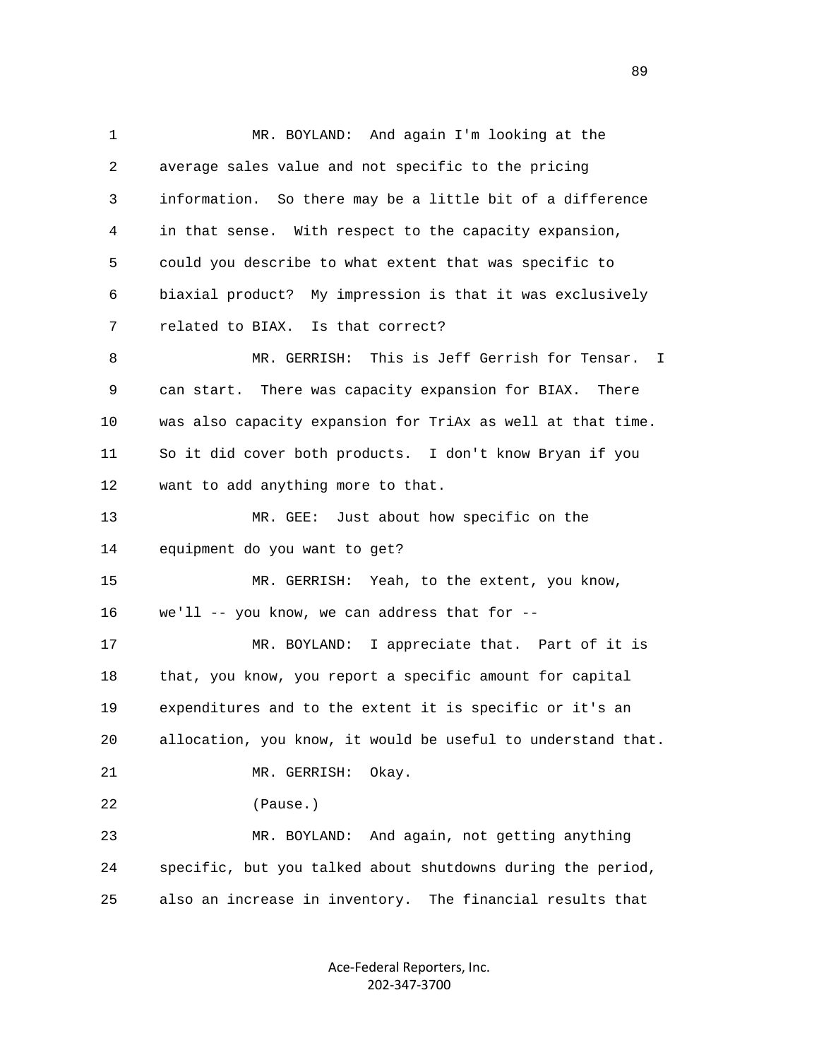1 MR. BOYLAND: And again I'm looking at the
2 average sales value and not specific to the pricing
3 information. So there may be a little bit of a difference
4 in that sense. With respect to the capacity expansion,
5 could you describe to what extent that was specific to
6 biaxial product? My impression is that it was exclusively
7 related to BIAX. Is that correct?

8 MR. GERRISH: This is Jeff Gerrish for Tensar. I
9 can start. There was capacity expansion for BIAX. There
10 was also capacity expansion for TriAx as well at that time.
11 So it did cover both products. I don't know Bryan if you
12 want to add anything more to that.

13 MR. GEE: Just about how specific on the
14 equipment do you want to get?

15 MR. GERRISH: Yeah, to the extent, you know,
16 we'll -- you know, we can address that for --

17 MR. BOYLAND: I appreciate that. Part of it is
18 that, you know, you report a specific amount for capital
19 expenditures and to the extent it is specific or it's an
20 allocation, you know, it would be useful to understand that.

21 MR. GERRISH: Okay.

22 (Pause.)

23 MR. BOYLAND: And again, not getting anything
24 specific, but you talked about shutdowns during the period,
25 also an increase in inventory. The financial results that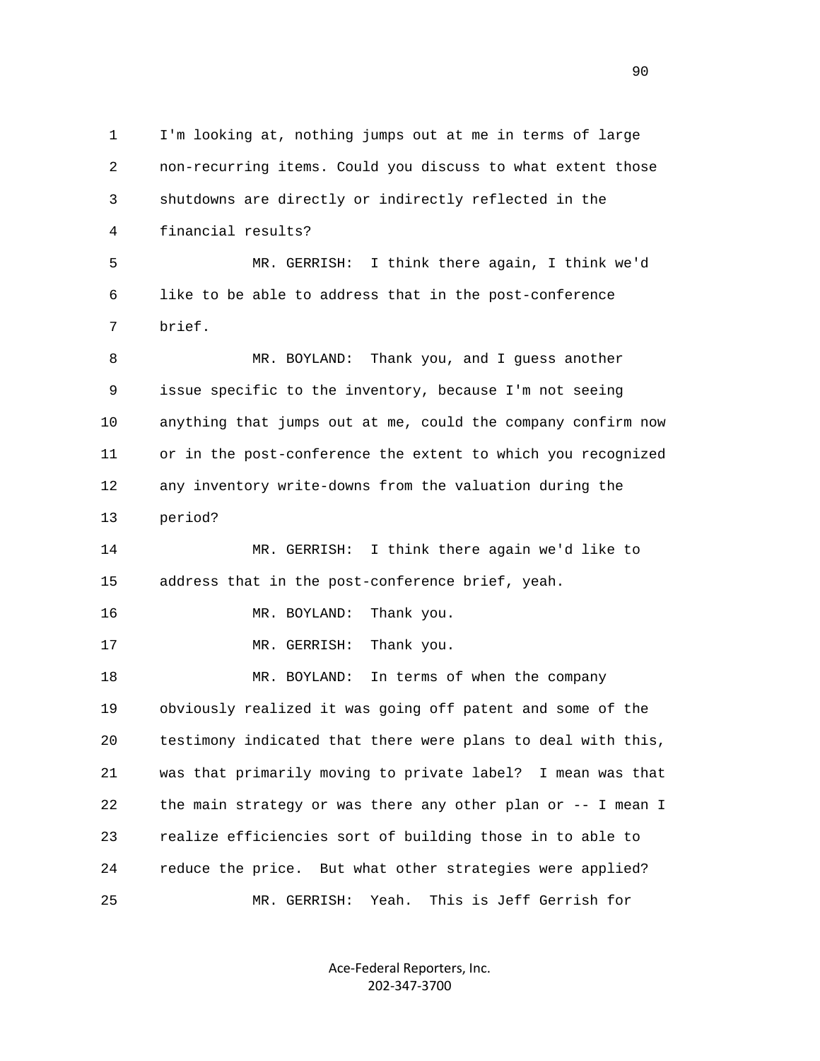1 I'm looking at, nothing jumps out at me in terms of large
2 non-recurring items. Could you discuss to what extent those
3 shutdowns are directly or indirectly reflected in the
4 financial results?

5 MR. GERRISH: I think there again, I think we'd
6 like to be able to address that in the post-conference
7 brief.

8 MR. BOYLAND: Thank you, and I guess another
9 issue specific to the inventory, because I'm not seeing
10 anything that jumps out at me, could the company confirm now
11 or in the post-conference the extent to which you recognized
12 any inventory write-downs from the valuation during the
13 period?

14 MR. GERRISH: I think there again we'd like to
15 address that in the post-conference brief, yeah.

16 MR. BOYLAND: Thank you.

17 MR. GERRISH: Thank you.

18 MR. BOYLAND: In terms of when the company
19 obviously realized it was going off patent and some of the
20 testimony indicated that there were plans to deal with this,
21 was that primarily moving to private label? I mean was that
22 the main strategy or was there any other plan or -- I mean I
23 realize efficiencies sort of building those in to able to
24 reduce the price. But what other strategies were applied?

25 MR. GERRISH: Yeah. This is Jeff Gerrish for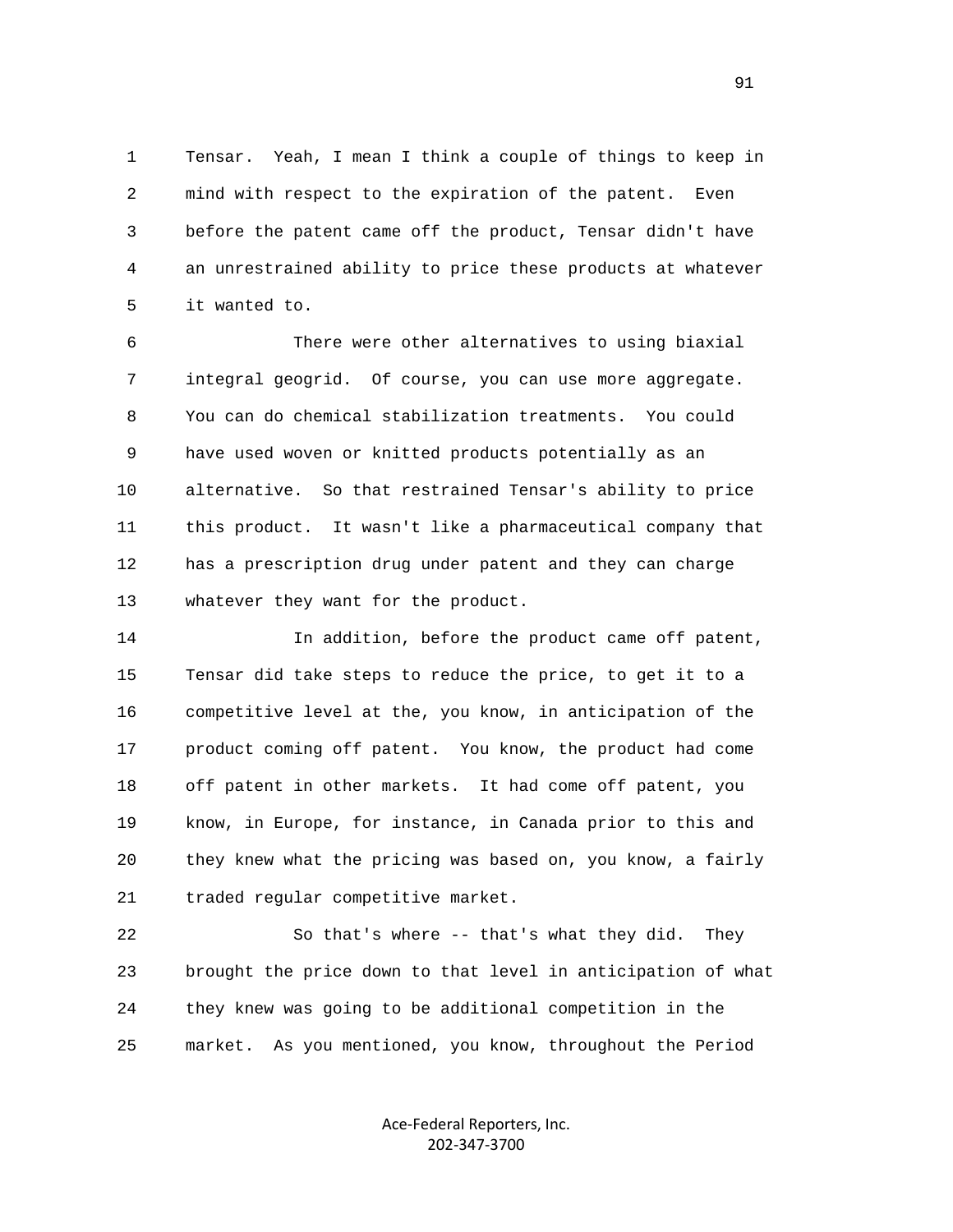1 Tensar. Yeah, I mean I think a couple of things to keep in
2 mind with respect to the expiration of the patent. Even
3 before the patent came off the product, Tensar didn't have
4 an unrestrained ability to price these products at whatever
5 it wanted to.

6 There were other alternatives to using biaxial
7 integral geogrid. Of course, you can use more aggregate.
8 You can do chemical stabilization treatments. You could
9 have used woven or knitted products potentially as an
10 alternative. So that restrained Tensar's ability to price
11 this product. It wasn't like a pharmaceutical company that
12 has a prescription drug under patent and they can charge
13 whatever they want for the product.

14 In addition, before the product came off patent,
15 Tensar did take steps to reduce the price, to get it to a
16 competitive level at the, you know, in anticipation of the
17 product coming off patent. You know, the product had come
18 off patent in other markets. It had come off patent, you
19 know, in Europe, for instance, in Canada prior to this and
20 they knew what the pricing was based on, you know, a fairly
21 traded regular competitive market.

22 So that's where -- that's what they did. They
23 brought the price down to that level in anticipation of what
24 they knew was going to be additional competition in the
25 market. As you mentioned, you know, throughout the Period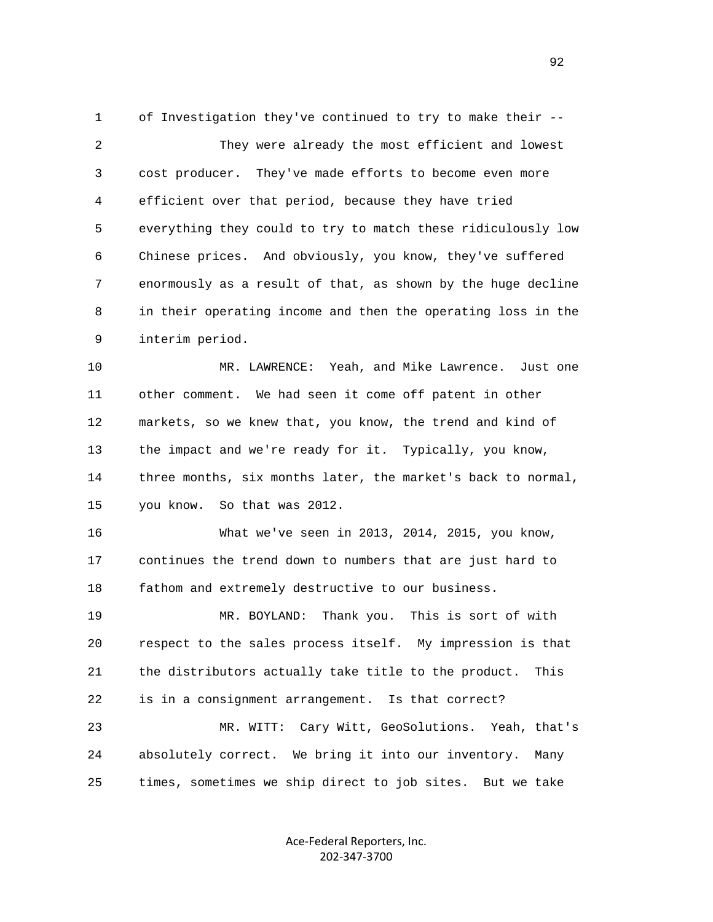1 of Investigation they've continued to try to make their --

2 They were already the most efficient and lowest

3 cost producer. They've made efforts to become even more

4 efficient over that period, because they have tried

5 everything they could to try to match these ridiculously low

6 Chinese prices. And obviously, you know, they've suffered

7 enormously as a result of that, as shown by the huge decline

8 in their operating income and then the operating loss in the

9 interim period.

10 MR. LAWRENCE: Yeah, and Mike Lawrence. Just one

11 other comment. We had seen it come off patent in other

12 markets, so we knew that, you know, the trend and kind of

13 the impact and we're ready for it. Typically, you know,

14 three months, six months later, the market's back to normal,

15 you know. So that was 2012.

16 What we've seen in 2013, 2014, 2015, you know,

17 continues the trend down to numbers that are just hard to

18 fathom and extremely destructive to our business.

19 MR. BOYLAND: Thank you. This is sort of with

20 respect to the sales process itself. My impression is that

21 the distributors actually take title to the product. This

22 is in a consignment arrangement. Is that correct?

23 MR. WITT: Cary Witt, GeoSolutions. Yeah, that's

24 absolutely correct. We bring it into our inventory. Many

25 times, sometimes we ship direct to job sites. But we take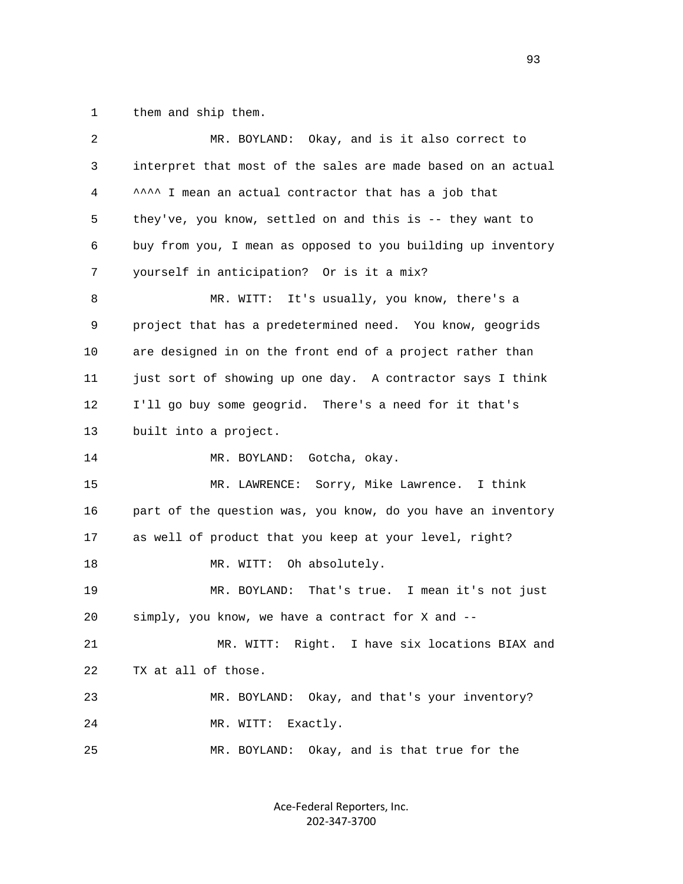1 them and ship them.

2 MR. BOYLAND: Okay, and is it also correct to

3 interpret that most of the sales are made based on an actual

4 ^^^^ I mean an actual contractor that has a job that

5 they've, you know, settled on and this is -- they want to

6 buy from you, I mean as opposed to you building up inventory

7 yourself in anticipation? Or is it a mix?

8 MR. WITT: It's usually, you know, there's a

9 project that has a predetermined need. You know, geogrids

10 are designed in on the front end of a project rather than

11 just sort of showing up one day. A contractor says I think

12 I'll go buy some geogrid. There's a need for it that's

13 built into a project.

14 MR. BOYLAND: Gotcha, okay.

15 MR. LAWRENCE: Sorry, Mike Lawrence. I think

16 part of the question was, you know, do you have an inventory

17 as well of product that you keep at your level, right?

18 MR. WITT: Oh absolutely.

19 MR. BOYLAND: That's true. I mean it's not just

20 simply, you know, we have a contract for X and --

21 MR. WITT: Right. I have six locations BIAX and

22 TX at all of those.

23 MR. BOYLAND: Okay, and that's your inventory?

24 MR. WITT: Exactly.

25 MR. BOYLAND: Okay, and is that true for the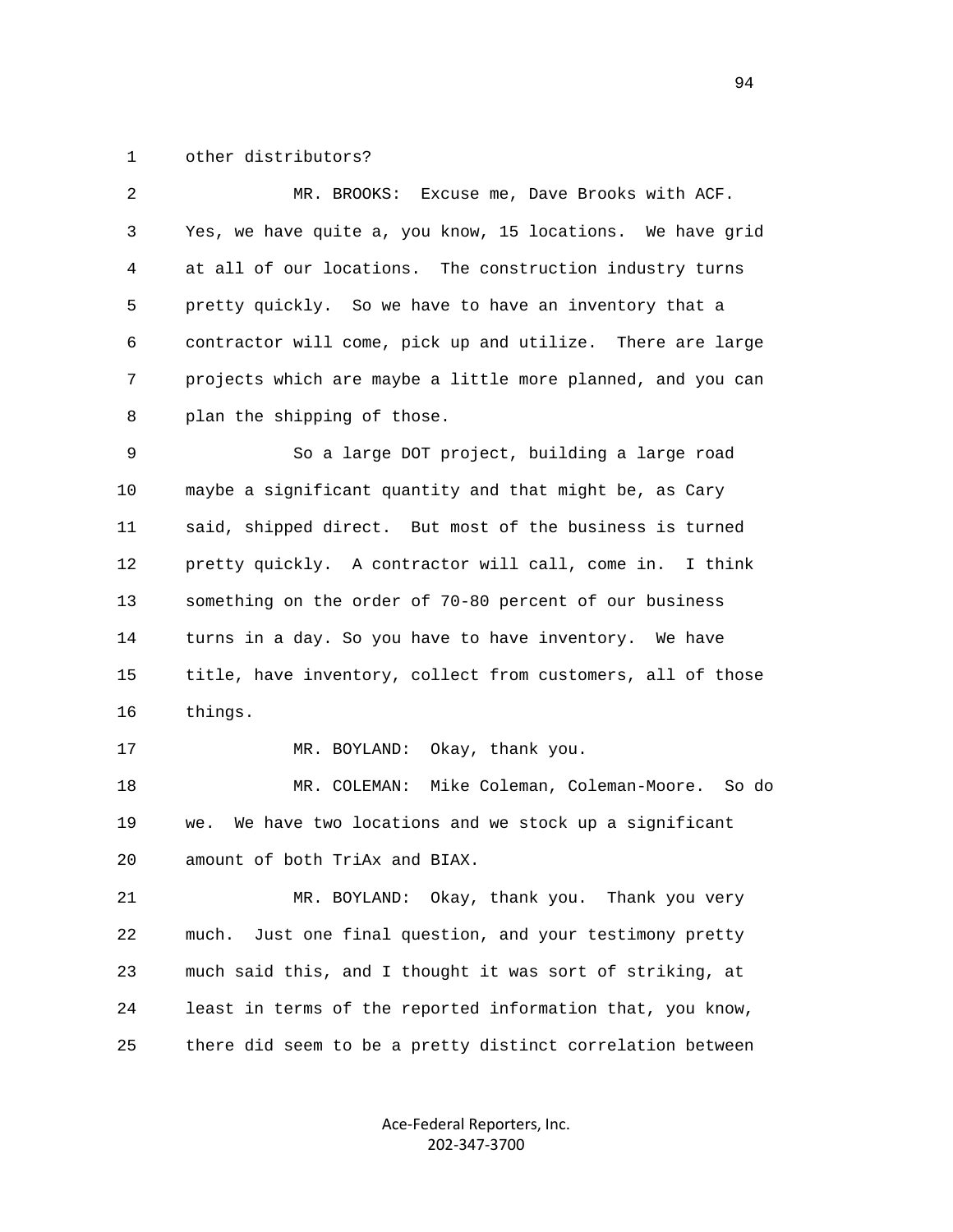1 other distributors?

2 MR. BROOKS: Excuse me, Dave Brooks with ACF.

3 Yes, we have quite a, you know, 15 locations. We have grid

4 at all of our locations. The construction industry turns

5 pretty quickly. So we have to have an inventory that a

6 contractor will come, pick up and utilize. There are large

7 projects which are maybe a little more planned, and you can

8 plan the shipping of those.

9 So a large DOT project, building a large road

10 maybe a significant quantity and that might be, as Cary

11 said, shipped direct. But most of the business is turned

12 pretty quickly. A contractor will call, come in. I think

13 something on the order of 70-80 percent of our business

14 turns in a day. So you have to have inventory. We have

15 title, have inventory, collect from customers, all of those

16 things.

17 MR. BOYLAND: Okay, thank you.

18 MR. COLEMAN: Mike Coleman, Coleman-Moore. So do

19 we. We have two locations and we stock up a significant

20 amount of both TriAx and BIAX.

21 MR. BOYLAND: Okay, thank you. Thank you very

22 much. Just one final question, and your testimony pretty

23 much said this, and I thought it was sort of striking, at

24 least in terms of the reported information that, you know,

25 there did seem to be a pretty distinct correlation between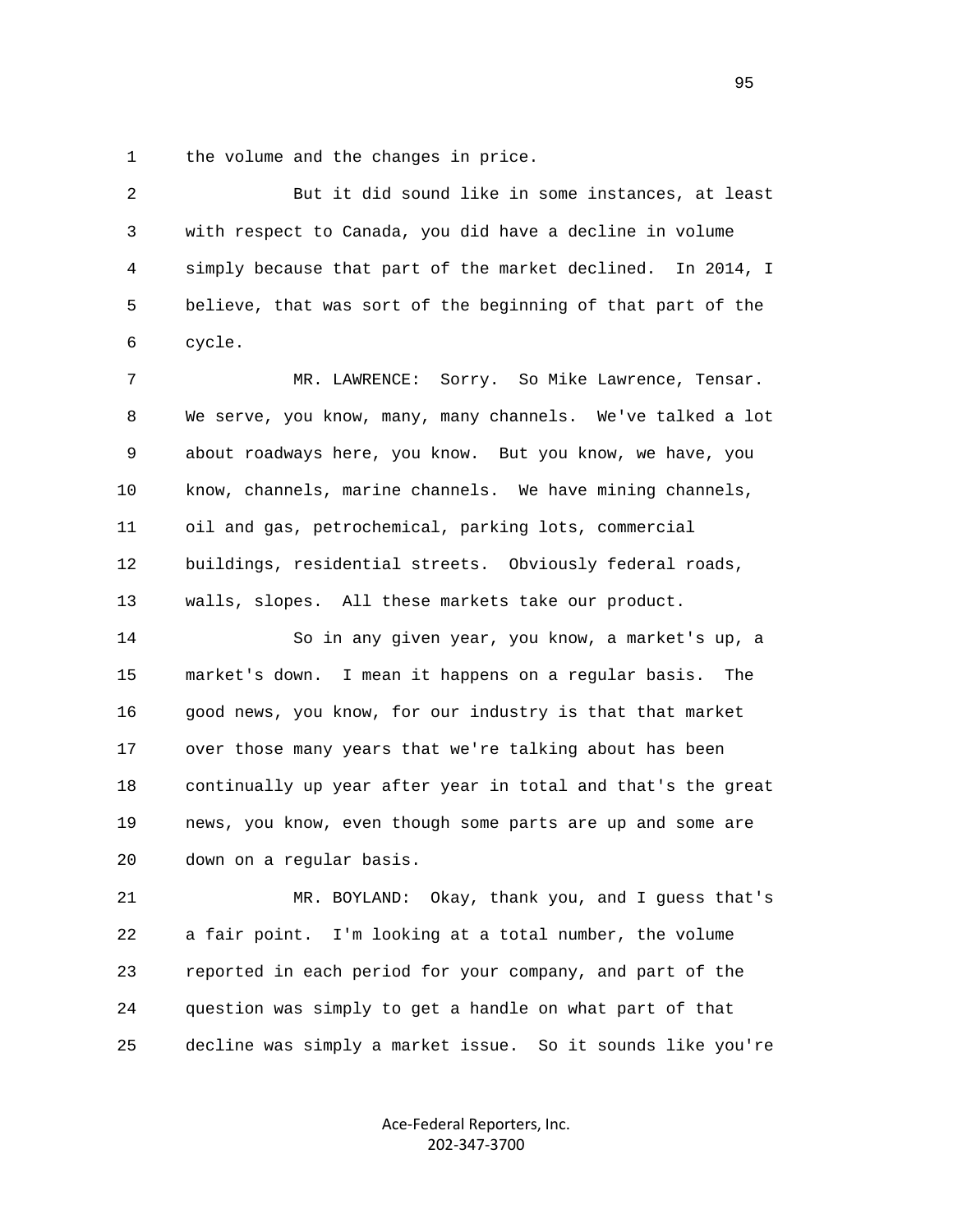1 the volume and the changes in price.

2 But it did sound like in some instances, at least
3 with respect to Canada, you did have a decline in volume
4 simply because that part of the market declined. In 2014, I
5 believe, that was sort of the beginning of that part of the
6 cycle.

7 MR. LAWRENCE: Sorry. So Mike Lawrence, Tensar.
8 We serve, you know, many, many channels. We've talked a lot
9 about roadways here, you know. But you know, we have, you
10 know, channels, marine channels. We have mining channels,
11 oil and gas, petrochemical, parking lots, commercial
12 buildings, residential streets. Obviously federal roads,
13 walls, slopes. All these markets take our product.

14 So in any given year, you know, a market's up, a
15 market's down. I mean it happens on a regular basis. The
16 good news, you know, for our industry is that that market
17 over those many years that we're talking about has been
18 continually up year after year in total and that's the great
19 news, you know, even though some parts are up and some are
20 down on a regular basis.

21 MR. BOYLAND: Okay, thank you, and I guess that's
22 a fair point. I'm looking at a total number, the volume
23 reported in each period for your company, and part of the
24 question was simply to get a handle on what part of that
25 decline was simply a market issue. So it sounds like you're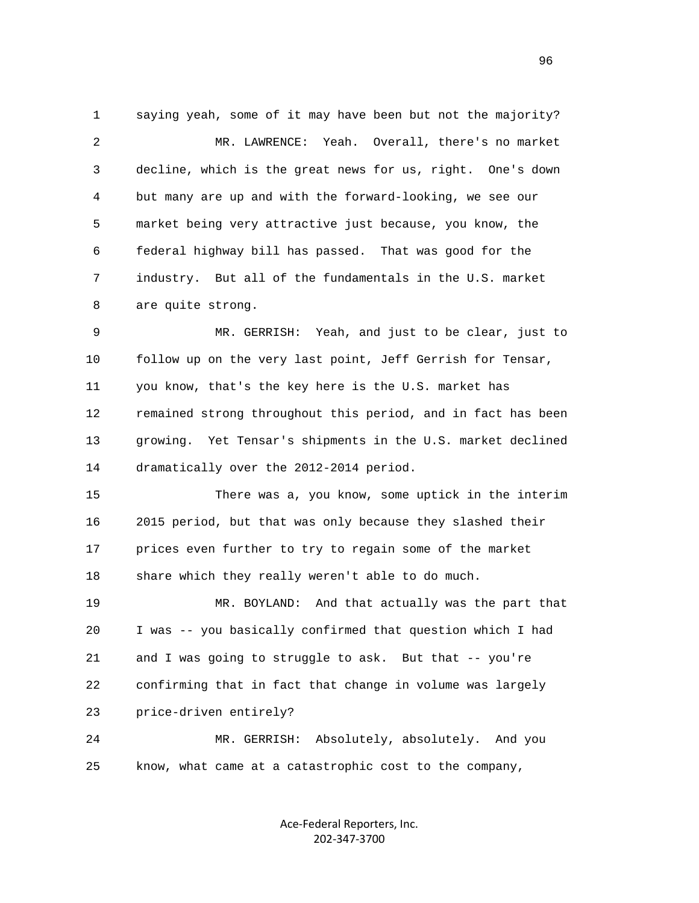1 saying yeah, some of it may have been but not the majority?

2 MR. LAWRENCE: Yeah. Overall, there's no market

3 decline, which is the great news for us, right. One's down

4 but many are up and with the forward-looking, we see our

5 market being very attractive just because, you know, the

6 federal highway bill has passed. That was good for the

7 industry. But all of the fundamentals in the U.S. market

8 are quite strong.

9 MR. GERRISH: Yeah, and just to be clear, just to

10 follow up on the very last point, Jeff Gerrish for Tensar,

11 you know, that's the key here is the U.S. market has

12 remained strong throughout this period, and in fact has been

13 growing. Yet Tensar's shipments in the U.S. market declined

14 dramatically over the 2012-2014 period.

15 There was a, you know, some uptick in the interim

16 2015 period, but that was only because they slashed their

17 prices even further to try to regain some of the market

18 share which they really weren't able to do much.

19 MR. BOYLAND: And that actually was the part that

20 I was -- you basically confirmed that question which I had

21 and I was going to struggle to ask. But that -- you're

22 confirming that in fact that change in volume was largely

23 price-driven entirely?

24 MR. GERRISH: Absolutely, absolutely. And you

25 know, what came at a catastrophic cost to the company,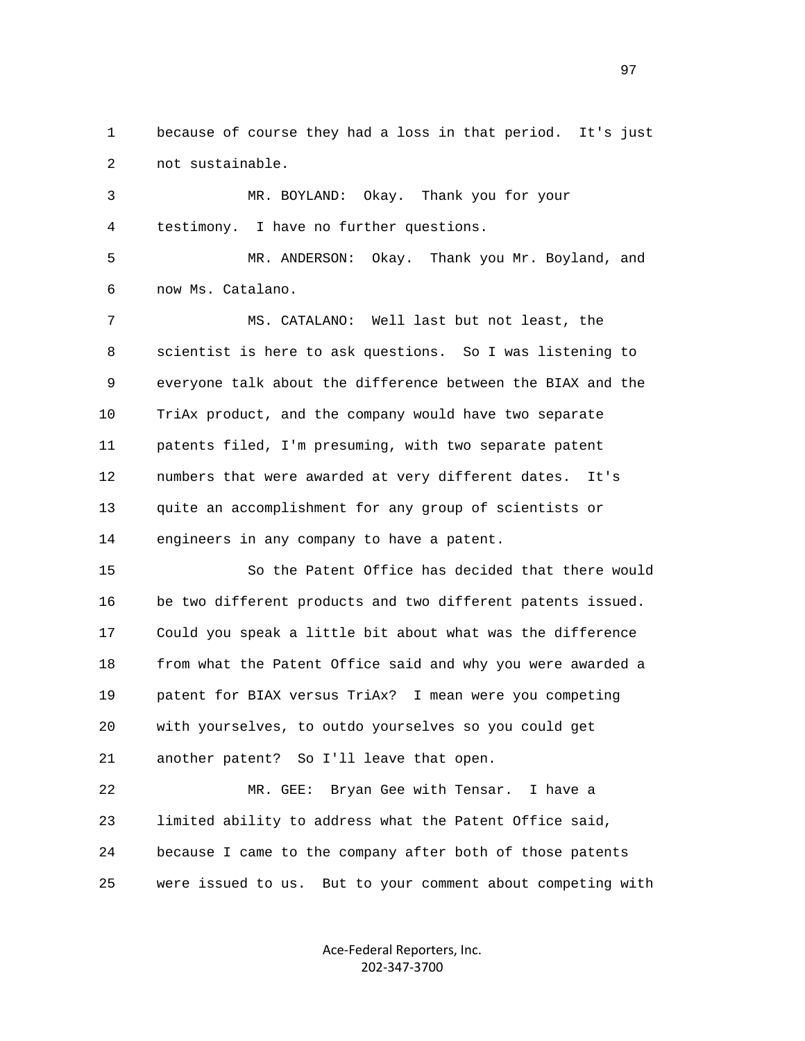1 because of course they had a loss in that period. It's just
2 not sustainable.

3 MR. BOYLAND: Okay. Thank you for your
4 testimony. I have no further questions.

5 MR. ANDERSON: Okay. Thank you Mr. Boyland, and
6 now Ms. Catalano.

7 MS. CATALANO: Well last but not least, the
8 scientist is here to ask questions. So I was listening to
9 everyone talk about the difference between the BIAX and the
10 TriAx product, and the company would have two separate
11 patents filed, I'm presuming, with two separate patent
12 numbers that were awarded at very different dates. It's
13 quite an accomplishment for any group of scientists or
14 engineers in any company to have a patent.

15 So the Patent Office has decided that there would
16 be two different products and two different patents issued.
17 Could you speak a little bit about what was the difference
18 from what the Patent Office said and why you were awarded a
19 patent for BIAX versus TriAx? I mean were you competing
20 with yourselves, to outdo yourselves so you could get
21 another patent? So I'll leave that open.

22 MR. GEE: Bryan Gee with Tensar. I have a
23 limited ability to address what the Patent Office said,
24 because I came to the company after both of those patents
25 were issued to us. But to your comment about competing with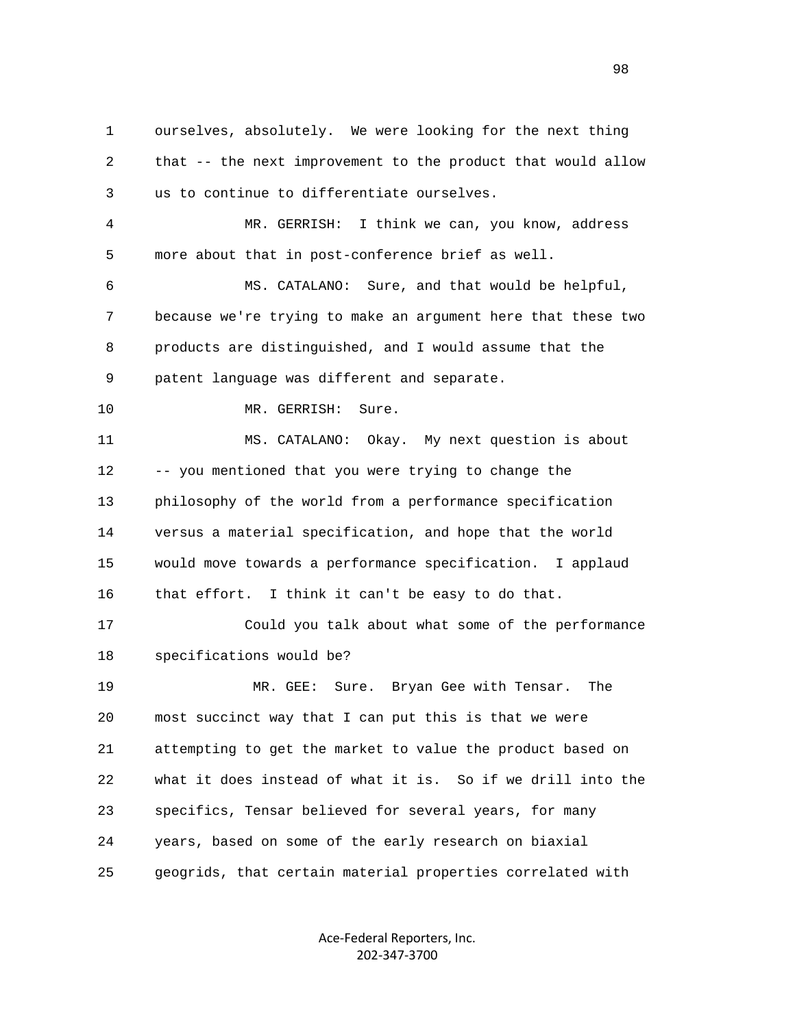1 ourselves, absolutely. We were looking for the next thing
2 that -- the next improvement to the product that would allow
3 us to continue to differentiate ourselves.

4 MR. GERRISH: I think we can, you know, address
5 more about that in post-conference brief as well.

6 MS. CATALANO: Sure, and that would be helpful,
7 because we're trying to make an argument here that these two
8 products are distinguished, and I would assume that the
9 patent language was different and separate.

10 MR. GERRISH: Sure.

11 MS. CATALANO: Okay. My next question is about
12 -- you mentioned that you were trying to change the
13 philosophy of the world from a performance specification
14 versus a material specification, and hope that the world
15 would move towards a performance specification. I applaud
16 that effort. I think it can't be easy to do that.

17 Could you talk about what some of the performance
18 specifications would be?

19 MR. GEE: Sure. Bryan Gee with Tensar. The
20 most succinct way that I can put this is that we were
21 attempting to get the market to value the product based on
22 what it does instead of what it is. So if we drill into the
23 specifics, Tensar believed for several years, for many
24 years, based on some of the early research on biaxial
25 geogrids, that certain material properties correlated with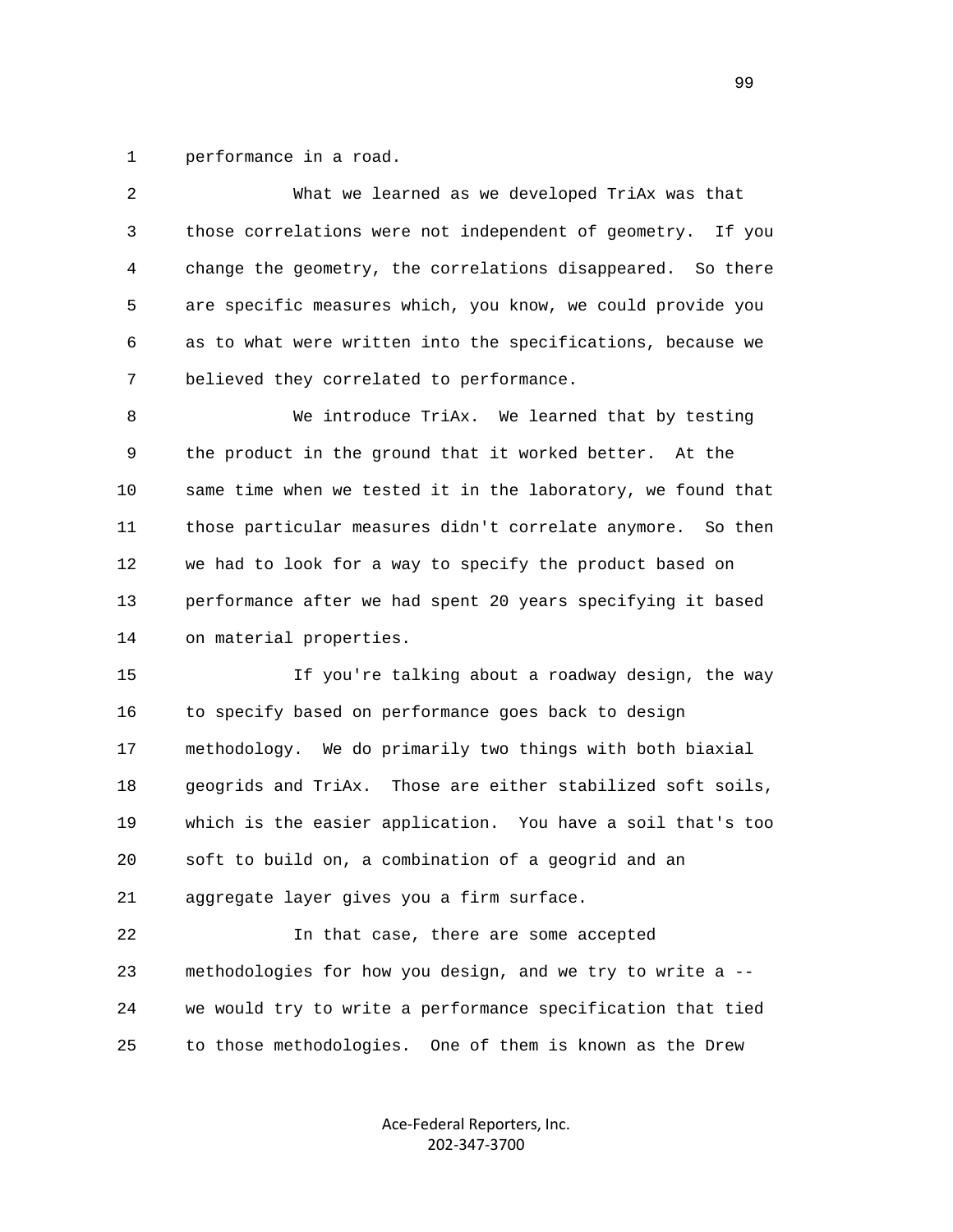1 performance in a road.

2 What we learned as we developed TriAx was that
3 those correlations were not independent of geometry. If you
4 change the geometry, the correlations disappeared. So there
5 are specific measures which, you know, we could provide you
6 as to what were written into the specifications, because we
7 believed they correlated to performance.

8 We introduce TriAx. We learned that by testing
9 the product in the ground that it worked better. At the
10 same time when we tested it in the laboratory, we found that
11 those particular measures didn't correlate anymore. So then
12 we had to look for a way to specify the product based on
13 performance after we had spent 20 years specifying it based
14 on material properties.

15 If you're talking about a roadway design, the way
16 to specify based on performance goes back to design
17 methodology. We do primarily two things with both biaxial
18 geogrids and TriAx. Those are either stabilized soft soils,
19 which is the easier application. You have a soil that's too
20 soft to build on, a combination of a geogrid and an
21 aggregate layer gives you a firm surface.

22 In that case, there are some accepted
23 methodologies for how you design, and we try to write a --
24 we would try to write a performance specification that tied
25 to those methodologies. One of them is known as the Drew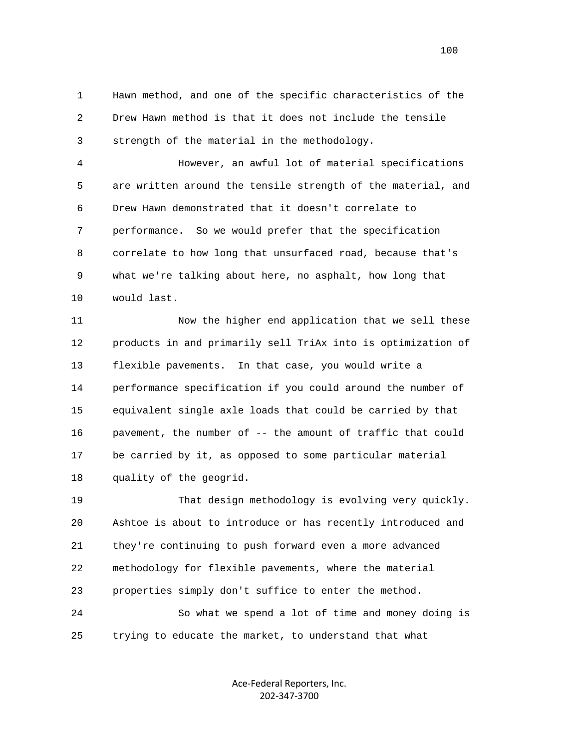1 Hawn method, and one of the specific characteristics of the
2 Drew Hawn method is that it does not include the tensile
3 strength of the material in the methodology.

4 However, an awful lot of material specifications
5 are written around the tensile strength of the material, and
6 Drew Hawn demonstrated that it doesn't correlate to
7 performance. So we would prefer that the specification
8 correlate to how long that unsurfaced road, because that's
9 what we're talking about here, no asphalt, how long that
10 would last.

11 Now the higher end application that we sell these
12 products in and primarily sell TriAx into is optimization of
13 flexible pavements. In that case, you would write a
14 performance specification if you could around the number of
15 equivalent single axle loads that could be carried by that
16 pavement, the number of -- the amount of traffic that could
17 be carried by it, as opposed to some particular material
18 quality of the geogrid.

19 That design methodology is evolving very quickly.
20 Ashtoe is about to introduce or has recently introduced and
21 they're continuing to push forward even a more advanced
22 methodology for flexible pavements, where the material
23 properties simply don't suffice to enter the method.

24 So what we spend a lot of time and money doing is
25 trying to educate the market, to understand that what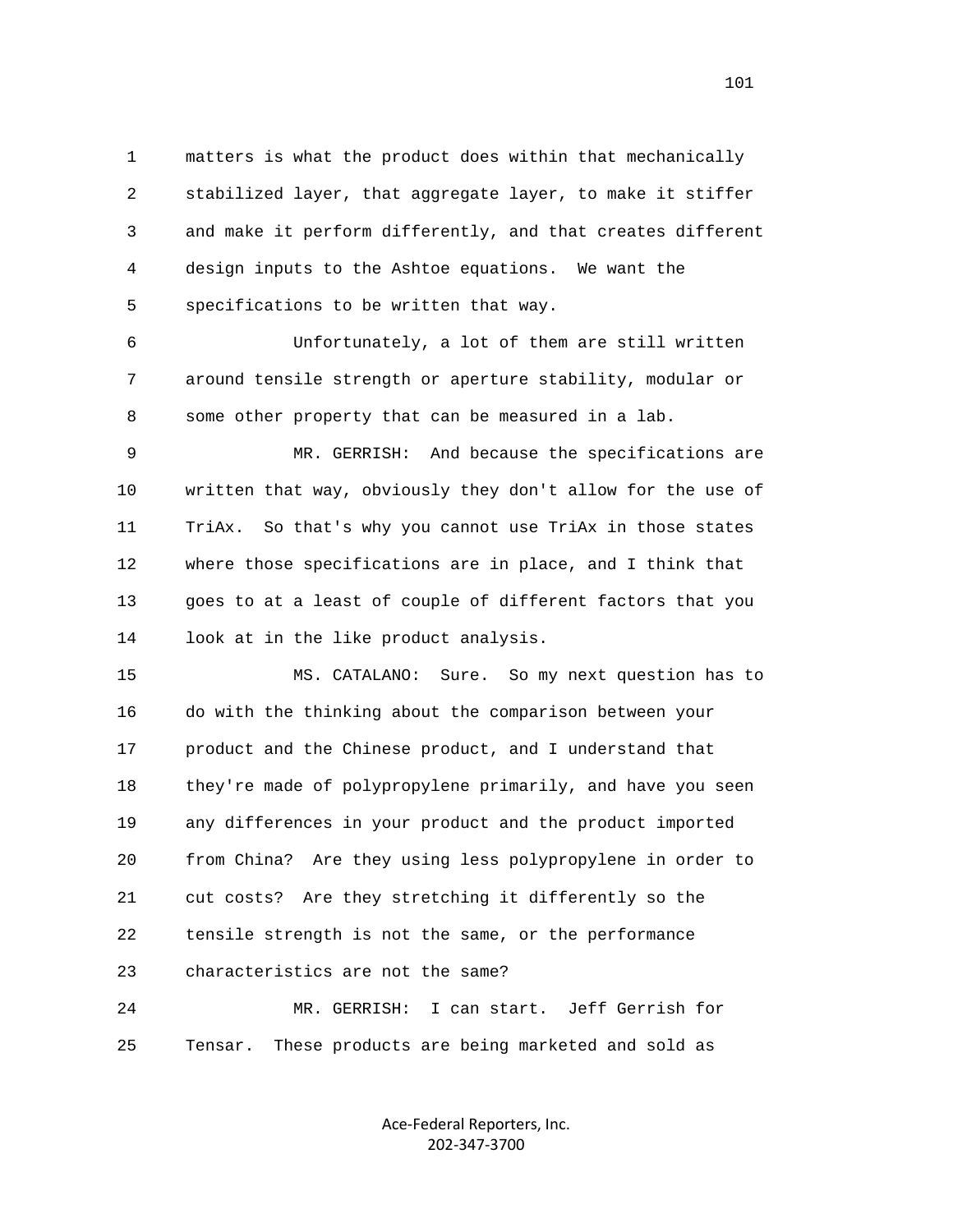matters is what the product does within that mechanically stabilized layer, that aggregate layer, to make it stiffer and make it perform differently, and that creates different design inputs to the Ashtoe equations. We want the specifications to be written that way.

Unfortunately, a lot of them are still written around tensile strength or aperture stability, modular or some other property that can be measured in a lab.

MR. GERRISH: And because the specifications are written that way, obviously they don't allow for the use of TriAx. So that's why you cannot use TriAx in those states where those specifications are in place, and I think that goes to at a least of couple of different factors that you look at in the like product analysis.

MS. CATALANO: Sure. So my next question has to do with the thinking about the comparison between your product and the Chinese product, and I understand that they're made of polypropylene primarily, and have you seen any differences in your product and the product imported from China? Are they using less polypropylene in order to cut costs? Are they stretching it differently so the tensile strength is not the same, or the performance characteristics are not the same?

MR. GERRISH: I can start. Jeff Gerrish for Tensar. These products are being marketed and sold as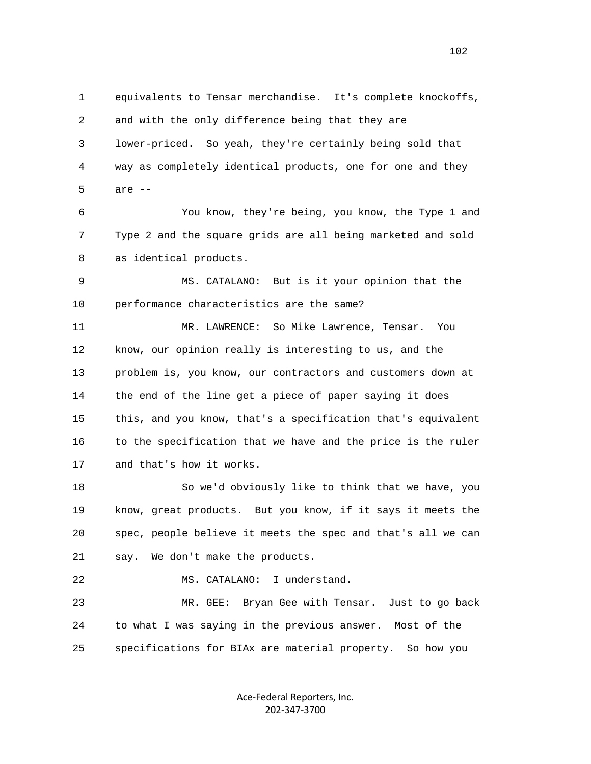1 equivalents to Tensar merchandise. It's complete knockoffs,
2 and with the only difference being that they are
3 lower-priced. So yeah, they're certainly being sold that
4 way as completely identical products, one for one and they
5 are --

6 You know, they're being, you know, the Type 1 and
7 Type 2 and the square grids are all being marketed and sold
8 as identical products.

9 MS. CATALANO: But is it your opinion that the
10 performance characteristics are the same?

11 MR. LAWRENCE: So Mike Lawrence, Tensar. You
12 know, our opinion really is interesting to us, and the
13 problem is, you know, our contractors and customers down at
14 the end of the line get a piece of paper saying it does
15 this, and you know, that's a specification that's equivalent
16 to the specification that we have and the price is the ruler
17 and that's how it works.

18 So we'd obviously like to think that we have, you
19 know, great products. But you know, if it says it meets the
20 spec, people believe it meets the spec and that's all we can
21 say. We don't make the products.

22 MS. CATALANO: I understand.

23 MR. GEE: Bryan Gee with Tensar. Just to go back
24 to what I was saying in the previous answer. Most of the
25 specifications for BIAx are material property. So how you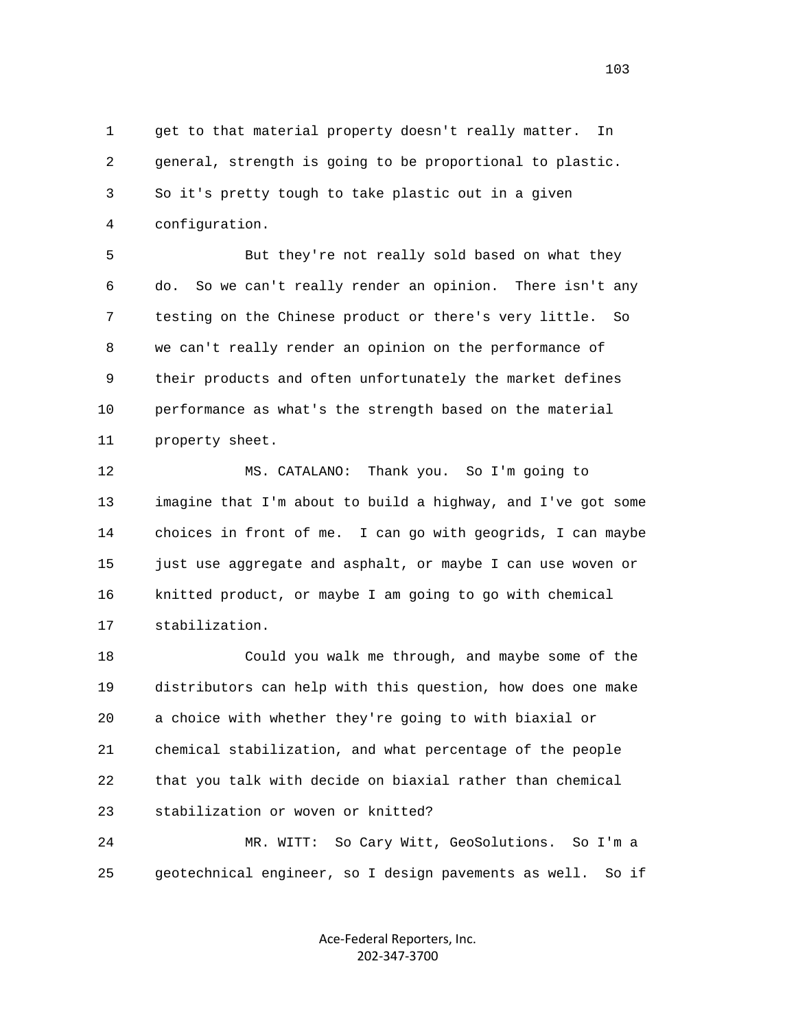get to that material property doesn't really matter. In general, strength is going to be proportional to plastic. So it's pretty tough to take plastic out in a given configuration.

But they're not really sold based on what they do. So we can't really render an opinion. There isn't any testing on the Chinese product or there's very little. So we can't really render an opinion on the performance of their products and often unfortunately the market defines performance as what's the strength based on the material property sheet.

MS. CATALANO: Thank you. So I'm going to imagine that I'm about to build a highway, and I've got some choices in front of me. I can go with geogrids, I can maybe just use aggregate and asphalt, or maybe I can use woven or knitted product, or maybe I am going to go with chemical stabilization.

Could you walk me through, and maybe some of the distributors can help with this question, how does one make a choice with whether they're going to with biaxial or chemical stabilization, and what percentage of the people that you talk with decide on biaxial rather than chemical stabilization or woven or knitted?

MR. WITT: So Cary Witt, GeoSolutions. So I'm a geotechnical engineer, so I design pavements as well. So if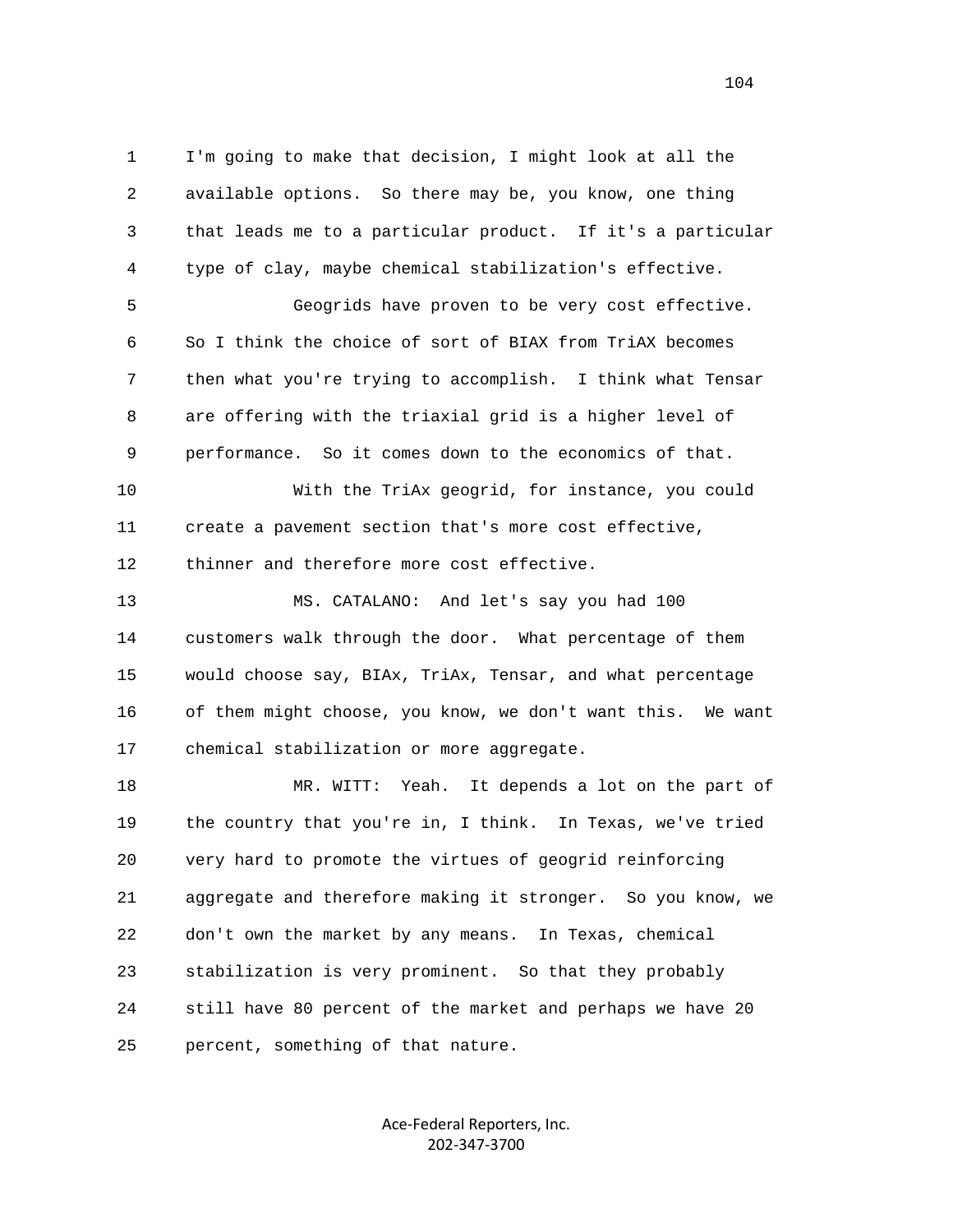I'm going to make that decision, I might look at all the available options. So there may be, you know, one thing that leads me to a particular product. If it's a particular type of clay, maybe chemical stabilization's effective.

Geogrids have proven to be very cost effective. So I think the choice of sort of BIAX from TriAX becomes then what you're trying to accomplish. I think what Tensar are offering with the triaxial grid is a higher level of performance. So it comes down to the economics of that.

With the TriAx geogrid, for instance, you could create a pavement section that's more cost effective, thinner and therefore more cost effective.

MS. CATALANO: And let's say you had 100 customers walk through the door. What percentage of them would choose say, BIAx, TriAx, Tensar, and what percentage of them might choose, you know, we don't want this. We want chemical stabilization or more aggregate.

MR. WITT: Yeah. It depends a lot on the part of the country that you're in, I think. In Texas, we've tried very hard to promote the virtues of geogrid reinforcing aggregate and therefore making it stronger. So you know, we don't own the market by any means. In Texas, chemical stabilization is very prominent. So that they probably still have 80 percent of the market and perhaps we have 20 percent, something of that nature.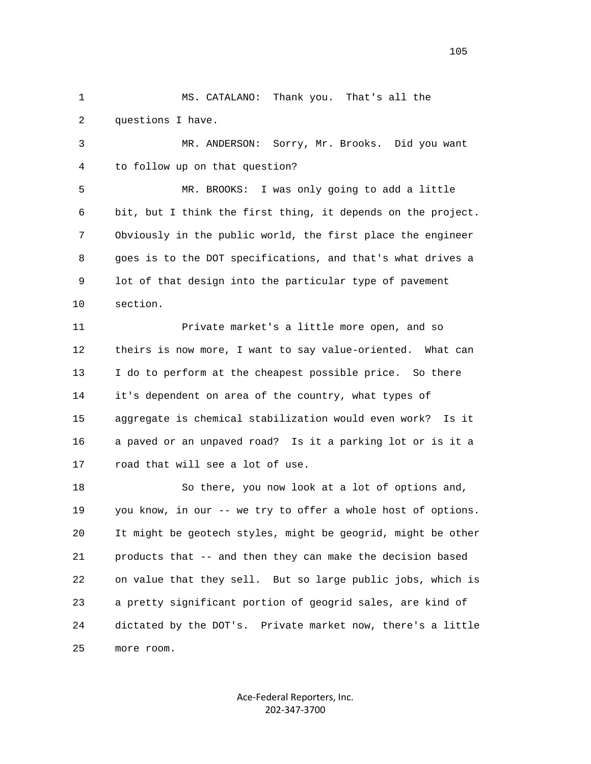MS. CATALANO: Thank you. That's all the questions I have.

MR. ANDERSON: Sorry, Mr. Brooks. Did you want to follow up on that question?

MR. BROOKS: I was only going to add a little bit, but I think the first thing, it depends on the project. Obviously in the public world, the first place the engineer goes is to the DOT specifications, and that's what drives a lot of that design into the particular type of pavement section.

Private market's a little more open, and so theirs is now more, I want to say value-oriented. What can I do to perform at the cheapest possible price. So there it's dependent on area of the country, what types of aggregate is chemical stabilization would even work? Is it a paved or an unpaved road? Is it a parking lot or is it a road that will see a lot of use.

So there, you now look at a lot of options and, you know, in our -- we try to offer a whole host of options. It might be geotech styles, might be geogrid, might be other products that -- and then they can make the decision based on value that they sell. But so large public jobs, which is a pretty significant portion of geogrid sales, are kind of dictated by the DOT's. Private market now, there's a little more room.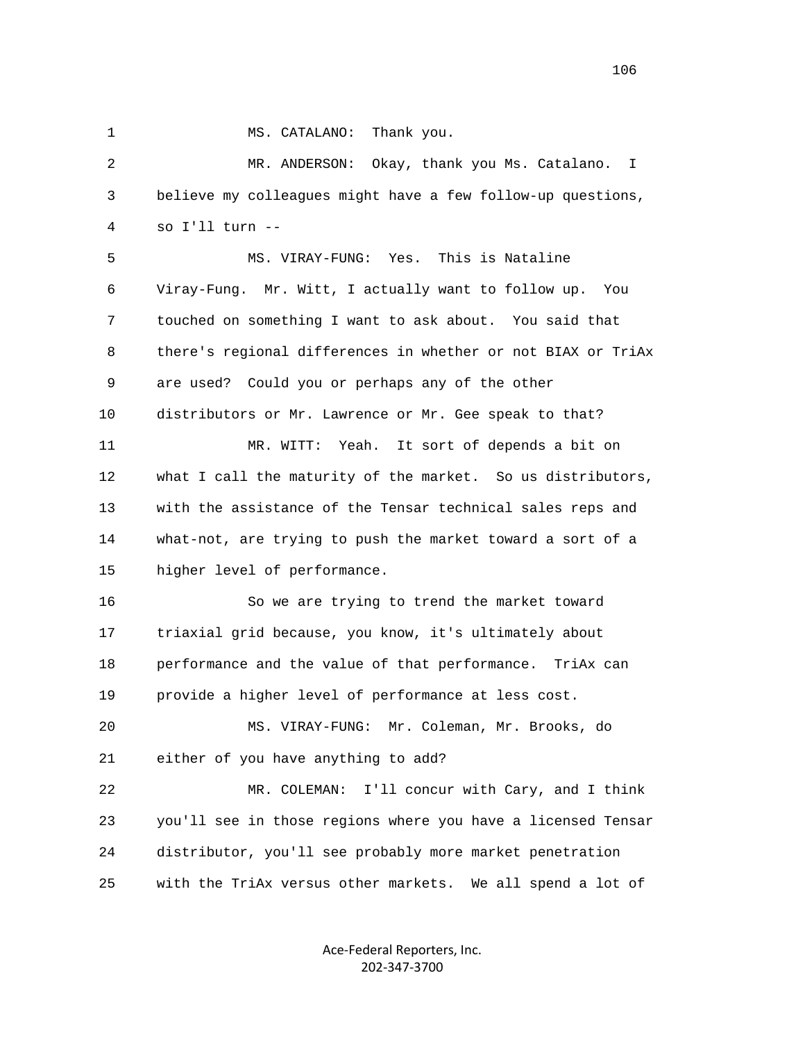1 MS. CATALANO: Thank you.

2 MR. ANDERSON: Okay, thank you Ms. Catalano. I

3 believe my colleagues might have a few follow-up questions,

4 so I'll turn --

5 MS. VIRAY-FUNG: Yes. This is Nataline

6 Viray-Fung. Mr. Witt, I actually want to follow up. You

7 touched on something I want to ask about. You said that

8 there's regional differences in whether or not BIAX or TriAx

9 are used? Could you or perhaps any of the other

10 distributors or Mr. Lawrence or Mr. Gee speak to that?

11 MR. WITT: Yeah. It sort of depends a bit on

12 what I call the maturity of the market. So us distributors,

13 with the assistance of the Tensar technical sales reps and

14 what-not, are trying to push the market toward a sort of a

15 higher level of performance.

16 So we are trying to trend the market toward

17 triaxial grid because, you know, it's ultimately about

18 performance and the value of that performance. TriAx can

19 provide a higher level of performance at less cost.

20 MS. VIRAY-FUNG: Mr. Coleman, Mr. Brooks, do

21 either of you have anything to add?

22 MR. COLEMAN: I'll concur with Cary, and I think

23 you'll see in those regions where you have a licensed Tensar

24 distributor, you'll see probably more market penetration

25 with the TriAx versus other markets. We all spend a lot of

Ace-Federal Reporters, Inc.
202-347-3700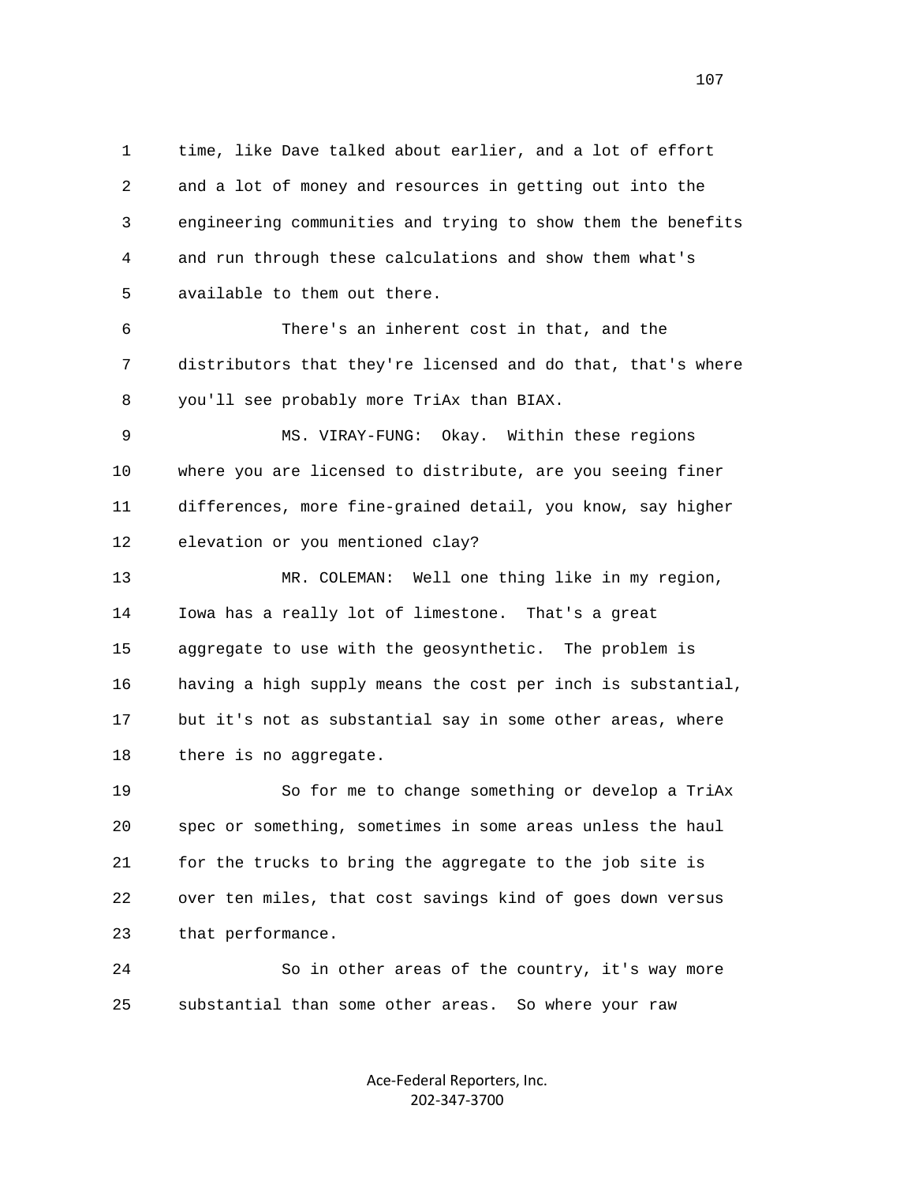time, like Dave talked about earlier, and a lot of effort and a lot of money and resources in getting out into the engineering communities and trying to show them the benefits and run through these calculations and show them what's available to them out there.

There's an inherent cost in that, and the distributors that they're licensed and do that, that's where you'll see probably more TriAx than BIAX.

MS. VIRAY-FUNG: Okay. Within these regions where you are licensed to distribute, are you seeing finer differences, more fine-grained detail, you know, say higher elevation or you mentioned clay?

MR. COLEMAN: Well one thing like in my region, Iowa has a really lot of limestone. That's a great aggregate to use with the geosynthetic. The problem is having a high supply means the cost per inch is substantial, but it's not as substantial say in some other areas, where there is no aggregate.

So for me to change something or develop a TriAx spec or something, sometimes in some areas unless the haul for the trucks to bring the aggregate to the job site is over ten miles, that cost savings kind of goes down versus that performance.

So in other areas of the country, it's way more substantial than some other areas. So where your raw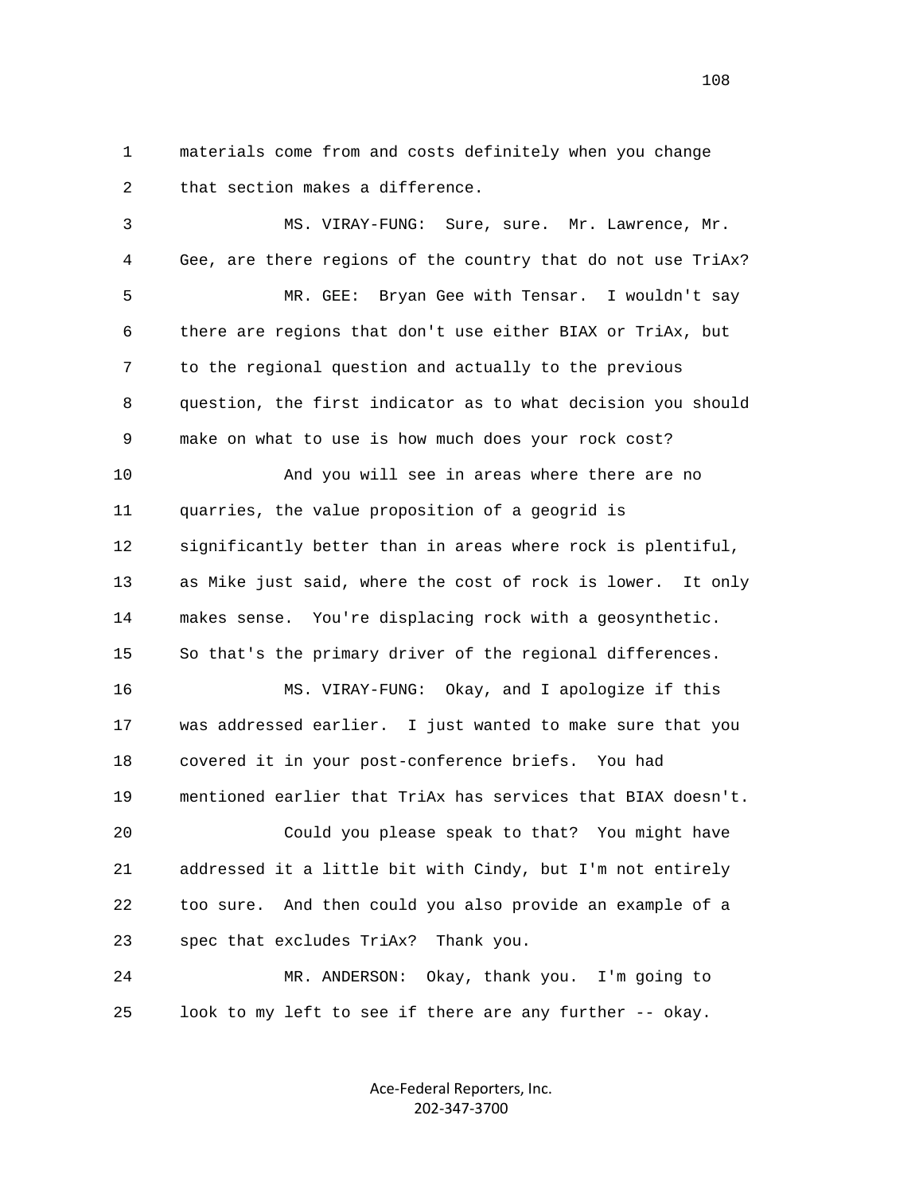1 materials come from and costs definitely when you change
2 that section makes a difference.

3 MS. VIRAY-FUNG: Sure, sure. Mr. Lawrence, Mr.
4 Gee, are there regions of the country that do not use TriAx?

5 MR. GEE: Bryan Gee with Tensar. I wouldn't say
6 there are regions that don't use either BIAX or TriAx, but
7 to the regional question and actually to the previous
8 question, the first indicator as to what decision you should
9 make on what to use is how much does your rock cost?

10 And you will see in areas where there are no
11 quarries, the value proposition of a geogrid is
12 significantly better than in areas where rock is plentiful,
13 as Mike just said, where the cost of rock is lower. It only
14 makes sense. You're displacing rock with a geosynthetic.
15 So that's the primary driver of the regional differences.

16 MS. VIRAY-FUNG: Okay, and I apologize if this
17 was addressed earlier. I just wanted to make sure that you
18 covered it in your post-conference briefs. You had
19 mentioned earlier that TriAx has services that BIAX doesn't.

20 Could you please speak to that? You might have
21 addressed it a little bit with Cindy, but I'm not entirely
22 too sure. And then could you also provide an example of a
23 spec that excludes TriAx? Thank you.

24 MR. ANDERSON: Okay, thank you. I'm going to
25 look to my left to see if there are any further -- okay.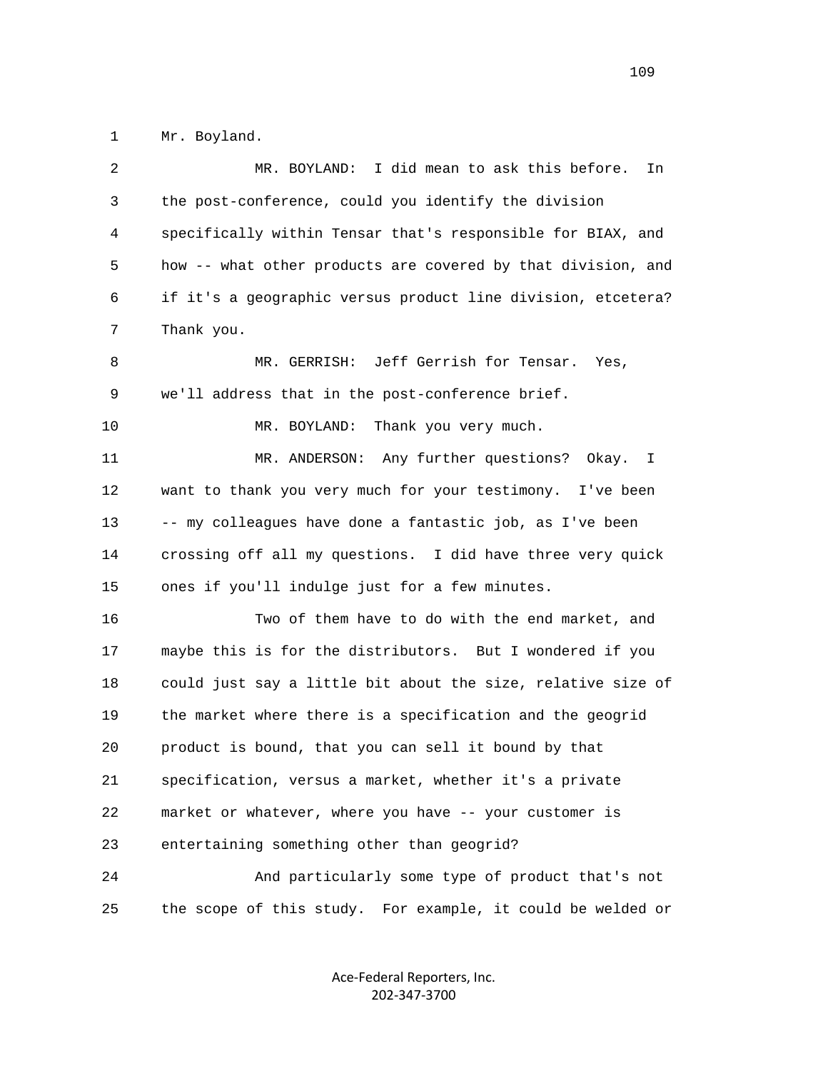1 Mr. Boyland.

2 MR. BOYLAND: I did mean to ask this before. In

3 the post-conference, could you identify the division

4 specifically within Tensar that's responsible for BIAX, and

5 how -- what other products are covered by that division, and

6 if it's a geographic versus product line division, etcetera?

7 Thank you.

8 MR. GERRISH: Jeff Gerrish for Tensar. Yes,

9 we'll address that in the post-conference brief.

10 MR. BOYLAND: Thank you very much.

11 MR. ANDERSON: Any further questions? Okay. I

12 want to thank you very much for your testimony. I've been

13 -- my colleagues have done a fantastic job, as I've been

14 crossing off all my questions. I did have three very quick

15 ones if you'll indulge just for a few minutes.

16 Two of them have to do with the end market, and

17 maybe this is for the distributors. But I wondered if you

18 could just say a little bit about the size, relative size of

19 the market where there is a specification and the geogrid

20 product is bound, that you can sell it bound by that

21 specification, versus a market, whether it's a private

22 market or whatever, where you have -- your customer is

23 entertaining something other than geogrid?

24 And particularly some type of product that's not

25 the scope of this study. For example, it could be welded or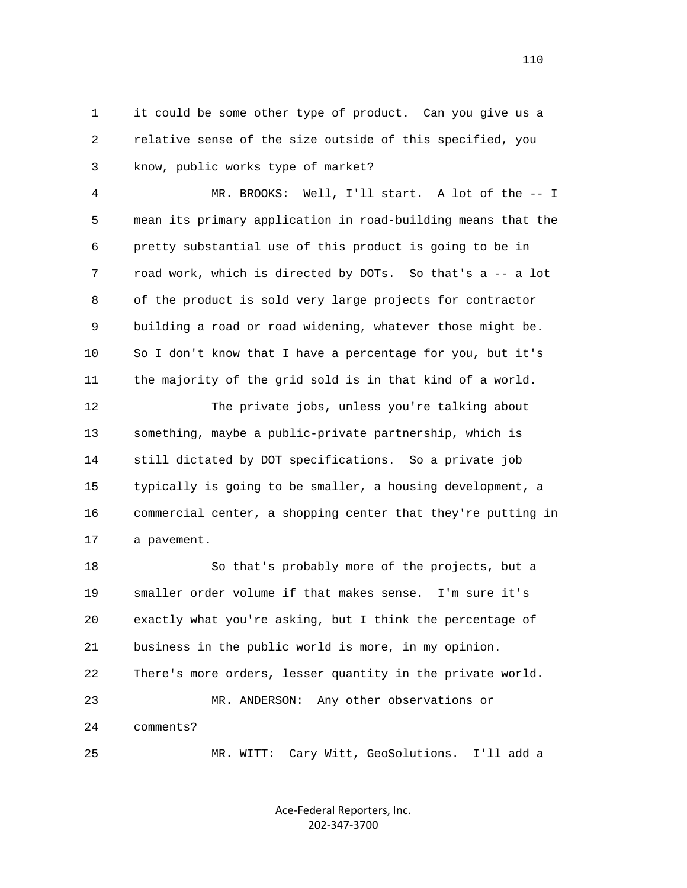1 it could be some other type of product. Can you give us a
2 relative sense of the size outside of this specified, you
3 know, public works type of market?

4 MR. BROOKS: Well, I'll start. A lot of the -- I
5 mean its primary application in road-building means that the
6 pretty substantial use of this product is going to be in
7 road work, which is directed by DOTs. So that's a -- a lot
8 of the product is sold very large projects for contractor
9 building a road or road widening, whatever those might be.
10 So I don't know that I have a percentage for you, but it's
11 the majority of the grid sold is in that kind of a world.

12 The private jobs, unless you're talking about
13 something, maybe a public-private partnership, which is
14 still dictated by DOT specifications. So a private job
15 typically is going to be smaller, a housing development, a
16 commercial center, a shopping center that they're putting in
17 a pavement.

18 So that's probably more of the projects, but a
19 smaller order volume if that makes sense. I'm sure it's
20 exactly what you're asking, but I think the percentage of
21 business in the public world is more, in my opinion.
22 There's more orders, lesser quantity in the private world.

23 MR. ANDERSON: Any other observations or
24 comments?

25 MR. WITT: Cary Witt, GeoSolutions. I'll add a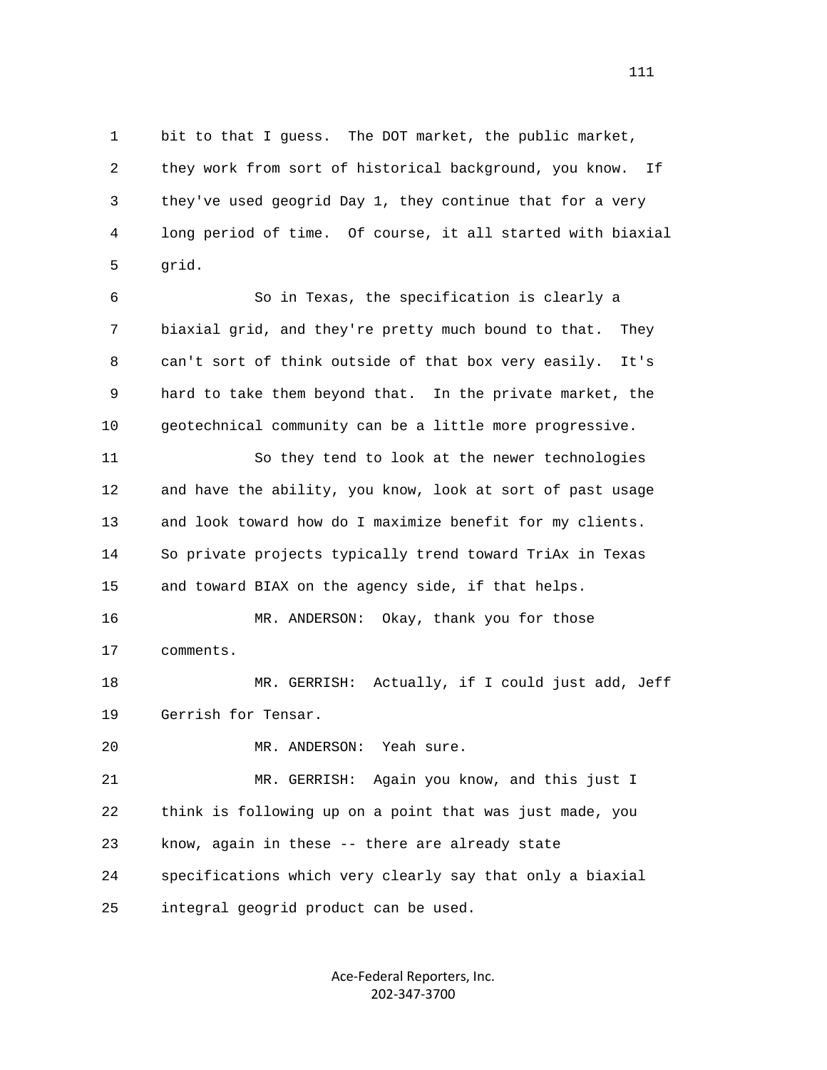bit to that I guess. The DOT market, the public market, they work from sort of historical background, you know. If they've used geogrid Day 1, they continue that for a very long period of time. Of course, it all started with biaxial grid.

So in Texas, the specification is clearly a biaxial grid, and they're pretty much bound to that. They can't sort of think outside of that box very easily. It's hard to take them beyond that. In the private market, the geotechnical community can be a little more progressive.

So they tend to look at the newer technologies and have the ability, you know, look at sort of past usage and look toward how do I maximize benefit for my clients. So private projects typically trend toward TriAx in Texas and toward BIAX on the agency side, if that helps.

MR. ANDERSON: Okay, thank you for those comments.

MR. GERRISH: Actually, if I could just add, Jeff Gerrish for Tensar.

MR. ANDERSON: Yeah sure.

MR. GERRISH: Again you know, and this just I think is following up on a point that was just made, you know, again in these -- there are already state specifications which very clearly say that only a biaxial integral geogrid product can be used.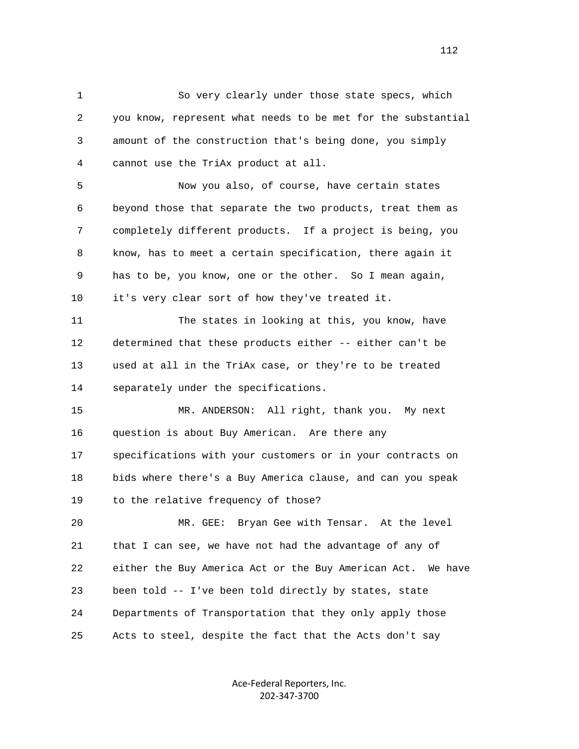So very clearly under those state specs, which you know, represent what needs to be met for the substantial amount of the construction that's being done, you simply cannot use the TriAx product at all.

Now you also, of course, have certain states beyond those that separate the two products, treat them as completely different products. If a project is being, you know, has to meet a certain specification, there again it has to be, you know, one or the other. So I mean again, it's very clear sort of how they've treated it.

The states in looking at this, you know, have determined that these products either -- either can't be used at all in the TriAx case, or they're to be treated separately under the specifications.

MR. ANDERSON: All right, thank you. My next question is about Buy American. Are there any specifications with your customers or in your contracts on bids where there's a Buy America clause, and can you speak to the relative frequency of those?

MR. GEE: Bryan Gee with Tensar. At the level that I can see, we have not had the advantage of any of either the Buy America Act or the Buy American Act. We have been told -- I've been told directly by states, state Departments of Transportation that they only apply those Acts to steel, despite the fact that the Acts don't say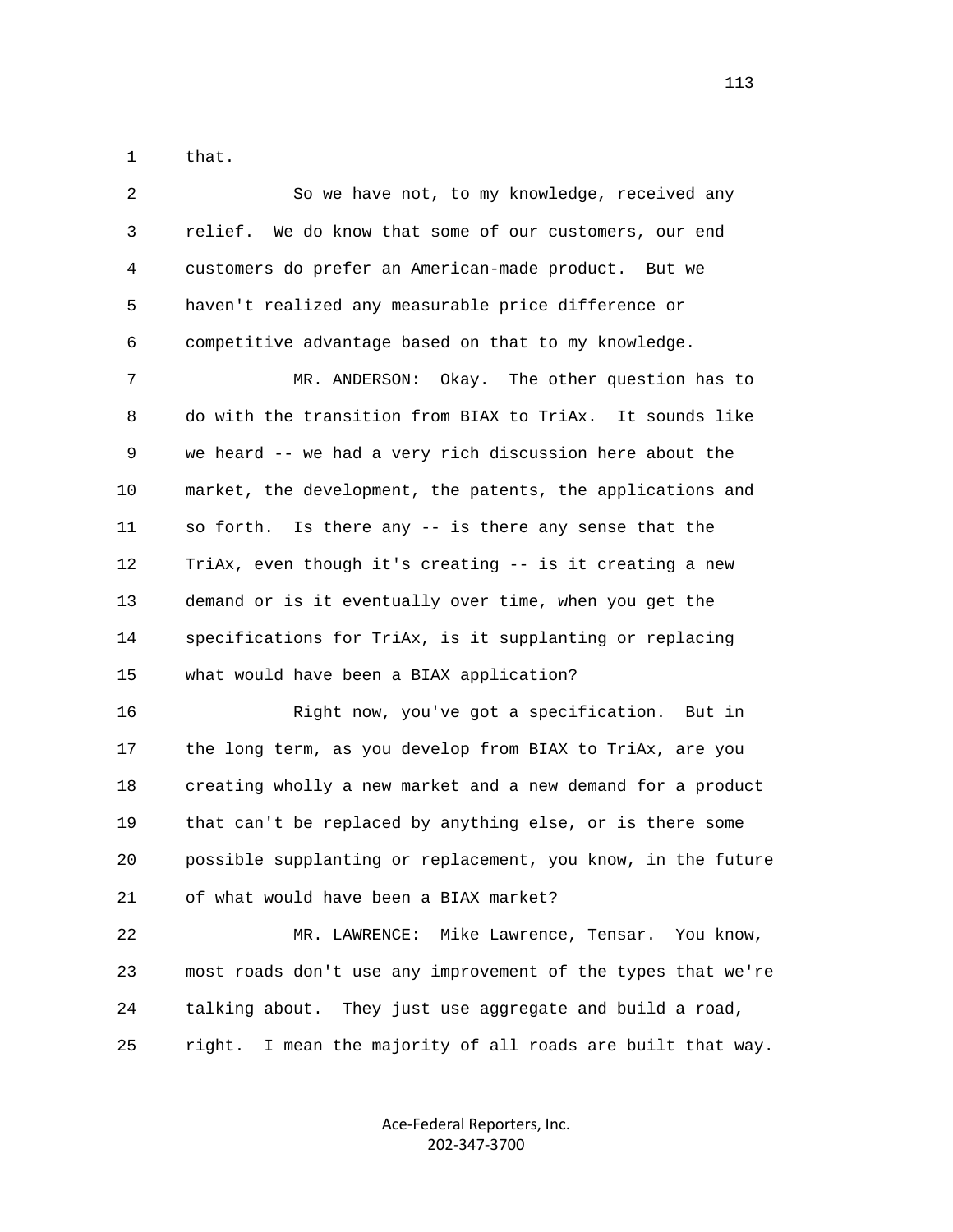that.

So we have not, to my knowledge, received any relief. We do know that some of our customers, our end customers do prefer an American-made product. But we haven't realized any measurable price difference or competitive advantage based on that to my knowledge.

MR. ANDERSON: Okay. The other question has to do with the transition from BIAX to TriAx. It sounds like we heard -- we had a very rich discussion here about the market, the development, the patents, the applications and so forth. Is there any -- is there any sense that the TriAx, even though it's creating -- is it creating a new demand or is it eventually over time, when you get the specifications for TriAx, is it supplanting or replacing what would have been a BIAX application?

Right now, you've got a specification. But in the long term, as you develop from BIAX to TriAx, are you creating wholly a new market and a new demand for a product that can't be replaced by anything else, or is there some possible supplanting or replacement, you know, in the future of what would have been a BIAX market?

MR. LAWRENCE: Mike Lawrence, Tensar. You know, most roads don't use any improvement of the types that we're talking about. They just use aggregate and build a road, right. I mean the majority of all roads are built that way.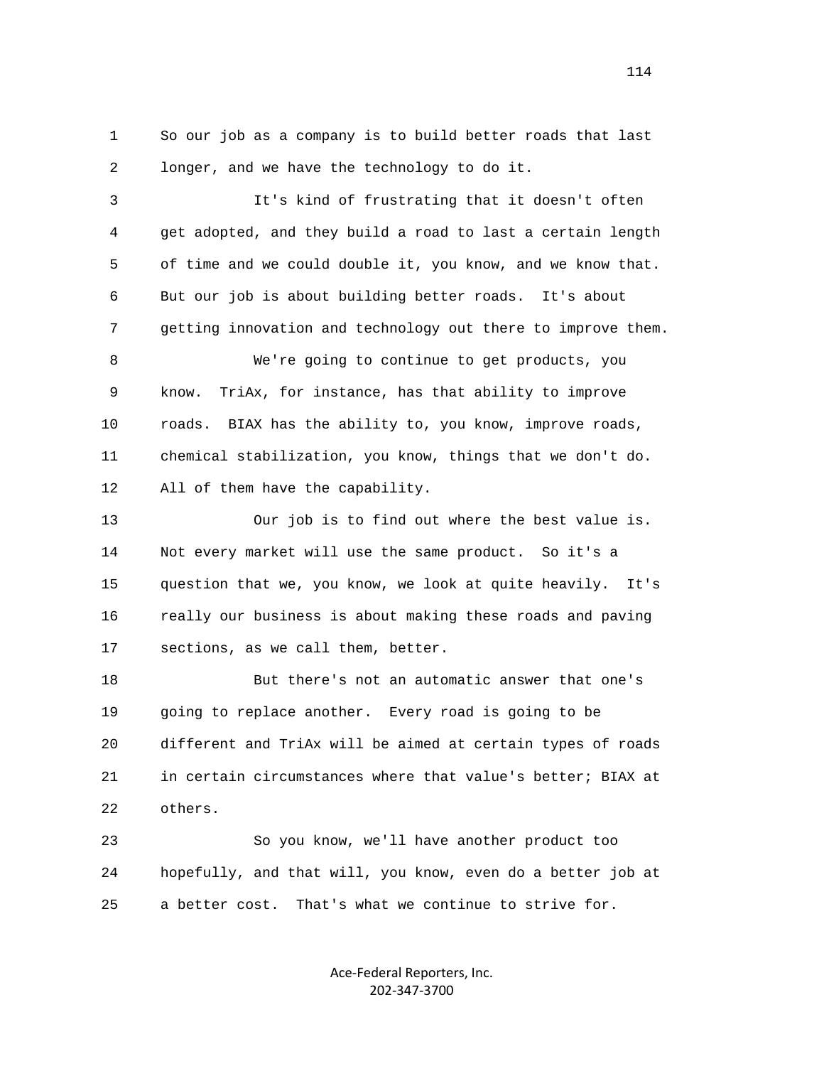So our job as a company is to build better roads that last longer, and we have the technology to do it.

It's kind of frustrating that it doesn't often get adopted, and they build a road to last a certain length of time and we could double it, you know, and we know that. But our job is about building better roads. It's about getting innovation and technology out there to improve them.

We're going to continue to get products, you know. TriAx, for instance, has that ability to improve roads. BIAX has the ability to, you know, improve roads, chemical stabilization, you know, things that we don't do. All of them have the capability.

Our job is to find out where the best value is. Not every market will use the same product. So it's a question that we, you know, we look at quite heavily. It's really our business is about making these roads and paving sections, as we call them, better.

But there's not an automatic answer that one's going to replace another. Every road is going to be different and TriAx will be aimed at certain types of roads in certain circumstances where that value's better; BIAX at others.

So you know, we'll have another product too hopefully, and that will, you know, even do a better job at a better cost. That's what we continue to strive for.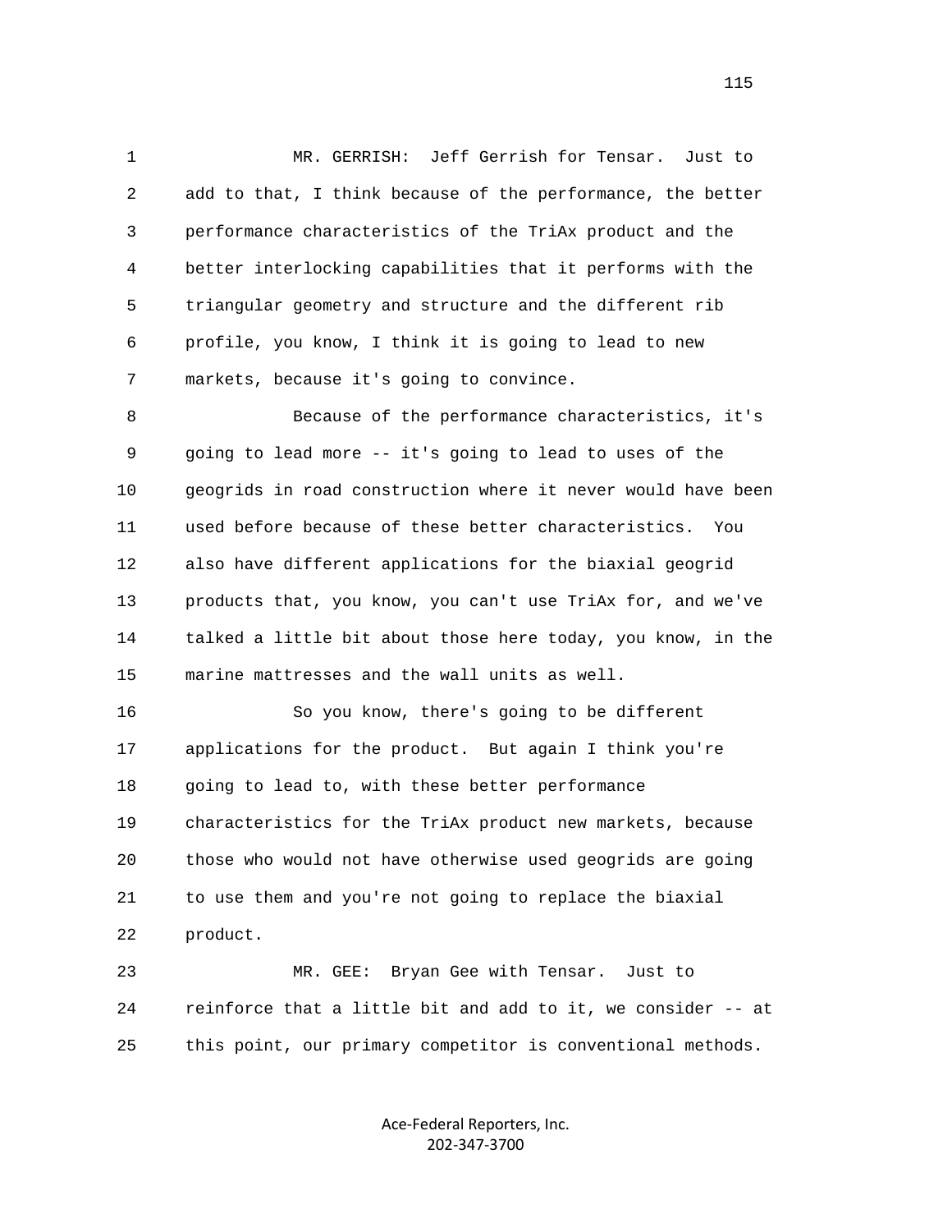MR. GERRISH: Jeff Gerrish for Tensar. Just to add to that, I think because of the performance, the better performance characteristics of the TriAx product and the better interlocking capabilities that it performs with the triangular geometry and structure and the different rib profile, you know, I think it is going to lead to new markets, because it's going to convince.

Because of the performance characteristics, it's going to lead more -- it's going to lead to uses of the geogrids in road construction where it never would have been used before because of these better characteristics. You also have different applications for the biaxial geogrid products that, you know, you can't use TriAx for, and we've talked a little bit about those here today, you know, in the marine mattresses and the wall units as well.

So you know, there's going to be different applications for the product. But again I think you're going to lead to, with these better performance characteristics for the TriAx product new markets, because those who would not have otherwise used geogrids are going to use them and you're not going to replace the biaxial product.

MR. GEE: Bryan Gee with Tensar. Just to reinforce that a little bit and add to it, we consider -- at this point, our primary competitor is conventional methods.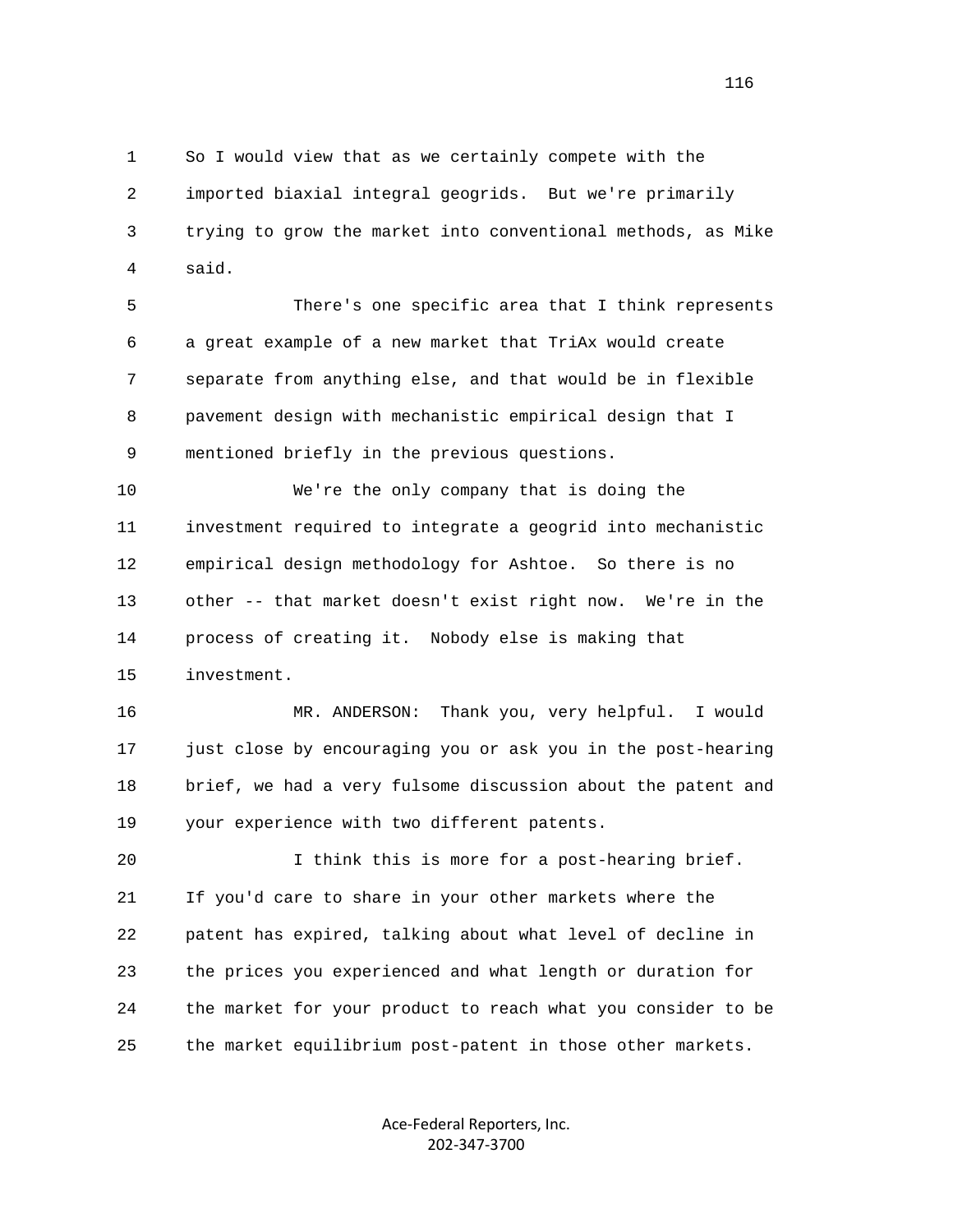So I would view that as we certainly compete with the imported biaxial integral geogrids. But we're primarily trying to grow the market into conventional methods, as Mike said.

There's one specific area that I think represents a great example of a new market that TriAx would create separate from anything else, and that would be in flexible pavement design with mechanistic empirical design that I mentioned briefly in the previous questions.

We're the only company that is doing the investment required to integrate a geogrid into mechanistic empirical design methodology for Ashtoe. So there is no other -- that market doesn't exist right now. We're in the process of creating it. Nobody else is making that investment.

MR. ANDERSON: Thank you, very helpful. I would just close by encouraging you or ask you in the post-hearing brief, we had a very fulsome discussion about the patent and your experience with two different patents.

I think this is more for a post-hearing brief. If you'd care to share in your other markets where the patent has expired, talking about what level of decline in the prices you experienced and what length or duration for the market for your product to reach what you consider to be the market equilibrium post-patent in those other markets.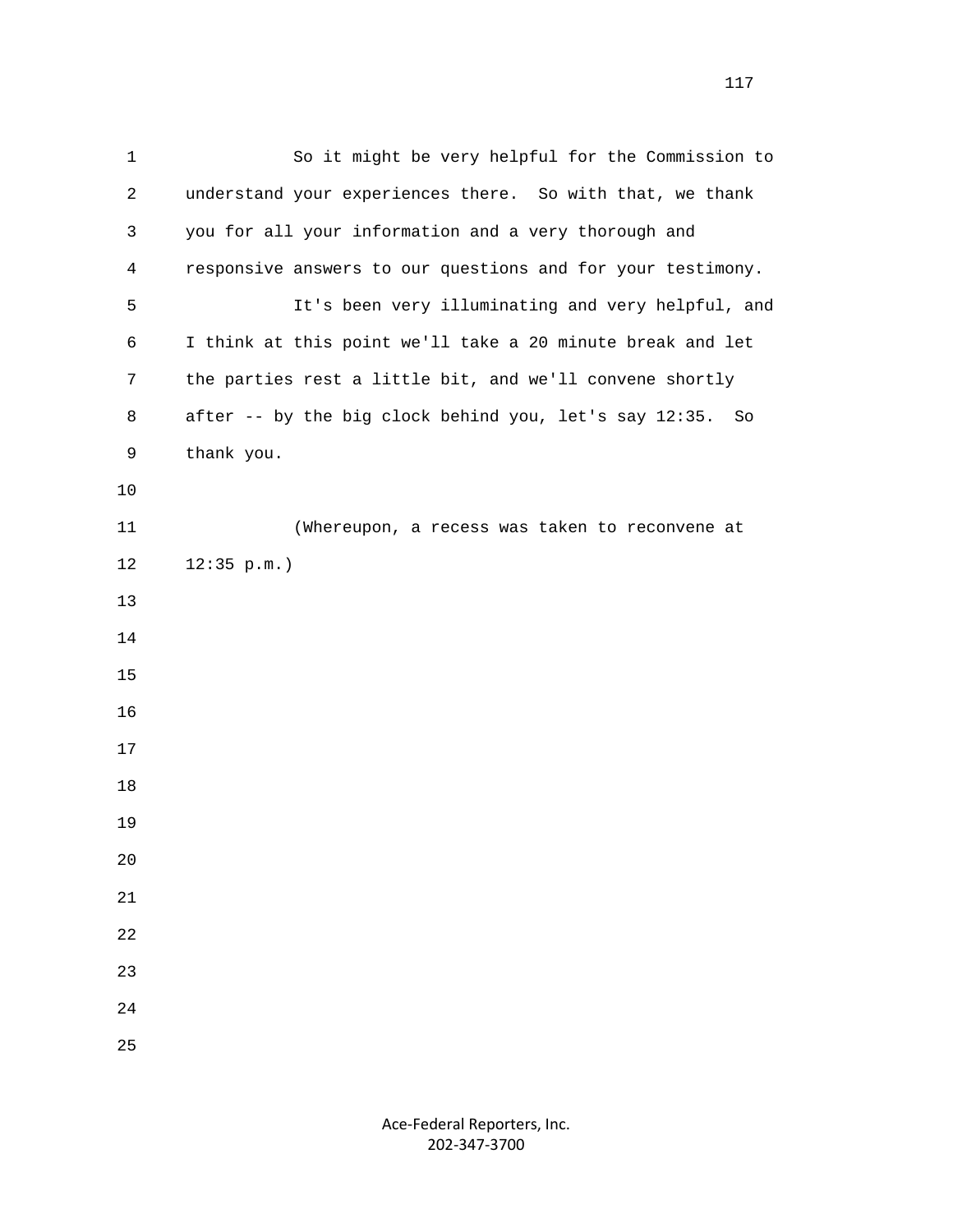So it might be very helpful for the Commission to understand your experiences there. So with that, we thank you for all your information and a very thorough and responsive answers to our questions and for your testimony.

It's been very illuminating and very helpful, and I think at this point we'll take a 20 minute break and let the parties rest a little bit, and we'll convene shortly after -- by the big clock behind you, let's say 12:35. So thank you.

(Whereupon, a recess was taken to reconvene at 12:35 p.m.)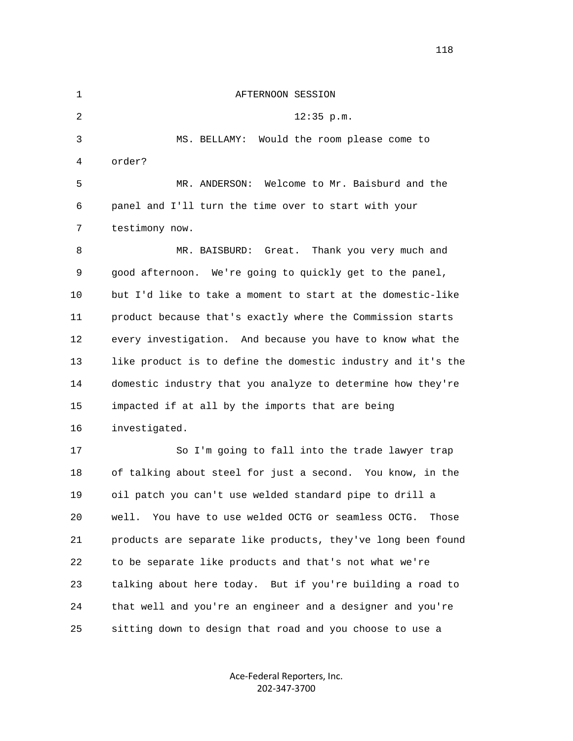AFTERNOON SESSION

12:35 p.m.

MS. BELLAMY: Would the room please come to order?

MR. ANDERSON: Welcome to Mr. Baisburd and the panel and I'll turn the time over to start with your testimony now.

MR. BAISBURD: Great. Thank you very much and good afternoon. We're going to quickly get to the panel, but I'd like to take a moment to start at the domestic-like product because that's exactly where the Commission starts every investigation. And because you have to know what the like product is to define the domestic industry and it's the domestic industry that you analyze to determine how they're impacted if at all by the imports that are being investigated.

So I'm going to fall into the trade lawyer trap of talking about steel for just a second. You know, in the oil patch you can't use welded standard pipe to drill a well. You have to use welded OCTG or seamless OCTG. Those products are separate like products, they've long been found to be separate like products and that's not what we're talking about here today. But if you're building a road to that well and you're an engineer and a designer and you're sitting down to design that road and you choose to use a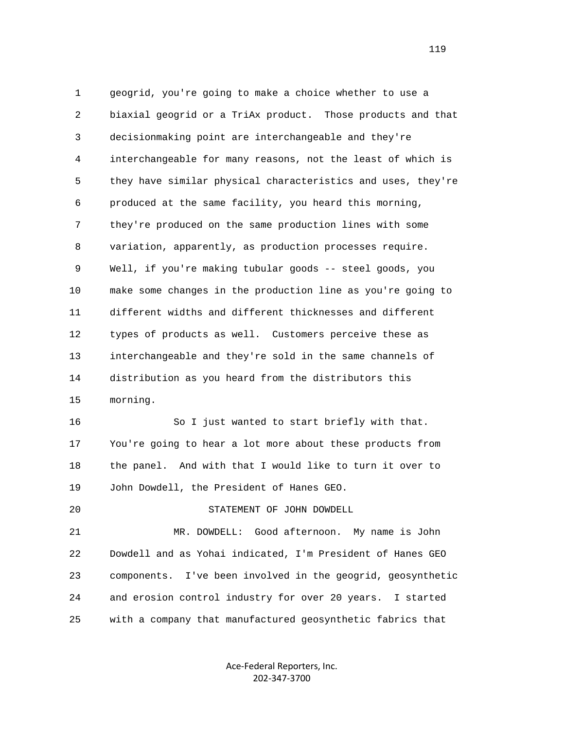geogrid, you're going to make a choice whether to use a biaxial geogrid or a TriAx product. Those products and that decisionmaking point are interchangeable and they're interchangeable for many reasons, not the least of which is they have similar physical characteristics and uses, they're produced at the same facility, you heard this morning, they're produced on the same production lines with some variation, apparently, as production processes require. Well, if you're making tubular goods -- steel goods, you make some changes in the production line as you're going to different widths and different thicknesses and different types of products as well. Customers perceive these as interchangeable and they're sold in the same channels of distribution as you heard from the distributors this morning.

So I just wanted to start briefly with that. You're going to hear a lot more about these products from the panel. And with that I would like to turn it over to John Dowdell, the President of Hanes GEO.

STATEMENT OF JOHN DOWDELL

MR. DOWDELL: Good afternoon. My name is John Dowdell and as Yohai indicated, I'm President of Hanes GEO components. I've been involved in the geogrid, geosynthetic and erosion control industry for over 20 years. I started with a company that manufactured geosynthetic fabrics that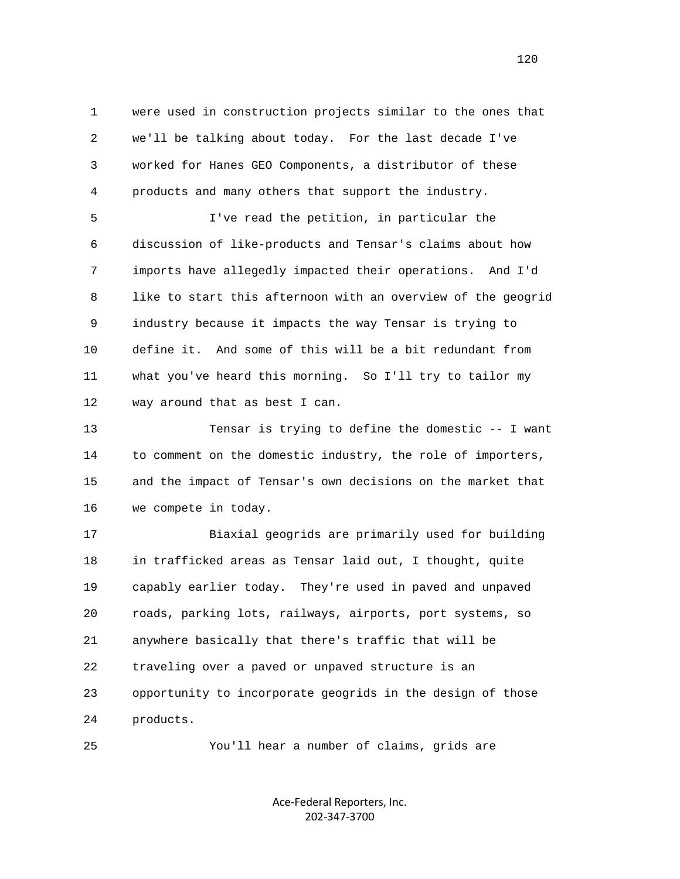were used in construction projects similar to the ones that we'll be talking about today. For the last decade I've worked for Hanes GEO Components, a distributor of these products and many others that support the industry.

I've read the petition, in particular the discussion of like-products and Tensar's claims about how imports have allegedly impacted their operations. And I'd like to start this afternoon with an overview of the geogrid industry because it impacts the way Tensar is trying to define it. And some of this will be a bit redundant from what you've heard this morning. So I'll try to tailor my way around that as best I can.

Tensar is trying to define the domestic -- I want to comment on the domestic industry, the role of importers, and the impact of Tensar's own decisions on the market that we compete in today.

Biaxial geogrids are primarily used for building in trafficked areas as Tensar laid out, I thought, quite capably earlier today. They're used in paved and unpaved roads, parking lots, railways, airports, port systems, so anywhere basically that there's traffic that will be traveling over a paved or unpaved structure is an opportunity to incorporate geogrids in the design of those products.

You'll hear a number of claims, grids are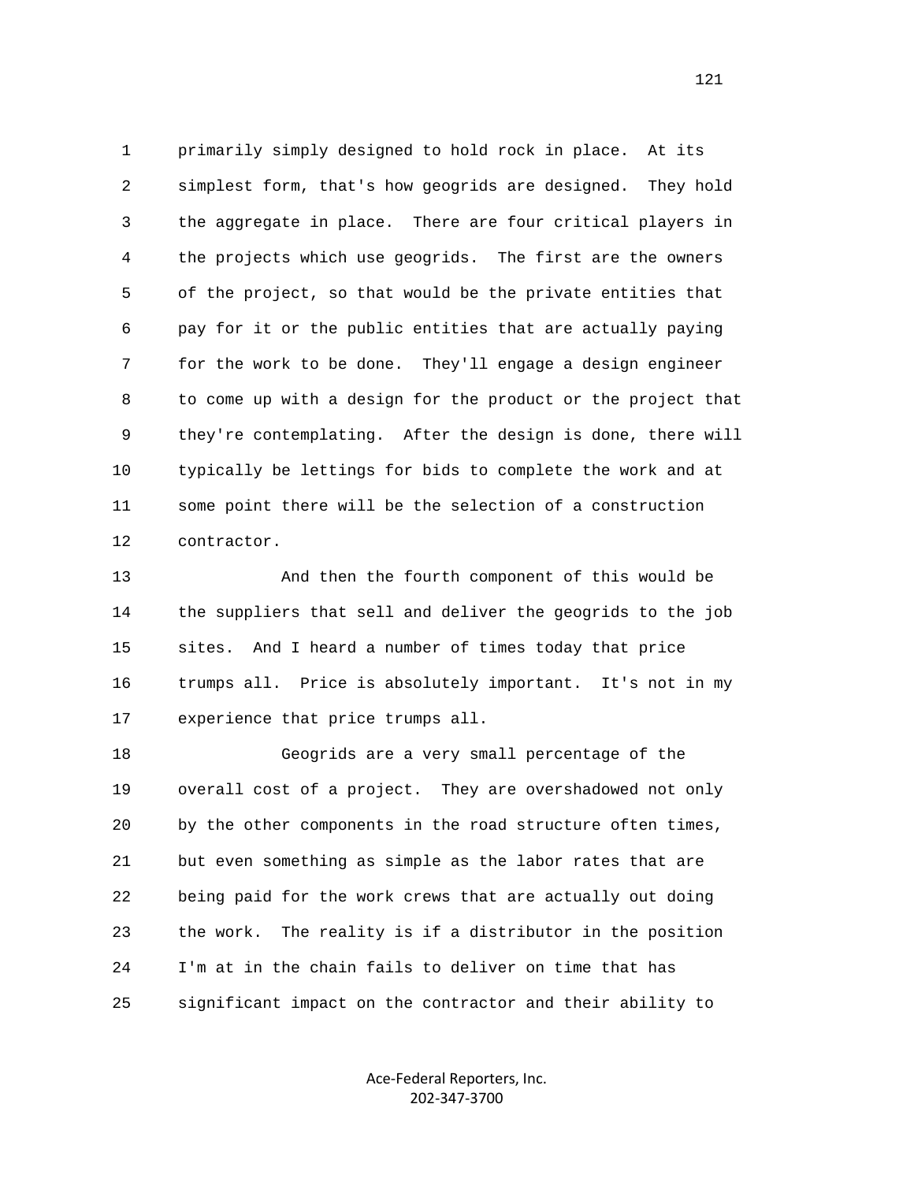1 primarily simply designed to hold rock in place. At its
2 simplest form, that's how geogrids are designed. They hold
3 the aggregate in place. There are four critical players in
4 the projects which use geogrids. The first are the owners
5 of the project, so that would be the private entities that
6 pay for it or the public entities that are actually paying
7 for the work to be done. They'll engage a design engineer
8 to come up with a design for the product or the project that
9 they're contemplating. After the design is done, there will
10 typically be lettings for bids to complete the work and at
11 some point there will be the selection of a construction
12 contractor.

13 And then the fourth component of this would be
14 the suppliers that sell and deliver the geogrids to the job
15 sites. And I heard a number of times today that price
16 trumps all. Price is absolutely important. It's not in my
17 experience that price trumps all.

18 Geogrids are a very small percentage of the
19 overall cost of a project. They are overshadowed not only
20 by the other components in the road structure often times,
21 but even something as simple as the labor rates that are
22 being paid for the work crews that are actually out doing
23 the work. The reality is if a distributor in the position
24 I'm at in the chain fails to deliver on time that has
25 significant impact on the contractor and their ability to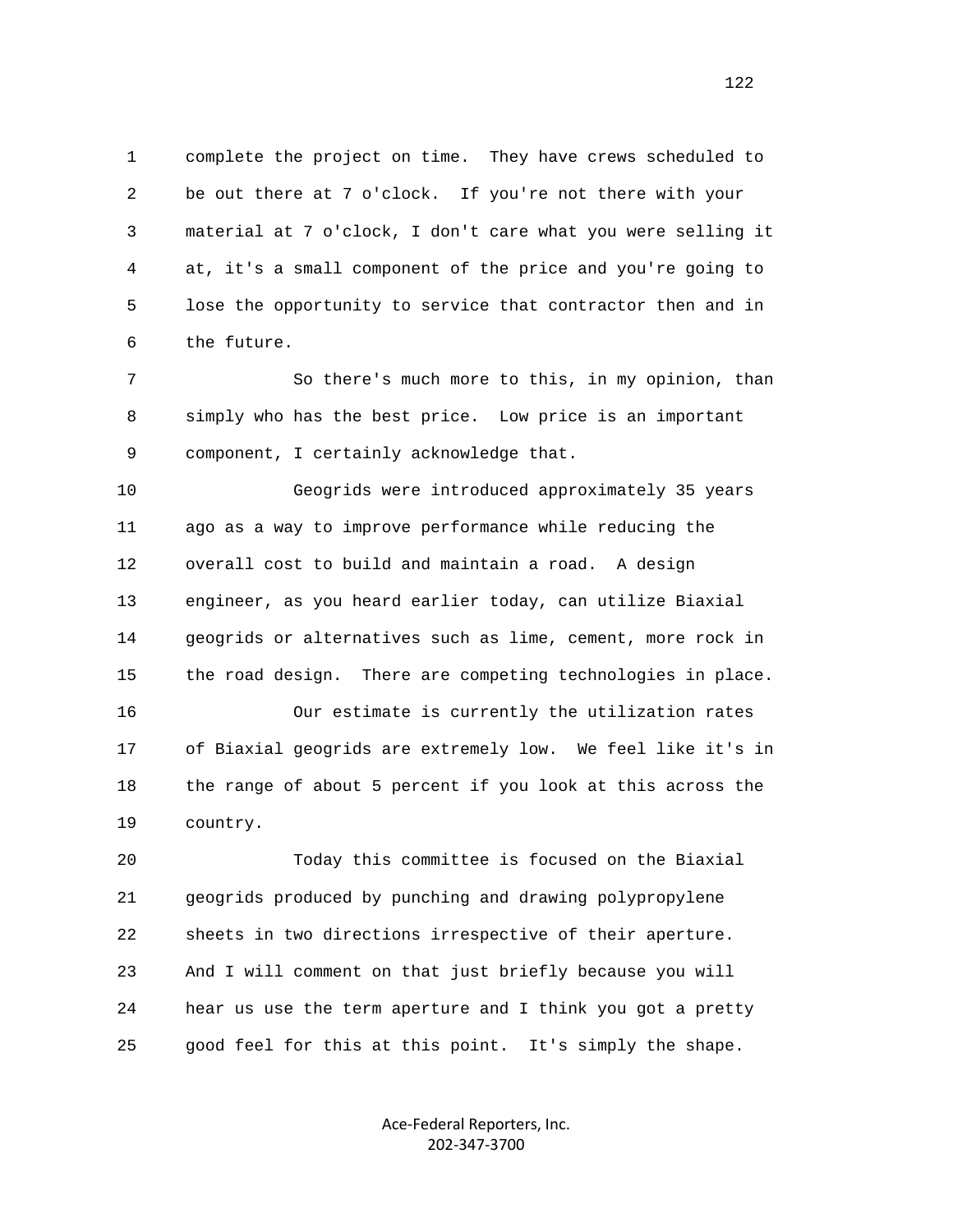complete the project on time. They have crews scheduled to be out there at 7 o'clock. If you're not there with your material at 7 o'clock, I don't care what you were selling it at, it's a small component of the price and you're going to lose the opportunity to service that contractor then and in the future.

So there's much more to this, in my opinion, than simply who has the best price. Low price is an important component, I certainly acknowledge that.

Geogrids were introduced approximately 35 years ago as a way to improve performance while reducing the overall cost to build and maintain a road. A design engineer, as you heard earlier today, can utilize Biaxial geogrids or alternatives such as lime, cement, more rock in the road design. There are competing technologies in place.

Our estimate is currently the utilization rates of Biaxial geogrids are extremely low. We feel like it's in the range of about 5 percent if you look at this across the country.

Today this committee is focused on the Biaxial geogrids produced by punching and drawing polypropylene sheets in two directions irrespective of their aperture. And I will comment on that just briefly because you will hear us use the term aperture and I think you got a pretty good feel for this at this point. It's simply the shape.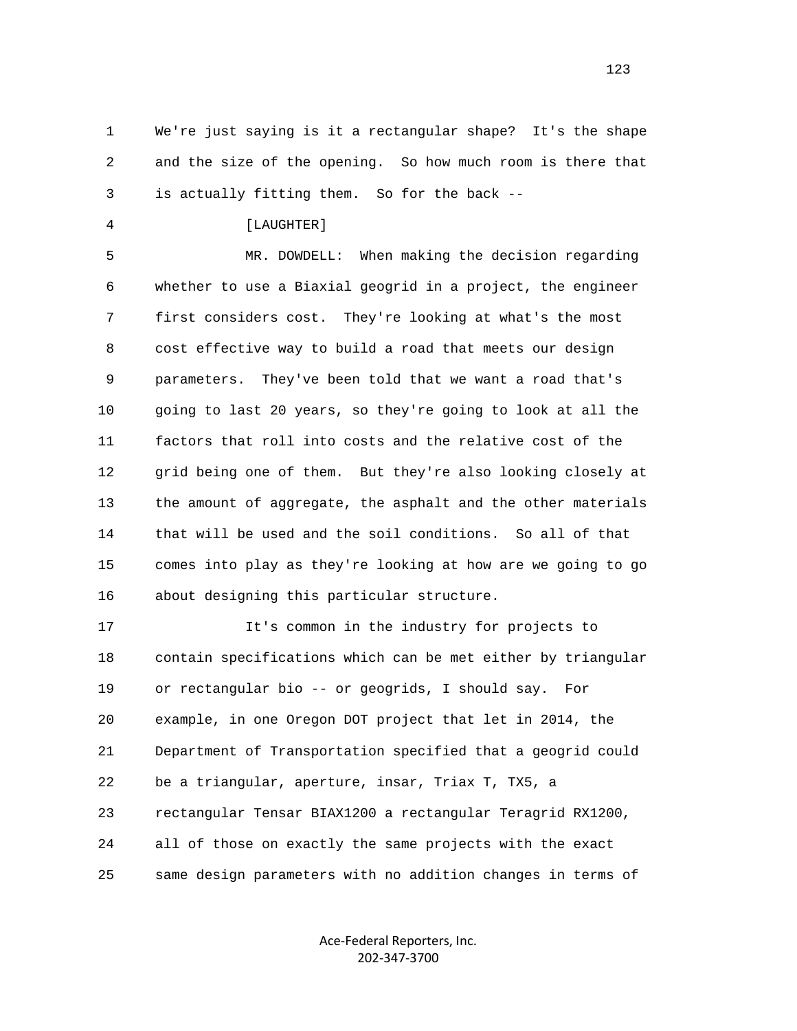1 We're just saying is it a rectangular shape? It's the shape
2 and the size of the opening. So how much room is there that
3 is actually fitting them. So for the back --

4 [LAUGHTER]

5 MR. DOWDELL: When making the decision regarding
6 whether to use a Biaxial geogrid in a project, the engineer
7 first considers cost. They're looking at what's the most
8 cost effective way to build a road that meets our design
9 parameters. They've been told that we want a road that's
10 going to last 20 years, so they're going to look at all the
11 factors that roll into costs and the relative cost of the
12 grid being one of them. But they're also looking closely at
13 the amount of aggregate, the asphalt and the other materials
14 that will be used and the soil conditions. So all of that
15 comes into play as they're looking at how are we going to go
16 about designing this particular structure.

17 It's common in the industry for projects to
18 contain specifications which can be met either by triangular
19 or rectangular bio -- or geogrids, I should say. For
20 example, in one Oregon DOT project that let in 2014, the
21 Department of Transportation specified that a geogrid could
22 be a triangular, aperture, insar, Triax T, TX5, a
23 rectangular Tensar BIAX1200 a rectangular Teragrid RX1200,
24 all of those on exactly the same projects with the exact
25 same design parameters with no addition changes in terms of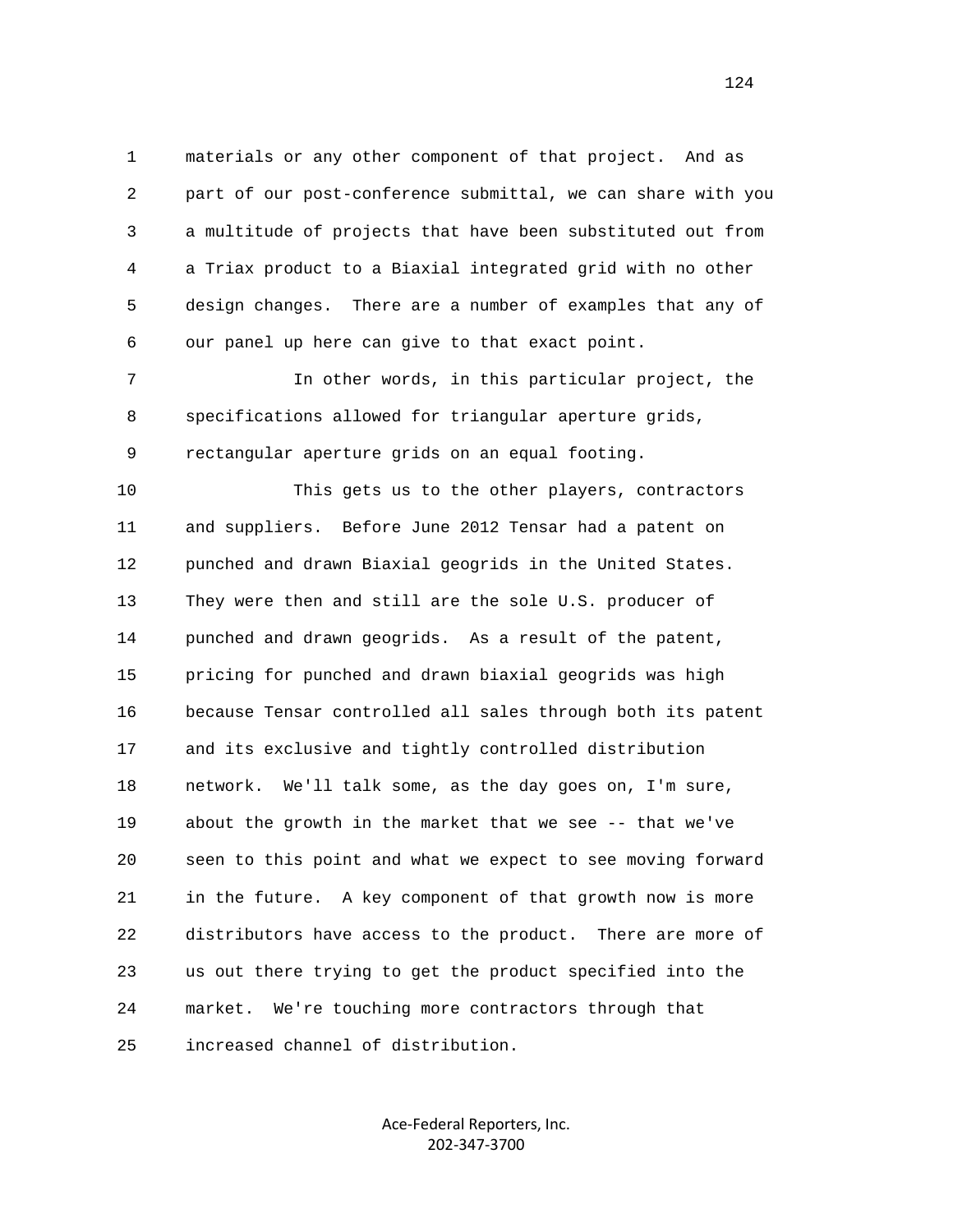materials or any other component of that project. And as part of our post-conference submittal, we can share with you a multitude of projects that have been substituted out from a Triax product to a Biaxial integrated grid with no other design changes. There are a number of examples that any of our panel up here can give to that exact point.

In other words, in this particular project, the specifications allowed for triangular aperture grids, rectangular aperture grids on an equal footing.

This gets us to the other players, contractors and suppliers. Before June 2012 Tensar had a patent on punched and drawn Biaxial geogrids in the United States. They were then and still are the sole U.S. producer of punched and drawn geogrids. As a result of the patent, pricing for punched and drawn biaxial geogrids was high because Tensar controlled all sales through both its patent and its exclusive and tightly controlled distribution network. We'll talk some, as the day goes on, I'm sure, about the growth in the market that we see -- that we've seen to this point and what we expect to see moving forward in the future. A key component of that growth now is more distributors have access to the product. There are more of us out there trying to get the product specified into the market. We're touching more contractors through that increased channel of distribution.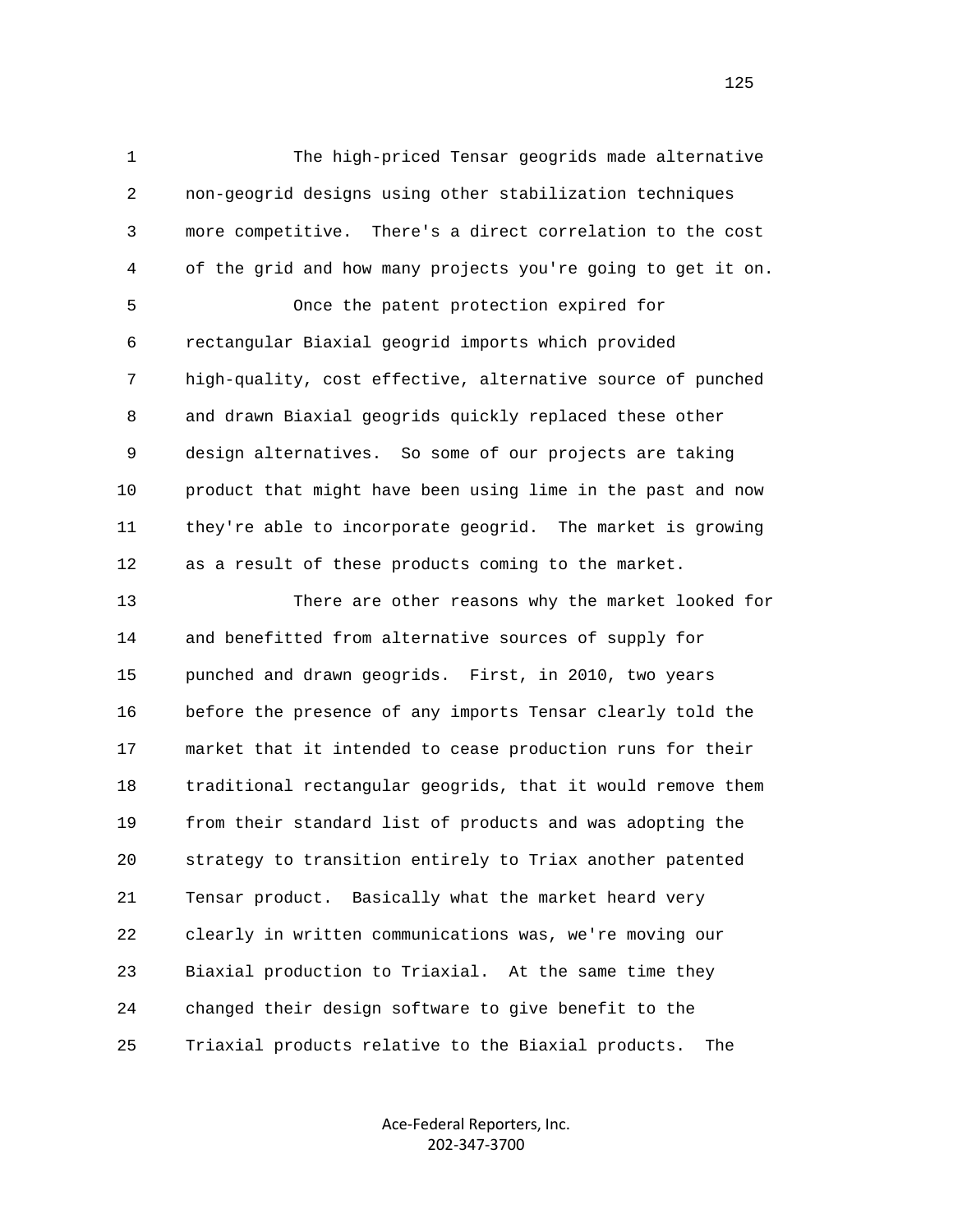The high-priced Tensar geogrids made alternative non-geogrid designs using other stabilization techniques more competitive. There's a direct correlation to the cost of the grid and how many projects you're going to get it on.

Once the patent protection expired for rectangular Biaxial geogrid imports which provided high-quality, cost effective, alternative source of punched and drawn Biaxial geogrids quickly replaced these other design alternatives. So some of our projects are taking product that might have been using lime in the past and now they're able to incorporate geogrid. The market is growing as a result of these products coming to the market.

There are other reasons why the market looked for and benefitted from alternative sources of supply for punched and drawn geogrids. First, in 2010, two years before the presence of any imports Tensar clearly told the market that it intended to cease production runs for their traditional rectangular geogrids, that it would remove them from their standard list of products and was adopting the strategy to transition entirely to Triax another patented Tensar product. Basically what the market heard very clearly in written communications was, we're moving our Biaxial production to Triaxial. At the same time they changed their design software to give benefit to the Triaxial products relative to the Biaxial products. The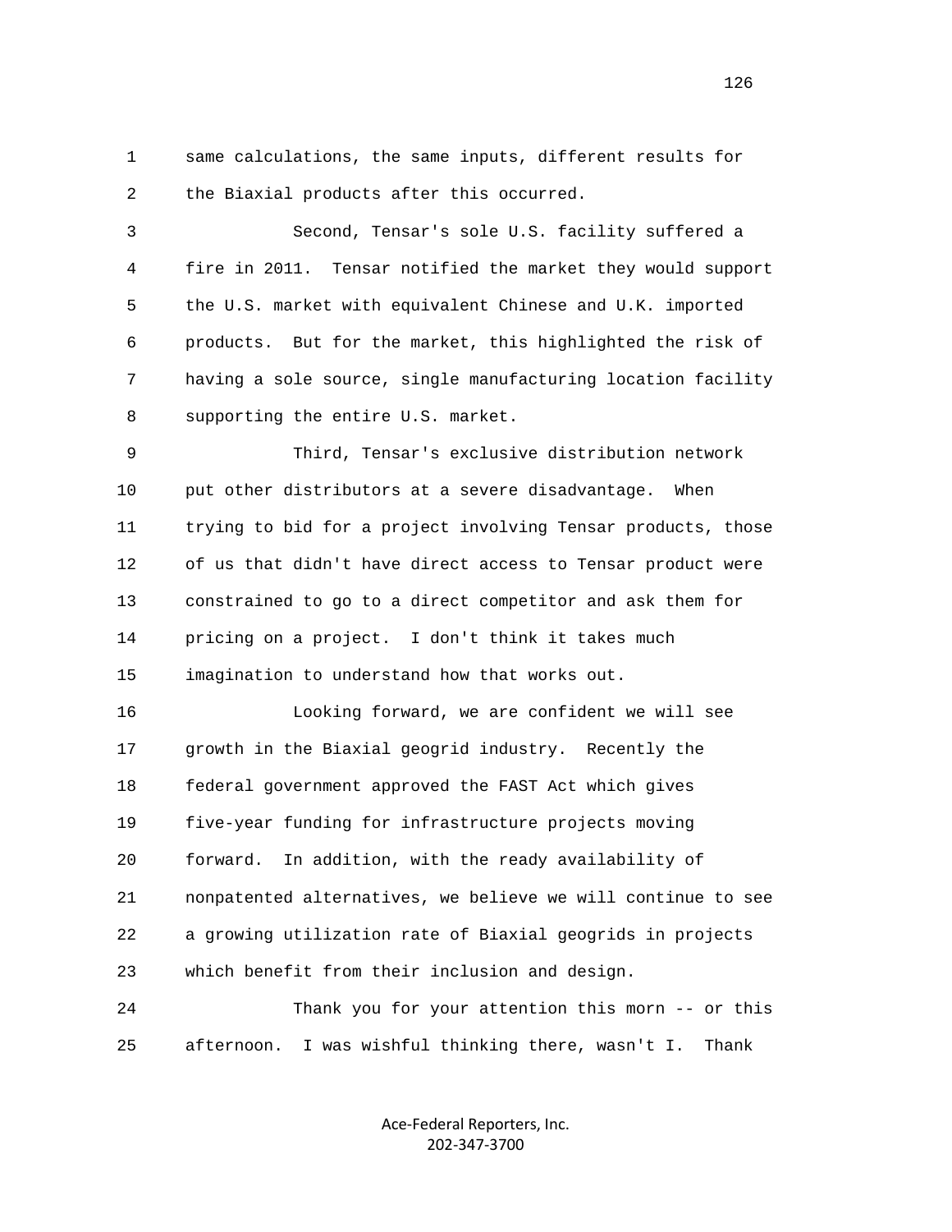same calculations, the same inputs, different results for the Biaxial products after this occurred.

Second, Tensar's sole U.S. facility suffered a fire in 2011. Tensar notified the market they would support the U.S. market with equivalent Chinese and U.K. imported products. But for the market, this highlighted the risk of having a sole source, single manufacturing location facility supporting the entire U.S. market.

Third, Tensar's exclusive distribution network put other distributors at a severe disadvantage. When trying to bid for a project involving Tensar products, those of us that didn't have direct access to Tensar product were constrained to go to a direct competitor and ask them for pricing on a project. I don't think it takes much imagination to understand how that works out.

Looking forward, we are confident we will see growth in the Biaxial geogrid industry. Recently the federal government approved the FAST Act which gives five-year funding for infrastructure projects moving forward. In addition, with the ready availability of nonpatented alternatives, we believe we will continue to see a growing utilization rate of Biaxial geogrids in projects which benefit from their inclusion and design.

Thank you for your attention this morn -- or this afternoon. I was wishful thinking there, wasn't I. Thank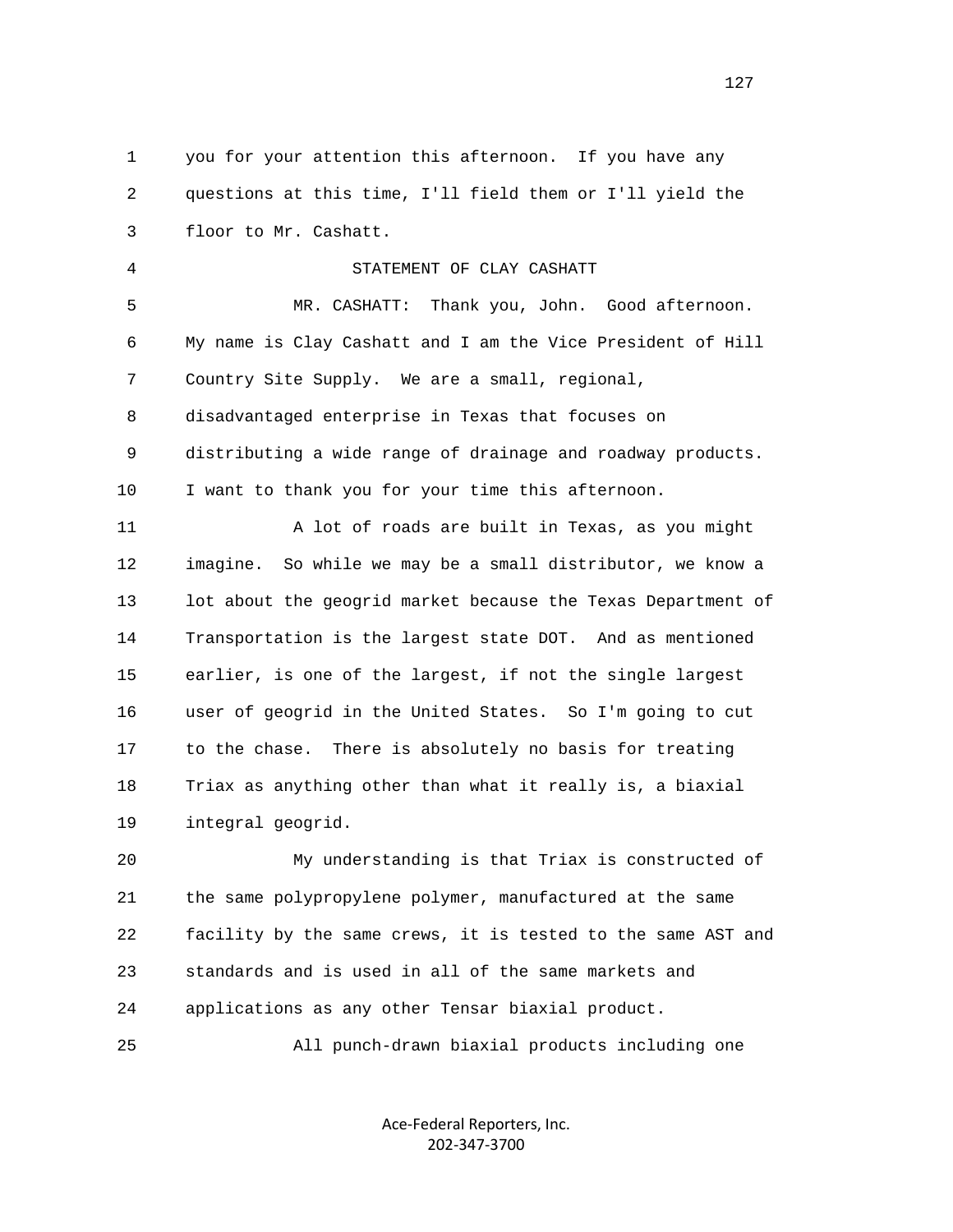you for your attention this afternoon. If you have any questions at this time, I'll field them or I'll yield the floor to Mr. Cashatt.

STATEMENT OF CLAY CASHATT

MR. CASHATT: Thank you, John. Good afternoon. My name is Clay Cashatt and I am the Vice President of Hill Country Site Supply. We are a small, regional, disadvantaged enterprise in Texas that focuses on distributing a wide range of drainage and roadway products. I want to thank you for your time this afternoon.

A lot of roads are built in Texas, as you might imagine. So while we may be a small distributor, we know a lot about the geogrid market because the Texas Department of Transportation is the largest state DOT. And as mentioned earlier, is one of the largest, if not the single largest user of geogrid in the United States. So I'm going to cut to the chase. There is absolutely no basis for treating Triax as anything other than what it really is, a biaxial integral geogrid.

My understanding is that Triax is constructed of the same polypropylene polymer, manufactured at the same facility by the same crews, it is tested to the same AST and standards and is used in all of the same markets and applications as any other Tensar biaxial product.

All punch-drawn biaxial products including one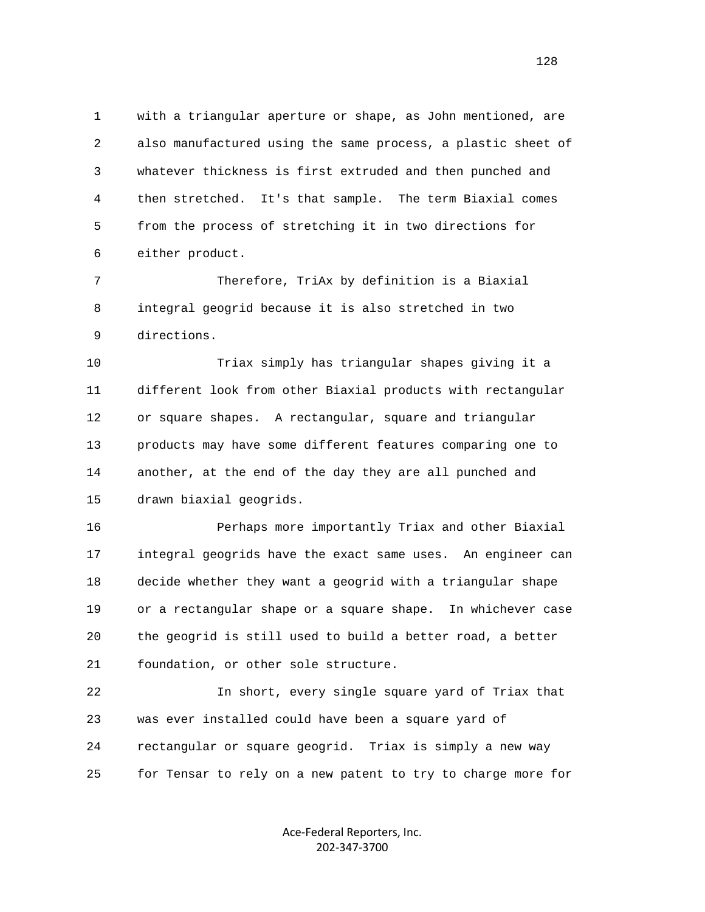1 with a triangular aperture or shape, as John mentioned, are
2 also manufactured using the same process, a plastic sheet of
3 whatever thickness is first extruded and then punched and
4 then stretched. It's that sample. The term Biaxial comes
5 from the process of stretching it in two directions for
6 either product.

7 Therefore, TriAx by definition is a Biaxial
8 integral geogrid because it is also stretched in two
9 directions.

10 Triax simply has triangular shapes giving it a
11 different look from other Biaxial products with rectangular
12 or square shapes. A rectangular, square and triangular
13 products may have some different features comparing one to
14 another, at the end of the day they are all punched and
15 drawn biaxial geogrids.

16 Perhaps more importantly Triax and other Biaxial
17 integral geogrids have the exact same uses. An engineer can
18 decide whether they want a geogrid with a triangular shape
19 or a rectangular shape or a square shape. In whichever case
20 the geogrid is still used to build a better road, a better
21 foundation, or other sole structure.

22 In short, every single square yard of Triax that
23 was ever installed could have been a square yard of
24 rectangular or square geogrid. Triax is simply a new way
25 for Tensar to rely on a new patent to try to charge more for

Ace-Federal Reporters, Inc.
202-347-3700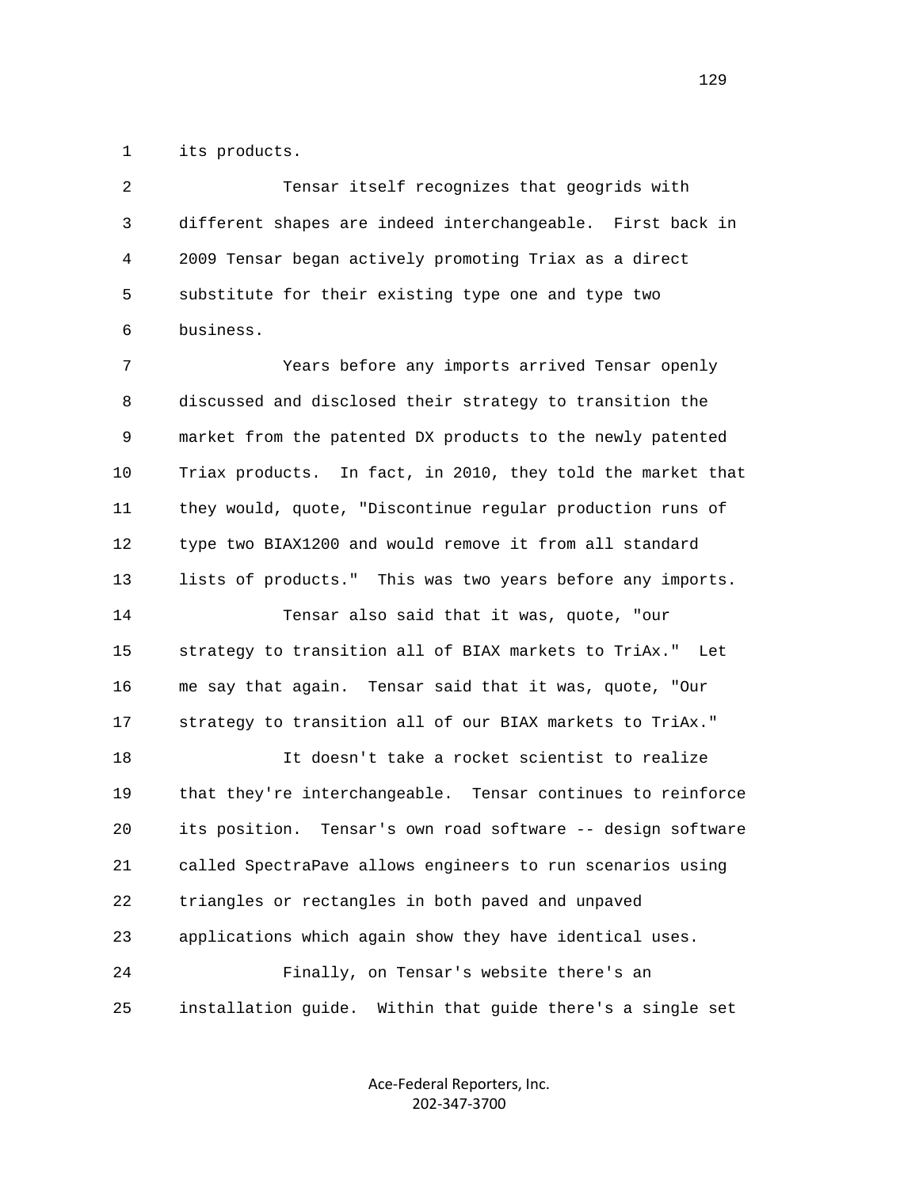its products.

Tensar itself recognizes that geogrids with different shapes are indeed interchangeable. First back in 2009 Tensar began actively promoting Triax as a direct substitute for their existing type one and type two business.

Years before any imports arrived Tensar openly discussed and disclosed their strategy to transition the market from the patented DX products to the newly patented Triax products. In fact, in 2010, they told the market that they would, quote, "Discontinue regular production runs of type two BIAX1200 and would remove it from all standard lists of products." This was two years before any imports.

Tensar also said that it was, quote, "our strategy to transition all of BIAX markets to TriAx." Let me say that again. Tensar said that it was, quote, "Our strategy to transition all of our BIAX markets to TriAx."

It doesn't take a rocket scientist to realize that they're interchangeable. Tensar continues to reinforce its position. Tensar's own road software -- design software called SpectraPave allows engineers to run scenarios using triangles or rectangles in both paved and unpaved applications which again show they have identical uses.

Finally, on Tensar's website there's an installation guide. Within that guide there's a single set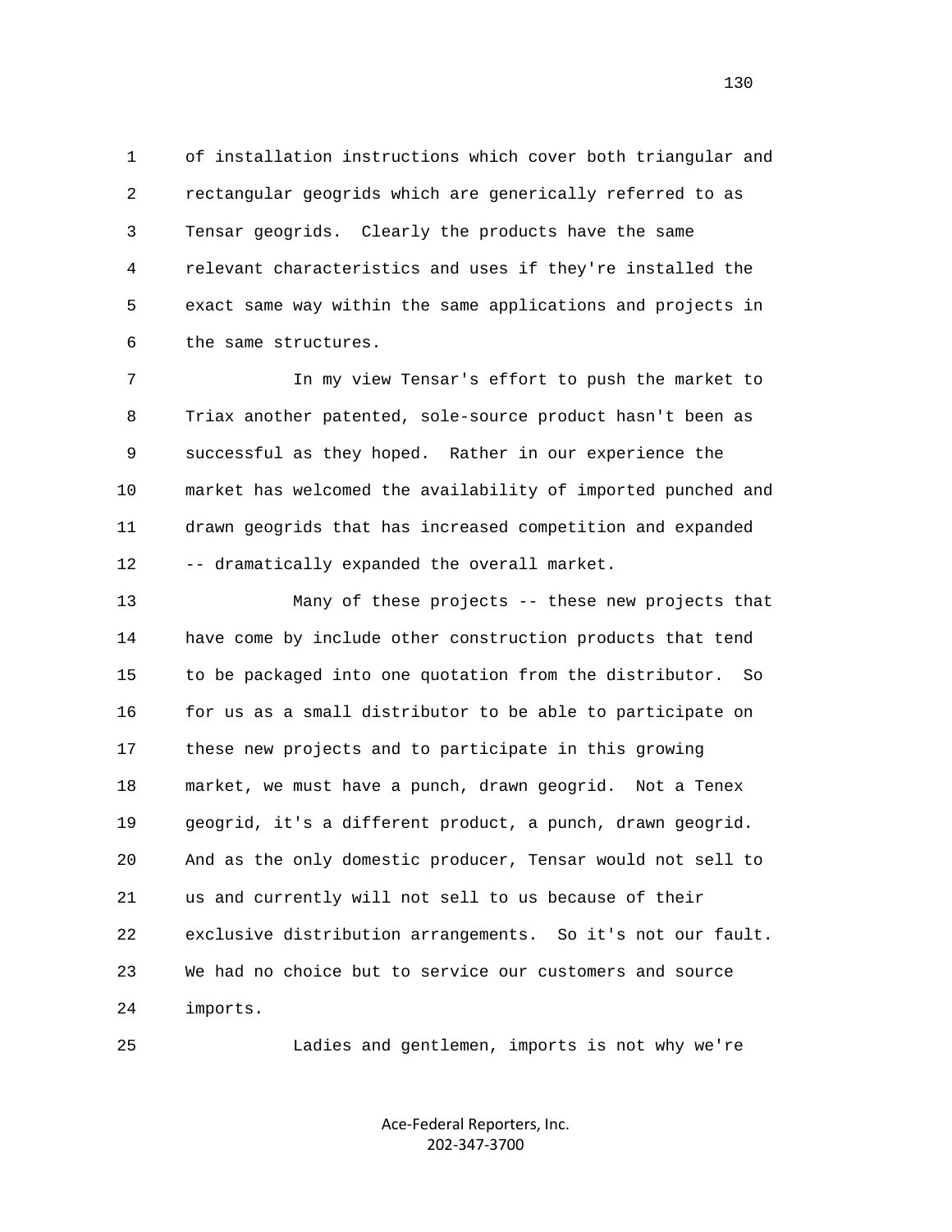of installation instructions which cover both triangular and rectangular geogrids which are generically referred to as Tensar geogrids. Clearly the products have the same relevant characteristics and uses if they're installed the exact same way within the same applications and projects in the same structures.

In my view Tensar's effort to push the market to Triax another patented, sole-source product hasn't been as successful as they hoped. Rather in our experience the market has welcomed the availability of imported punched and drawn geogrids that has increased competition and expanded -- dramatically expanded the overall market.

Many of these projects -- these new projects that have come by include other construction products that tend to be packaged into one quotation from the distributor. So for us as a small distributor to be able to participate on these new projects and to participate in this growing market, we must have a punch, drawn geogrid. Not a Tenex geogrid, it's a different product, a punch, drawn geogrid. And as the only domestic producer, Tensar would not sell to us and currently will not sell to us because of their exclusive distribution arrangements. So it's not our fault. We had no choice but to service our customers and source imports.

Ladies and gentlemen, imports is not why we're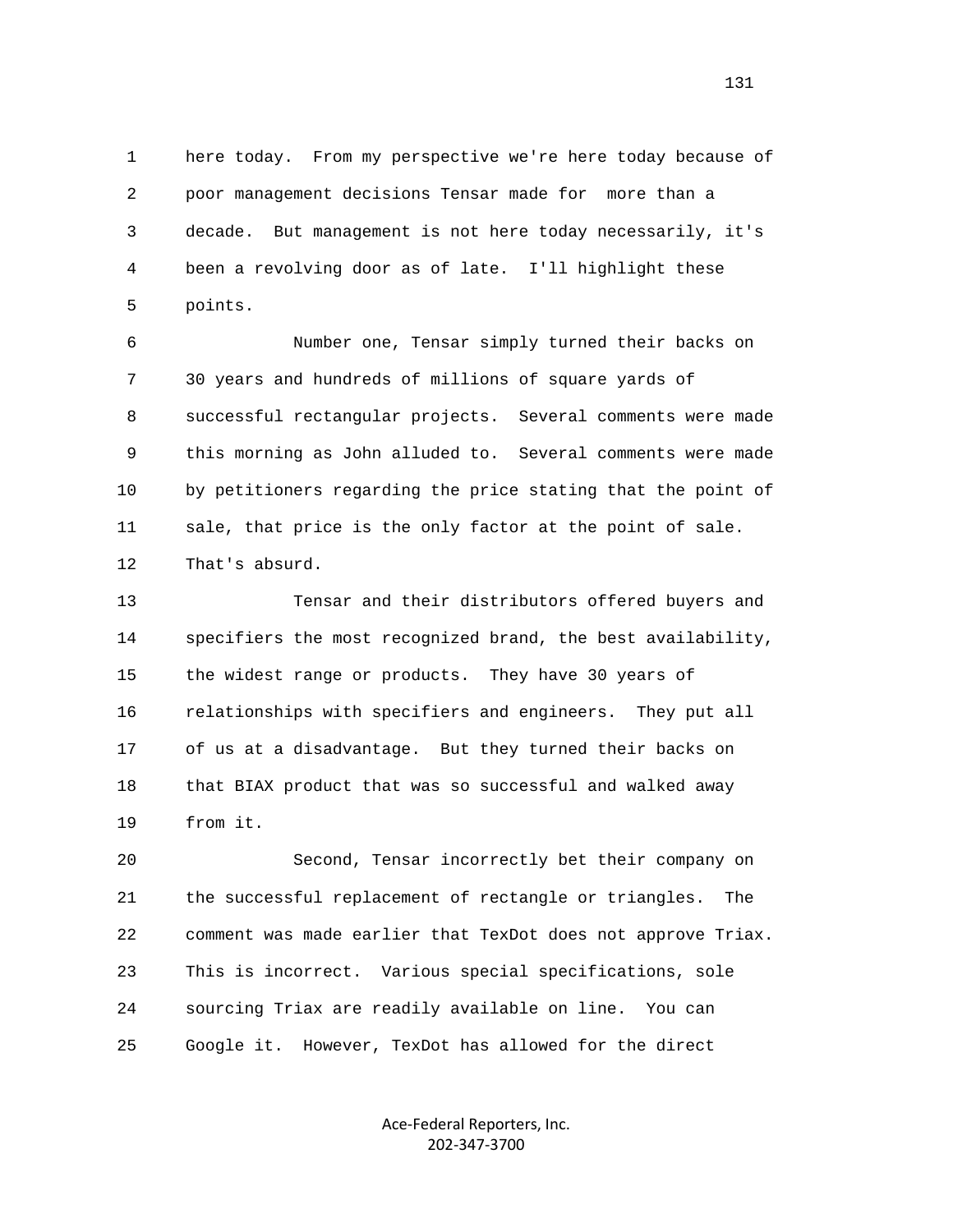here today. From my perspective we're here today because of poor management decisions Tensar made for more than a decade. But management is not here today necessarily, it's been a revolving door as of late. I'll highlight these points.

Number one, Tensar simply turned their backs on 30 years and hundreds of millions of square yards of successful rectangular projects. Several comments were made this morning as John alluded to. Several comments were made by petitioners regarding the price stating that the point of sale, that price is the only factor at the point of sale. That's absurd.

Tensar and their distributors offered buyers and specifiers the most recognized brand, the best availability, the widest range or products. They have 30 years of relationships with specifiers and engineers. They put all of us at a disadvantage. But they turned their backs on that BIAX product that was so successful and walked away from it.

Second, Tensar incorrectly bet their company on the successful replacement of rectangle or triangles. The comment was made earlier that TexDot does not approve Triax. This is incorrect. Various special specifications, sole sourcing Triax are readily available on line. You can Google it. However, TexDot has allowed for the direct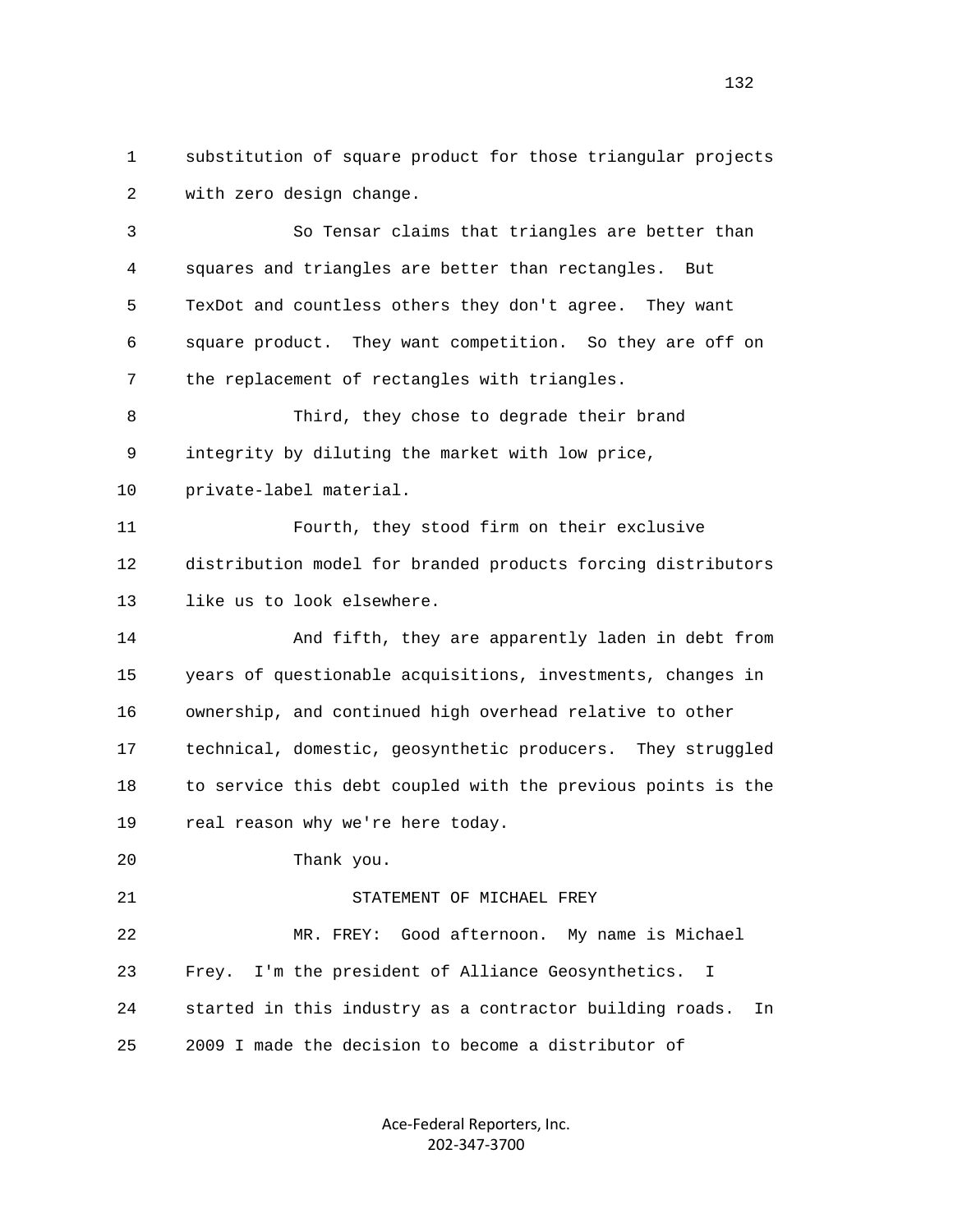substitution of square product for those triangular projects with zero design change.

So Tensar claims that triangles are better than squares and triangles are better than rectangles. But TexDot and countless others they don't agree. They want square product. They want competition. So they are off on the replacement of rectangles with triangles.

Third, they chose to degrade their brand integrity by diluting the market with low price, private-label material.

Fourth, they stood firm on their exclusive distribution model for branded products forcing distributors like us to look elsewhere.

And fifth, they are apparently laden in debt from years of questionable acquisitions, investments, changes in ownership, and continued high overhead relative to other technical, domestic, geosynthetic producers. They struggled to service this debt coupled with the previous points is the real reason why we're here today.

Thank you.

STATEMENT OF MICHAEL FREY

MR. FREY: Good afternoon. My name is Michael Frey. I'm the president of Alliance Geosynthetics. I started in this industry as a contractor building roads. In 2009 I made the decision to become a distributor of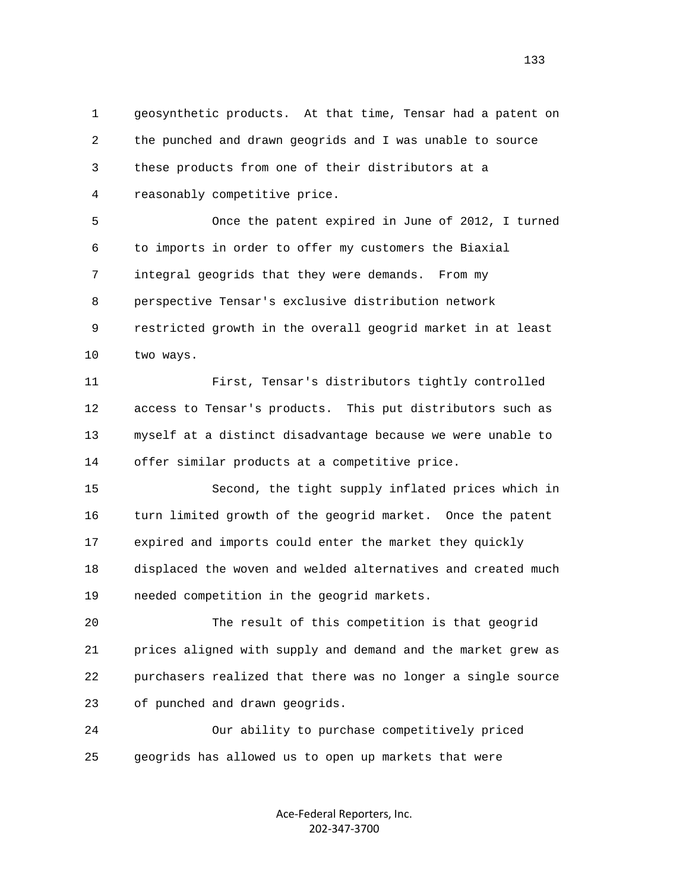geosynthetic products. At that time, Tensar had a patent on the punched and drawn geogrids and I was unable to source these products from one of their distributors at a reasonably competitive price.

Once the patent expired in June of 2012, I turned to imports in order to offer my customers the Biaxial integral geogrids that they were demands. From my perspective Tensar's exclusive distribution network restricted growth in the overall geogrid market in at least two ways.

First, Tensar's distributors tightly controlled access to Tensar's products. This put distributors such as myself at a distinct disadvantage because we were unable to offer similar products at a competitive price.

Second, the tight supply inflated prices which in turn limited growth of the geogrid market. Once the patent expired and imports could enter the market they quickly displaced the woven and welded alternatives and created much needed competition in the geogrid markets.

The result of this competition is that geogrid prices aligned with supply and demand and the market grew as purchasers realized that there was no longer a single source of punched and drawn geogrids.

Our ability to purchase competitively priced geogrids has allowed us to open up markets that were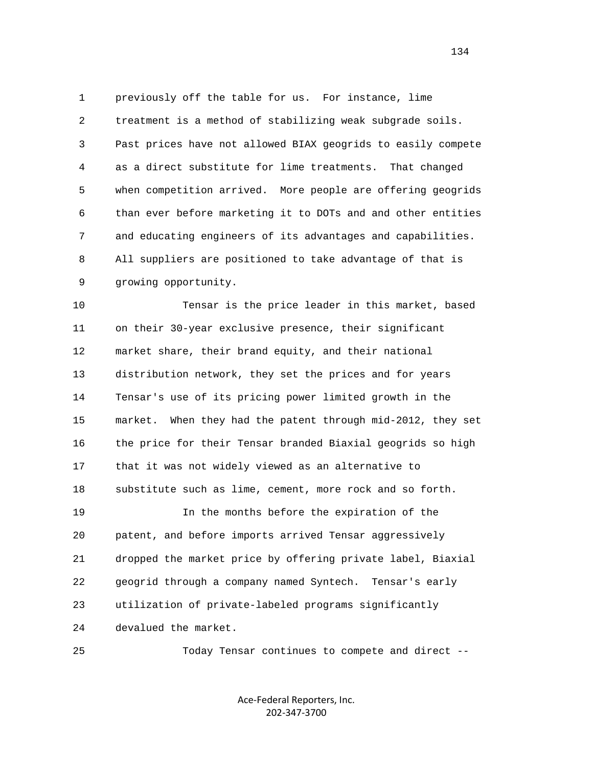previously off the table for us. For instance, lime treatment is a method of stabilizing weak subgrade soils. Past prices have not allowed BIAX geogrids to easily compete as a direct substitute for lime treatments. That changed when competition arrived. More people are offering geogrids than ever before marketing it to DOTs and and other entities and educating engineers of its advantages and capabilities. All suppliers are positioned to take advantage of that is growing opportunity.

Tensar is the price leader in this market, based on their 30-year exclusive presence, their significant market share, their brand equity, and their national distribution network, they set the prices and for years Tensar's use of its pricing power limited growth in the market. When they had the patent through mid-2012, they set the price for their Tensar branded Biaxial geogrids so high that it was not widely viewed as an alternative to substitute such as lime, cement, more rock and so forth.

In the months before the expiration of the patent, and before imports arrived Tensar aggressively dropped the market price by offering private label, Biaxial geogrid through a company named Syntech. Tensar's early utilization of private-labeled programs significantly devalued the market.

Today Tensar continues to compete and direct --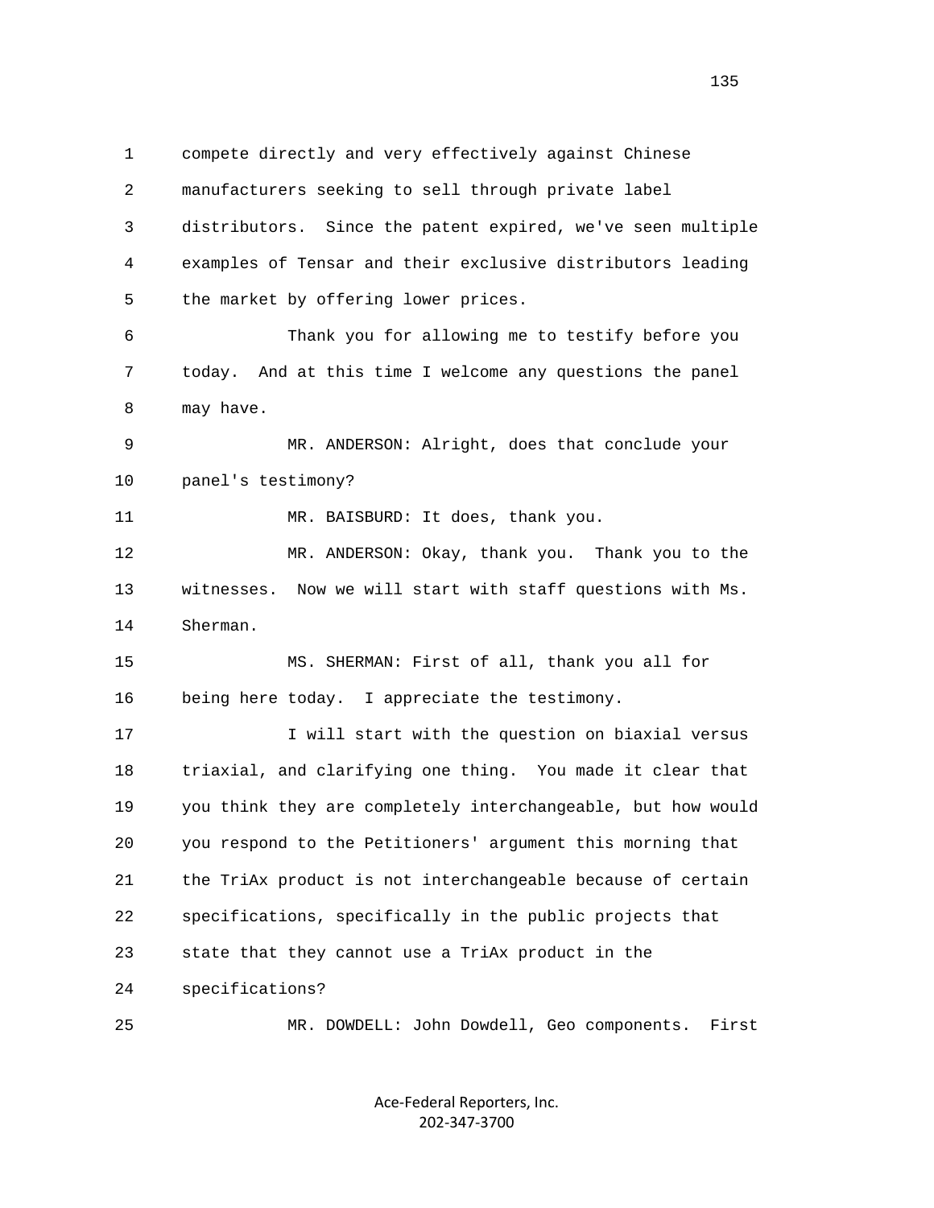compete directly and very effectively against Chinese manufacturers seeking to sell through private label distributors. Since the patent expired, we've seen multiple examples of Tensar and their exclusive distributors leading the market by offering lower prices.

Thank you for allowing me to testify before you today. And at this time I welcome any questions the panel may have.

MR. ANDERSON: Alright, does that conclude your panel's testimony?

MR. BAISBURD: It does, thank you.

MR. ANDERSON: Okay, thank you. Thank you to the witnesses. Now we will start with staff questions with Ms. Sherman.

MS. SHERMAN: First of all, thank you all for being here today. I appreciate the testimony.

I will start with the question on biaxial versus triaxial, and clarifying one thing. You made it clear that you think they are completely interchangeable, but how would you respond to the Petitioners' argument this morning that the TriAx product is not interchangeable because of certain specifications, specifically in the public projects that state that they cannot use a TriAx product in the specifications?

MR. DOWDELL: John Dowdell, Geo components. First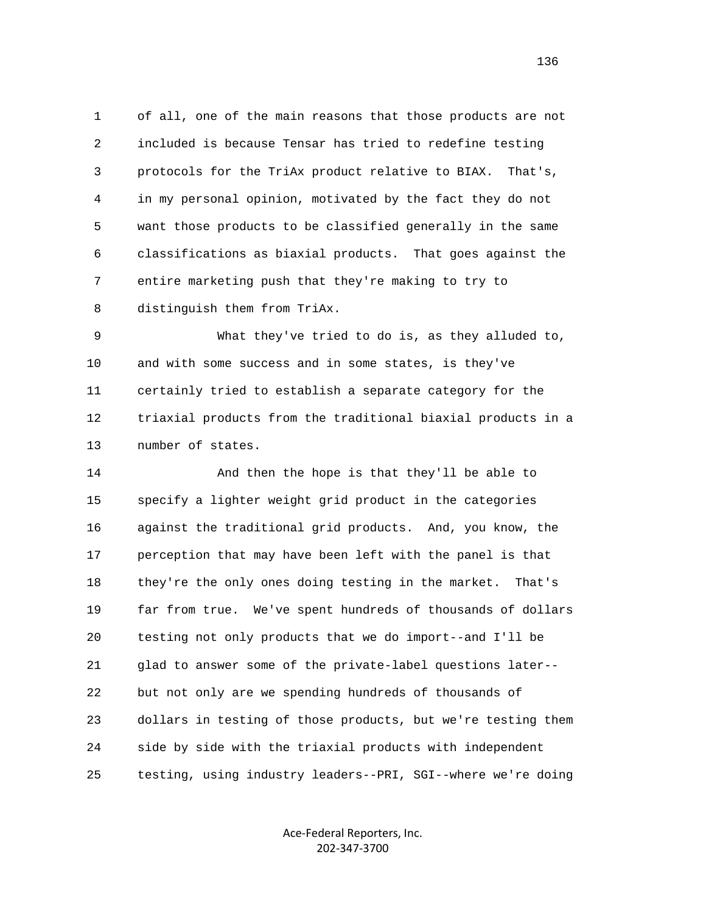1 of all, one of the main reasons that those products are not
2 included is because Tensar has tried to redefine testing
3 protocols for the TriAx product relative to BIAX. That's,
4 in my personal opinion, motivated by the fact they do not
5 want those products to be classified generally in the same
6 classifications as biaxial products. That goes against the
7 entire marketing push that they're making to try to
8 distinguish them from TriAx.

9 What they've tried to do is, as they alluded to,
10 and with some success and in some states, is they've
11 certainly tried to establish a separate category for the
12 triaxial products from the traditional biaxial products in a
13 number of states.

14 And then the hope is that they'll be able to
15 specify a lighter weight grid product in the categories
16 against the traditional grid products. And, you know, the
17 perception that may have been left with the panel is that
18 they're the only ones doing testing in the market. That's
19 far from true. We've spent hundreds of thousands of dollars
20 testing not only products that we do import--and I'll be
21 glad to answer some of the private-label questions later--
22 but not only are we spending hundreds of thousands of
23 dollars in testing of those products, but we're testing them
24 side by side with the triaxial products with independent
25 testing, using industry leaders--PRI, SGI--where we're doing

Ace-Federal Reporters, Inc.
202-347-3700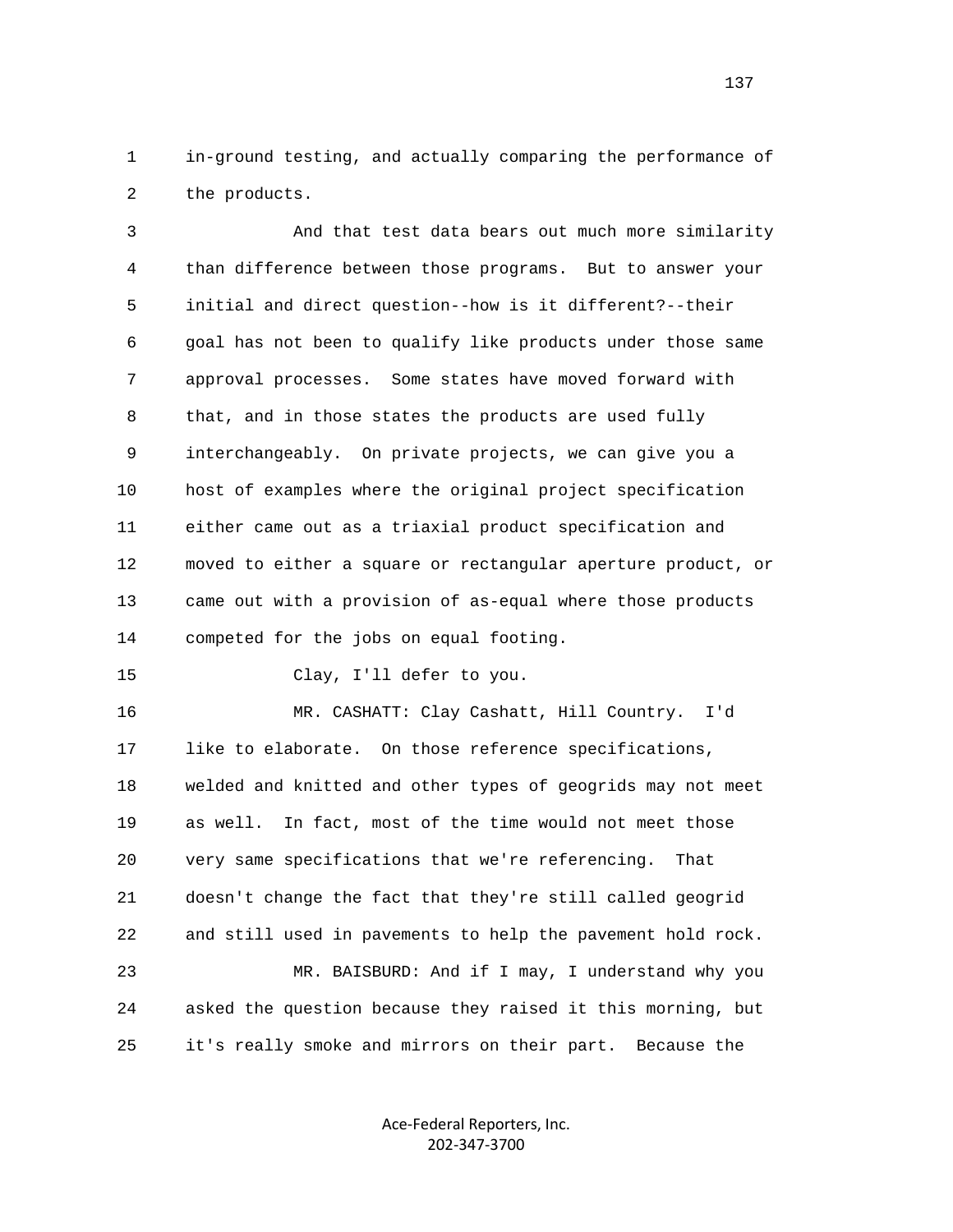in-ground testing, and actually comparing the performance of the products.

And that test data bears out much more similarity than difference between those programs. But to answer your initial and direct question--how is it different?--their goal has not been to qualify like products under those same approval processes. Some states have moved forward with that, and in those states the products are used fully interchangeably. On private projects, we can give you a host of examples where the original project specification either came out as a triaxial product specification and moved to either a square or rectangular aperture product, or came out with a provision of as-equal where those products competed for the jobs on equal footing.

Clay, I'll defer to you.

MR. CASHATT: Clay Cashatt, Hill Country. I'd like to elaborate. On those reference specifications, welded and knitted and other types of geogrids may not meet as well. In fact, most of the time would not meet those very same specifications that we're referencing. That doesn't change the fact that they're still called geogrid and still used in pavements to help the pavement hold rock.

MR. BAISBURD: And if I may, I understand why you asked the question because they raised it this morning, but it's really smoke and mirrors on their part. Because the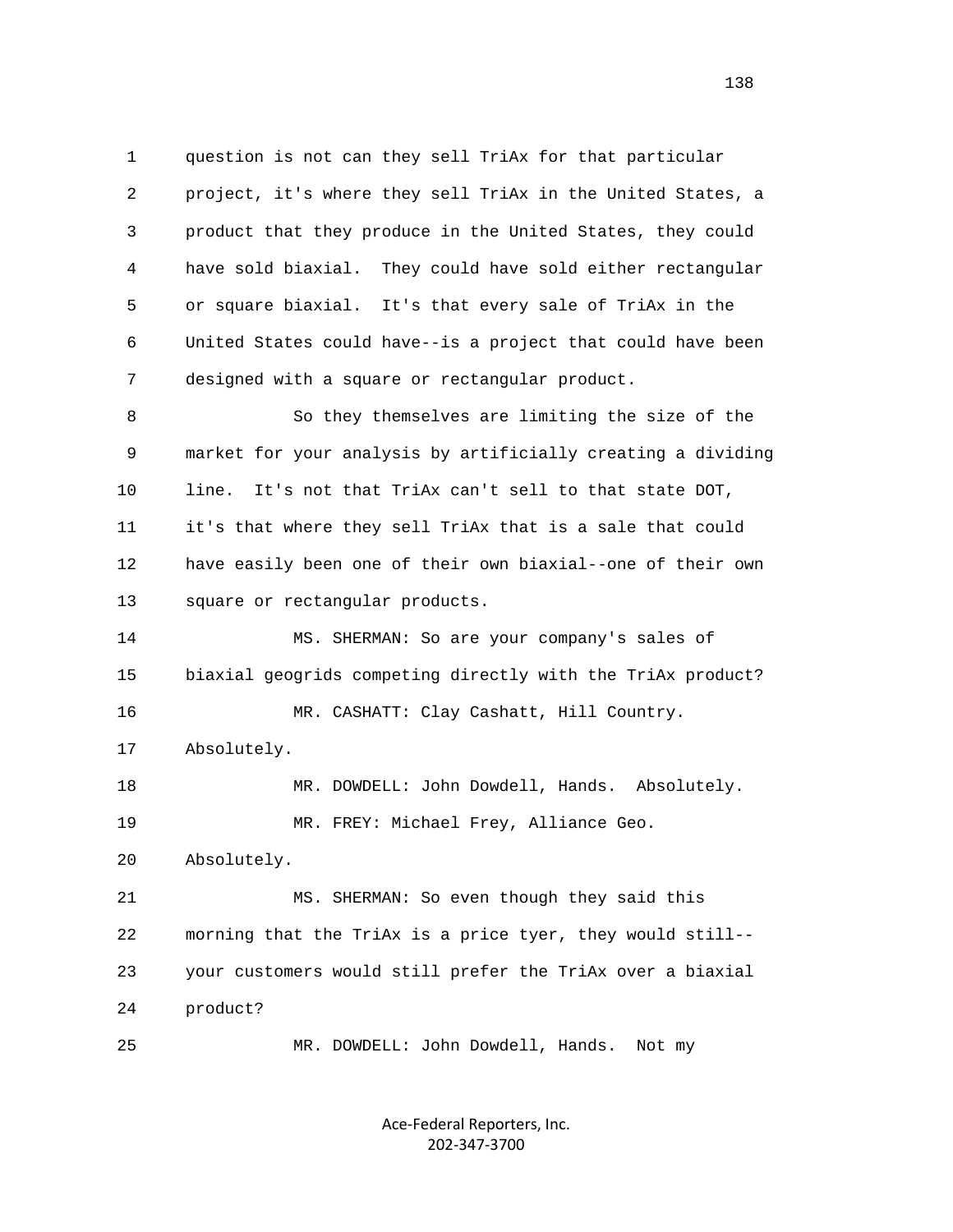question is not can they sell TriAx for that particular project, it's where they sell TriAx in the United States, a product that they produce in the United States, they could have sold biaxial. They could have sold either rectangular or square biaxial. It's that every sale of TriAx in the United States could have--is a project that could have been designed with a square or rectangular product.

So they themselves are limiting the size of the market for your analysis by artificially creating a dividing line. It's not that TriAx can't sell to that state DOT, it's that where they sell TriAx that is a sale that could have easily been one of their own biaxial--one of their own square or rectangular products.

MS. SHERMAN: So are your company's sales of biaxial geogrids competing directly with the TriAx product?

MR. CASHATT: Clay Cashatt, Hill Country. Absolutely.

MR. DOWDELL: John Dowdell, Hands. Absolutely.

MR. FREY: Michael Frey, Alliance Geo. Absolutely.

MS. SHERMAN: So even though they said this morning that the TriAx is a price tyer, they would still--your customers would still prefer the TriAx over a biaxial product?

MR. DOWDELL: John Dowdell, Hands. Not my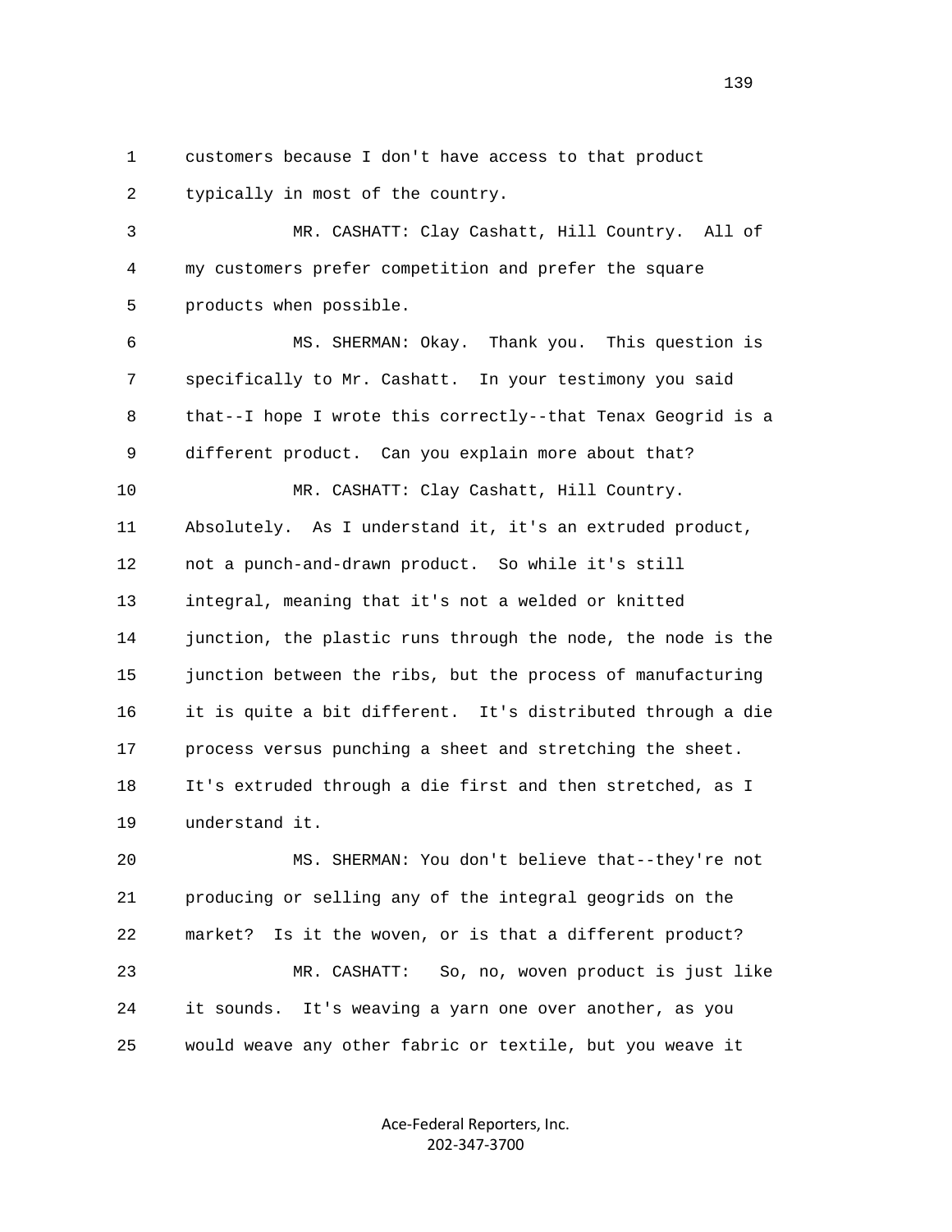customers because I don't have access to that product typically in most of the country.

MR. CASHATT: Clay Cashatt, Hill Country. All of my customers prefer competition and prefer the square products when possible.

MS. SHERMAN: Okay. Thank you. This question is specifically to Mr. Cashatt. In your testimony you said that--I hope I wrote this correctly--that Tenax Geogrid is a different product. Can you explain more about that?

MR. CASHATT: Clay Cashatt, Hill Country. Absolutely. As I understand it, it's an extruded product, not a punch-and-drawn product. So while it's still integral, meaning that it's not a welded or knitted junction, the plastic runs through the node, the node is the junction between the ribs, but the process of manufacturing it is quite a bit different. It's distributed through a die process versus punching a sheet and stretching the sheet. It's extruded through a die first and then stretched, as I understand it.

MS. SHERMAN: You don't believe that--they're not producing or selling any of the integral geogrids on the market? Is it the woven, or is that a different product?

MR. CASHATT: So, no, woven product is just like it sounds. It's weaving a yarn one over another, as you would weave any other fabric or textile, but you weave it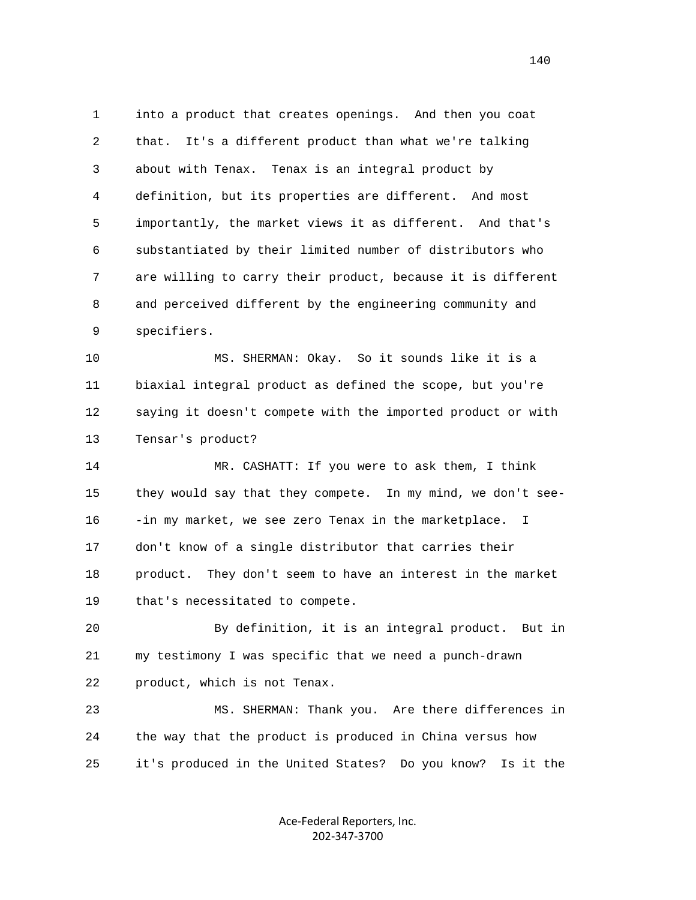1 into a product that creates openings. And then you coat
2 that. It's a different product than what we're talking
3 about with Tenax. Tenax is an integral product by
4 definition, but its properties are different. And most
5 importantly, the market views it as different. And that's
6 substantiated by their limited number of distributors who
7 are willing to carry their product, because it is different
8 and perceived different by the engineering community and
9 specifiers.

10 MS. SHERMAN: Okay. So it sounds like it is a
11 biaxial integral product as defined the scope, but you're
12 saying it doesn't compete with the imported product or with
13 Tensar's product?

14 MR. CASHATT: If you were to ask them, I think
15 they would say that they compete. In my mind, we don't see-
16 -in my market, we see zero Tenax in the marketplace. I
17 don't know of a single distributor that carries their
18 product. They don't seem to have an interest in the market
19 that's necessitated to compete.

20 By definition, it is an integral product. But in
21 my testimony I was specific that we need a punch-drawn
22 product, which is not Tenax.

23 MS. SHERMAN: Thank you. Are there differences in
24 the way that the product is produced in China versus how
25 it's produced in the United States? Do you know? Is it the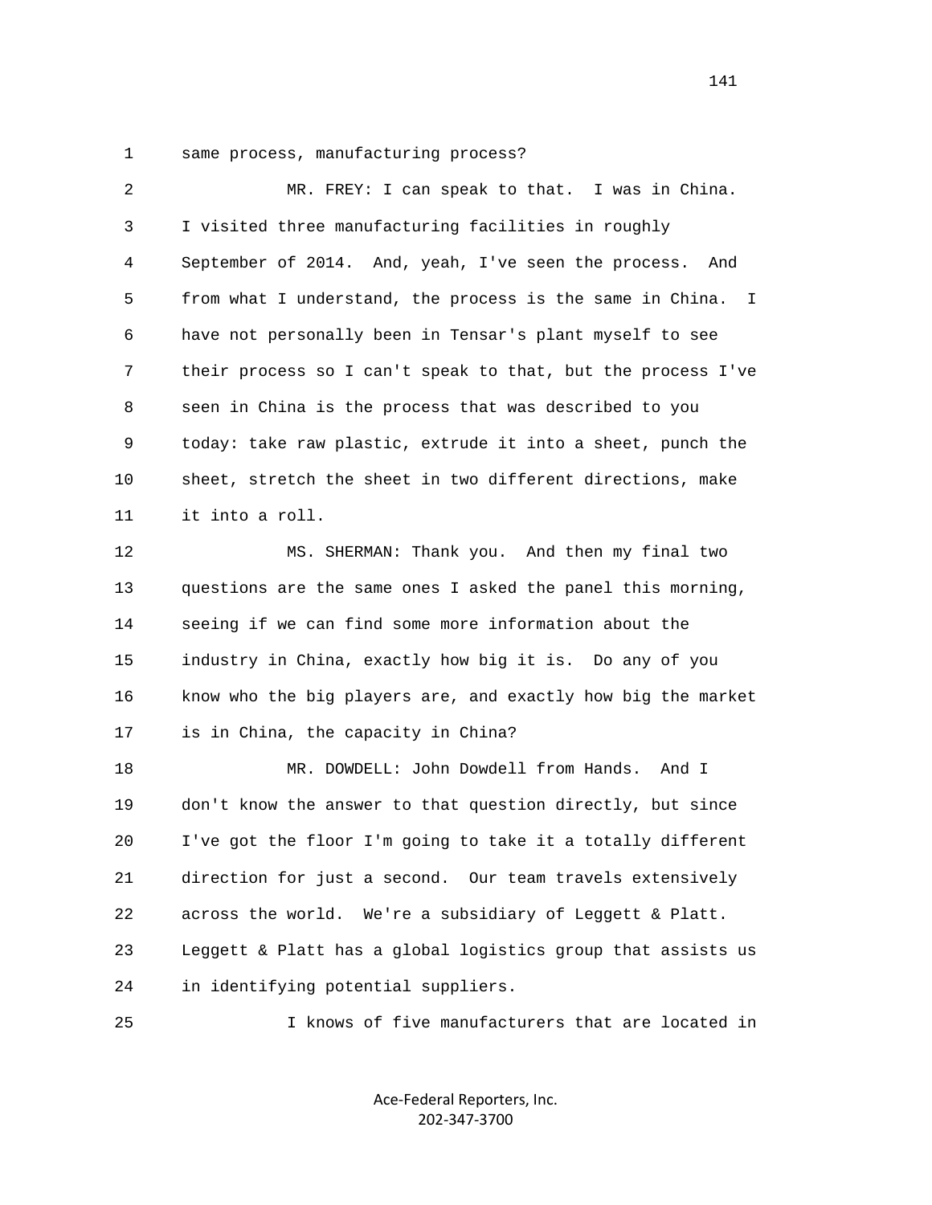1 same process, manufacturing process?

2 MR. FREY: I can speak to that. I was in China.
3 I visited three manufacturing facilities in roughly
4 September of 2014. And, yeah, I've seen the process. And
5 from what I understand, the process is the same in China. I
6 have not personally been in Tensar's plant myself to see
7 their process so I can't speak to that, but the process I've
8 seen in China is the process that was described to you
9 today: take raw plastic, extrude it into a sheet, punch the
10 sheet, stretch the sheet in two different directions, make
11 it into a roll.

12 MS. SHERMAN: Thank you. And then my final two
13 questions are the same ones I asked the panel this morning,
14 seeing if we can find some more information about the
15 industry in China, exactly how big it is. Do any of you
16 know who the big players are, and exactly how big the market
17 is in China, the capacity in China?

18 MR. DOWDELL: John Dowdell from Hands. And I
19 don't know the answer to that question directly, but since
20 I've got the floor I'm going to take it a totally different
21 direction for just a second. Our team travels extensively
22 across the world. We're a subsidiary of Leggett & Platt.
23 Leggett & Platt has a global logistics group that assists us
24 in identifying potential suppliers.

25 I knows of five manufacturers that are located in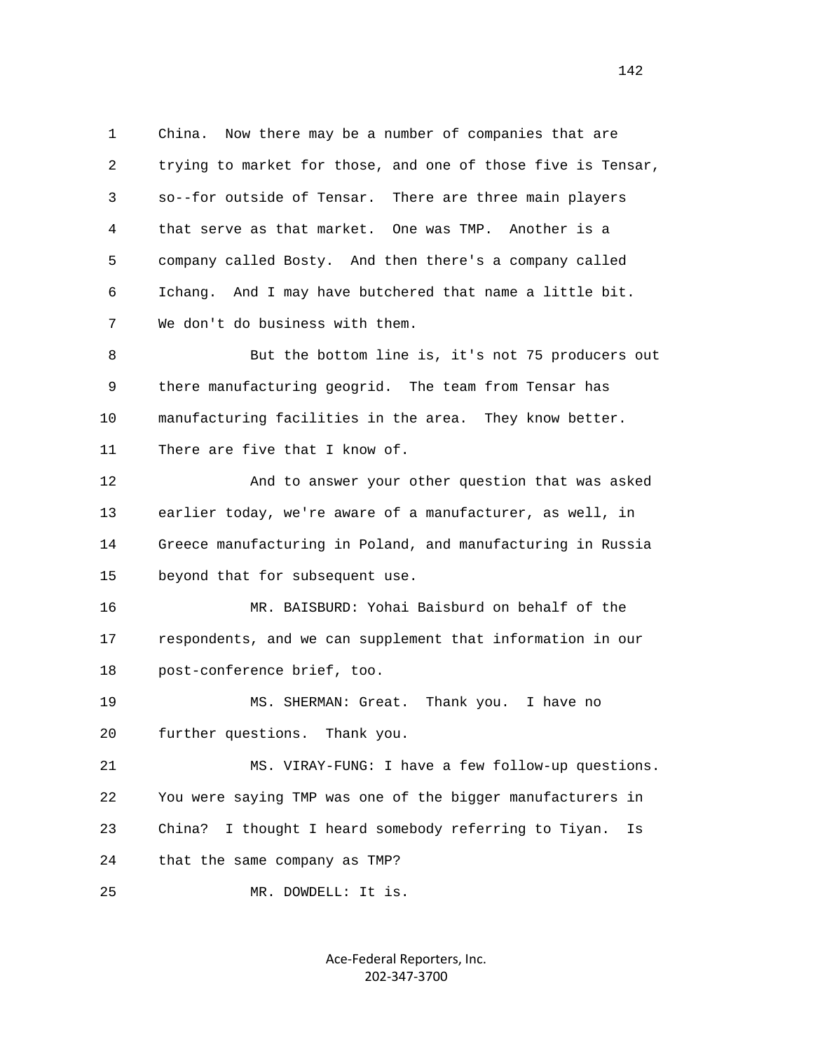1 China. Now there may be a number of companies that are
2 trying to market for those, and one of those five is Tensar,
3 so--for outside of Tensar. There are three main players
4 that serve as that market. One was TMP. Another is a
5 company called Bosty. And then there's a company called
6 Ichang. And I may have butchered that name a little bit.
7 We don't do business with them.

8 But the bottom line is, it's not 75 producers out
9 there manufacturing geogrid. The team from Tensar has
10 manufacturing facilities in the area. They know better.
11 There are five that I know of.

12 And to answer your other question that was asked
13 earlier today, we're aware of a manufacturer, as well, in
14 Greece manufacturing in Poland, and manufacturing in Russia
15 beyond that for subsequent use.

16 MR. BAISBURD: Yohai Baisburd on behalf of the
17 respondents, and we can supplement that information in our
18 post-conference brief, too.

19 MS. SHERMAN: Great. Thank you. I have no
20 further questions. Thank you.

21 MS. VIRAY-FUNG: I have a few follow-up questions.
22 You were saying TMP was one of the bigger manufacturers in
23 China? I thought I heard somebody referring to Tiyan. Is
24 that the same company as TMP?

25 MR. DOWDELL: It is.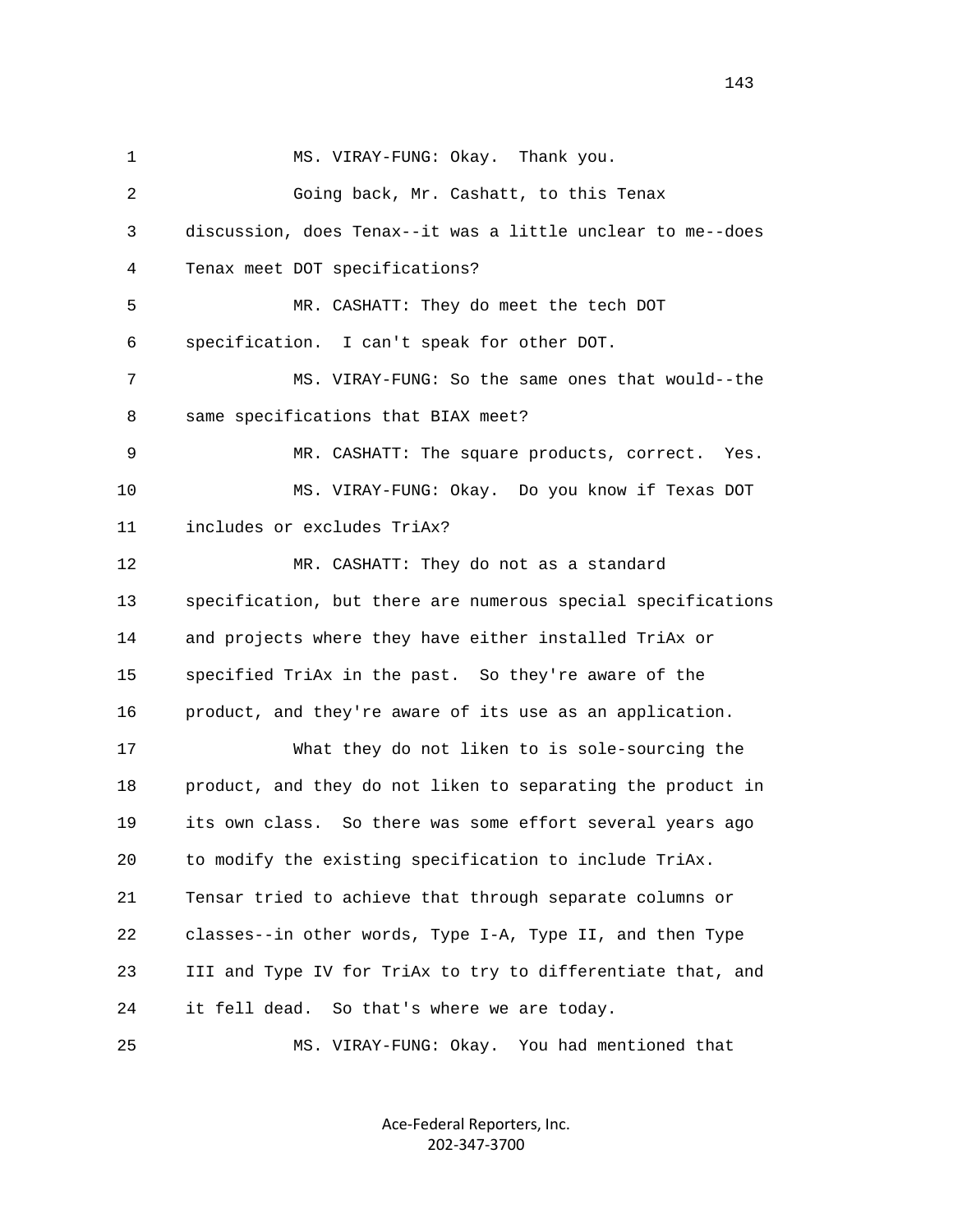MS. VIRAY-FUNG: Okay. Thank you.

Going back, Mr. Cashatt, to this Tenax discussion, does Tenax--it was a little unclear to me--does Tenax meet DOT specifications?

MR. CASHATT: They do meet the tech DOT specification. I can't speak for other DOT.

MS. VIRAY-FUNG: So the same ones that would--the same specifications that BIAX meet?

MR. CASHATT: The square products, correct. Yes.

MS. VIRAY-FUNG: Okay. Do you know if Texas DOT includes or excludes TriAx?

MR. CASHATT: They do not as a standard specification, but there are numerous special specifications and projects where they have either installed TriAx or specified TriAx in the past. So they're aware of the product, and they're aware of its use as an application.

What they do not liken to is sole-sourcing the product, and they do not liken to separating the product in its own class. So there was some effort several years ago to modify the existing specification to include TriAx. Tensar tried to achieve that through separate columns or classes--in other words, Type I-A, Type II, and then Type III and Type IV for TriAx to try to differentiate that, and it fell dead. So that's where we are today.

MS. VIRAY-FUNG: Okay. You had mentioned that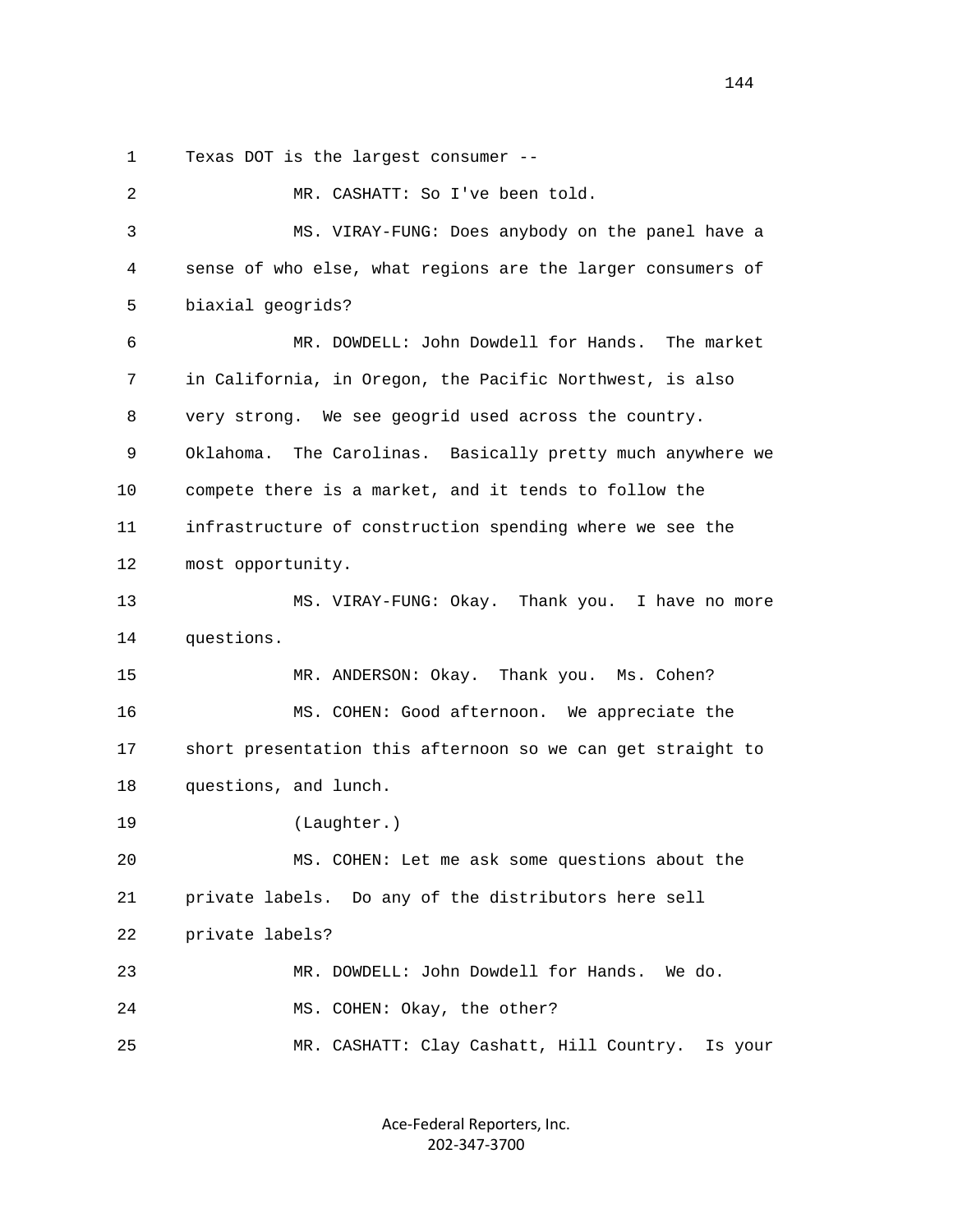1 Texas DOT is the largest consumer --

2 MR. CASHATT: So I've been told.

3 MS. VIRAY-FUNG: Does anybody on the panel have a

4 sense of who else, what regions are the larger consumers of

5 biaxial geogrids?

6 MR. DOWDELL: John Dowdell for Hands. The market

7 in California, in Oregon, the Pacific Northwest, is also

8 very strong. We see geogrid used across the country.

9 Oklahoma. The Carolinas. Basically pretty much anywhere we

10 compete there is a market, and it tends to follow the

11 infrastructure of construction spending where we see the

12 most opportunity.

13 MS. VIRAY-FUNG: Okay. Thank you. I have no more

14 questions.

15 MR. ANDERSON: Okay. Thank you. Ms. Cohen?

16 MS. COHEN: Good afternoon. We appreciate the

17 short presentation this afternoon so we can get straight to

18 questions, and lunch.

19 (Laughter.)

20 MS. COHEN: Let me ask some questions about the

21 private labels. Do any of the distributors here sell

22 private labels?

23 MR. DOWDELL: John Dowdell for Hands. We do.

24 MS. COHEN: Okay, the other?

25 MR. CASHATT: Clay Cashatt, Hill Country. Is your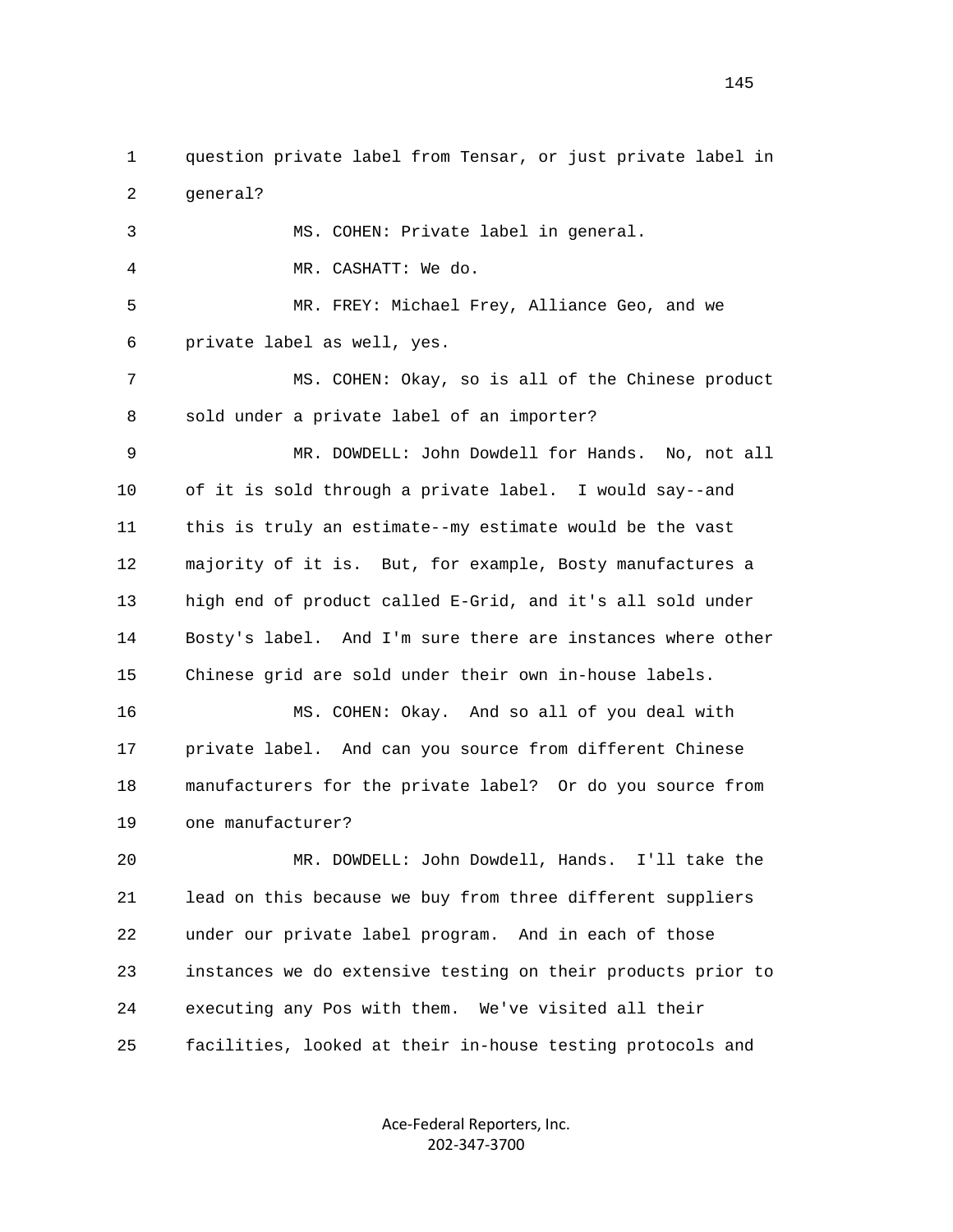question private label from Tensar, or just private label in general?

MS. COHEN: Private label in general.

MR. CASHATT: We do.

MR. FREY: Michael Frey, Alliance Geo, and we private label as well, yes.

MS. COHEN: Okay, so is all of the Chinese product sold under a private label of an importer?

MR. DOWDELL: John Dowdell for Hands. No, not all of it is sold through a private label. I would say--and this is truly an estimate--my estimate would be the vast majority of it is. But, for example, Bosty manufactures a high end of product called E-Grid, and it's all sold under Bosty's label. And I'm sure there are instances where other Chinese grid are sold under their own in-house labels.

MS. COHEN: Okay. And so all of you deal with private label. And can you source from different Chinese manufacturers for the private label? Or do you source from one manufacturer?

MR. DOWDELL: John Dowdell, Hands. I'll take the lead on this because we buy from three different suppliers under our private label program. And in each of those instances we do extensive testing on their products prior to executing any Pos with them. We've visited all their facilities, looked at their in-house testing protocols and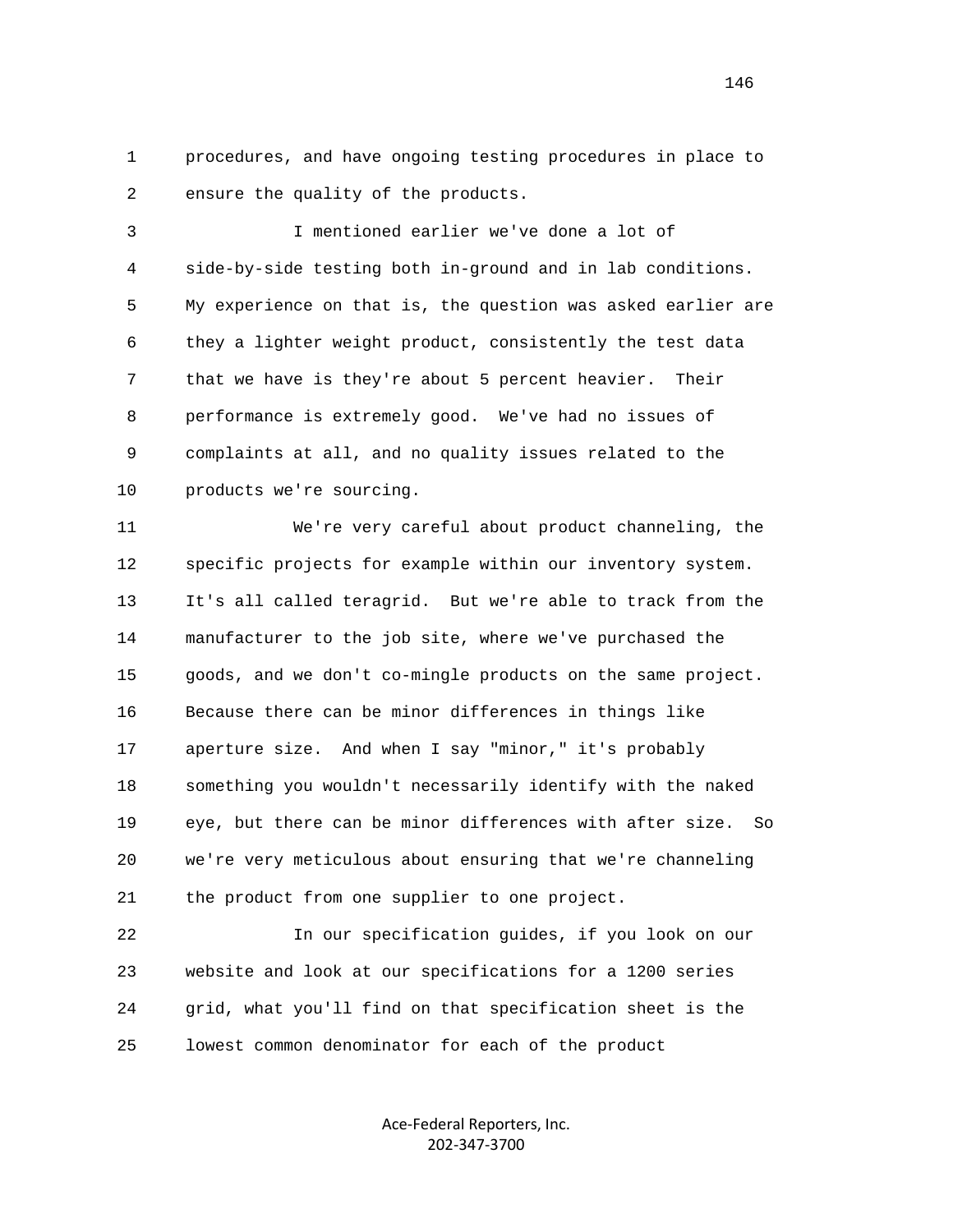procedures, and have ongoing testing procedures in place to ensure the quality of the products.

I mentioned earlier we've done a lot of side-by-side testing both in-ground and in lab conditions. My experience on that is, the question was asked earlier are they a lighter weight product, consistently the test data that we have is they're about 5 percent heavier. Their performance is extremely good. We've had no issues of complaints at all, and no quality issues related to the products we're sourcing.

We're very careful about product channeling, the specific projects for example within our inventory system. It's all called teragrid. But we're able to track from the manufacturer to the job site, where we've purchased the goods, and we don't co-mingle products on the same project. Because there can be minor differences in things like aperture size. And when I say "minor," it's probably something you wouldn't necessarily identify with the naked eye, but there can be minor differences with after size. So we're very meticulous about ensuring that we're channeling the product from one supplier to one project.

In our specification guides, if you look on our website and look at our specifications for a 1200 series grid, what you'll find on that specification sheet is the lowest common denominator for each of the product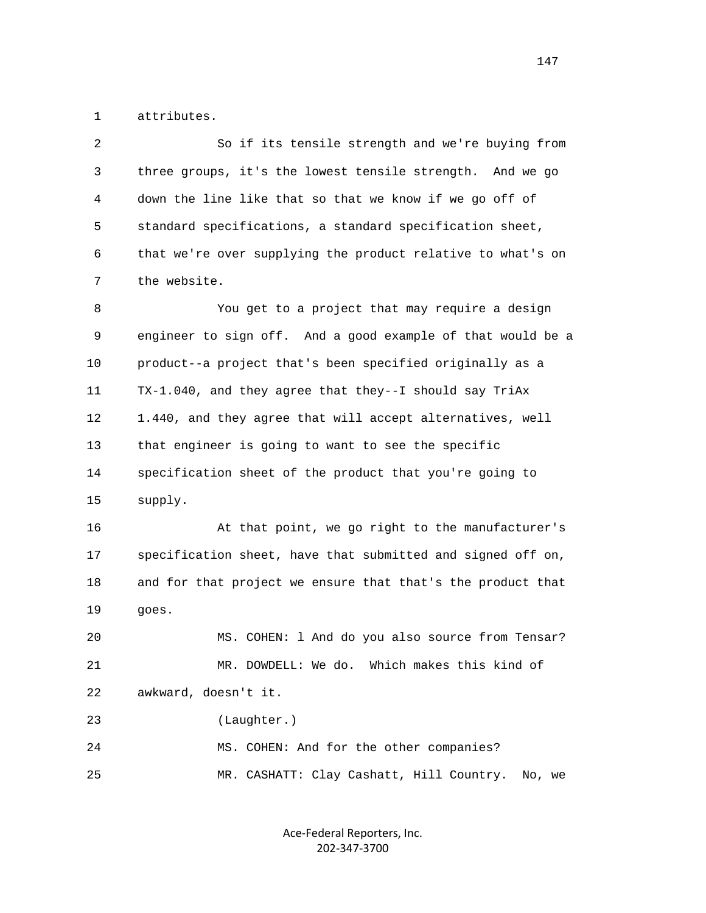attributes.

So if its tensile strength and we're buying from three groups, it's the lowest tensile strength. And we go down the line like that so that we know if we go off of standard specifications, a standard specification sheet, that we're over supplying the product relative to what's on the website.

You get to a project that may require a design engineer to sign off. And a good example of that would be a product--a project that's been specified originally as a TX-1.040, and they agree that they--I should say TriAx 1.440, and they agree that will accept alternatives, well that engineer is going to want to see the specific specification sheet of the product that you're going to supply.

At that point, we go right to the manufacturer's specification sheet, have that submitted and signed off on, and for that project we ensure that that's the product that goes.

MS. COHEN: l And do you also source from Tensar?

MR. DOWDELL: We do. Which makes this kind of awkward, doesn't it.

(Laughter.)

MS. COHEN: And for the other companies?

MR. CASHATT: Clay Cashatt, Hill Country. No, we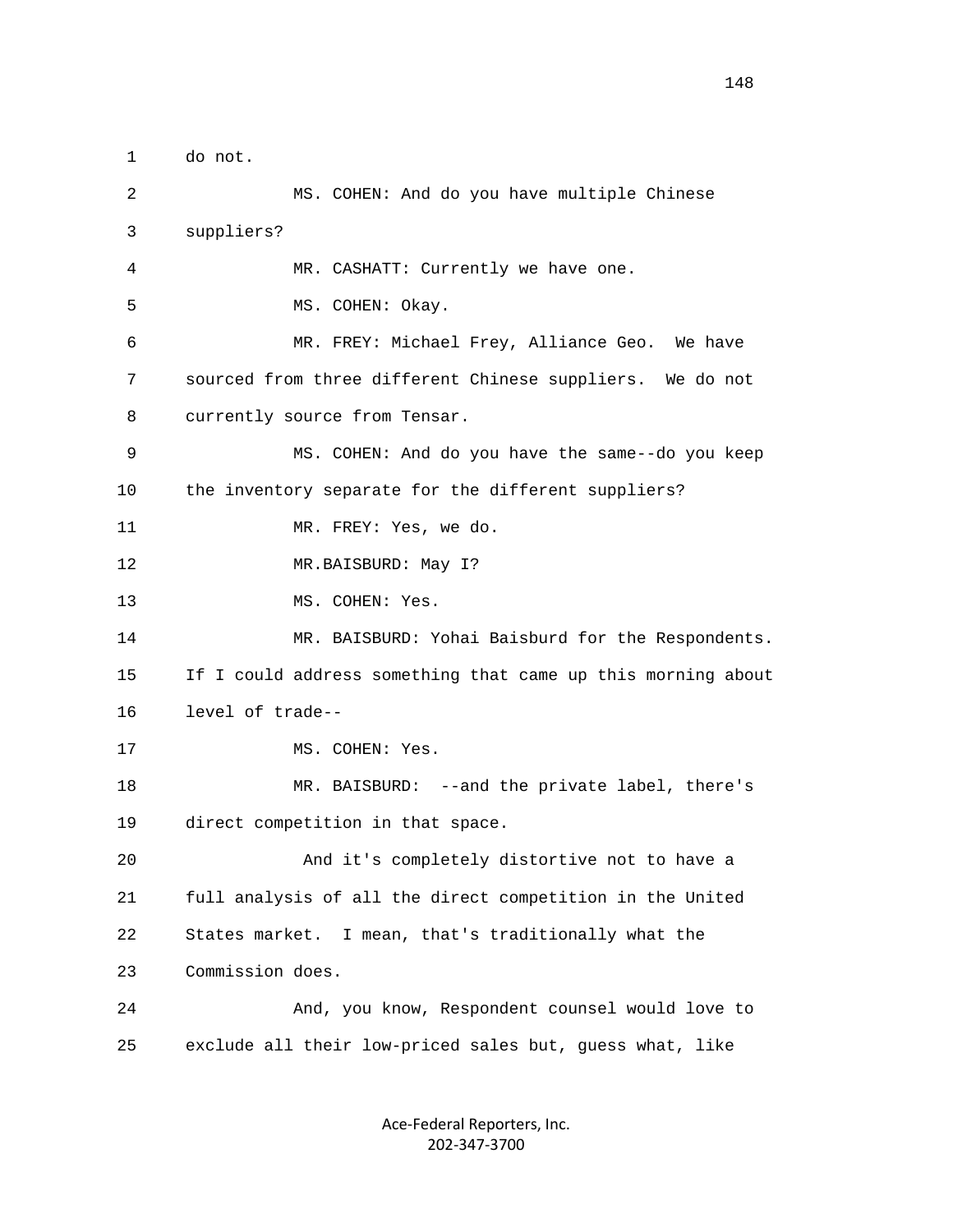1 do not.

2 MS. COHEN: And do you have multiple Chinese

3 suppliers?

4 MR. CASHATT: Currently we have one.

5 MS. COHEN: Okay.

6 MR. FREY: Michael Frey, Alliance Geo. We have

7 sourced from three different Chinese suppliers. We do not

8 currently source from Tensar.

9 MS. COHEN: And do you have the same--do you keep

10 the inventory separate for the different suppliers?

11 MR. FREY: Yes, we do.

12 MR.BAISBURD: May I?

13 MS. COHEN: Yes.

14 MR. BAISBURD: Yohai Baisburd for the Respondents.

15 If I could address something that came up this morning about

16 level of trade--

17 MS. COHEN: Yes.

18 MR. BAISBURD: --and the private label, there's

19 direct competition in that space.

20 And it's completely distortive not to have a

21 full analysis of all the direct competition in the United

22 States market. I mean, that's traditionally what the

23 Commission does.

24 And, you know, Respondent counsel would love to

25 exclude all their low-priced sales but, guess what, like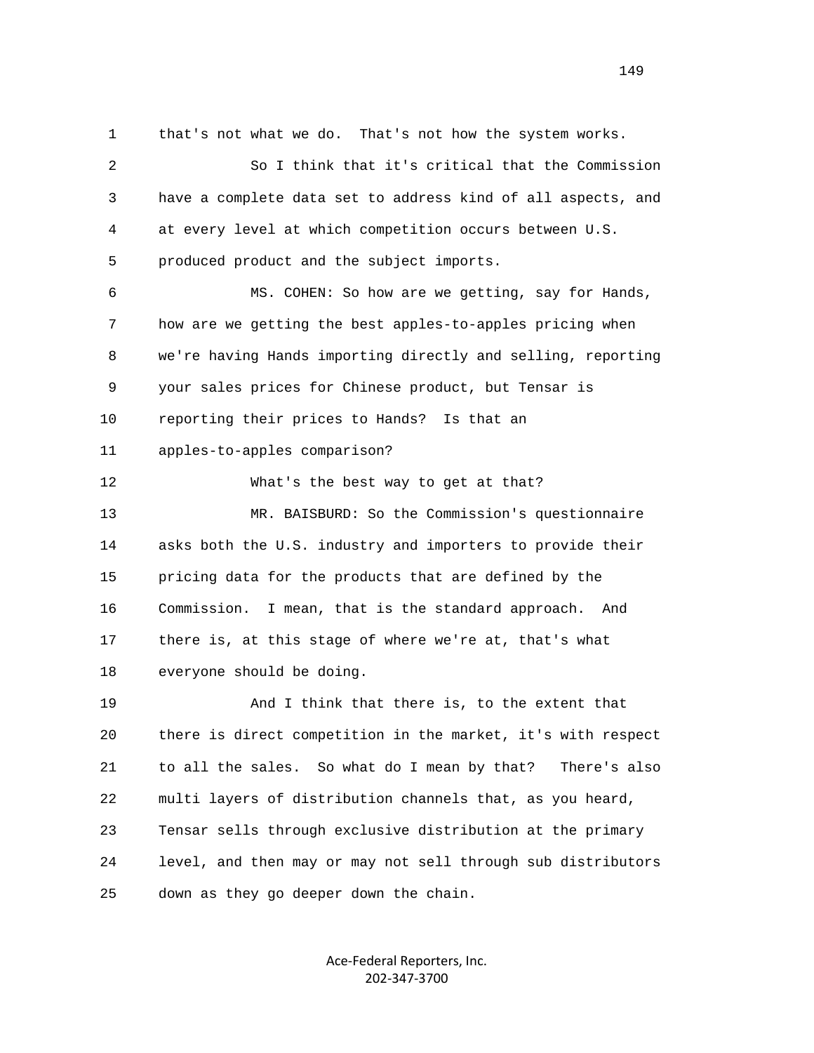that's not what we do. That's not how the system works.

So I think that it's critical that the Commission have a complete data set to address kind of all aspects, and at every level at which competition occurs between U.S. produced product and the subject imports.

MS. COHEN: So how are we getting, say for Hands, how are we getting the best apples-to-apples pricing when we're having Hands importing directly and selling, reporting your sales prices for Chinese product, but Tensar is reporting their prices to Hands? Is that an apples-to-apples comparison?

What's the best way to get at that?

MR. BAISBURD: So the Commission's questionnaire asks both the U.S. industry and importers to provide their pricing data for the products that are defined by the Commission. I mean, that is the standard approach. And there is, at this stage of where we're at, that's what everyone should be doing.

And I think that there is, to the extent that there is direct competition in the market, it's with respect to all the sales. So what do I mean by that? There's also multi layers of distribution channels that, as you heard, Tensar sells through exclusive distribution at the primary level, and then may or may not sell through sub distributors down as they go deeper down the chain.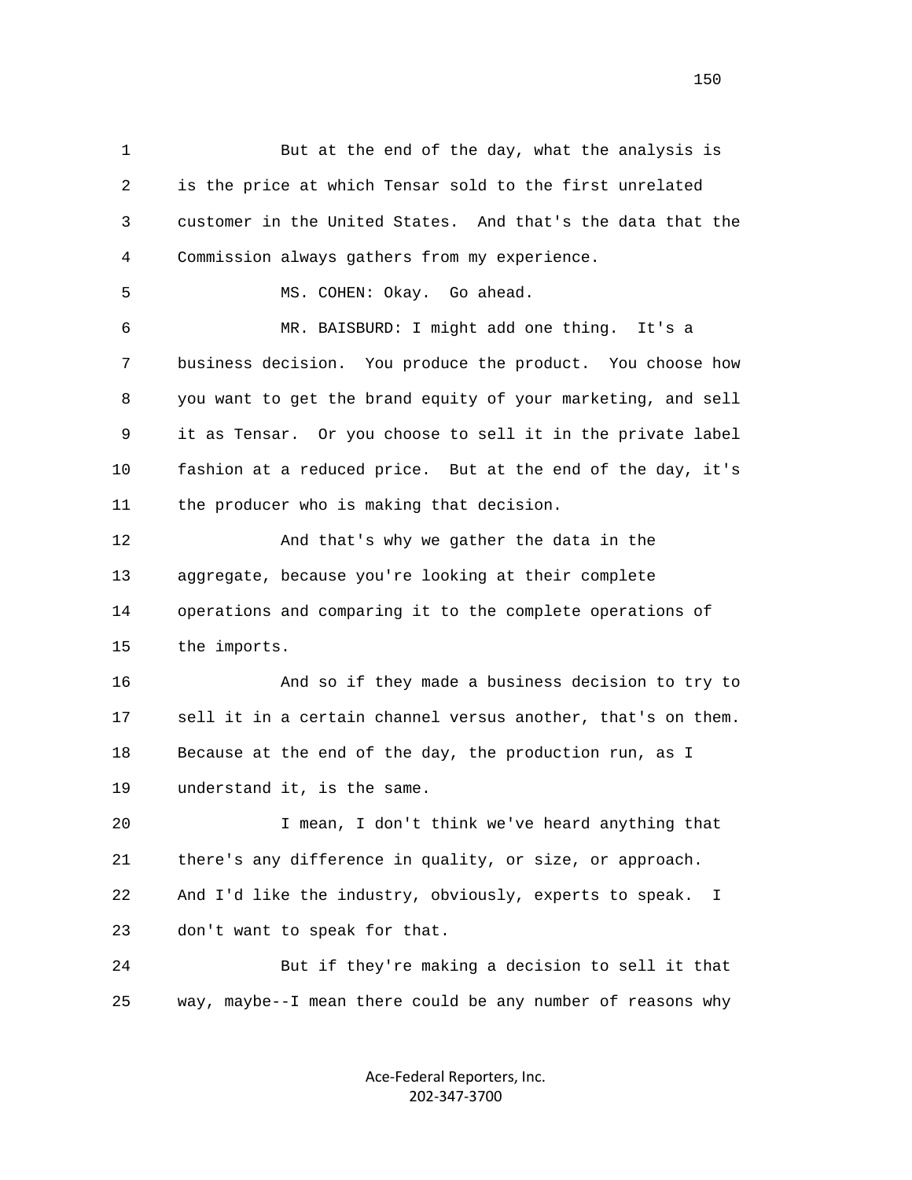But at the end of the day, what the analysis is is the price at which Tensar sold to the first unrelated customer in the United States. And that's the data that the Commission always gathers from my experience.

MS. COHEN: Okay. Go ahead.

MR. BAISBURD: I might add one thing. It's a business decision. You produce the product. You choose how you want to get the brand equity of your marketing, and sell it as Tensar. Or you choose to sell it in the private label fashion at a reduced price. But at the end of the day, it's the producer who is making that decision.

And that's why we gather the data in the aggregate, because you're looking at their complete operations and comparing it to the complete operations of the imports.

And so if they made a business decision to try to sell it in a certain channel versus another, that's on them. Because at the end of the day, the production run, as I understand it, is the same.

I mean, I don't think we've heard anything that there's any difference in quality, or size, or approach. And I'd like the industry, obviously, experts to speak. I don't want to speak for that.

But if they're making a decision to sell it that way, maybe--I mean there could be any number of reasons why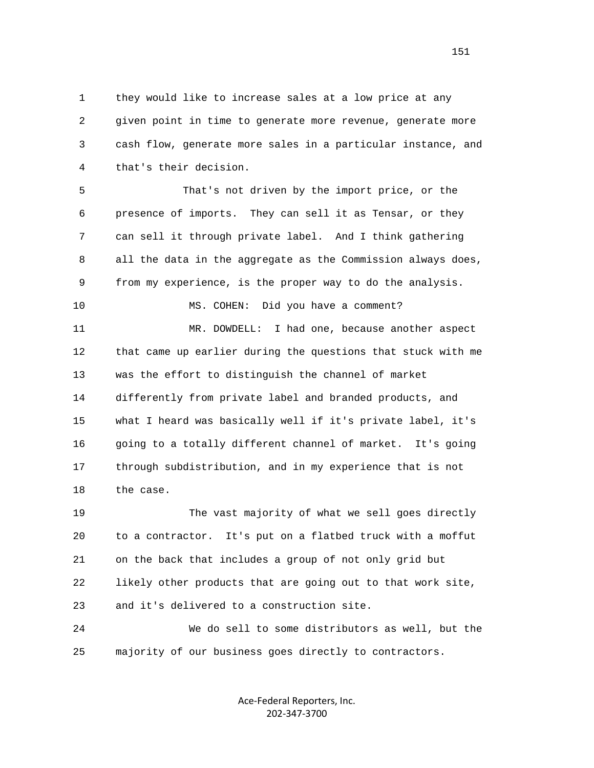1 they would like to increase sales at a low price at any
2 given point in time to generate more revenue, generate more
3 cash flow, generate more sales in a particular instance, and
4 that's their decision.

5 That's not driven by the import price, or the
6 presence of imports. They can sell it as Tensar, or they
7 can sell it through private label. And I think gathering
8 all the data in the aggregate as the Commission always does,
9 from my experience, is the proper way to do the analysis.

10 MS. COHEN: Did you have a comment?

11 MR. DOWDELL: I had one, because another aspect
12 that came up earlier during the questions that stuck with me
13 was the effort to distinguish the channel of market
14 differently from private label and branded products, and
15 what I heard was basically well if it's private label, it's
16 going to a totally different channel of market. It's going
17 through subdistribution, and in my experience that is not
18 the case.

19 The vast majority of what we sell goes directly
20 to a contractor. It's put on a flatbed truck with a moffut
21 on the back that includes a group of not only grid but
22 likely other products that are going out to that work site,
23 and it's delivered to a construction site.

24 We do sell to some distributors as well, but the
25 majority of our business goes directly to contractors.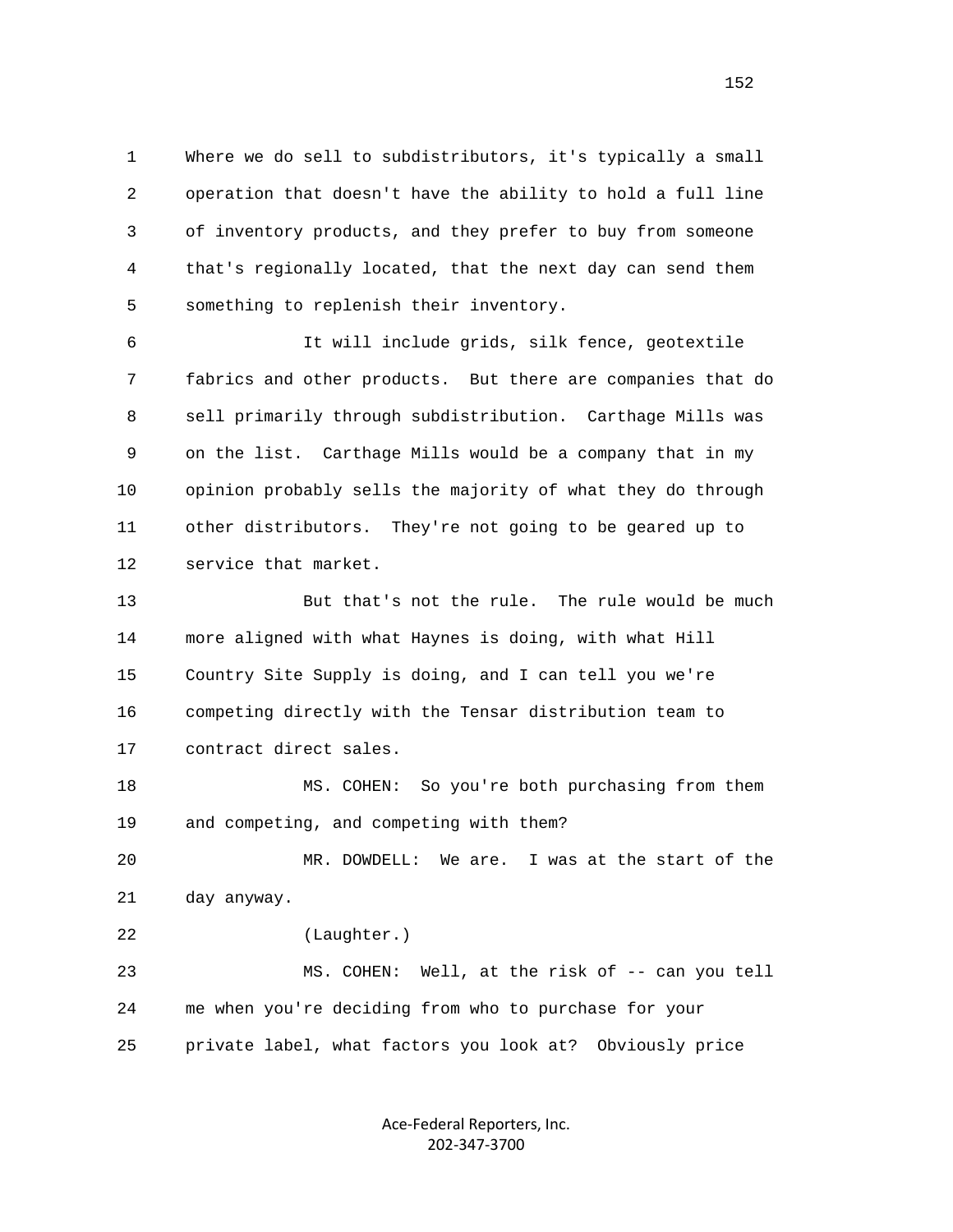Where we do sell to subdistributors, it's typically a small operation that doesn't have the ability to hold a full line of inventory products, and they prefer to buy from someone that's regionally located, that the next day can send them something to replenish their inventory.

It will include grids, silk fence, geotextile fabrics and other products. But there are companies that do sell primarily through subdistribution. Carthage Mills was on the list. Carthage Mills would be a company that in my opinion probably sells the majority of what they do through other distributors. They're not going to be geared up to service that market.

But that's not the rule. The rule would be much more aligned with what Haynes is doing, with what Hill Country Site Supply is doing, and I can tell you we're competing directly with the Tensar distribution team to contract direct sales.

MS. COHEN: So you're both purchasing from them and competing, and competing with them?

MR. DOWDELL: We are. I was at the start of the day anyway.

(Laughter.)

MS. COHEN: Well, at the risk of -- can you tell me when you're deciding from who to purchase for your private label, what factors you look at? Obviously price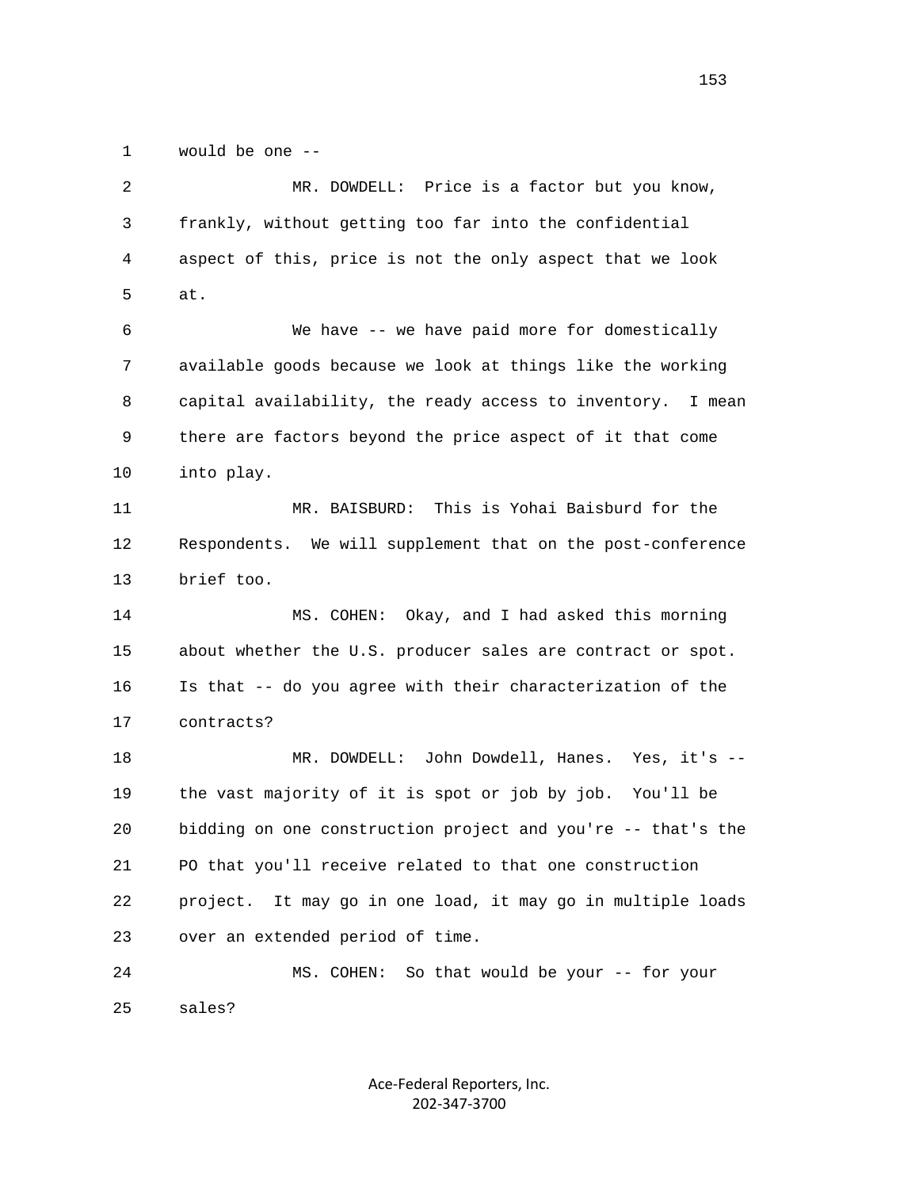1 would be one --

2 MR. DOWDELL: Price is a factor but you know,

3 frankly, without getting too far into the confidential

4 aspect of this, price is not the only aspect that we look

5 at.

6 We have -- we have paid more for domestically

7 available goods because we look at things like the working

8 capital availability, the ready access to inventory. I mean

9 there are factors beyond the price aspect of it that come

10 into play.

11 MR. BAISBURD: This is Yohai Baisburd for the

12 Respondents. We will supplement that on the post-conference

13 brief too.

14 MS. COHEN: Okay, and I had asked this morning

15 about whether the U.S. producer sales are contract or spot.

16 Is that -- do you agree with their characterization of the

17 contracts?

18 MR. DOWDELL: John Dowdell, Hanes. Yes, it's --

19 the vast majority of it is spot or job by job. You'll be

20 bidding on one construction project and you're -- that's the

21 PO that you'll receive related to that one construction

22 project. It may go in one load, it may go in multiple loads

23 over an extended period of time.

24 MS. COHEN: So that would be your -- for your

25 sales?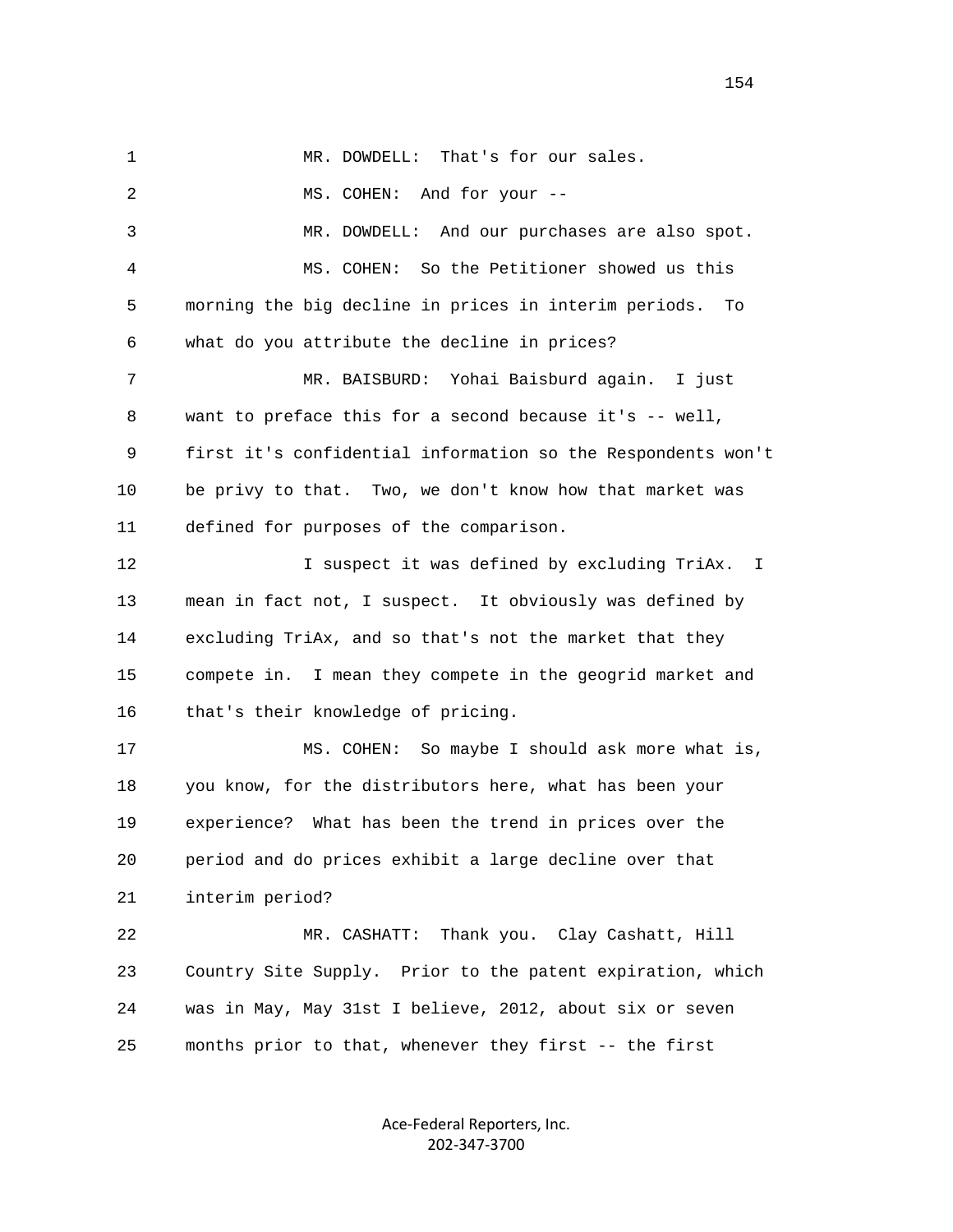MR. DOWDELL: That's for our sales.

MS. COHEN: And for your --

MR. DOWDELL: And our purchases are also spot.

MS. COHEN: So the Petitioner showed us this morning the big decline in prices in interim periods. To what do you attribute the decline in prices?

MR. BAISBURD: Yohai Baisburd again. I just want to preface this for a second because it's -- well, first it's confidential information so the Respondents won't be privy to that. Two, we don't know how that market was defined for purposes of the comparison.

I suspect it was defined by excluding TriAx. I mean in fact not, I suspect. It obviously was defined by excluding TriAx, and so that's not the market that they compete in. I mean they compete in the geogrid market and that's their knowledge of pricing.

MS. COHEN: So maybe I should ask more what is, you know, for the distributors here, what has been your experience? What has been the trend in prices over the period and do prices exhibit a large decline over that interim period?

MR. CASHATT: Thank you. Clay Cashatt, Hill Country Site Supply. Prior to the patent expiration, which was in May, May 31st I believe, 2012, about six or seven months prior to that, whenever they first -- the first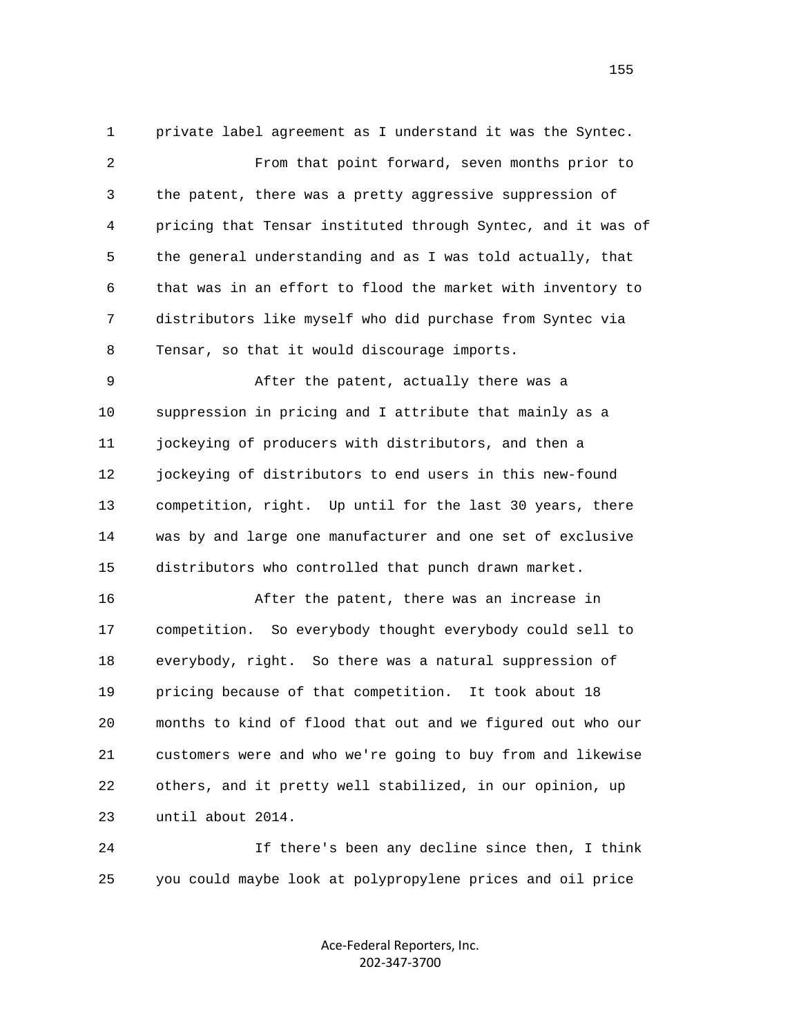private label agreement as I understand it was the Syntec.

From that point forward, seven months prior to the patent, there was a pretty aggressive suppression of pricing that Tensar instituted through Syntec, and it was of the general understanding and as I was told actually, that that was in an effort to flood the market with inventory to distributors like myself who did purchase from Syntec via Tensar, so that it would discourage imports.

After the patent, actually there was a suppression in pricing and I attribute that mainly as a jockeying of producers with distributors, and then a jockeying of distributors to end users in this new-found competition, right. Up until for the last 30 years, there was by and large one manufacturer and one set of exclusive distributors who controlled that punch drawn market.

After the patent, there was an increase in competition. So everybody thought everybody could sell to everybody, right. So there was a natural suppression of pricing because of that competition. It took about 18 months to kind of flood that out and we figured out who our customers were and who we're going to buy from and likewise others, and it pretty well stabilized, in our opinion, up until about 2014.

If there's been any decline since then, I think you could maybe look at polypropylene prices and oil price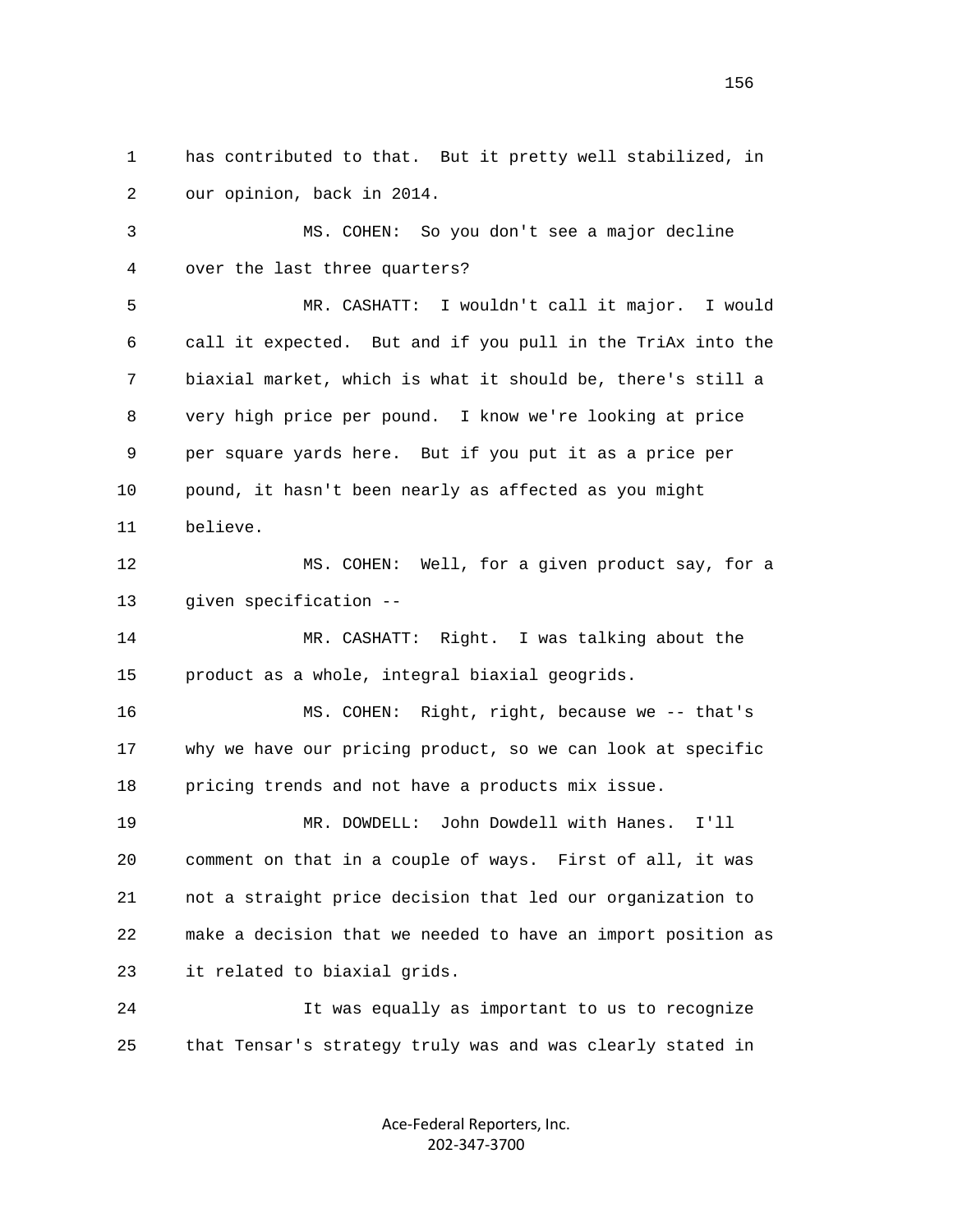1 has contributed to that. But it pretty well stabilized, in
2 our opinion, back in 2014.

3 MS. COHEN: So you don't see a major decline
4 over the last three quarters?

5 MR. CASHATT: I wouldn't call it major. I would
6 call it expected. But and if you pull in the TriAx into the
7 biaxial market, which is what it should be, there's still a
8 very high price per pound. I know we're looking at price
9 per square yards here. But if you put it as a price per
10 pound, it hasn't been nearly as affected as you might
11 believe.

12 MS. COHEN: Well, for a given product say, for a
13 given specification --

14 MR. CASHATT: Right. I was talking about the
15 product as a whole, integral biaxial geogrids.

16 MS. COHEN: Right, right, because we -- that's
17 why we have our pricing product, so we can look at specific
18 pricing trends and not have a products mix issue.

19 MR. DOWDELL: John Dowdell with Hanes. I'll
20 comment on that in a couple of ways. First of all, it was
21 not a straight price decision that led our organization to
22 make a decision that we needed to have an import position as
23 it related to biaxial grids.

24 It was equally as important to us to recognize
25 that Tensar's strategy truly was and was clearly stated in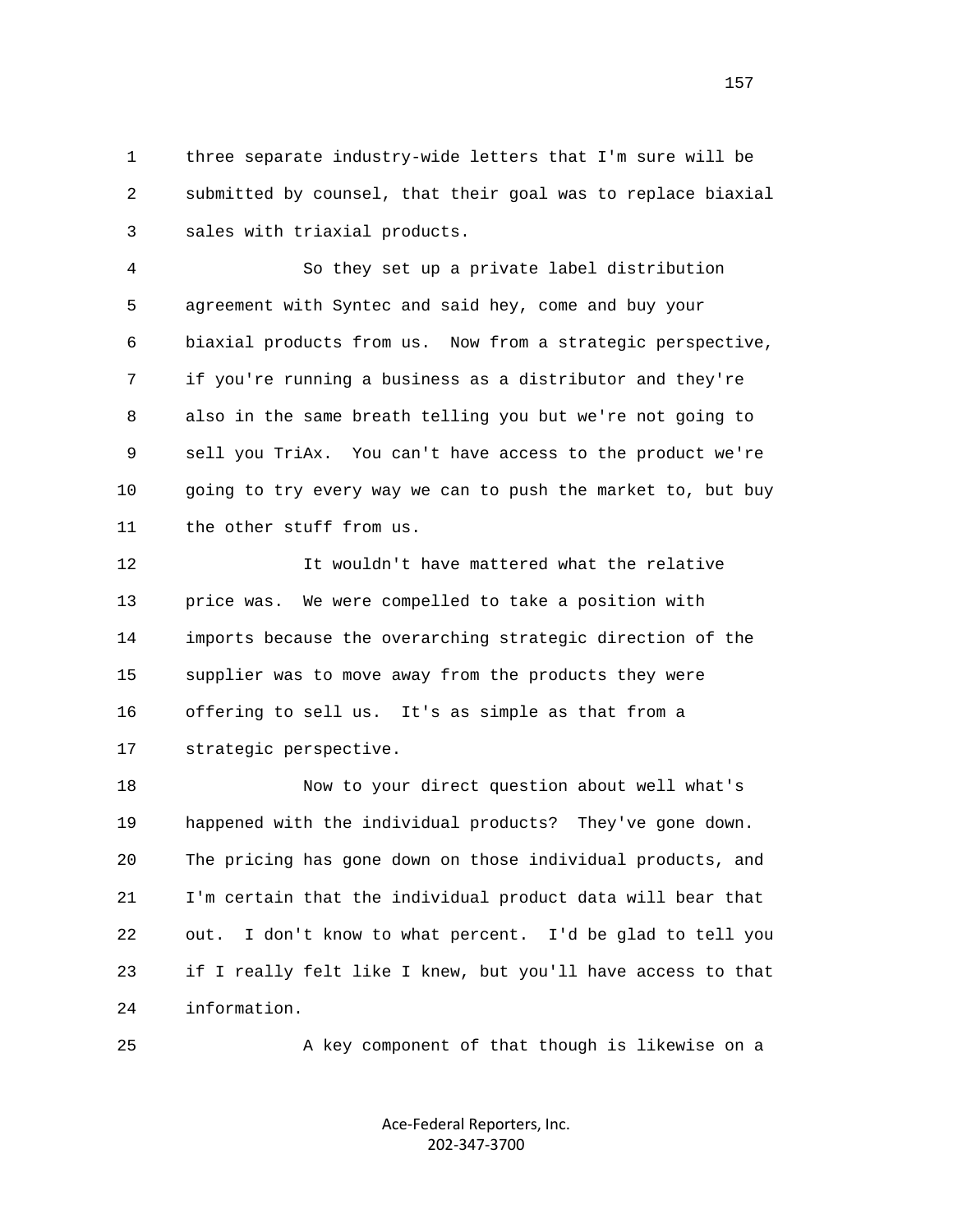three separate industry-wide letters that I'm sure will be submitted by counsel, that their goal was to replace biaxial sales with triaxial products.

So they set up a private label distribution agreement with Syntec and said hey, come and buy your biaxial products from us. Now from a strategic perspective, if you're running a business as a distributor and they're also in the same breath telling you but we're not going to sell you TriAx. You can't have access to the product we're going to try every way we can to push the market to, but buy the other stuff from us.

It wouldn't have mattered what the relative price was. We were compelled to take a position with imports because the overarching strategic direction of the supplier was to move away from the products they were offering to sell us. It's as simple as that from a strategic perspective.

Now to your direct question about well what's happened with the individual products? They've gone down. The pricing has gone down on those individual products, and I'm certain that the individual product data will bear that out. I don't know to what percent. I'd be glad to tell you if I really felt like I knew, but you'll have access to that information.

A key component of that though is likewise on a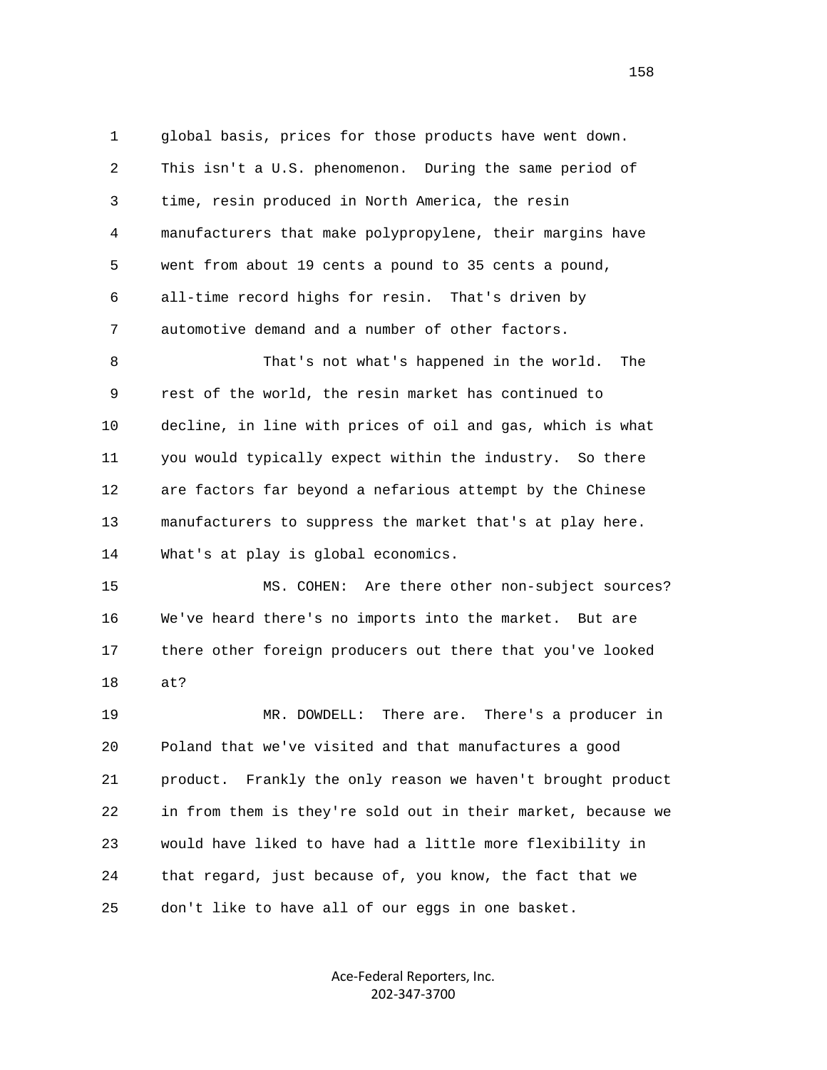global basis, prices for those products have went down. This isn't a U.S. phenomenon. During the same period of time, resin produced in North America, the resin manufacturers that make polypropylene, their margins have went from about 19 cents a pound to 35 cents a pound, all-time record highs for resin. That's driven by automotive demand and a number of other factors.

That's not what's happened in the world. The rest of the world, the resin market has continued to decline, in line with prices of oil and gas, which is what you would typically expect within the industry. So there are factors far beyond a nefarious attempt by the Chinese manufacturers to suppress the market that's at play here. What's at play is global economics.

MS. COHEN: Are there other non-subject sources? We've heard there's no imports into the market. But are there other foreign producers out there that you've looked at?

MR. DOWDELL: There are. There's a producer in Poland that we've visited and that manufactures a good product. Frankly the only reason we haven't brought product in from them is they're sold out in their market, because we would have liked to have had a little more flexibility in that regard, just because of, you know, the fact that we don't like to have all of our eggs in one basket.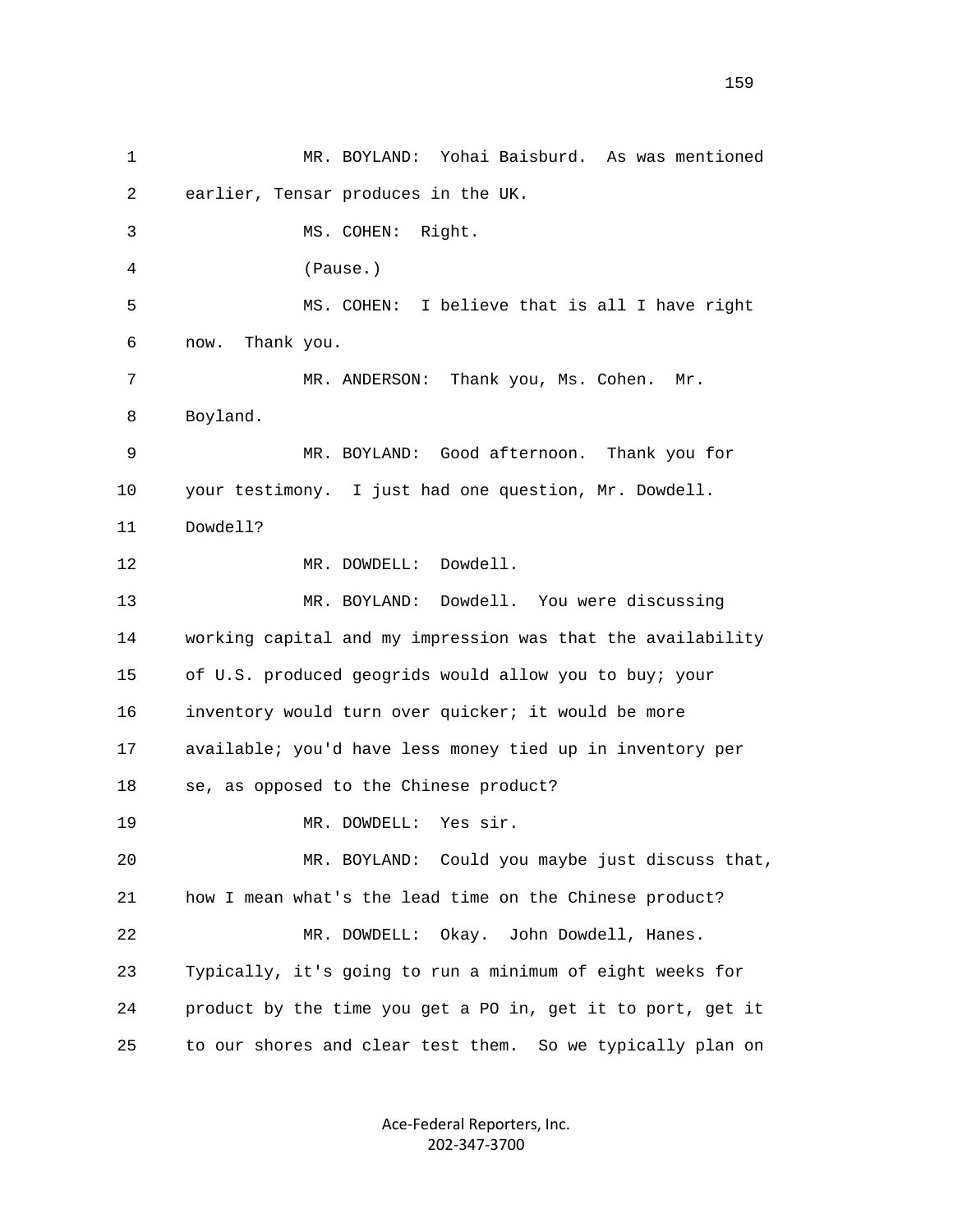1 MR. BOYLAND: Yohai Baisburd. As was mentioned
2 earlier, Tensar produces in the UK.
3 MS. COHEN: Right.
4 (Pause.)
5 MS. COHEN: I believe that is all I have right
6 now. Thank you.
7 MR. ANDERSON: Thank you, Ms. Cohen. Mr.
8 Boyland.
9 MR. BOYLAND: Good afternoon. Thank you for
10 your testimony. I just had one question, Mr. Dowdell.
11 Dowdell?
12 MR. DOWDELL: Dowdell.
13 MR. BOYLAND: Dowdell. You were discussing
14 working capital and my impression was that the availability
15 of U.S. produced geogrids would allow you to buy; your
16 inventory would turn over quicker; it would be more
17 available; you'd have less money tied up in inventory per
18 se, as opposed to the Chinese product?
19 MR. DOWDELL: Yes sir.
20 MR. BOYLAND: Could you maybe just discuss that,
21 how I mean what's the lead time on the Chinese product?
22 MR. DOWDELL: Okay. John Dowdell, Hanes.
23 Typically, it's going to run a minimum of eight weeks for
24 product by the time you get a PO in, get it to port, get it
25 to our shores and clear test them. So we typically plan on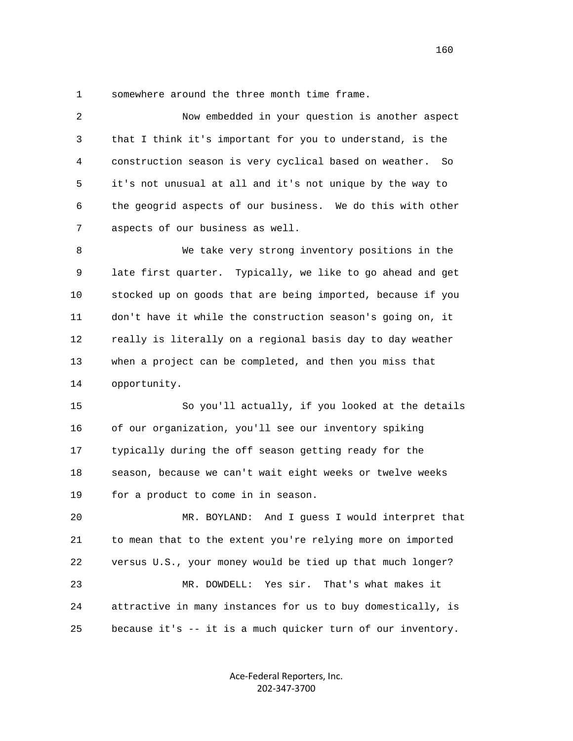somewhere around the three month time frame.

Now embedded in your question is another aspect that I think it's important for you to understand, is the construction season is very cyclical based on weather. So it's not unusual at all and it's not unique by the way to the geogrid aspects of our business. We do this with other aspects of our business as well.

We take very strong inventory positions in the late first quarter. Typically, we like to go ahead and get stocked up on goods that are being imported, because if you don't have it while the construction season's going on, it really is literally on a regional basis day to day weather when a project can be completed, and then you miss that opportunity.

So you'll actually, if you looked at the details of our organization, you'll see our inventory spiking typically during the off season getting ready for the season, because we can't wait eight weeks or twelve weeks for a product to come in in season.

MR. BOYLAND: And I guess I would interpret that to mean that to the extent you're relying more on imported versus U.S., your money would be tied up that much longer?

MR. DOWDELL: Yes sir. That's what makes it attractive in many instances for us to buy domestically, is because it's -- it is a much quicker turn of our inventory.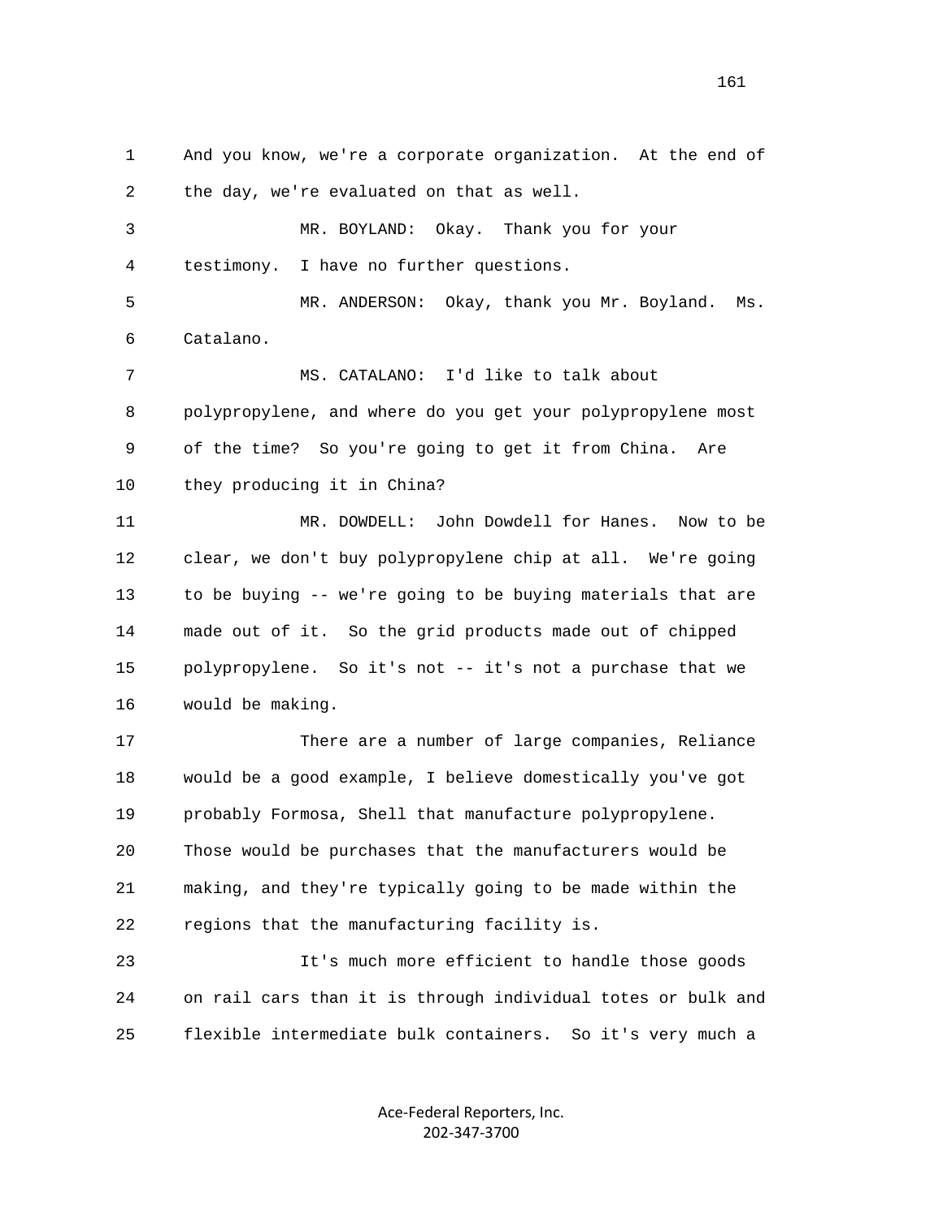1 And you know, we're a corporate organization. At the end of
2 the day, we're evaluated on that as well.

3 MR. BOYLAND: Okay. Thank you for your
4 testimony. I have no further questions.

5 MR. ANDERSON: Okay, thank you Mr. Boyland. Ms.
6 Catalano.

7 MS. CATALANO: I'd like to talk about
8 polypropylene, and where do you get your polypropylene most
9 of the time? So you're going to get it from China. Are
10 they producing it in China?

11 MR. DOWDELL: John Dowdell for Hanes. Now to be
12 clear, we don't buy polypropylene chip at all. We're going
13 to be buying -- we're going to be buying materials that are
14 made out of it. So the grid products made out of chipped
15 polypropylene. So it's not -- it's not a purchase that we
16 would be making.

17 There are a number of large companies, Reliance
18 would be a good example, I believe domestically you've got
19 probably Formosa, Shell that manufacture polypropylene.
20 Those would be purchases that the manufacturers would be
21 making, and they're typically going to be made within the
22 regions that the manufacturing facility is.

23 It's much more efficient to handle those goods
24 on rail cars than it is through individual totes or bulk and
25 flexible intermediate bulk containers. So it's very much a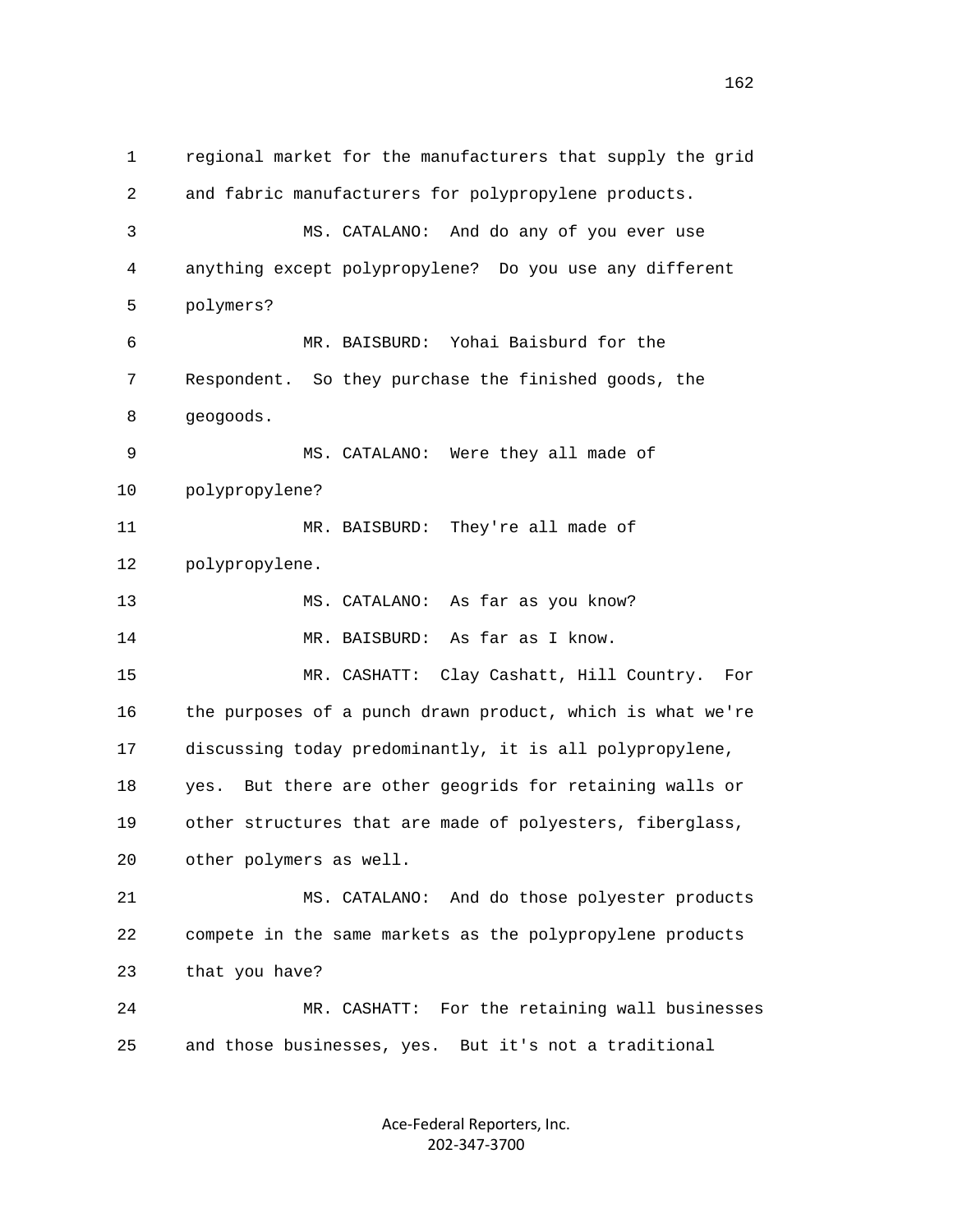1 regional market for the manufacturers that supply the grid
2 and fabric manufacturers for polypropylene products.
3 MS. CATALANO: And do any of you ever use
4 anything except polypropylene? Do you use any different
5 polymers?
6 MR. BAISBURD: Yohai Baisburd for the
7 Respondent. So they purchase the finished goods, the
8 geogoods.
9 MS. CATALANO: Were they all made of
10 polypropylene?
11 MR. BAISBURD: They're all made of
12 polypropylene.
13 MS. CATALANO: As far as you know?
14 MR. BAISBURD: As far as I know.
15 MR. CASHATT: Clay Cashatt, Hill Country. For
16 the purposes of a punch drawn product, which is what we're
17 discussing today predominantly, it is all polypropylene,
18 yes. But there are other geogrids for retaining walls or
19 other structures that are made of polyesters, fiberglass,
20 other polymers as well.
21 MS. CATALANO: And do those polyester products
22 compete in the same markets as the polypropylene products
23 that you have?
24 MR. CASHATT: For the retaining wall businesses
25 and those businesses, yes. But it's not a traditional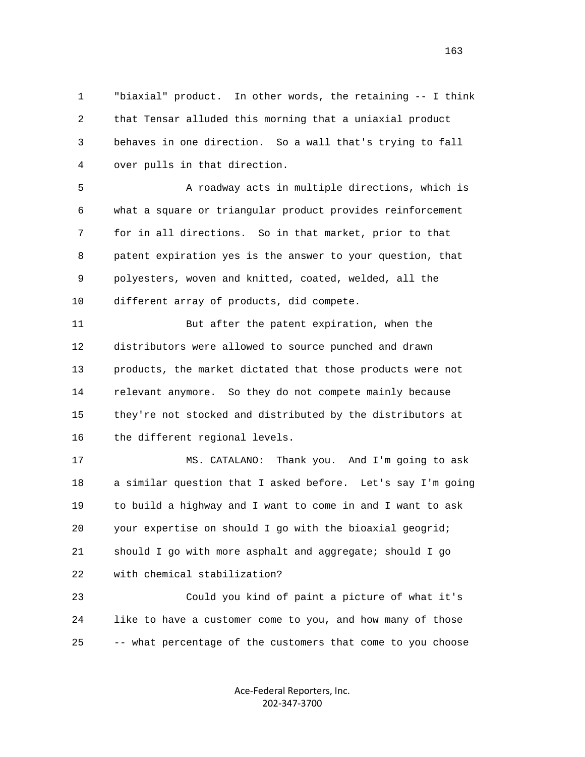1 "biaxial" product. In other words, the retaining -- I think
2 that Tensar alluded this morning that a uniaxial product
3 behaves in one direction. So a wall that's trying to fall
4 over pulls in that direction.

5 A roadway acts in multiple directions, which is
6 what a square or triangular product provides reinforcement
7 for in all directions. So in that market, prior to that
8 patent expiration yes is the answer to your question, that
9 polyesters, woven and knitted, coated, welded, all the
10 different array of products, did compete.

11 But after the patent expiration, when the
12 distributors were allowed to source punched and drawn
13 products, the market dictated that those products were not
14 relevant anymore. So they do not compete mainly because
15 they're not stocked and distributed by the distributors at
16 the different regional levels.

17 MS. CATALANO: Thank you. And I'm going to ask
18 a similar question that I asked before. Let's say I'm going
19 to build a highway and I want to come in and I want to ask
20 your expertise on should I go with the bioaxial geogrid;
21 should I go with more asphalt and aggregate; should I go
22 with chemical stabilization?

23 Could you kind of paint a picture of what it's
24 like to have a customer come to you, and how many of those
25 -- what percentage of the customers that come to you choose

Ace-Federal Reporters, Inc.
202-347-3700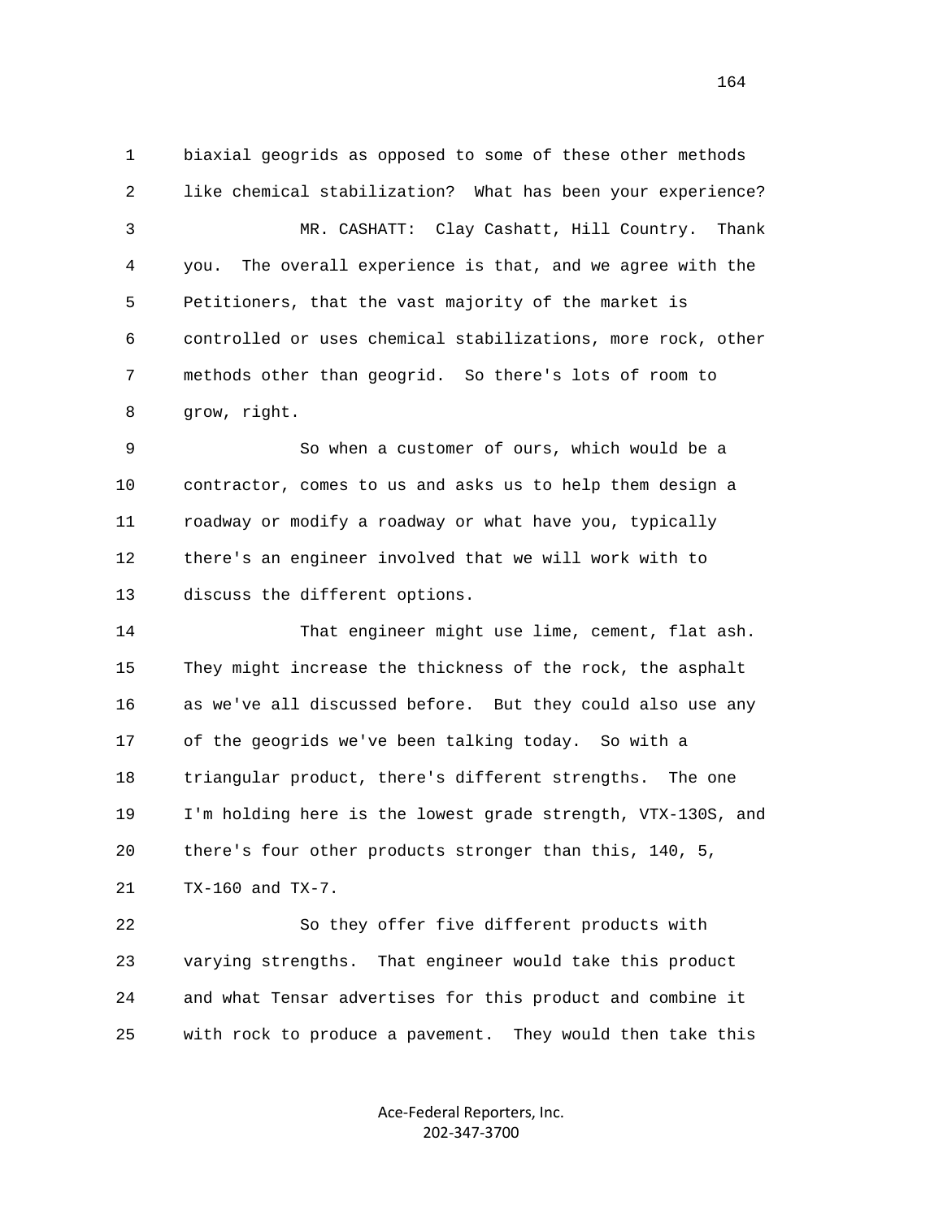1 biaxial geogrids as opposed to some of these other methods
2 like chemical stabilization? What has been your experience?
3 MR. CASHATT: Clay Cashatt, Hill Country. Thank
4 you. The overall experience is that, and we agree with the
5 Petitioners, that the vast majority of the market is
6 controlled or uses chemical stabilizations, more rock, other
7 methods other than geogrid. So there's lots of room to
8 grow, right.
9 So when a customer of ours, which would be a
10 contractor, comes to us and asks us to help them design a
11 roadway or modify a roadway or what have you, typically
12 there's an engineer involved that we will work with to
13 discuss the different options.
14 That engineer might use lime, cement, flat ash.
15 They might increase the thickness of the rock, the asphalt
16 as we've all discussed before. But they could also use any
17 of the geogrids we've been talking today. So with a
18 triangular product, there's different strengths. The one
19 I'm holding here is the lowest grade strength, VTX-130S, and
20 there's four other products stronger than this, 140, 5,
21 TX-160 and TX-7.
22 So they offer five different products with
23 varying strengths. That engineer would take this product
24 and what Tensar advertises for this product and combine it
25 with rock to produce a pavement. They would then take this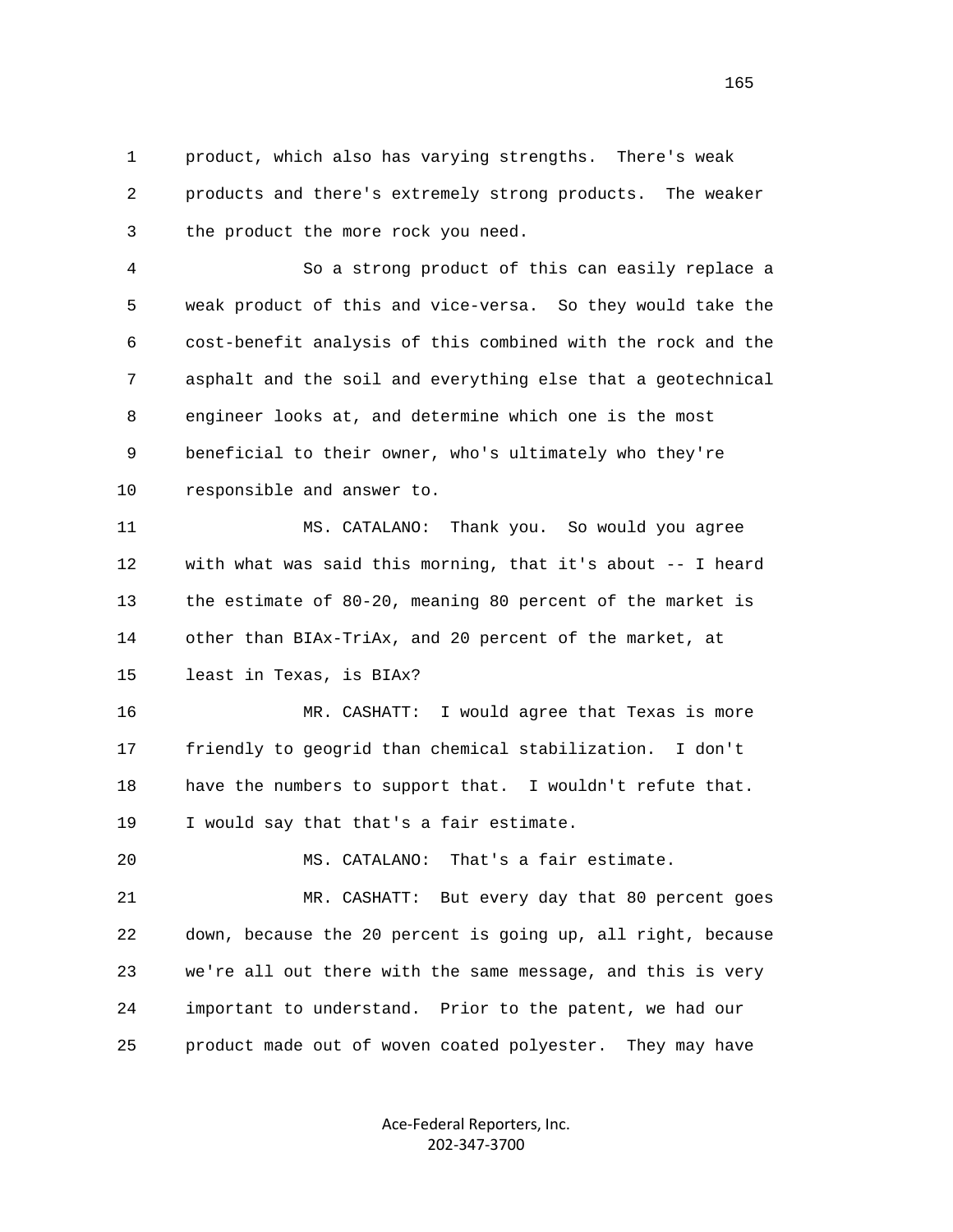1 product, which also has varying strengths. There's weak
2 products and there's extremely strong products. The weaker
3 the product the more rock you need.

4 So a strong product of this can easily replace a
5 weak product of this and vice-versa. So they would take the
6 cost-benefit analysis of this combined with the rock and the
7 asphalt and the soil and everything else that a geotechnical
8 engineer looks at, and determine which one is the most
9 beneficial to their owner, who's ultimately who they're
10 responsible and answer to.

11 MS. CATALANO: Thank you. So would you agree
12 with what was said this morning, that it's about -- I heard
13 the estimate of 80-20, meaning 80 percent of the market is
14 other than BIAx-TriAx, and 20 percent of the market, at
15 least in Texas, is BIAx?

16 MR. CASHATT: I would agree that Texas is more
17 friendly to geogrid than chemical stabilization. I don't
18 have the numbers to support that. I wouldn't refute that.
19 I would say that that's a fair estimate.

20 MS. CATALANO: That's a fair estimate.

21 MR. CASHATT: But every day that 80 percent goes
22 down, because the 20 percent is going up, all right, because
23 we're all out there with the same message, and this is very
24 important to understand. Prior to the patent, we had our
25 product made out of woven coated polyester. They may have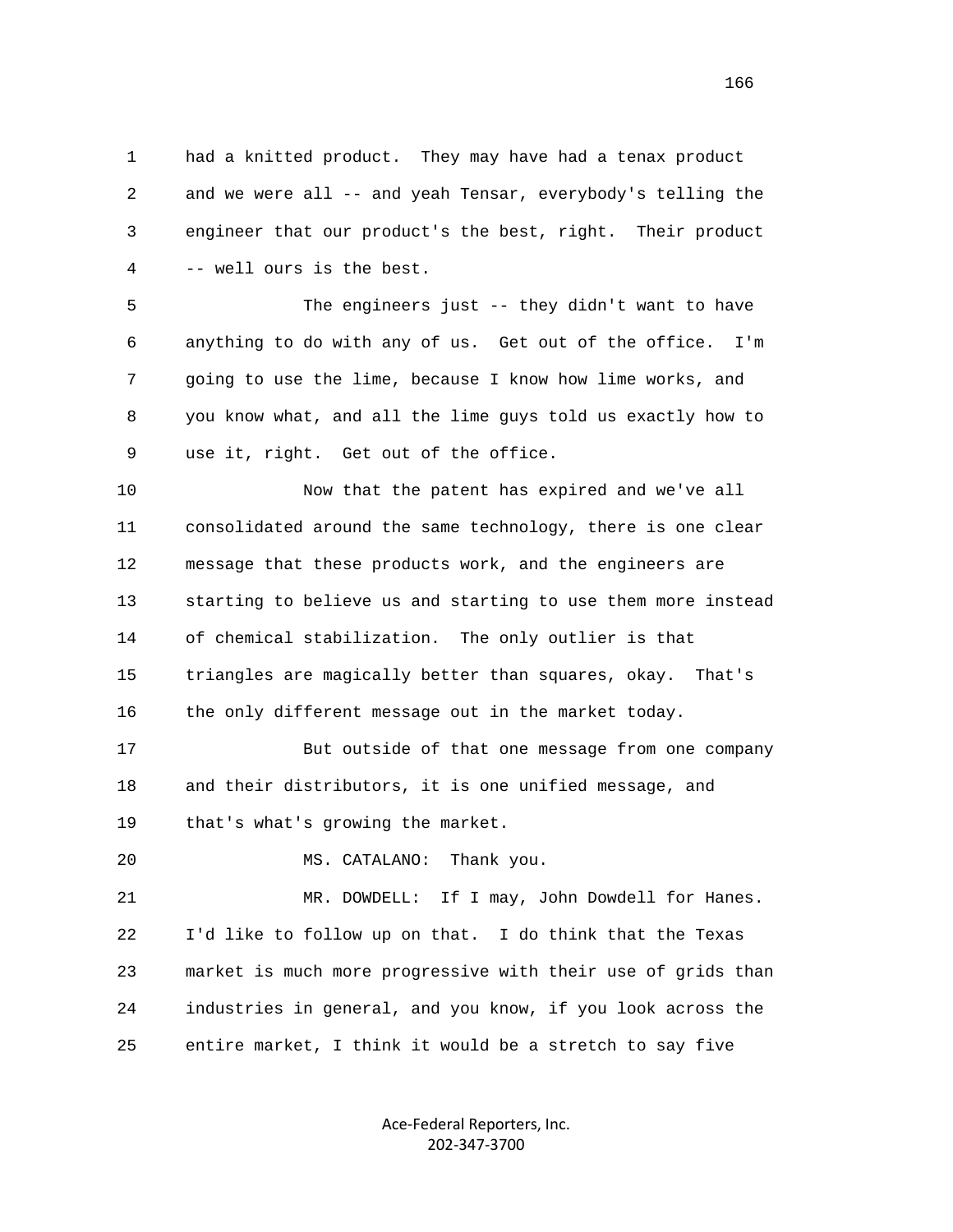had a knitted product. They may have had a tenax product and we were all -- and yeah Tensar, everybody's telling the engineer that our product's the best, right. Their product -- well ours is the best.

The engineers just -- they didn't want to have anything to do with any of us. Get out of the office. I'm going to use the lime, because I know how lime works, and you know what, and all the lime guys told us exactly how to use it, right. Get out of the office.

Now that the patent has expired and we've all consolidated around the same technology, there is one clear message that these products work, and the engineers are starting to believe us and starting to use them more instead of chemical stabilization. The only outlier is that triangles are magically better than squares, okay. That's the only different message out in the market today.

But outside of that one message from one company and their distributors, it is one unified message, and that's what's growing the market.

MS. CATALANO: Thank you.

MR. DOWDELL: If I may, John Dowdell for Hanes. I'd like to follow up on that. I do think that the Texas market is much more progressive with their use of grids than industries in general, and you know, if you look across the entire market, I think it would be a stretch to say five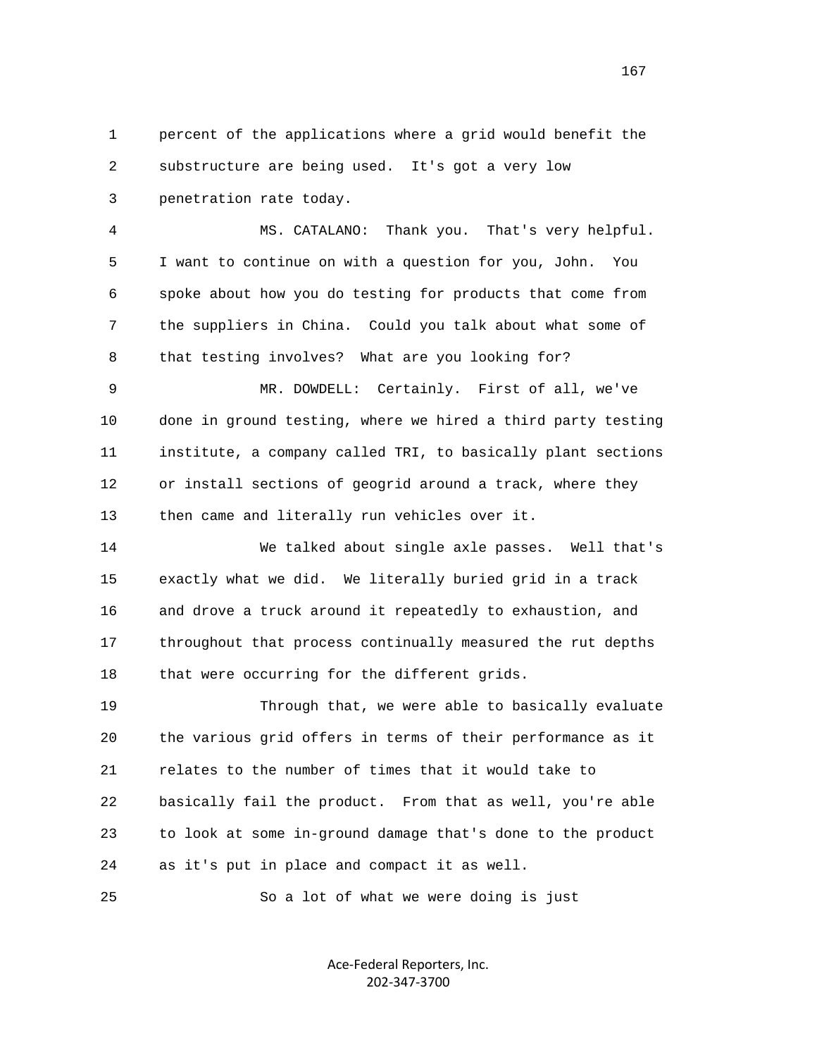1 percent of the applications where a grid would benefit the
2 substructure are being used. It's got a very low
3 penetration rate today.

4 MS. CATALANO: Thank you. That's very helpful.
5 I want to continue on with a question for you, John. You
6 spoke about how you do testing for products that come from
7 the suppliers in China. Could you talk about what some of
8 that testing involves? What are you looking for?

9 MR. DOWDELL: Certainly. First of all, we've
10 done in ground testing, where we hired a third party testing
11 institute, a company called TRI, to basically plant sections
12 or install sections of geogrid around a track, where they
13 then came and literally run vehicles over it.

14 We talked about single axle passes. Well that's
15 exactly what we did. We literally buried grid in a track
16 and drove a truck around it repeatedly to exhaustion, and
17 throughout that process continually measured the rut depths
18 that were occurring for the different grids.

19 Through that, we were able to basically evaluate
20 the various grid offers in terms of their performance as it
21 relates to the number of times that it would take to
22 basically fail the product. From that as well, you're able
23 to look at some in-ground damage that's done to the product
24 as it's put in place and compact it as well.

25 So a lot of what we were doing is just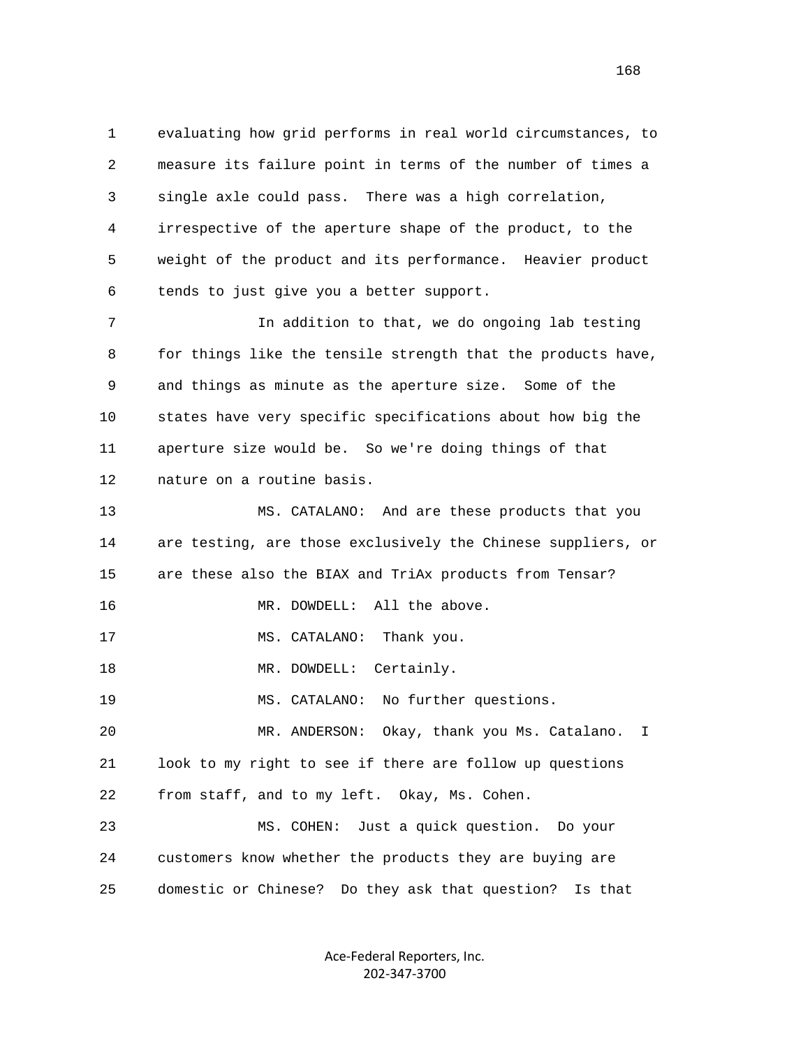evaluating how grid performs in real world circumstances, to measure its failure point in terms of the number of times a single axle could pass. There was a high correlation, irrespective of the aperture shape of the product, to the weight of the product and its performance. Heavier product tends to just give you a better support.

In addition to that, we do ongoing lab testing for things like the tensile strength that the products have, and things as minute as the aperture size. Some of the states have very specific specifications about how big the aperture size would be. So we're doing things of that nature on a routine basis.

MS. CATALANO: And are these products that you are testing, are those exclusively the Chinese suppliers, or are these also the BIAX and TriAx products from Tensar?

MR. DOWDELL: All the above.

MS. CATALANO: Thank you.

MR. DOWDELL: Certainly.

MS. CATALANO: No further questions.

MR. ANDERSON: Okay, thank you Ms. Catalano. I look to my right to see if there are follow up questions from staff, and to my left. Okay, Ms. Cohen.

MS. COHEN: Just a quick question. Do your customers know whether the products they are buying are domestic or Chinese? Do they ask that question? Is that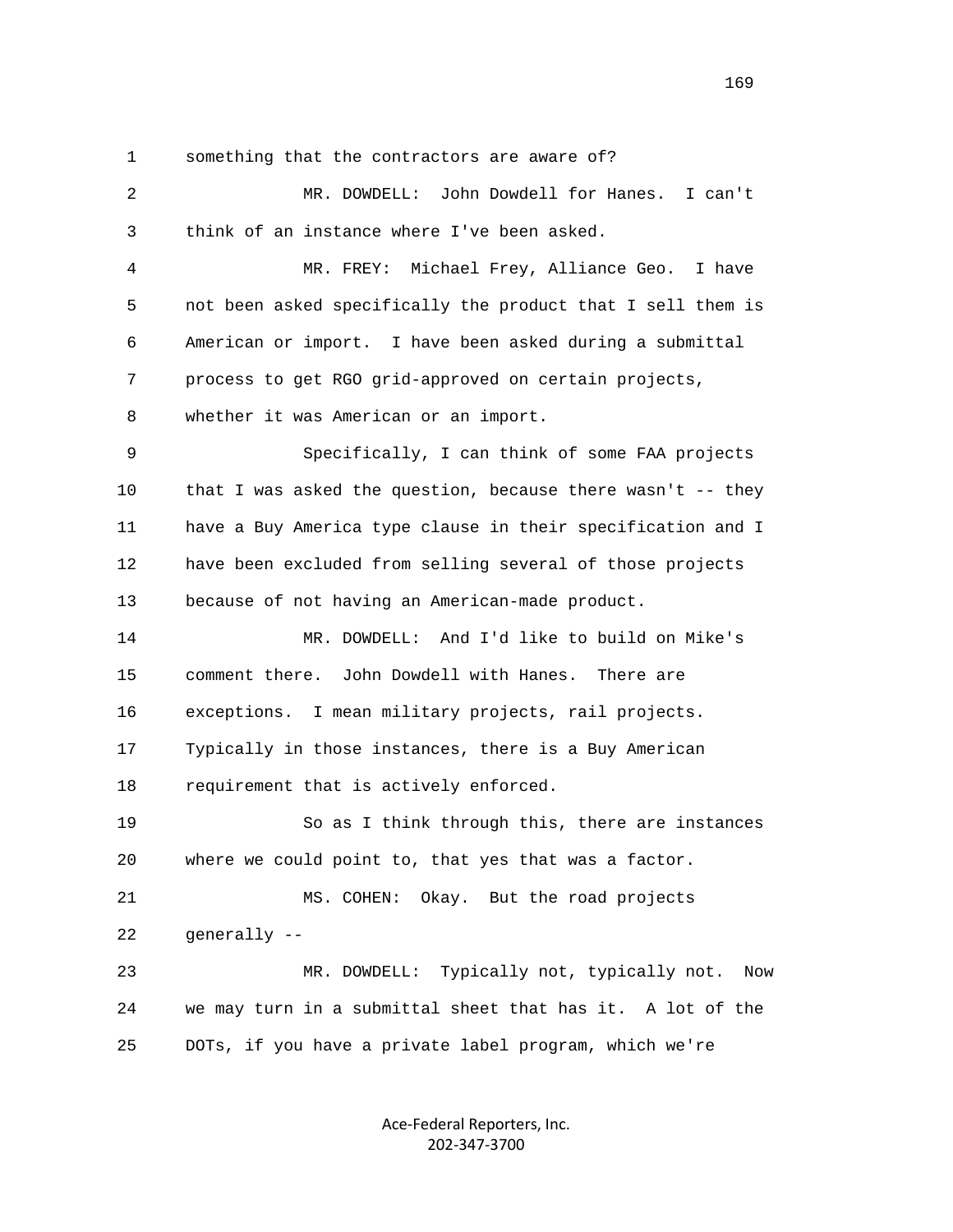something that the contractors are aware of?

MR. DOWDELL: John Dowdell for Hanes. I can't think of an instance where I've been asked.

MR. FREY: Michael Frey, Alliance Geo. I have not been asked specifically the product that I sell them is American or import. I have been asked during a submittal process to get RGO grid-approved on certain projects, whether it was American or an import.

Specifically, I can think of some FAA projects that I was asked the question, because there wasn't -- they have a Buy America type clause in their specification and I have been excluded from selling several of those projects because of not having an American-made product.

MR. DOWDELL: And I'd like to build on Mike's comment there. John Dowdell with Hanes. There are exceptions. I mean military projects, rail projects. Typically in those instances, there is a Buy American requirement that is actively enforced.

So as I think through this, there are instances where we could point to, that yes that was a factor.

MS. COHEN: Okay. But the road projects generally --

MR. DOWDELL: Typically not, typically not. Now we may turn in a submittal sheet that has it. A lot of the DOTs, if you have a private label program, which we're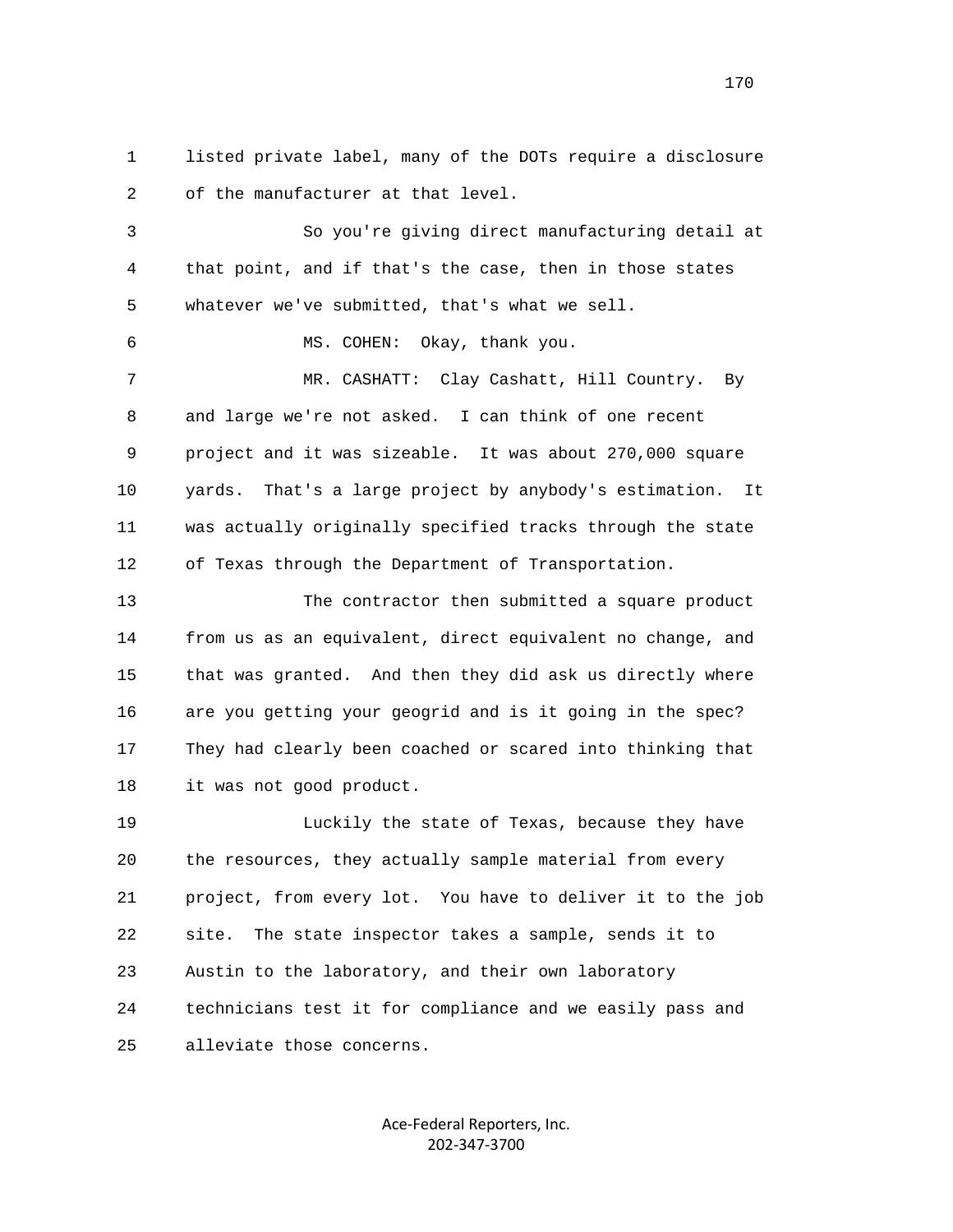listed private label, many of the DOTs require a disclosure of the manufacturer at that level.

So you're giving direct manufacturing detail at that point, and if that's the case, then in those states whatever we've submitted, that's what we sell.

MS. COHEN: Okay, thank you.

MR. CASHATT: Clay Cashatt, Hill Country. By and large we're not asked. I can think of one recent project and it was sizeable. It was about 270,000 square yards. That's a large project by anybody's estimation. It was actually originally specified tracks through the state of Texas through the Department of Transportation.

The contractor then submitted a square product from us as an equivalent, direct equivalent no change, and that was granted. And then they did ask us directly where are you getting your geogrid and is it going in the spec? They had clearly been coached or scared into thinking that it was not good product.

Luckily the state of Texas, because they have the resources, they actually sample material from every project, from every lot. You have to deliver it to the job site. The state inspector takes a sample, sends it to Austin to the laboratory, and their own laboratory technicians test it for compliance and we easily pass and alleviate those concerns.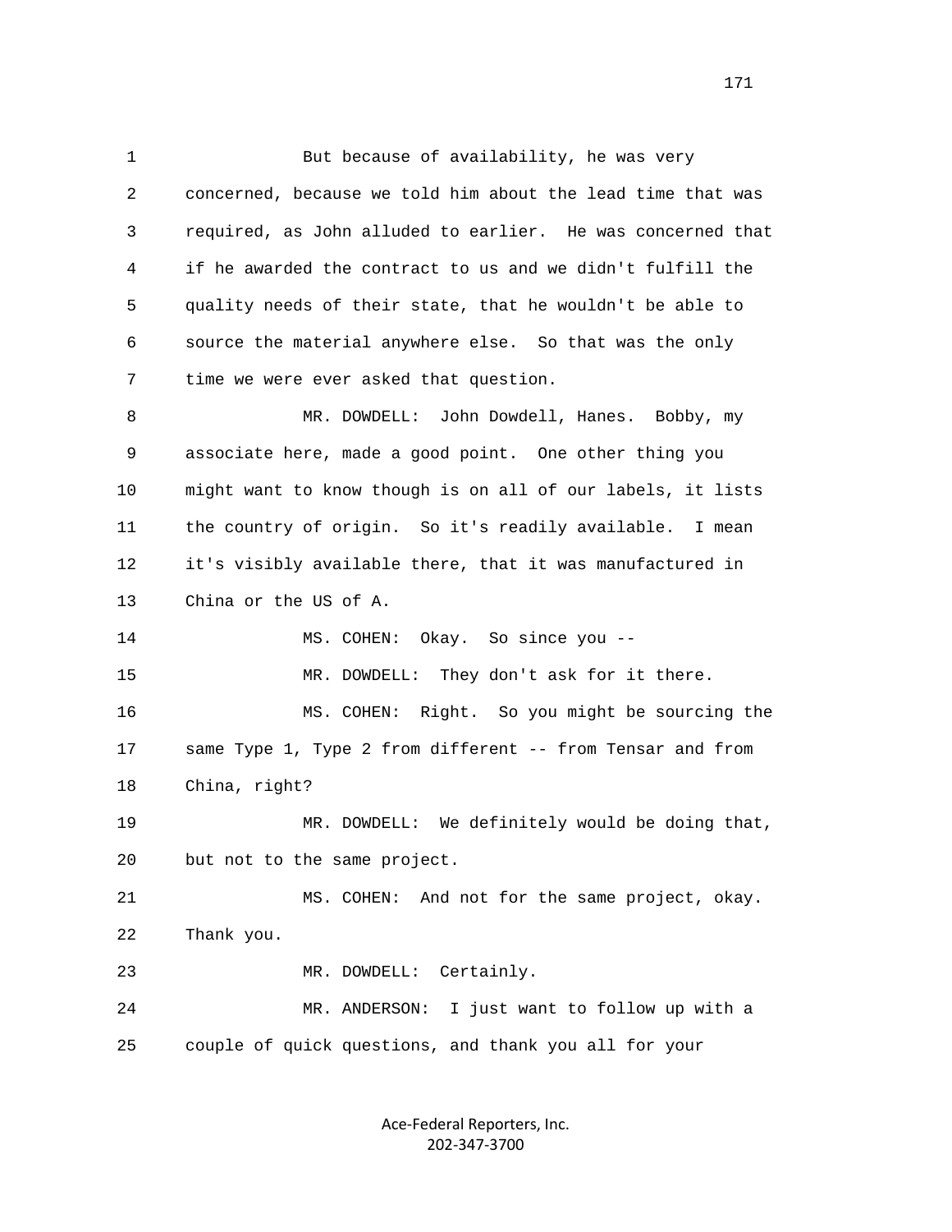1 But because of availability, he was very
2 concerned, because we told him about the lead time that was
3 required, as John alluded to earlier. He was concerned that
4 if he awarded the contract to us and we didn't fulfill the
5 quality needs of their state, that he wouldn't be able to
6 source the material anywhere else. So that was the only
7 time we were ever asked that question.

8 MR. DOWDELL: John Dowdell, Hanes. Bobby, my
9 associate here, made a good point. One other thing you
10 might want to know though is on all of our labels, it lists
11 the country of origin. So it's readily available. I mean
12 it's visibly available there, that it was manufactured in
13 China or the US of A.

14 MS. COHEN: Okay. So since you --

15 MR. DOWDELL: They don't ask for it there.

16 MS. COHEN: Right. So you might be sourcing the
17 same Type 1, Type 2 from different -- from Tensar and from
18 China, right?

19 MR. DOWDELL: We definitely would be doing that,
20 but not to the same project.

21 MS. COHEN: And not for the same project, okay.
22 Thank you.

23 MR. DOWDELL: Certainly.

24 MR. ANDERSON: I just want to follow up with a
25 couple of quick questions, and thank you all for your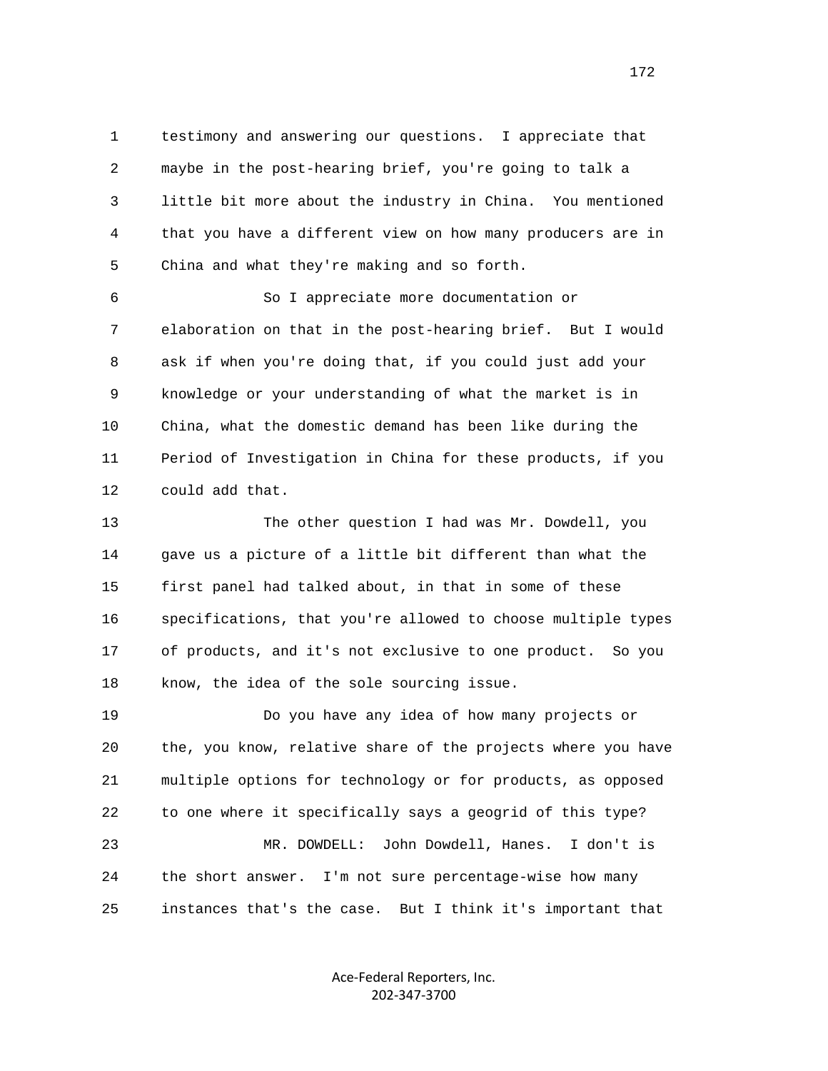1 testimony and answering our questions. I appreciate that
2 maybe in the post-hearing brief, you're going to talk a
3 little bit more about the industry in China. You mentioned
4 that you have a different view on how many producers are in
5 China and what they're making and so forth.

6 So I appreciate more documentation or
7 elaboration on that in the post-hearing brief. But I would
8 ask if when you're doing that, if you could just add your
9 knowledge or your understanding of what the market is in
10 China, what the domestic demand has been like during the
11 Period of Investigation in China for these products, if you
12 could add that.

13 The other question I had was Mr. Dowdell, you
14 gave us a picture of a little bit different than what the
15 first panel had talked about, in that in some of these
16 specifications, that you're allowed to choose multiple types
17 of products, and it's not exclusive to one product. So you
18 know, the idea of the sole sourcing issue.

19 Do you have any idea of how many projects or
20 the, you know, relative share of the projects where you have
21 multiple options for technology or for products, as opposed
22 to one where it specifically says a geogrid of this type?

23 MR. DOWDELL: John Dowdell, Hanes. I don't is
24 the short answer. I'm not sure percentage-wise how many
25 instances that's the case. But I think it's important that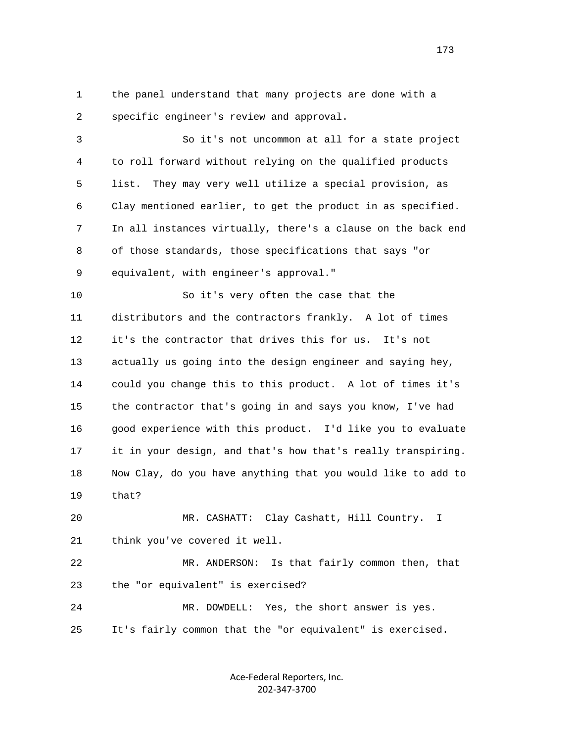the panel understand that many projects are done with a specific engineer's review and approval.

So it's not uncommon at all for a state project to roll forward without relying on the qualified products list. They may very well utilize a special provision, as Clay mentioned earlier, to get the product in as specified. In all instances virtually, there's a clause on the back end of those standards, those specifications that says "or equivalent, with engineer's approval."

So it's very often the case that the distributors and the contractors frankly. A lot of times it's the contractor that drives this for us. It's not actually us going into the design engineer and saying hey, could you change this to this product. A lot of times it's the contractor that's going in and says you know, I've had good experience with this product. I'd like you to evaluate it in your design, and that's how that's really transpiring. Now Clay, do you have anything that you would like to add to that?

MR. CASHATT: Clay Cashatt, Hill Country. I think you've covered it well.

MR. ANDERSON: Is that fairly common then, that the "or equivalent" is exercised?

MR. DOWDELL: Yes, the short answer is yes. It's fairly common that the "or equivalent" is exercised.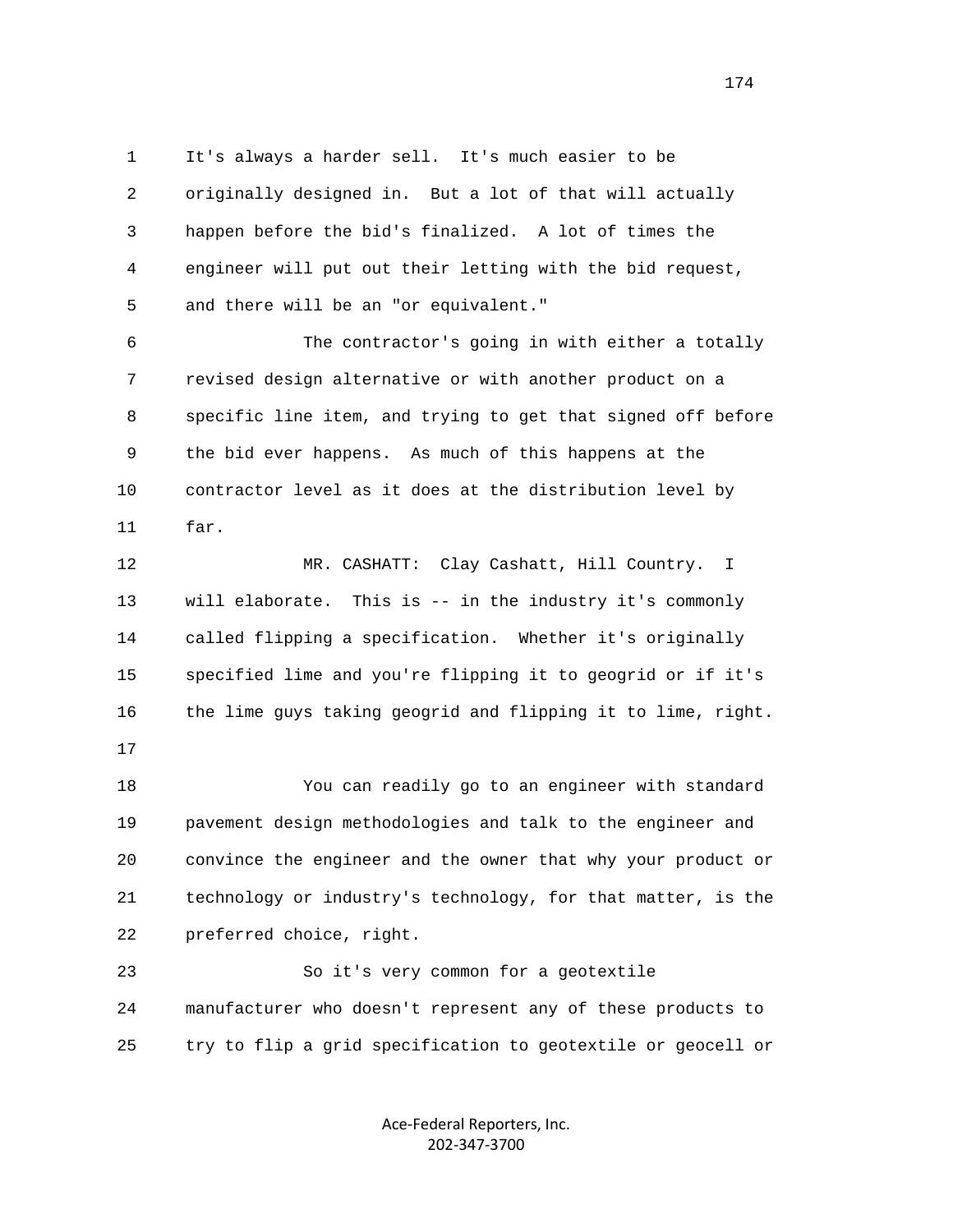It's always a harder sell. It's much easier to be originally designed in. But a lot of that will actually happen before the bid's finalized. A lot of times the engineer will put out their letting with the bid request, and there will be an "or equivalent."

The contractor's going in with either a totally revised design alternative or with another product on a specific line item, and trying to get that signed off before the bid ever happens. As much of this happens at the contractor level as it does at the distribution level by far.

MR. CASHATT: Clay Cashatt, Hill Country. I will elaborate. This is -- in the industry it's commonly called flipping a specification. Whether it's originally specified lime and you're flipping it to geogrid or if it's the lime guys taking geogrid and flipping it to lime, right.

You can readily go to an engineer with standard pavement design methodologies and talk to the engineer and convince the engineer and the owner that why your product or technology or industry's technology, for that matter, is the preferred choice, right.

So it's very common for a geotextile manufacturer who doesn't represent any of these products to try to flip a grid specification to geotextile or geocell or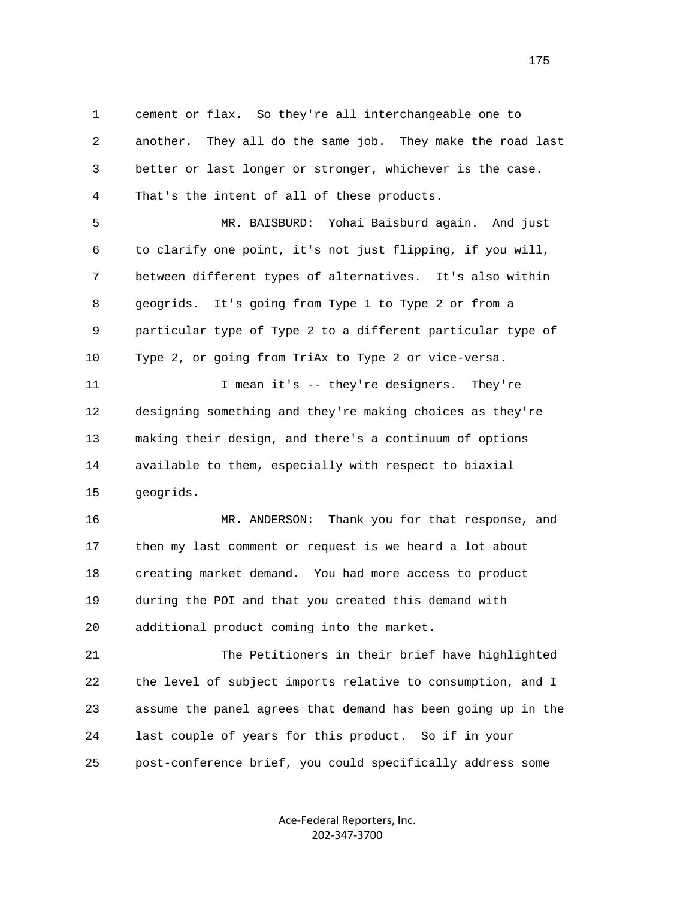cement or flax. So they're all interchangeable one to another. They all do the same job. They make the road last better or last longer or stronger, whichever is the case. That's the intent of all of these products.

MR. BAISBURD: Yohai Baisburd again. And just to clarify one point, it's not just flipping, if you will, between different types of alternatives. It's also within geogrids. It's going from Type 1 to Type 2 or from a particular type of Type 2 to a different particular type of Type 2, or going from TriAx to Type 2 or vice-versa.

I mean it's -- they're designers. They're designing something and they're making choices as they're making their design, and there's a continuum of options available to them, especially with respect to biaxial geogrids.

MR. ANDERSON: Thank you for that response, and then my last comment or request is we heard a lot about creating market demand. You had more access to product during the POI and that you created this demand with additional product coming into the market.

The Petitioners in their brief have highlighted the level of subject imports relative to consumption, and I assume the panel agrees that demand has been going up in the last couple of years for this product. So if in your post-conference brief, you could specifically address some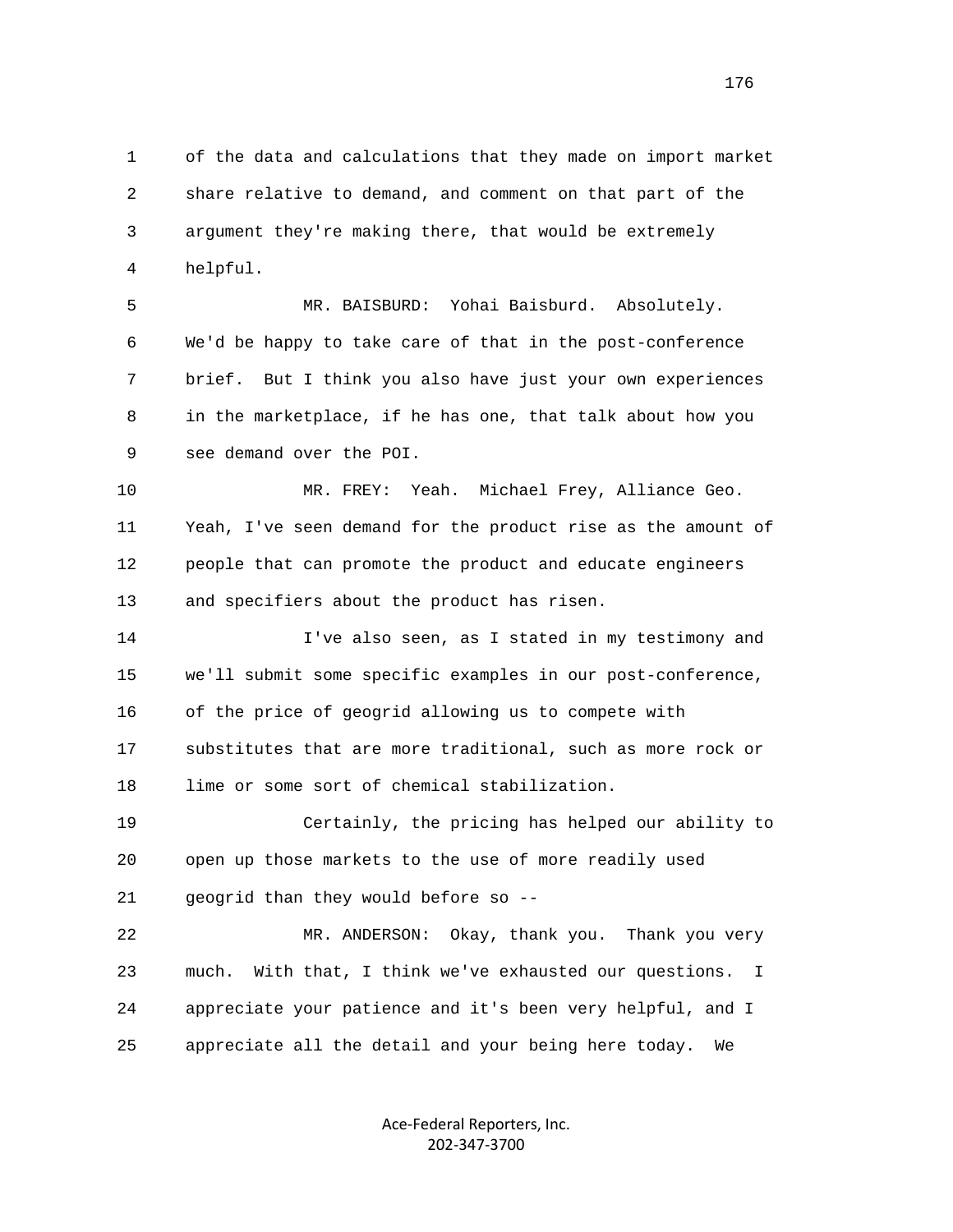1 of the data and calculations that they made on import market
2 share relative to demand, and comment on that part of the
3 argument they're making there, that would be extremely
4 helpful.

5 MR. BAISBURD: Yohai Baisburd. Absolutely.
6 We'd be happy to take care of that in the post-conference
7 brief. But I think you also have just your own experiences
8 in the marketplace, if he has one, that talk about how you
9 see demand over the POI.

10 MR. FREY: Yeah. Michael Frey, Alliance Geo.
11 Yeah, I've seen demand for the product rise as the amount of
12 people that can promote the product and educate engineers
13 and specifiers about the product has risen.

14 I've also seen, as I stated in my testimony and
15 we'll submit some specific examples in our post-conference,
16 of the price of geogrid allowing us to compete with
17 substitutes that are more traditional, such as more rock or
18 lime or some sort of chemical stabilization.

19 Certainly, the pricing has helped our ability to
20 open up those markets to the use of more readily used
21 geogrid than they would before so --

22 MR. ANDERSON: Okay, thank you. Thank you very
23 much. With that, I think we've exhausted our questions. I
24 appreciate your patience and it's been very helpful, and I
25 appreciate all the detail and your being here today. We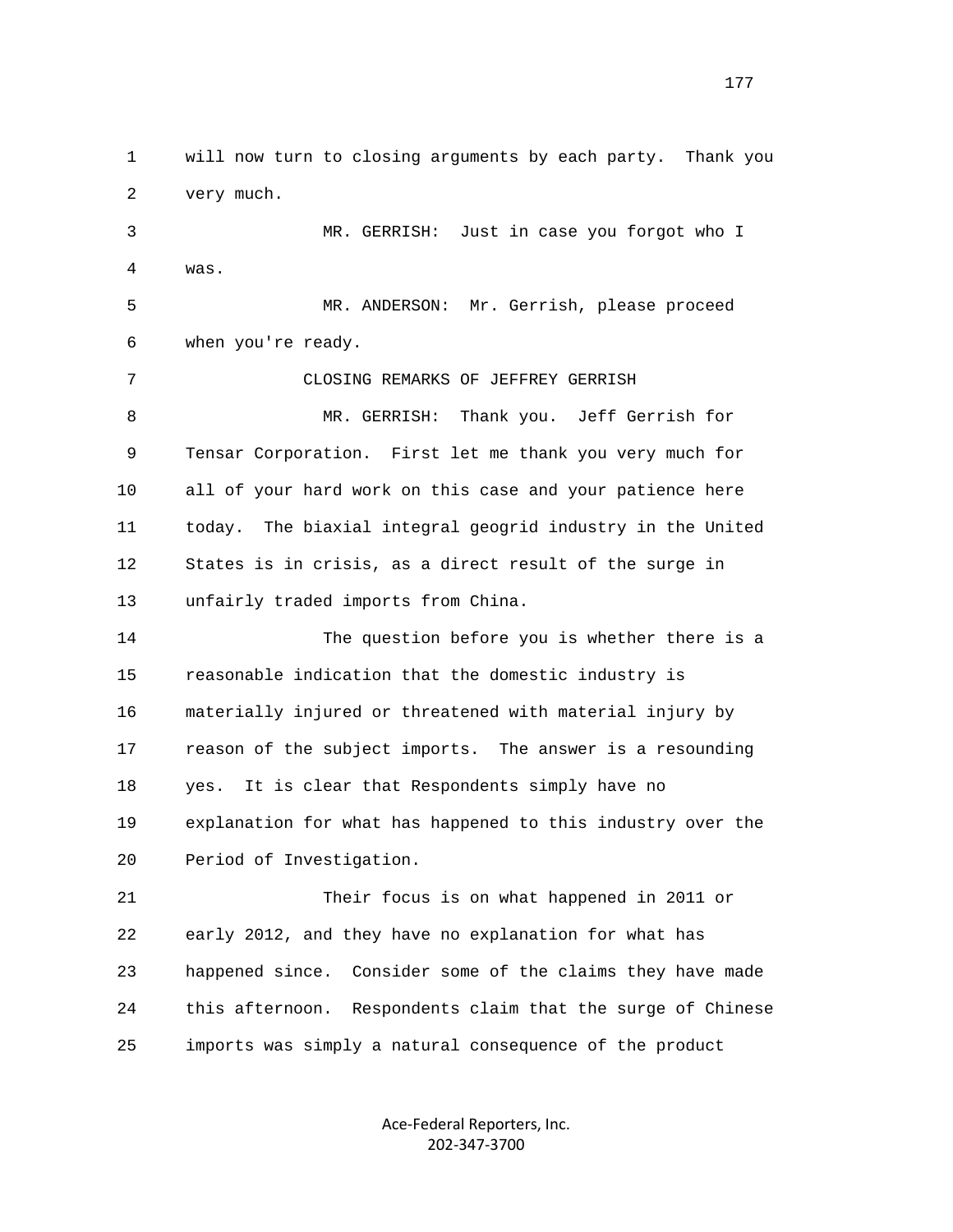will now turn to closing arguments by each party. Thank you very much.

MR. GERRISH: Just in case you forgot who I was.

MR. ANDERSON: Mr. Gerrish, please proceed when you're ready.

CLOSING REMARKS OF JEFFREY GERRISH

MR. GERRISH: Thank you. Jeff Gerrish for Tensar Corporation. First let me thank you very much for all of your hard work on this case and your patience here today. The biaxial integral geogrid industry in the United States is in crisis, as a direct result of the surge in unfairly traded imports from China.

The question before you is whether there is a reasonable indication that the domestic industry is materially injured or threatened with material injury by reason of the subject imports. The answer is a resounding yes. It is clear that Respondents simply have no explanation for what has happened to this industry over the Period of Investigation.

Their focus is on what happened in 2011 or early 2012, and they have no explanation for what has happened since. Consider some of the claims they have made this afternoon. Respondents claim that the surge of Chinese imports was simply a natural consequence of the product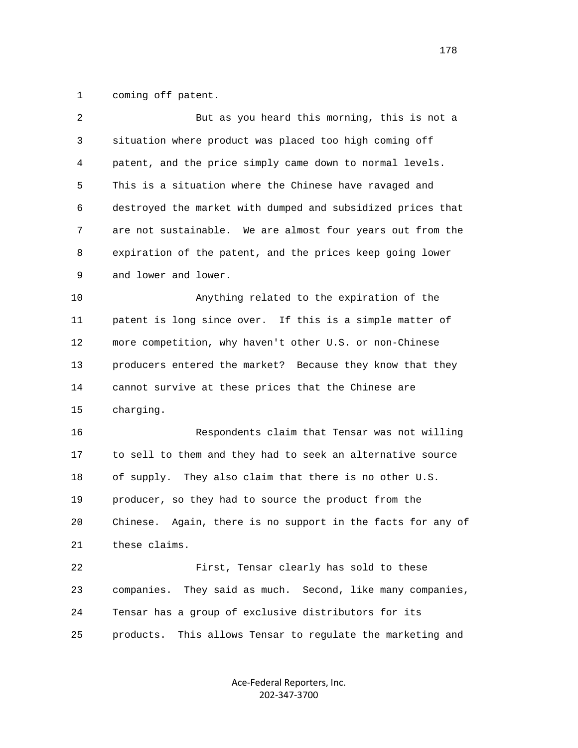coming off patent.

But as you heard this morning, this is not a situation where product was placed too high coming off patent, and the price simply came down to normal levels. This is a situation where the Chinese have ravaged and destroyed the market with dumped and subsidized prices that are not sustainable. We are almost four years out from the expiration of the patent, and the prices keep going lower and lower and lower.

Anything related to the expiration of the patent is long since over. If this is a simple matter of more competition, why haven't other U.S. or non-Chinese producers entered the market? Because they know that they cannot survive at these prices that the Chinese are charging.

Respondents claim that Tensar was not willing to sell to them and they had to seek an alternative source of supply. They also claim that there is no other U.S. producer, so they had to source the product from the Chinese. Again, there is no support in the facts for any of these claims.

First, Tensar clearly has sold to these companies. They said as much. Second, like many companies, Tensar has a group of exclusive distributors for its products. This allows Tensar to regulate the marketing and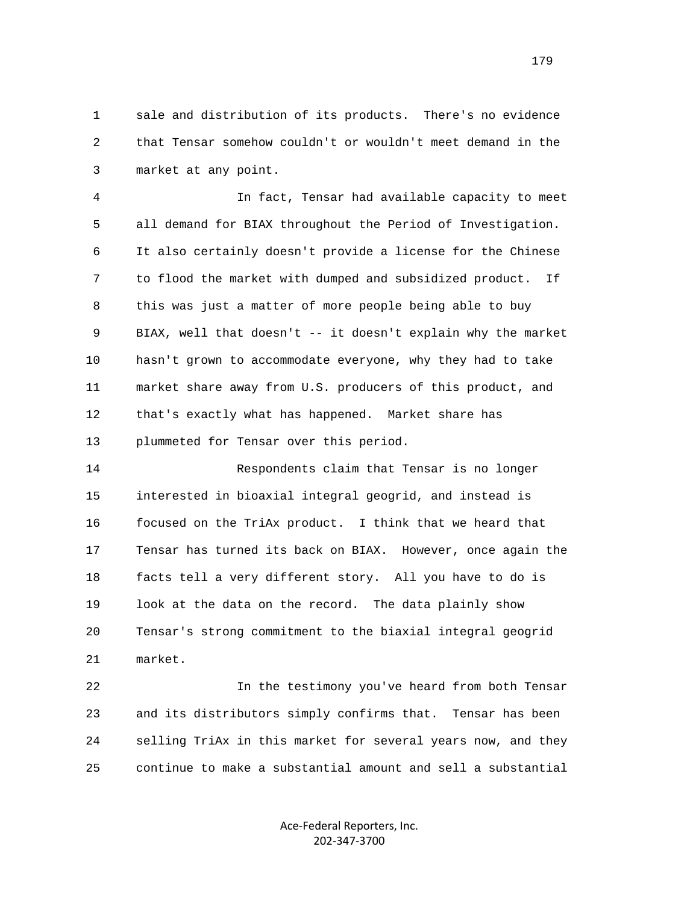sale and distribution of its products. There's no evidence that Tensar somehow couldn't or wouldn't meet demand in the market at any point.

In fact, Tensar had available capacity to meet all demand for BIAX throughout the Period of Investigation. It also certainly doesn't provide a license for the Chinese to flood the market with dumped and subsidized product. If this was just a matter of more people being able to buy BIAX, well that doesn't -- it doesn't explain why the market hasn't grown to accommodate everyone, why they had to take market share away from U.S. producers of this product, and that's exactly what has happened. Market share has plummeted for Tensar over this period.

Respondents claim that Tensar is no longer interested in bioaxial integral geogrid, and instead is focused on the TriAx product. I think that we heard that Tensar has turned its back on BIAX. However, once again the facts tell a very different story. All you have to do is look at the data on the record. The data plainly show Tensar's strong commitment to the biaxial integral geogrid market.

In the testimony you've heard from both Tensar and its distributors simply confirms that. Tensar has been selling TriAx in this market for several years now, and they continue to make a substantial amount and sell a substantial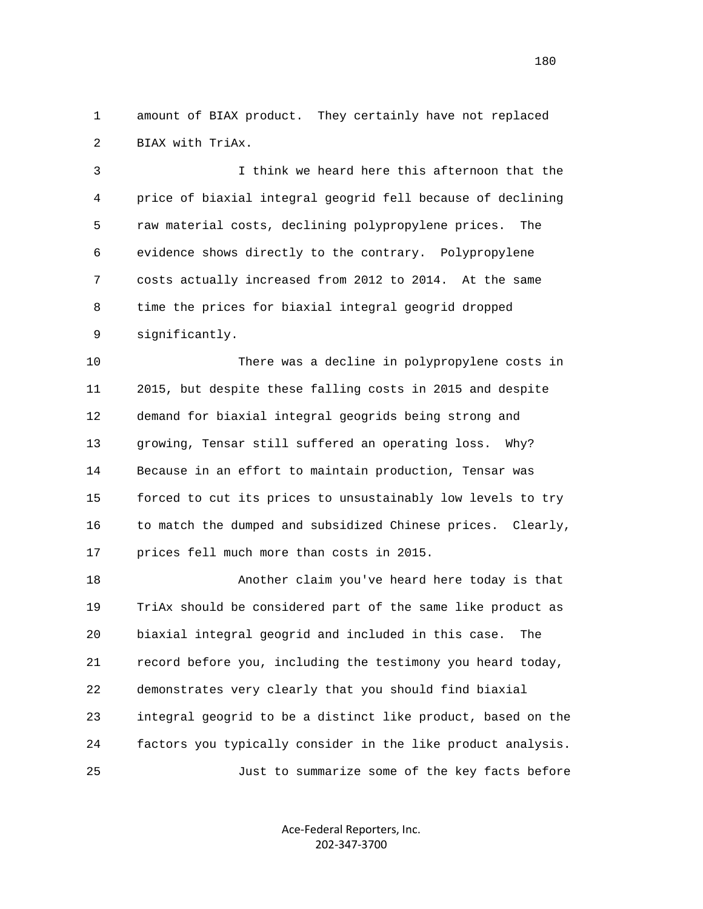1 amount of BIAX product. They certainly have not replaced
2 BIAX with TriAx.

3 I think we heard here this afternoon that the
4 price of biaxial integral geogrid fell because of declining
5 raw material costs, declining polypropylene prices. The
6 evidence shows directly to the contrary. Polypropylene
7 costs actually increased from 2012 to 2014. At the same
8 time the prices for biaxial integral geogrid dropped
9 significantly.

10 There was a decline in polypropylene costs in
11 2015, but despite these falling costs in 2015 and despite
12 demand for biaxial integral geogrids being strong and
13 growing, Tensar still suffered an operating loss. Why?
14 Because in an effort to maintain production, Tensar was
15 forced to cut its prices to unsustainably low levels to try
16 to match the dumped and subsidized Chinese prices. Clearly,
17 prices fell much more than costs in 2015.

18 Another claim you've heard here today is that
19 TriAx should be considered part of the same like product as
20 biaxial integral geogrid and included in this case. The
21 record before you, including the testimony you heard today,
22 demonstrates very clearly that you should find biaxial
23 integral geogrid to be a distinct like product, based on the
24 factors you typically consider in the like product analysis.
25 Just to summarize some of the key facts before

Ace-Federal Reporters, Inc.
202-347-3700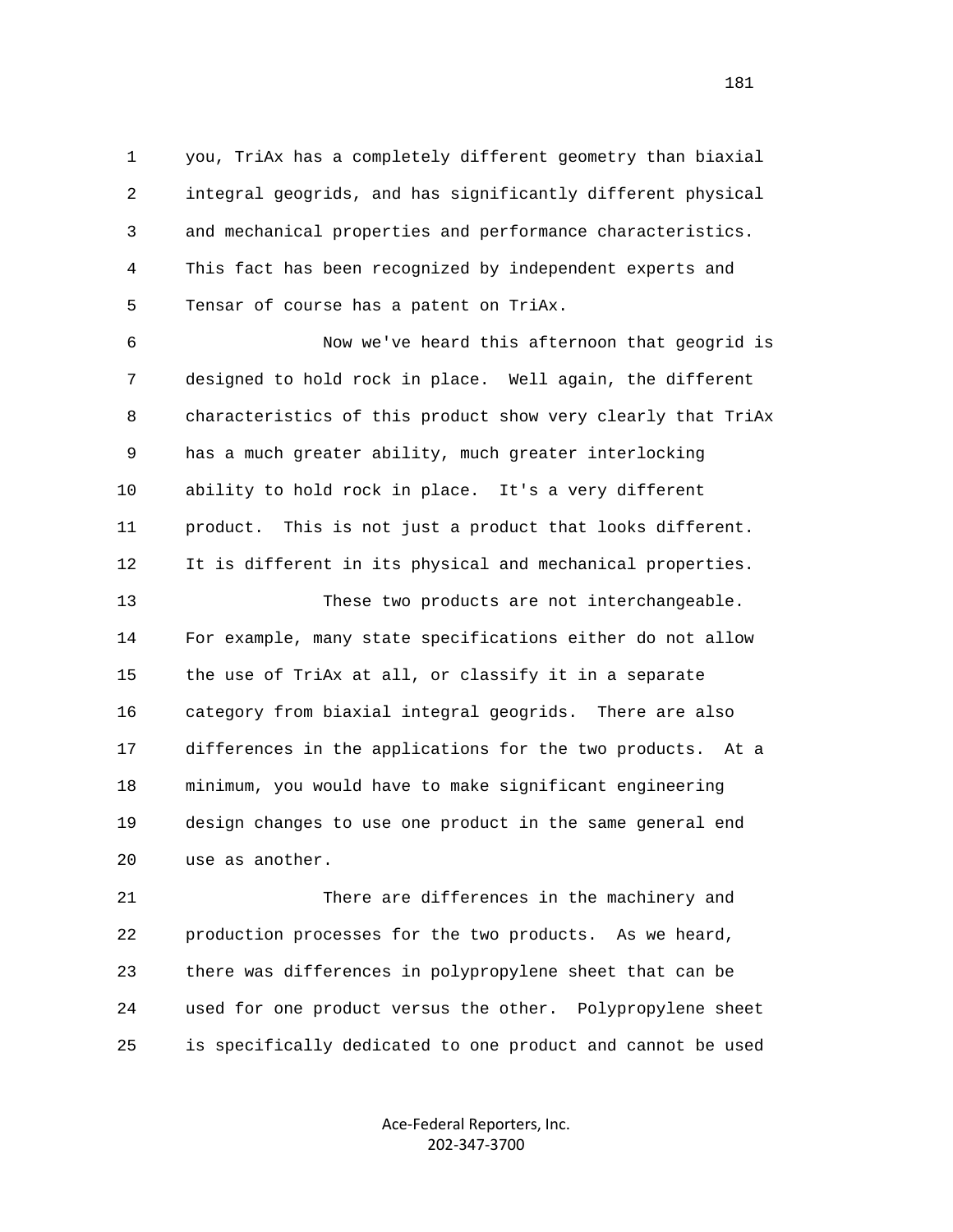you, TriAx has a completely different geometry than biaxial integral geogrids, and has significantly different physical and mechanical properties and performance characteristics. This fact has been recognized by independent experts and Tensar of course has a patent on TriAx.

Now we've heard this afternoon that geogrid is designed to hold rock in place. Well again, the different characteristics of this product show very clearly that TriAx has a much greater ability, much greater interlocking ability to hold rock in place. It's a very different product. This is not just a product that looks different. It is different in its physical and mechanical properties.

These two products are not interchangeable. For example, many state specifications either do not allow the use of TriAx at all, or classify it in a separate category from biaxial integral geogrids. There are also differences in the applications for the two products. At a minimum, you would have to make significant engineering design changes to use one product in the same general end use as another.

There are differences in the machinery and production processes for the two products. As we heard, there was differences in polypropylene sheet that can be used for one product versus the other. Polypropylene sheet is specifically dedicated to one product and cannot be used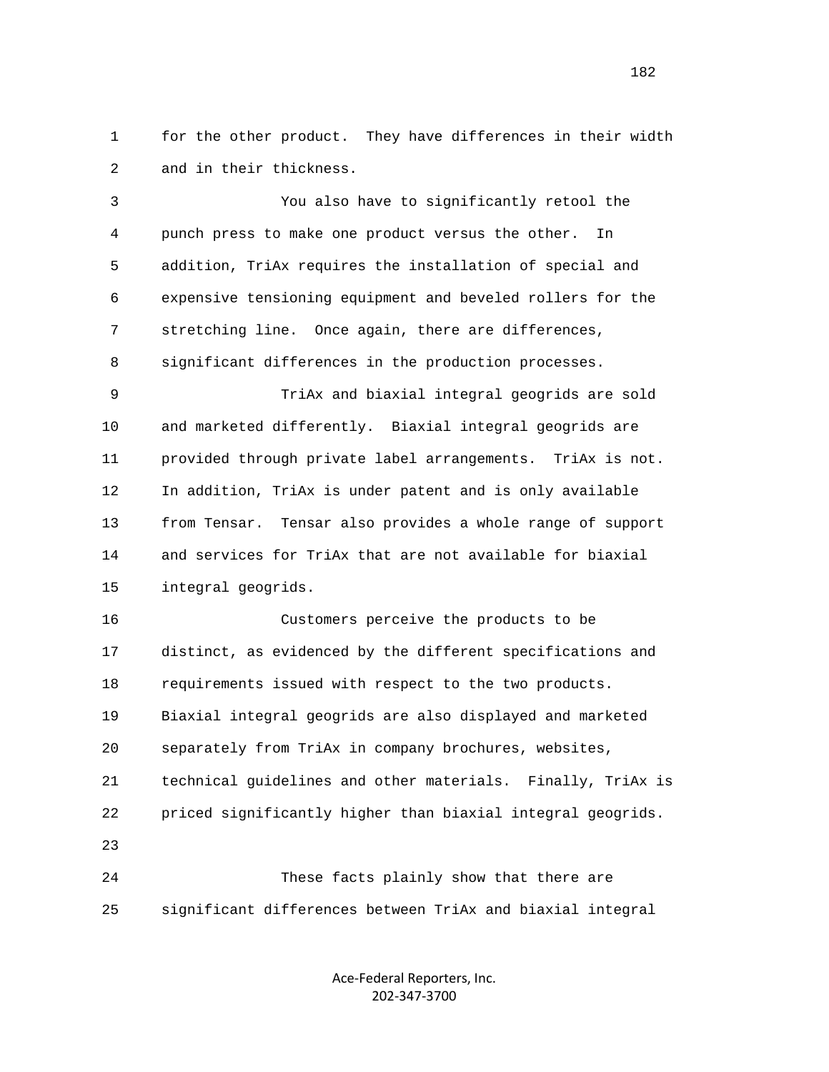for the other product. They have differences in their width and in their thickness.

You also have to significantly retool the punch press to make one product versus the other. In addition, TriAx requires the installation of special and expensive tensioning equipment and beveled rollers for the stretching line. Once again, there are differences, significant differences in the production processes.

TriAx and biaxial integral geogrids are sold and marketed differently. Biaxial integral geogrids are provided through private label arrangements. TriAx is not. In addition, TriAx is under patent and is only available from Tensar. Tensar also provides a whole range of support and services for TriAx that are not available for biaxial integral geogrids.

Customers perceive the products to be distinct, as evidenced by the different specifications and requirements issued with respect to the two products. Biaxial integral geogrids are also displayed and marketed separately from TriAx in company brochures, websites, technical guidelines and other materials. Finally, TriAx is priced significantly higher than biaxial integral geogrids.

These facts plainly show that there are significant differences between TriAx and biaxial integral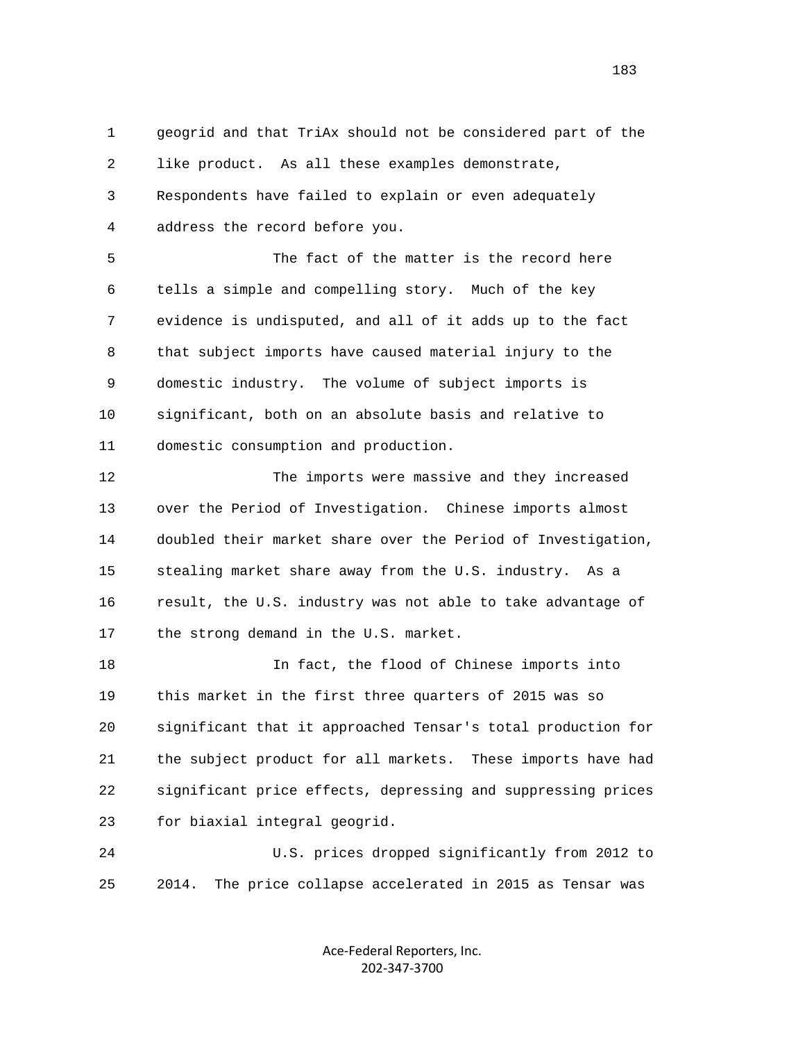1 geogrid and that TriAx should not be considered part of the
2 like product. As all these examples demonstrate,
3 Respondents have failed to explain or even adequately
4 address the record before you.

5 The fact of the matter is the record here
6 tells a simple and compelling story. Much of the key
7 evidence is undisputed, and all of it adds up to the fact
8 that subject imports have caused material injury to the
9 domestic industry. The volume of subject imports is
10 significant, both on an absolute basis and relative to
11 domestic consumption and production.

12 The imports were massive and they increased
13 over the Period of Investigation. Chinese imports almost
14 doubled their market share over the Period of Investigation,
15 stealing market share away from the U.S. industry. As a
16 result, the U.S. industry was not able to take advantage of
17 the strong demand in the U.S. market.

18 In fact, the flood of Chinese imports into
19 this market in the first three quarters of 2015 was so
20 significant that it approached Tensar's total production for
21 the subject product for all markets. These imports have had
22 significant price effects, depressing and suppressing prices
23 for biaxial integral geogrid.

24 U.S. prices dropped significantly from 2012 to
25 2014. The price collapse accelerated in 2015 as Tensar was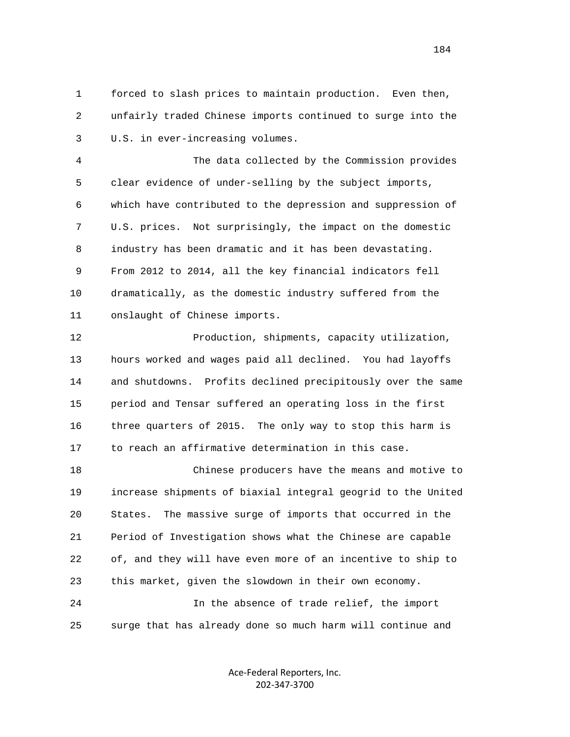forced to slash prices to maintain production. Even then, unfairly traded Chinese imports continued to surge into the U.S. in ever-increasing volumes.

The data collected by the Commission provides clear evidence of under-selling by the subject imports, which have contributed to the depression and suppression of U.S. prices. Not surprisingly, the impact on the domestic industry has been dramatic and it has been devastating. From 2012 to 2014, all the key financial indicators fell dramatically, as the domestic industry suffered from the onslaught of Chinese imports.

Production, shipments, capacity utilization, hours worked and wages paid all declined. You had layoffs and shutdowns. Profits declined precipitously over the same period and Tensar suffered an operating loss in the first three quarters of 2015. The only way to stop this harm is to reach an affirmative determination in this case.

Chinese producers have the means and motive to increase shipments of biaxial integral geogrid to the United States. The massive surge of imports that occurred in the Period of Investigation shows what the Chinese are capable of, and they will have even more of an incentive to ship to this market, given the slowdown in their own economy.

In the absence of trade relief, the import surge that has already done so much harm will continue and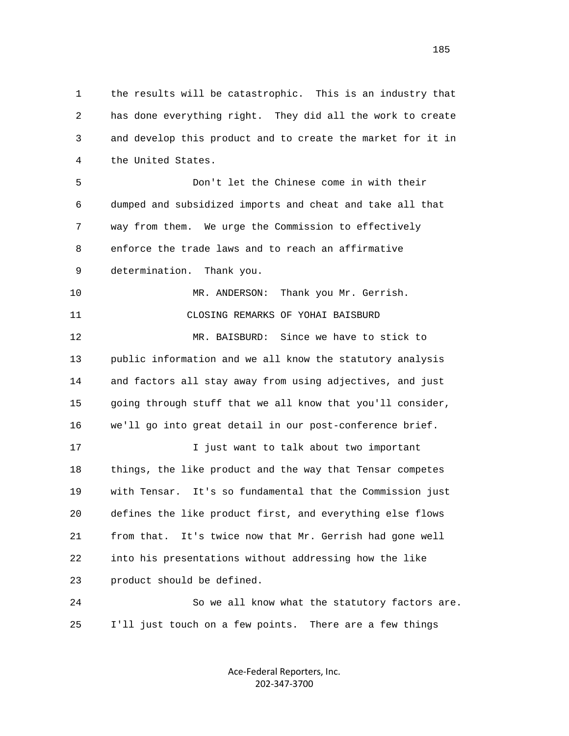the results will be catastrophic. This is an industry that has done everything right. They did all the work to create and develop this product and to create the market for it in the United States.

Don't let the Chinese come in with their dumped and subsidized imports and cheat and take all that way from them. We urge the Commission to effectively enforce the trade laws and to reach an affirmative determination. Thank you.

MR. ANDERSON: Thank you Mr. Gerrish.

CLOSING REMARKS OF YOHAI BAISBURD

MR. BAISBURD: Since we have to stick to public information and we all know the statutory analysis and factors all stay away from using adjectives, and just going through stuff that we all know that you'll consider, we'll go into great detail in our post-conference brief.

I just want to talk about two important things, the like product and the way that Tensar competes with Tensar. It's so fundamental that the Commission just defines the like product first, and everything else flows from that. It's twice now that Mr. Gerrish had gone well into his presentations without addressing how the like product should be defined.

So we all know what the statutory factors are. I'll just touch on a few points. There are a few things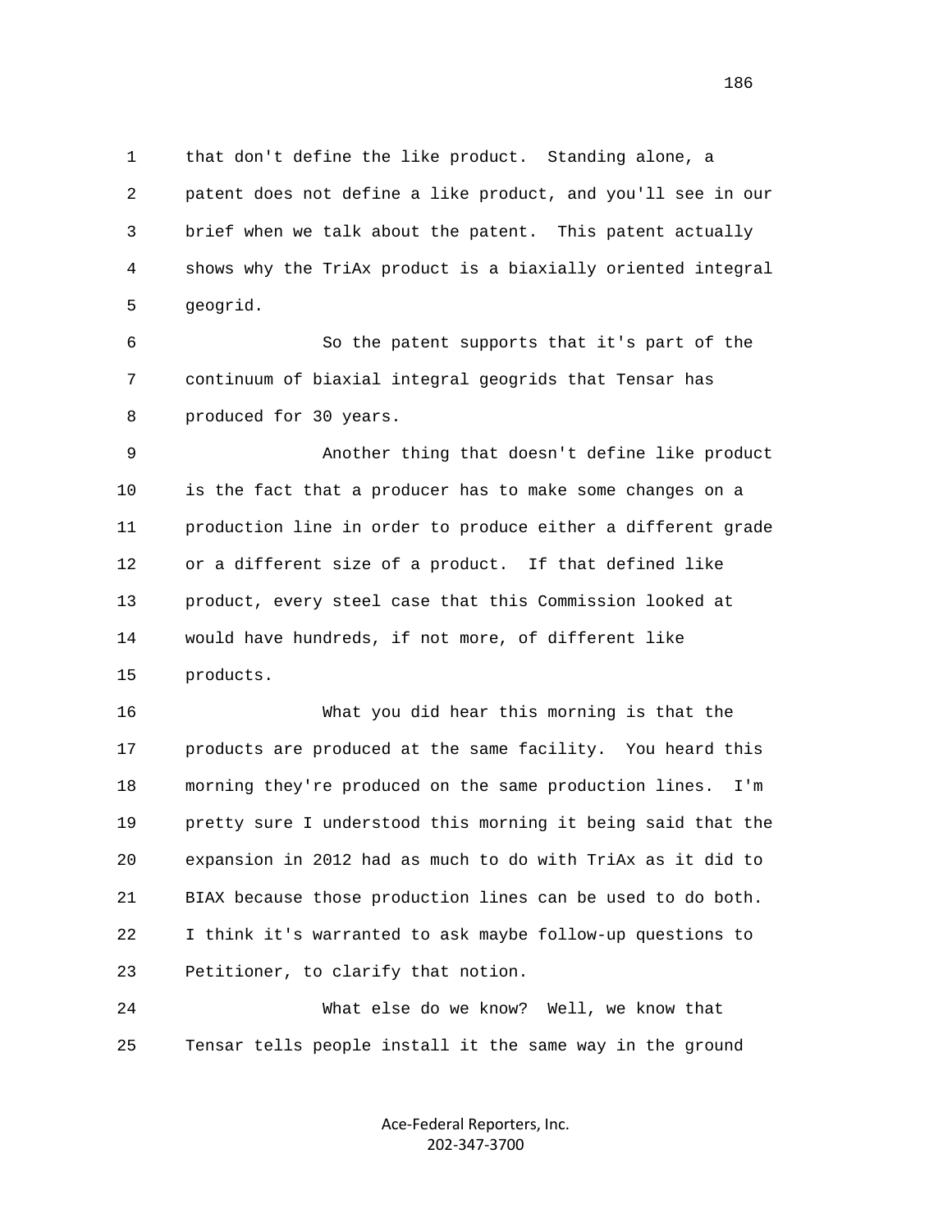1 that don't define the like product. Standing alone, a
2 patent does not define a like product, and you'll see in our
3 brief when we talk about the patent. This patent actually
4 shows why the TriAx product is a biaxially oriented integral
5 geogrid.

6 So the patent supports that it's part of the
7 continuum of biaxial integral geogrids that Tensar has
8 produced for 30 years.

9 Another thing that doesn't define like product
10 is the fact that a producer has to make some changes on a
11 production line in order to produce either a different grade
12 or a different size of a product. If that defined like
13 product, every steel case that this Commission looked at
14 would have hundreds, if not more, of different like
15 products.

16 What you did hear this morning is that the
17 products are produced at the same facility. You heard this
18 morning they're produced on the same production lines. I'm
19 pretty sure I understood this morning it being said that the
20 expansion in 2012 had as much to do with TriAx as it did to
21 BIAX because those production lines can be used to do both.
22 I think it's warranted to ask maybe follow-up questions to
23 Petitioner, to clarify that notion.

24 What else do we know? Well, we know that
25 Tensar tells people install it the same way in the ground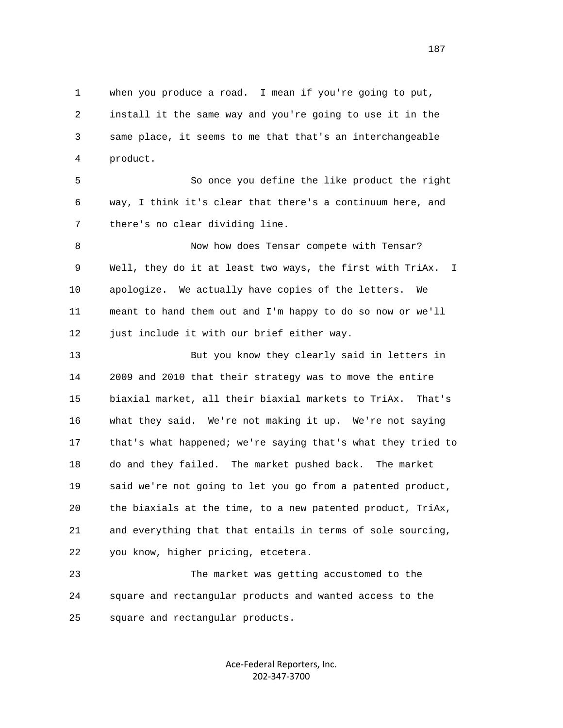when you produce a road. I mean if you're going to put, install it the same way and you're going to use it in the same place, it seems to me that that's an interchangeable product.

So once you define the like product the right way, I think it's clear that there's a continuum here, and there's no clear dividing line.

Now how does Tensar compete with Tensar? Well, they do it at least two ways, the first with TriAx. I apologize. We actually have copies of the letters. We meant to hand them out and I'm happy to do so now or we'll just include it with our brief either way.

But you know they clearly said in letters in 2009 and 2010 that their strategy was to move the entire biaxial market, all their biaxial markets to TriAx. That's what they said. We're not making it up. We're not saying that's what happened; we're saying that's what they tried to do and they failed. The market pushed back. The market said we're not going to let you go from a patented product, the biaxials at the time, to a new patented product, TriAx, and everything that that entails in terms of sole sourcing, you know, higher pricing, etcetera.

The market was getting accustomed to the square and rectangular products and wanted access to the square and rectangular products.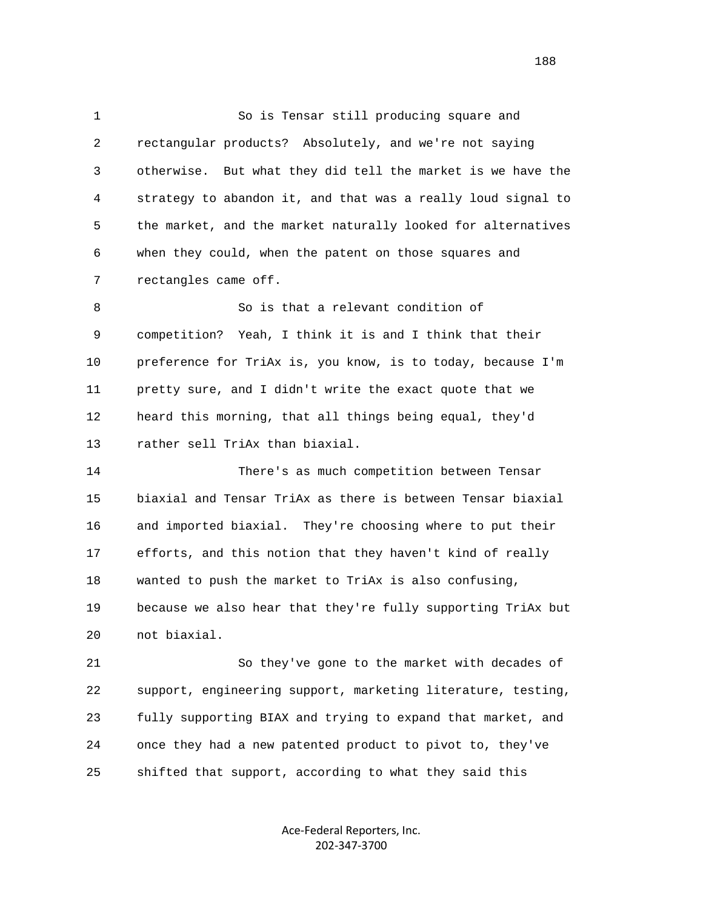1 So is Tensar still producing square and
2 rectangular products? Absolutely, and we're not saying
3 otherwise. But what they did tell the market is we have the
4 strategy to abandon it, and that was a really loud signal to
5 the market, and the market naturally looked for alternatives
6 when they could, when the patent on those squares and
7 rectangles came off.

8 So is that a relevant condition of
9 competition? Yeah, I think it is and I think that their
10 preference for TriAx is, you know, is to today, because I'm
11 pretty sure, and I didn't write the exact quote that we
12 heard this morning, that all things being equal, they'd
13 rather sell TriAx than biaxial.

14 There's as much competition between Tensar
15 biaxial and Tensar TriAx as there is between Tensar biaxial
16 and imported biaxial. They're choosing where to put their
17 efforts, and this notion that they haven't kind of really
18 wanted to push the market to TriAx is also confusing,
19 because we also hear that they're fully supporting TriAx but
20 not biaxial.

21 So they've gone to the market with decades of
22 support, engineering support, marketing literature, testing,
23 fully supporting BIAX and trying to expand that market, and
24 once they had a new patented product to pivot to, they've
25 shifted that support, according to what they said this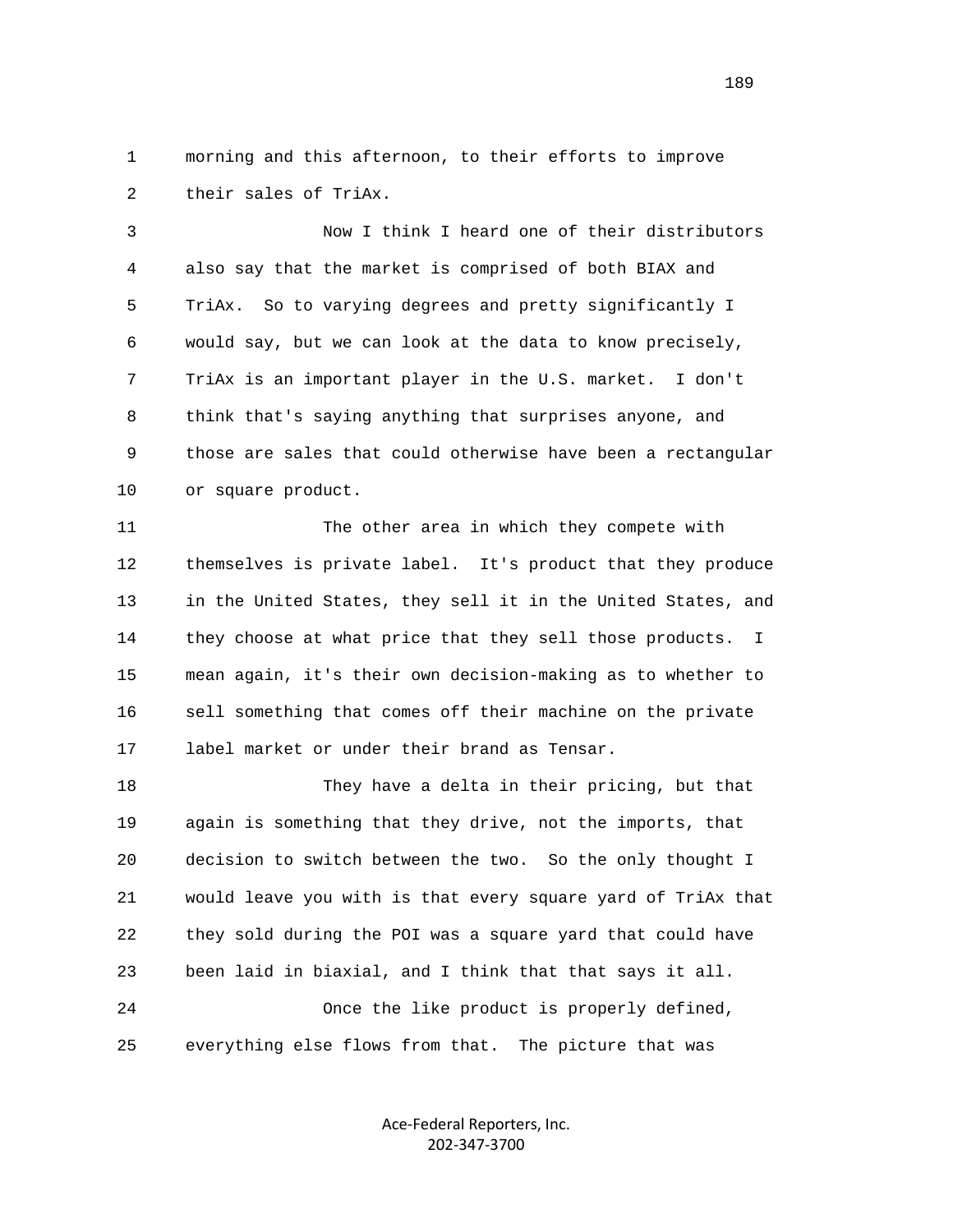morning and this afternoon, to their efforts to improve their sales of TriAx.

Now I think I heard one of their distributors also say that the market is comprised of both BIAX and TriAx. So to varying degrees and pretty significantly I would say, but we can look at the data to know precisely, TriAx is an important player in the U.S. market. I don't think that's saying anything that surprises anyone, and those are sales that could otherwise have been a rectangular or square product.

The other area in which they compete with themselves is private label. It's product that they produce in the United States, they sell it in the United States, and they choose at what price that they sell those products. I mean again, it's their own decision-making as to whether to sell something that comes off their machine on the private label market or under their brand as Tensar.

They have a delta in their pricing, but that again is something that they drive, not the imports, that decision to switch between the two. So the only thought I would leave you with is that every square yard of TriAx that they sold during the POI was a square yard that could have been laid in biaxial, and I think that that says it all.

Once the like product is properly defined, everything else flows from that. The picture that was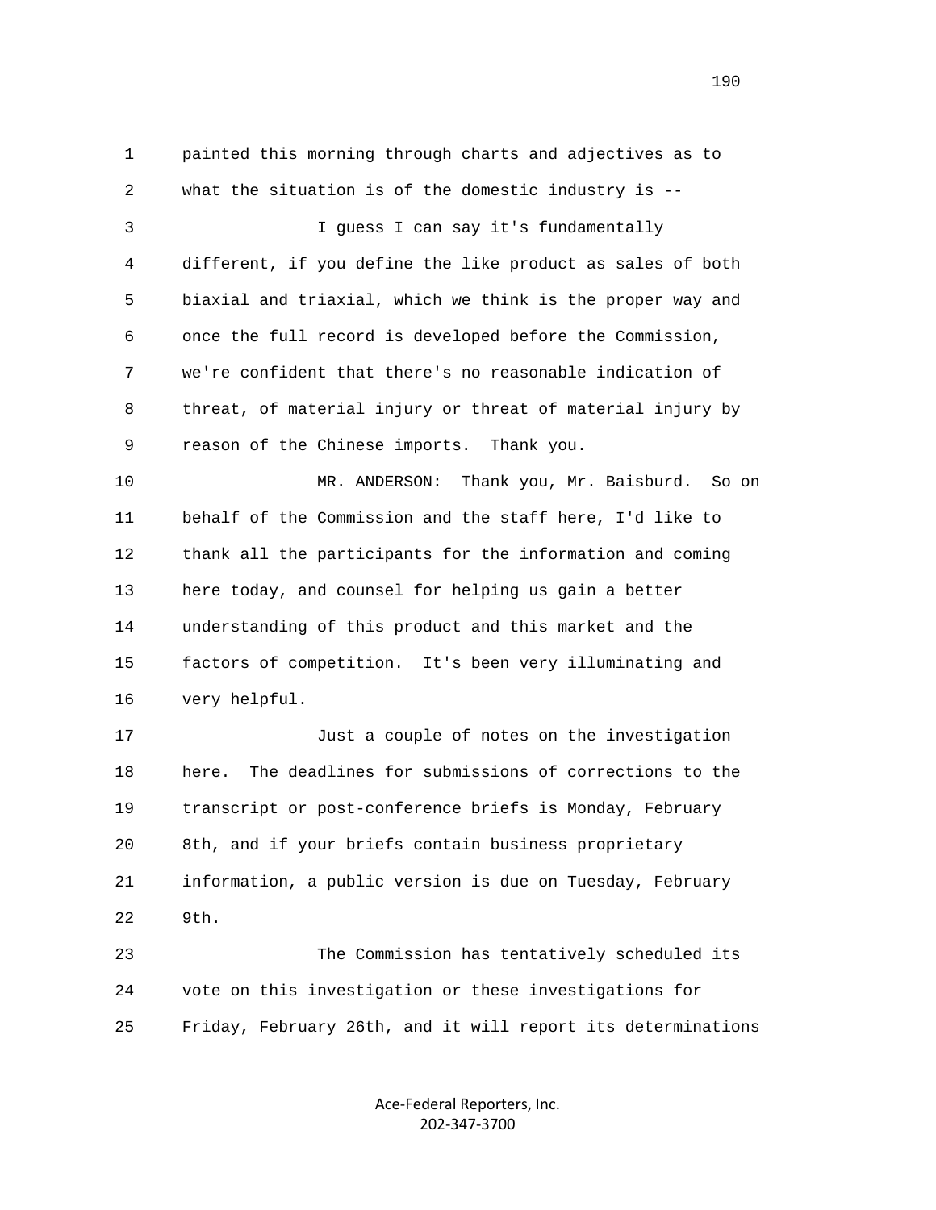painted this morning through charts and adjectives as to what the situation is of the domestic industry is --

I guess I can say it's fundamentally different, if you define the like product as sales of both biaxial and triaxial, which we think is the proper way and once the full record is developed before the Commission, we're confident that there's no reasonable indication of threat, of material injury or threat of material injury by reason of the Chinese imports. Thank you.

MR. ANDERSON: Thank you, Mr. Baisburd. So on behalf of the Commission and the staff here, I'd like to thank all the participants for the information and coming here today, and counsel for helping us gain a better understanding of this product and this market and the factors of competition. It's been very illuminating and very helpful.

Just a couple of notes on the investigation here. The deadlines for submissions of corrections to the transcript or post-conference briefs is Monday, February 8th, and if your briefs contain business proprietary information, a public version is due on Tuesday, February 9th.

The Commission has tentatively scheduled its vote on this investigation or these investigations for Friday, February 26th, and it will report its determinations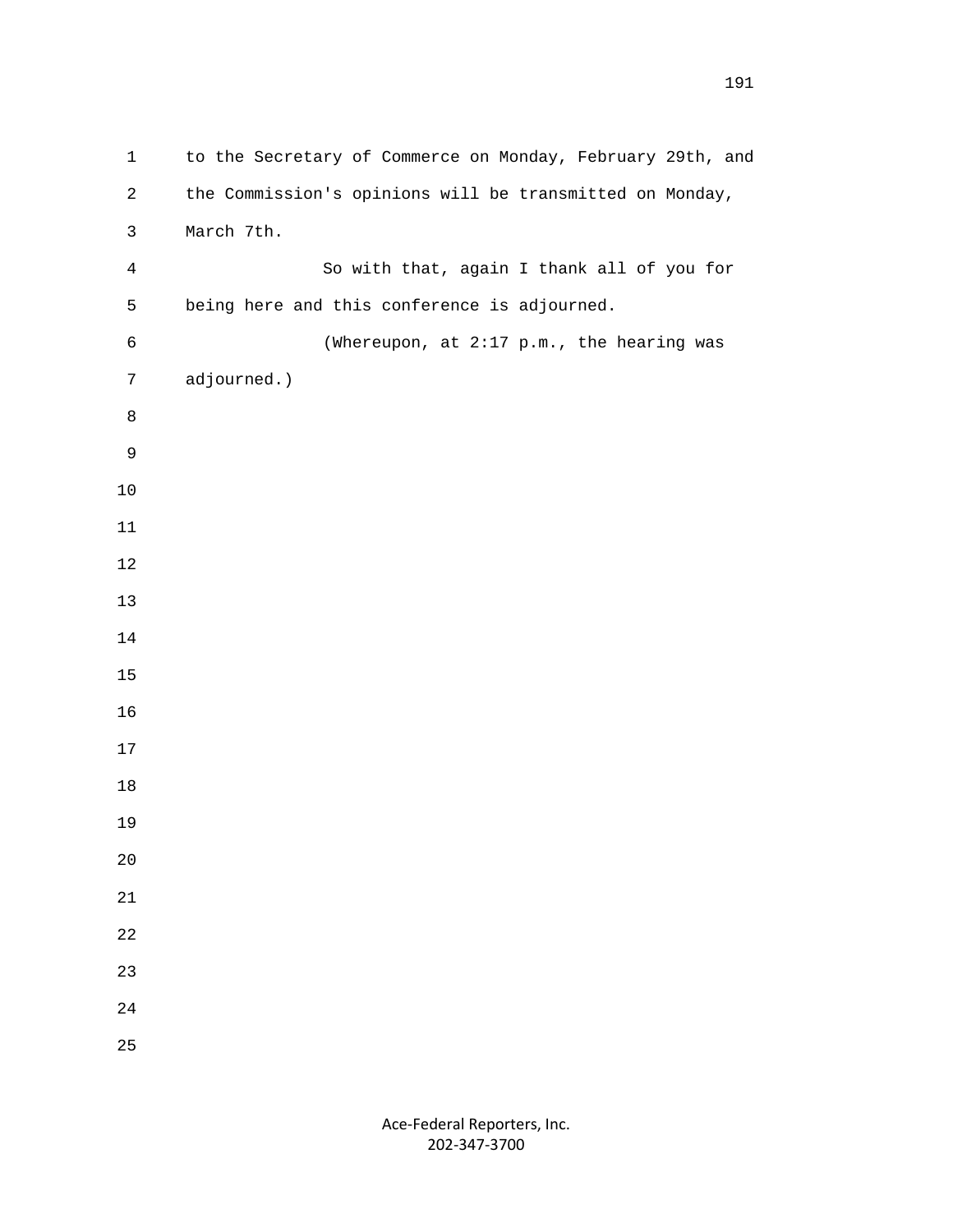to the Secretary of Commerce on Monday, February 29th, and the Commission's opinions will be transmitted on Monday, March 7th.

So with that, again I thank all of you for being here and this conference is adjourned.

(Whereupon, at 2:17 p.m., the hearing was adjourned.)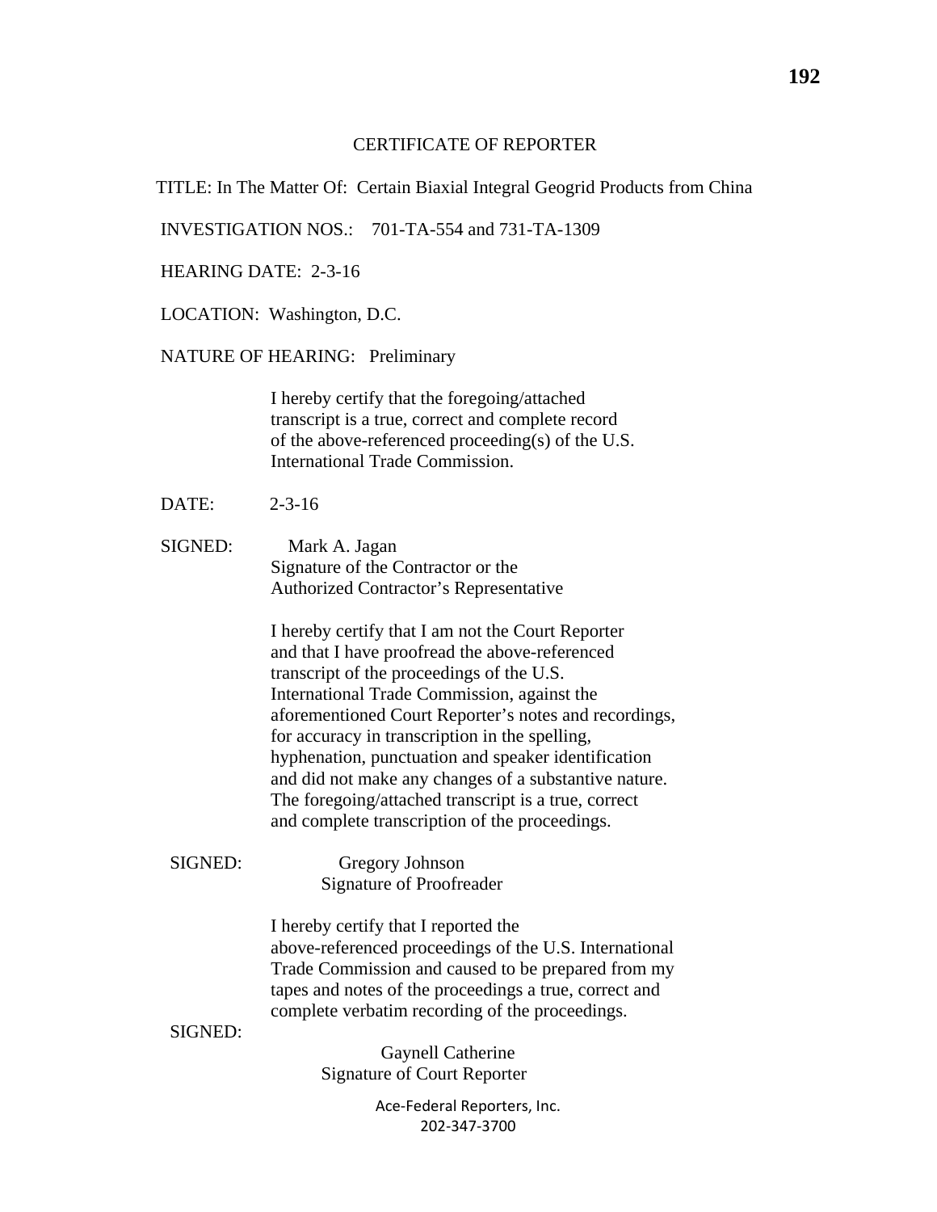# CERTIFICATE OF REPORTER

TITLE: In The Matter Of: Certain Biaxial Integral Geogrid Products from China

INVESTIGATION NOS.: 701-TA-554 and 731-TA-1309

HEARING DATE: 2-3-16

LOCATION: Washington, D.C.

NATURE OF HEARING: Preliminary

I hereby certify that the foregoing/attached transcript is a true, correct and complete record of the above-referenced proceeding(s) of the U.S. International Trade Commission.

DATE: 2-3-16

SIGNED: Mark A. Jagan
Signature of the Contractor or the Authorized Contractor's Representative

I hereby certify that I am not the Court Reporter and that I have proofread the above-referenced transcript of the proceedings of the U.S. International Trade Commission, against the aforementioned Court Reporter's notes and recordings, for accuracy in transcription in the spelling, hyphenation, punctuation and speaker identification and did not make any changes of a substantive nature. The foregoing/attached transcript is a true, correct and complete transcription of the proceedings.

SIGNED: Gregory Johnson
Signature of Proofreader

I hereby certify that I reported the above-referenced proceedings of the U.S. International Trade Commission and caused to be prepared from my tapes and notes of the proceedings a true, correct and complete verbatim recording of the proceedings.

SIGNED: Gaynell Catherine
Signature of Court Reporter

Ace-Federal Reporters, Inc.
202-347-3700